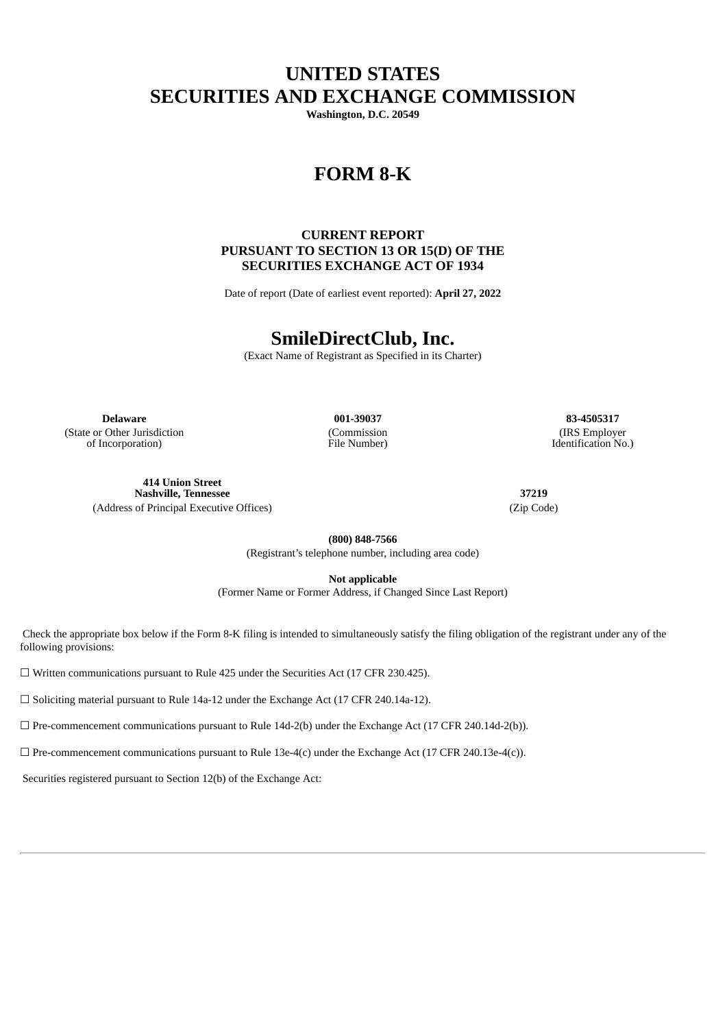# UNITED STATES
# SECURITIES AND EXCHANGE COMMISSION

**Washington, D.C. 20549**

# FORM 8-K

### CURRENT REPORT
### PURSUANT TO SECTION 13 OR 15(D) OF THE
### SECURITIES EXCHANGE ACT OF 1934

Date of report (Date of earliest event reported): **April 27, 2022**

# SmileDirectClub, Inc.

(Exact Name of Registrant as Specified in its Charter)

| **Delaware** | **001-39037** | **83-4505317** |
| --- | --- | --- |
| (State or Other Jurisdiction of Incorporation) | (Commission File Number) | (IRS Employer Identification No.) |

| **414 Union Street Nashville, Tennessee** | **37219** |
| --- | --- |
| (Address of Principal Executive Offices) | (Zip Code) |

**(800) 848-7566**
(Registrant's telephone number, including area code)

**Not applicable**
(Former Name or Former Address, if Changed Since Last Report)

Check the appropriate box below if the Form 8-K filing is intended to simultaneously satisfy the filing obligation of the registrant under any of the following provisions:

☐ Written communications pursuant to Rule 425 under the Securities Act (17 CFR 230.425).

☐ Soliciting material pursuant to Rule 14a-12 under the Exchange Act (17 CFR 240.14a-12).

☐ Pre-commencement communications pursuant to Rule 14d-2(b) under the Exchange Act (17 CFR 240.14d-2(b)).

☐ Pre-commencement communications pursuant to Rule 13e-4(c) under the Exchange Act (17 CFR 240.13e-4(c)).

Securities registered pursuant to Section 12(b) of the Exchange Act: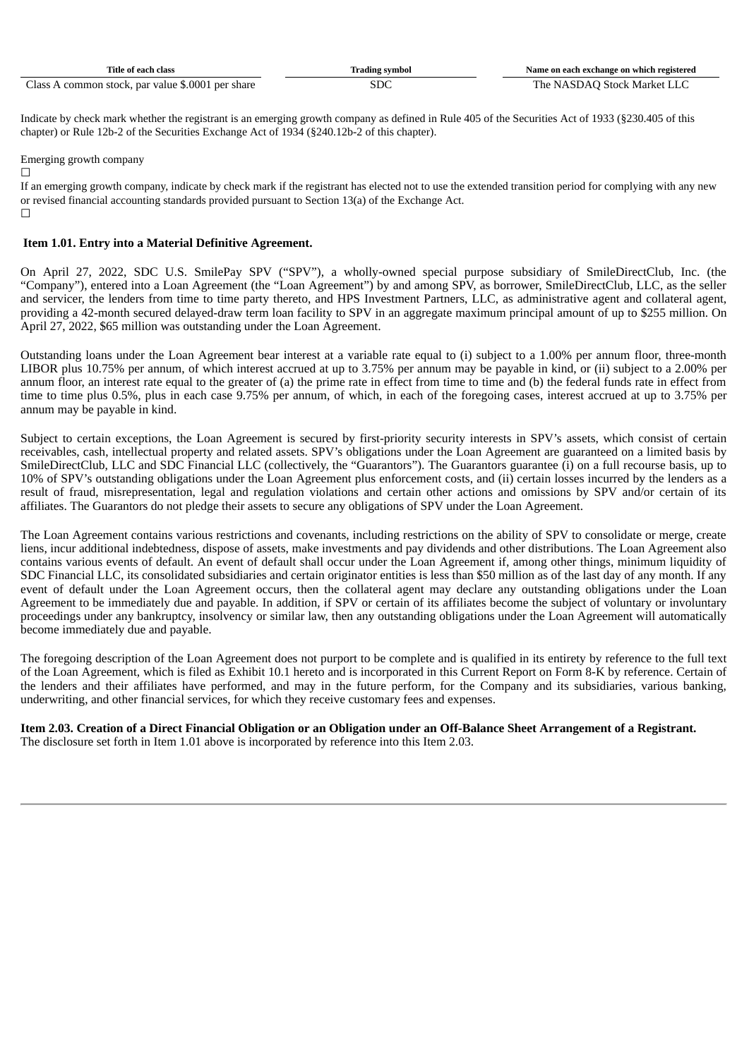| Title of each class | Trading symbol | Name on each exchange on which registered |
|---|---|---|
| Class A common stock, par value $.0001 per share | SDC | The NASDAQ Stock Market LLC |

Indicate by check mark whether the registrant is an emerging growth company as defined in Rule 405 of the Securities Act of 1933 (§230.405 of this chapter) or Rule 12b-2 of the Securities Exchange Act of 1934 (§240.12b-2 of this chapter).

Emerging growth company
☐

If an emerging growth company, indicate by check mark if the registrant has elected not to use the extended transition period for complying with any new or revised financial accounting standards provided pursuant to Section 13(a) of the Exchange Act.
☐

**Item 1.01. Entry into a Material Definitive Agreement.**

On April 27, 2022, SDC U.S. SmilePay SPV ("SPV"), a wholly-owned special purpose subsidiary of SmileDirectClub, Inc. (the "Company"), entered into a Loan Agreement (the "Loan Agreement") by and among SPV, as borrower, SmileDirectClub, LLC, as the seller and servicer, the lenders from time to time party thereto, and HPS Investment Partners, LLC, as administrative agent and collateral agent, providing a 42-month secured delayed-draw term loan facility to SPV in an aggregate maximum principal amount of up to $255 million. On April 27, 2022, $65 million was outstanding under the Loan Agreement.

Outstanding loans under the Loan Agreement bear interest at a variable rate equal to (i) subject to a 1.00% per annum floor, three-month LIBOR plus 10.75% per annum, of which interest accrued at up to 3.75% per annum may be payable in kind, or (ii) subject to a 2.00% per annum floor, an interest rate equal to the greater of (a) the prime rate in effect from time to time and (b) the federal funds rate in effect from time to time plus 0.5%, plus in each case 9.75% per annum, of which, in each of the foregoing cases, interest accrued at up to 3.75% per annum may be payable in kind.

Subject to certain exceptions, the Loan Agreement is secured by first-priority security interests in SPV's assets, which consist of certain receivables, cash, intellectual property and related assets. SPV's obligations under the Loan Agreement are guaranteed on a limited basis by SmileDirectClub, LLC and SDC Financial LLC (collectively, the "Guarantors"). The Guarantors guarantee (i) on a full recourse basis, up to 10% of SPV's outstanding obligations under the Loan Agreement plus enforcement costs, and (ii) certain losses incurred by the lenders as a result of fraud, misrepresentation, legal and regulation violations and certain other actions and omissions by SPV and/or certain of its affiliates. The Guarantors do not pledge their assets to secure any obligations of SPV under the Loan Agreement.

The Loan Agreement contains various restrictions and covenants, including restrictions on the ability of SPV to consolidate or merge, create liens, incur additional indebtedness, dispose of assets, make investments and pay dividends and other distributions. The Loan Agreement also contains various events of default. An event of default shall occur under the Loan Agreement if, among other things, minimum liquidity of SDC Financial LLC, its consolidated subsidiaries and certain originator entities is less than $50 million as of the last day of any month. If any event of default under the Loan Agreement occurs, then the collateral agent may declare any outstanding obligations under the Loan Agreement to be immediately due and payable. In addition, if SPV or certain of its affiliates become the subject of voluntary or involuntary proceedings under any bankruptcy, insolvency or similar law, then any outstanding obligations under the Loan Agreement will automatically become immediately due and payable.

The foregoing description of the Loan Agreement does not purport to be complete and is qualified in its entirety by reference to the full text of the Loan Agreement, which is filed as Exhibit 10.1 hereto and is incorporated in this Current Report on Form 8-K by reference. Certain of the lenders and their affiliates have performed, and may in the future perform, for the Company and its subsidiaries, various banking, underwriting, and other financial services, for which they receive customary fees and expenses.

**Item 2.03. Creation of a Direct Financial Obligation or an Obligation under an Off-Balance Sheet Arrangement of a Registrant.**

The disclosure set forth in Item 1.01 above is incorporated by reference into this Item 2.03.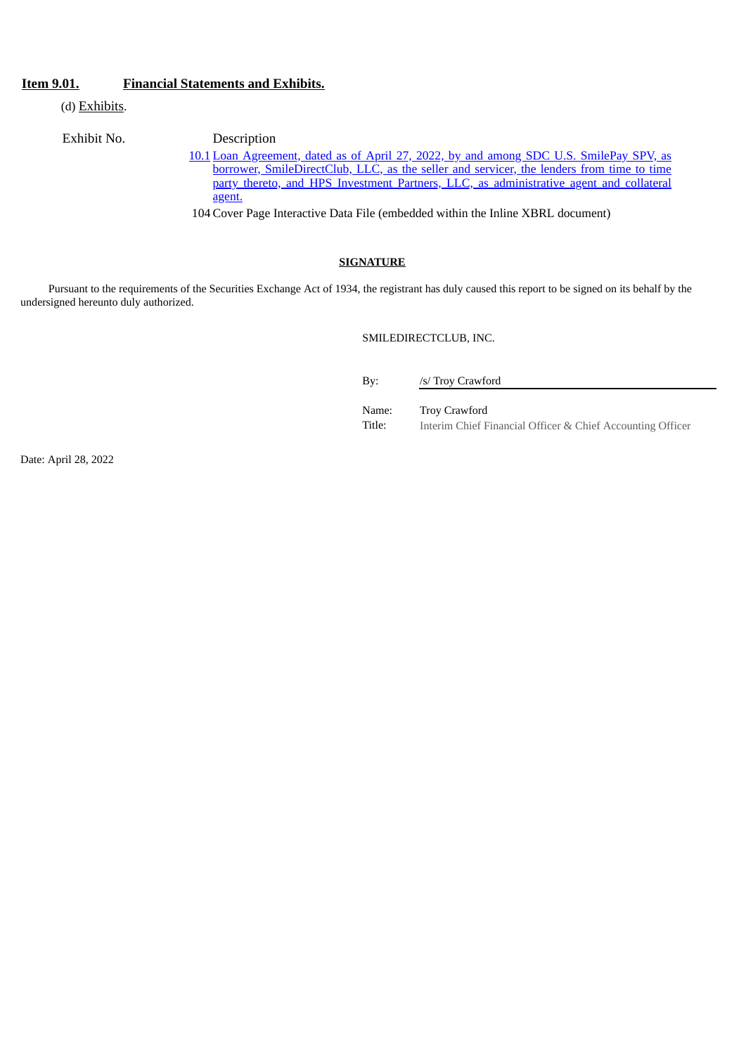**Item 9.01. Financial Statements and Exhibits.**

(d) Exhibits.

| Exhibit No. | Description |
| --- | --- |
| 10.1 | Loan Agreement, dated as of April 27, 2022, by and among SDC U.S. SmilePay SPV, as borrower, SmileDirectClub, LLC, as the seller and servicer, the lenders from time to time party thereto, and HPS Investment Partners, LLC, as administrative agent and collateral agent. |
| 104 | Cover Page Interactive Data File (embedded within the Inline XBRL document) |

**SIGNATURE**

Pursuant to the requirements of the Securities Exchange Act of 1934, the registrant has duly caused this report to be signed on its behalf by the undersigned hereunto duly authorized.

SMILEDIRECTCLUB, INC.

By: /s/ Troy Crawford

Name: Troy Crawford
Title: Interim Chief Financial Officer & Chief Accounting Officer

Date: April 28, 2022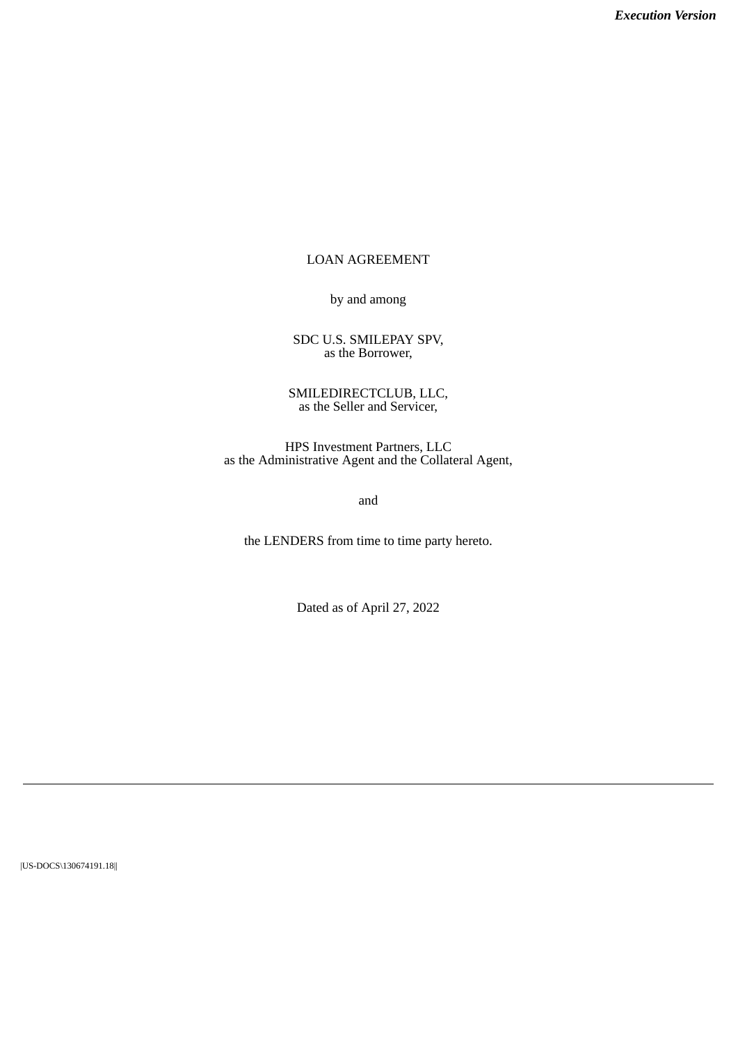***Execution Version***

LOAN AGREEMENT

by and among

SDC U.S. SMILEPAY SPV,
as the Borrower,

SMILEDIRECTCLUB, LLC,
as the Seller and Servicer,

HPS Investment Partners, LLC
as the Administrative Agent and the Collateral Agent,

and

the LENDERS from time to time party hereto.

Dated as of April 27, 2022

|US-DOCS\130674191.18||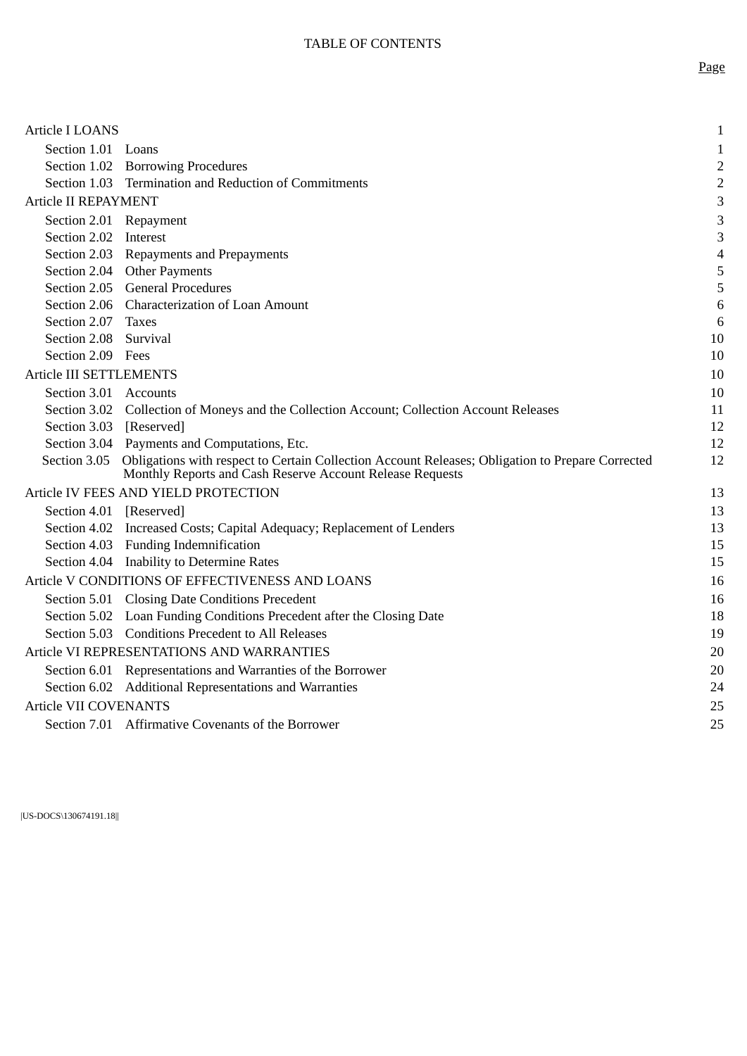TABLE OF CONTENTS

| | Page |
|---|---|
| Article I LOANS | 1 |
| Section 1.01 Loans | 1 |
| Section 1.02 Borrowing Procedures | 2 |
| Section 1.03 Termination and Reduction of Commitments | 2 |
| Article II REPAYMENT | 3 |
| Section 2.01 Repayment | 3 |
| Section 2.02 Interest | 3 |
| Section 2.03 Repayments and Prepayments | 4 |
| Section 2.04 Other Payments | 5 |
| Section 2.05 General Procedures | 5 |
| Section 2.06 Characterization of Loan Amount | 6 |
| Section 2.07 Taxes | 6 |
| Section 2.08 Survival | 10 |
| Section 2.09 Fees | 10 |
| Article III SETTLEMENTS | 10 |
| Section 3.01 Accounts | 10 |
| Section 3.02 Collection of Moneys and the Collection Account; Collection Account Releases | 11 |
| Section 3.03 [Reserved] | 12 |
| Section 3.04 Payments and Computations, Etc. | 12 |
| Section 3.05 Obligations with respect to Certain Collection Account Releases; Obligation to Prepare Corrected Monthly Reports and Cash Reserve Account Release Requests | 12 |
| Article IV FEES AND YIELD PROTECTION | 13 |
| Section 4.01 [Reserved] | 13 |
| Section 4.02 Increased Costs; Capital Adequacy; Replacement of Lenders | 13 |
| Section 4.03 Funding Indemnification | 15 |
| Section 4.04 Inability to Determine Rates | 15 |
| Article V CONDITIONS OF EFFECTIVENESS AND LOANS | 16 |
| Section 5.01 Closing Date Conditions Precedent | 16 |
| Section 5.02 Loan Funding Conditions Precedent after the Closing Date | 18 |
| Section 5.03 Conditions Precedent to All Releases | 19 |
| Article VI REPRESENTATIONS AND WARRANTIES | 20 |
| Section 6.01 Representations and Warranties of the Borrower | 20 |
| Section 6.02 Additional Representations and Warranties | 24 |
| Article VII COVENANTS | 25 |
| Section 7.01 Affirmative Covenants of the Borrower | 25 |

|US-DOCS\130674191.18||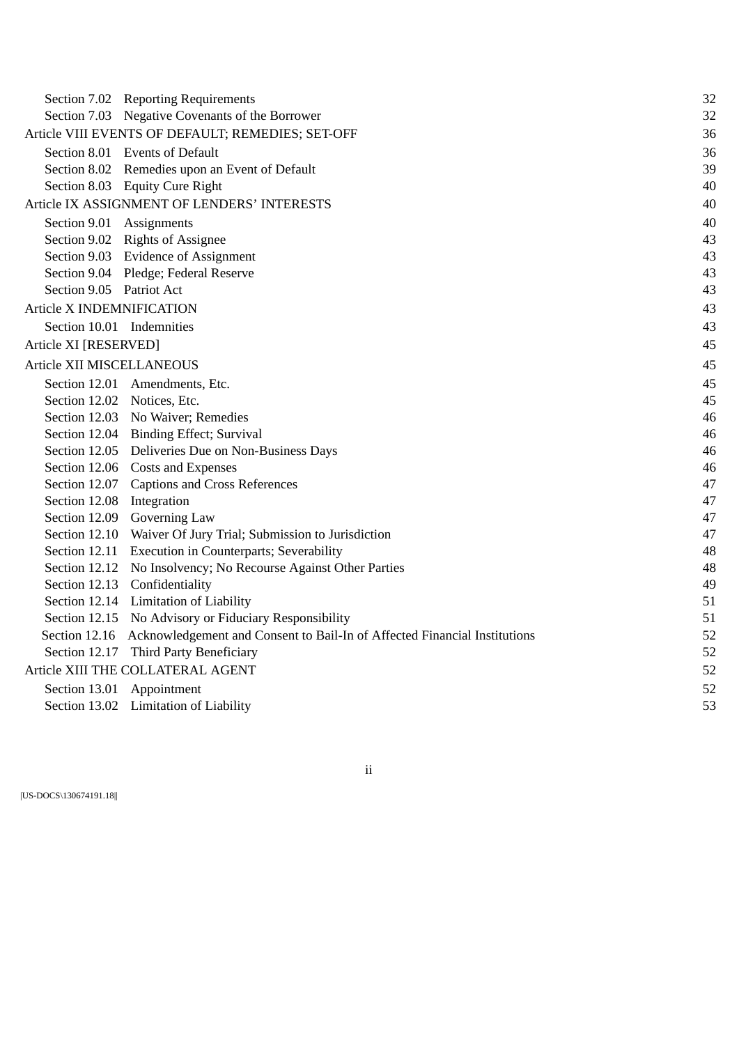| | | |
|---|---|---|
| Section 7.02 | Reporting Requirements | 32 |
| Section 7.03 | Negative Covenants of the Borrower | 32 |
| Article VIII EVENTS OF DEFAULT; REMEDIES; SET-OFF | | 36 |
| Section 8.01 | Events of Default | 36 |
| Section 8.02 | Remedies upon an Event of Default | 39 |
| Section 8.03 | Equity Cure Right | 40 |
| Article IX ASSIGNMENT OF LENDERS' INTERESTS | | 40 |
| Section 9.01 | Assignments | 40 |
| Section 9.02 | Rights of Assignee | 43 |
| Section 9.03 | Evidence of Assignment | 43 |
| Section 9.04 | Pledge; Federal Reserve | 43 |
| Section 9.05 | Patriot Act | 43 |
| Article X INDEMNIFICATION | | 43 |
| Section 10.01 | Indemnities | 43 |
| Article XI [RESERVED] | | 45 |
| Article XII MISCELLANEOUS | | 45 |
| Section 12.01 | Amendments, Etc. | 45 |
| Section 12.02 | Notices, Etc. | 45 |
| Section 12.03 | No Waiver; Remedies | 46 |
| Section 12.04 | Binding Effect; Survival | 46 |
| Section 12.05 | Deliveries Due on Non-Business Days | 46 |
| Section 12.06 | Costs and Expenses | 46 |
| Section 12.07 | Captions and Cross References | 47 |
| Section 12.08 | Integration | 47 |
| Section 12.09 | Governing Law | 47 |
| Section 12.10 | Waiver Of Jury Trial; Submission to Jurisdiction | 47 |
| Section 12.11 | Execution in Counterparts; Severability | 48 |
| Section 12.12 | No Insolvency; No Recourse Against Other Parties | 48 |
| Section 12.13 | Confidentiality | 49 |
| Section 12.14 | Limitation of Liability | 51 |
| Section 12.15 | No Advisory or Fiduciary Responsibility | 51 |
| Section 12.16 | Acknowledgement and Consent to Bail-In of Affected Financial Institutions | 52 |
| Section 12.17 | Third Party Beneficiary | 52 |
| Article XIII THE COLLATERAL AGENT | | 52 |
| Section 13.01 | Appointment | 52 |
| Section 13.02 | Limitation of Liability | 53 |

|US-DOCS\130674191.18||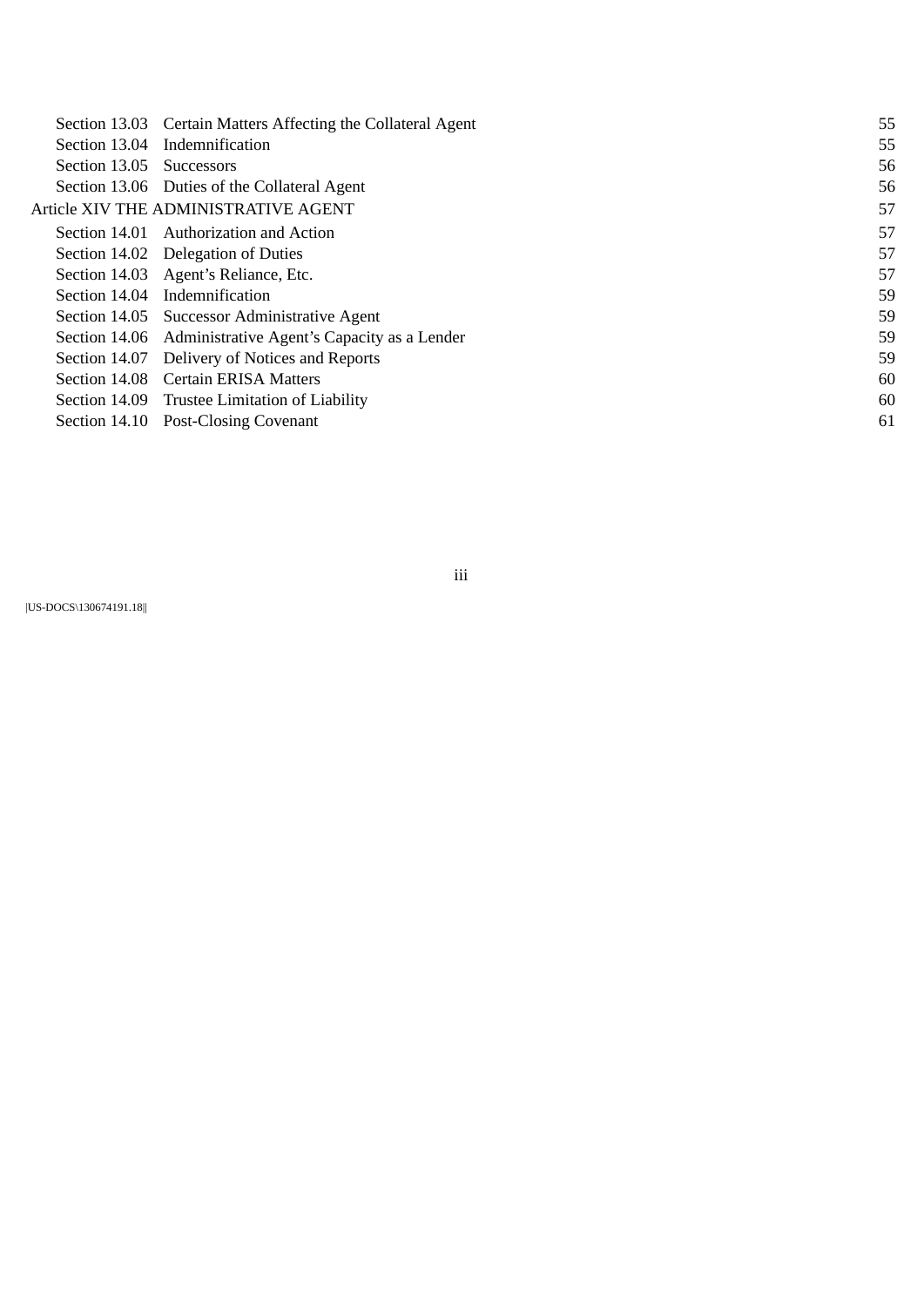| | | |
|---|---|---|
| Section 13.03 | Certain Matters Affecting the Collateral Agent | 55 |
| Section 13.04 | Indemnification | 55 |
| Section 13.05 | Successors | 56 |
| Section 13.06 | Duties of the Collateral Agent | 56 |
| Article XIV THE ADMINISTRATIVE AGENT | | 57 |
| Section 14.01 | Authorization and Action | 57 |
| Section 14.02 | Delegation of Duties | 57 |
| Section 14.03 | Agent's Reliance, Etc. | 57 |
| Section 14.04 | Indemnification | 59 |
| Section 14.05 | Successor Administrative Agent | 59 |
| Section 14.06 | Administrative Agent's Capacity as a Lender | 59 |
| Section 14.07 | Delivery of Notices and Reports | 59 |
| Section 14.08 | Certain ERISA Matters | 60 |
| Section 14.09 | Trustee Limitation of Liability | 60 |
| Section 14.10 | Post-Closing Covenant | 61 |

|US-DOCS\130674191.18||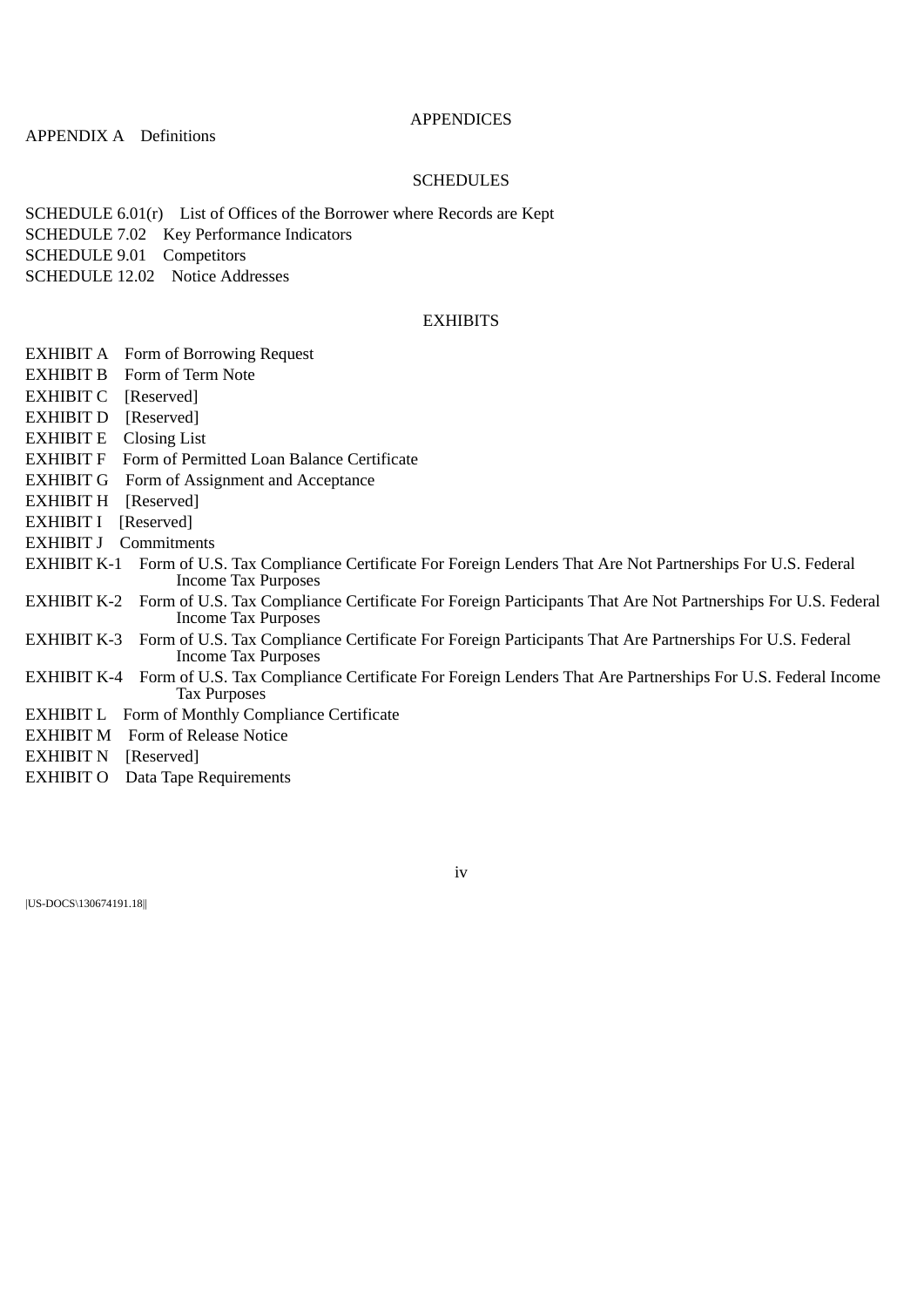## APPENDICES

APPENDIX A Definitions

## SCHEDULES

SCHEDULE 6.01(r) List of Offices of the Borrower where Records are Kept
SCHEDULE 7.02 Key Performance Indicators
SCHEDULE 9.01 Competitors
SCHEDULE 12.02 Notice Addresses

## EXHIBITS

EXHIBIT A Form of Borrowing Request
EXHIBIT B Form of Term Note
EXHIBIT C [Reserved]
EXHIBIT D [Reserved]
EXHIBIT E Closing List
EXHIBIT F Form of Permitted Loan Balance Certificate
EXHIBIT G Form of Assignment and Acceptance
EXHIBIT H [Reserved]
EXHIBIT I [Reserved]
EXHIBIT J Commitments
EXHIBIT K-1 Form of U.S. Tax Compliance Certificate For Foreign Lenders That Are Not Partnerships For U.S. Federal Income Tax Purposes
EXHIBIT K-2 Form of U.S. Tax Compliance Certificate For Foreign Participants That Are Not Partnerships For U.S. Federal Income Tax Purposes
EXHIBIT K-3 Form of U.S. Tax Compliance Certificate For Foreign Participants That Are Partnerships For U.S. Federal Income Tax Purposes
EXHIBIT K-4 Form of U.S. Tax Compliance Certificate For Foreign Lenders That Are Partnerships For U.S. Federal Income Tax Purposes
EXHIBIT L Form of Monthly Compliance Certificate
EXHIBIT M Form of Release Notice
EXHIBIT N [Reserved]
EXHIBIT O Data Tape Requirements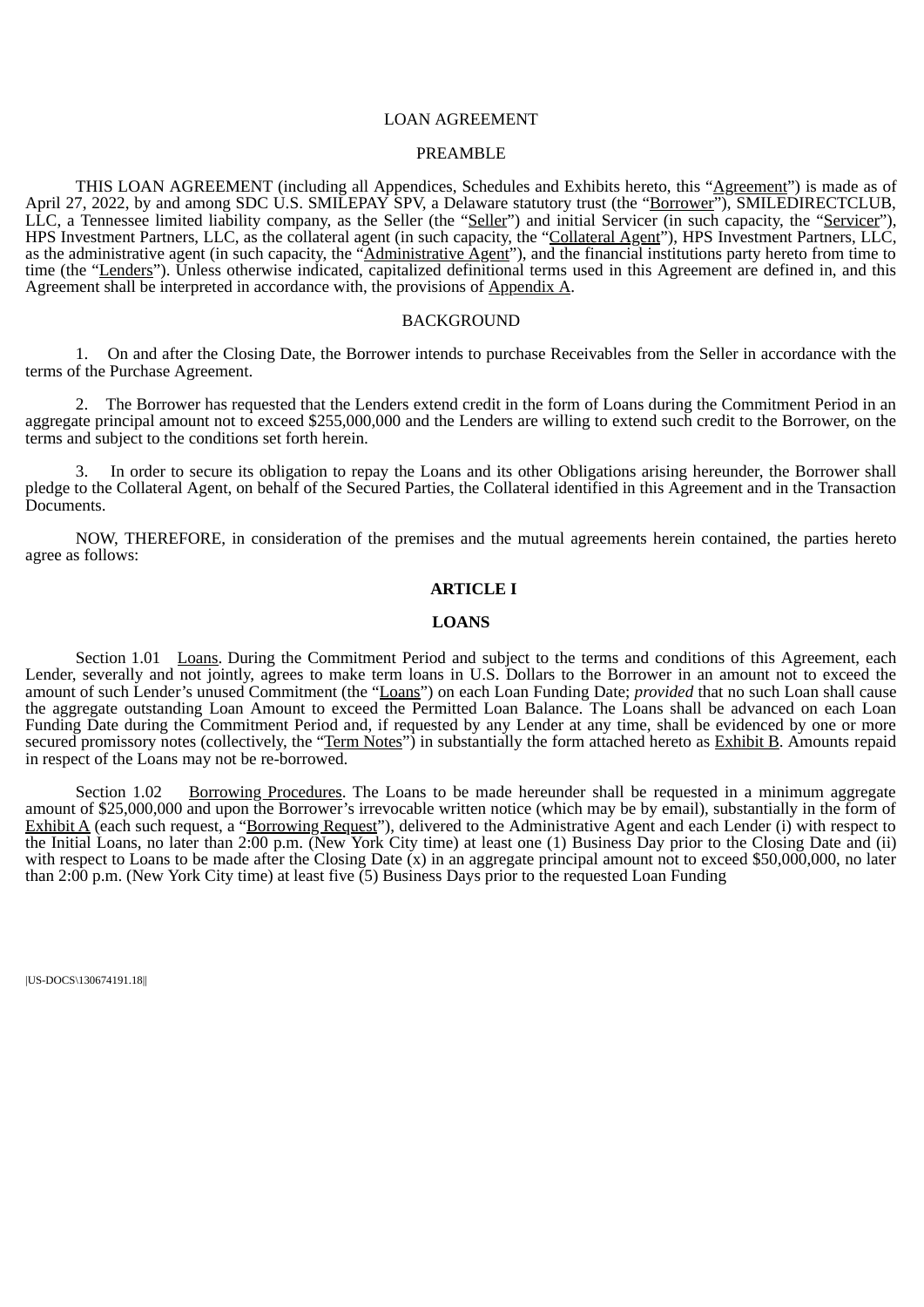LOAN AGREEMENT

PREAMBLE

THIS LOAN AGREEMENT (including all Appendices, Schedules and Exhibits hereto, this "Agreement") is made as of April 27, 2022, by and among SDC U.S. SMILEPAY SPV, a Delaware statutory trust (the "Borrower"), SMILEDIRECTCLUB, LLC, a Tennessee limited liability company, as the Seller (the "Seller") and initial Servicer (in such capacity, the "Servicer"), HPS Investment Partners, LLC, as the collateral agent (in such capacity, the "Collateral Agent"), HPS Investment Partners, LLC, as the administrative agent (in such capacity, the "Administrative Agent"), and the financial institutions party hereto from time to time (the "Lenders"). Unless otherwise indicated, capitalized definitional terms used in this Agreement are defined in, and this Agreement shall be interpreted in accordance with, the provisions of Appendix A.

BACKGROUND

1. On and after the Closing Date, the Borrower intends to purchase Receivables from the Seller in accordance with the terms of the Purchase Agreement.

2. The Borrower has requested that the Lenders extend credit in the form of Loans during the Commitment Period in an aggregate principal amount not to exceed $255,000,000 and the Lenders are willing to extend such credit to the Borrower, on the terms and subject to the conditions set forth herein.

3. In order to secure its obligation to repay the Loans and its other Obligations arising hereunder, the Borrower shall pledge to the Collateral Agent, on behalf of the Secured Parties, the Collateral identified in this Agreement and in the Transaction Documents.

NOW, THEREFORE, in consideration of the premises and the mutual agreements herein contained, the parties hereto agree as follows:

**ARTICLE I**

**LOANS**

Section 1.01 Loans. During the Commitment Period and subject to the terms and conditions of this Agreement, each Lender, severally and not jointly, agrees to make term loans in U.S. Dollars to the Borrower in an amount not to exceed the amount of such Lender's unused Commitment (the "Loans") on each Loan Funding Date; *provided* that no such Loan shall cause the aggregate outstanding Loan Amount to exceed the Permitted Loan Balance. The Loans shall be advanced on each Loan Funding Date during the Commitment Period and, if requested by any Lender at any time, shall be evidenced by one or more secured promissory notes (collectively, the "Term Notes") in substantially the form attached hereto as Exhibit B. Amounts repaid in respect of the Loans may not be re-borrowed.

Section 1.02 Borrowing Procedures. The Loans to be made hereunder shall be requested in a minimum aggregate amount of $25,000,000 and upon the Borrower's irrevocable written notice (which may be by email), substantially in the form of Exhibit A (each such request, a "Borrowing Request"), delivered to the Administrative Agent and each Lender (i) with respect to the Initial Loans, no later than 2:00 p.m. (New York City time) at least one (1) Business Day prior to the Closing Date and (ii) with respect to Loans to be made after the Closing Date (x) in an aggregate principal amount not to exceed $50,000,000, no later than 2:00 p.m. (New York City time) at least five (5) Business Days prior to the requested Loan Funding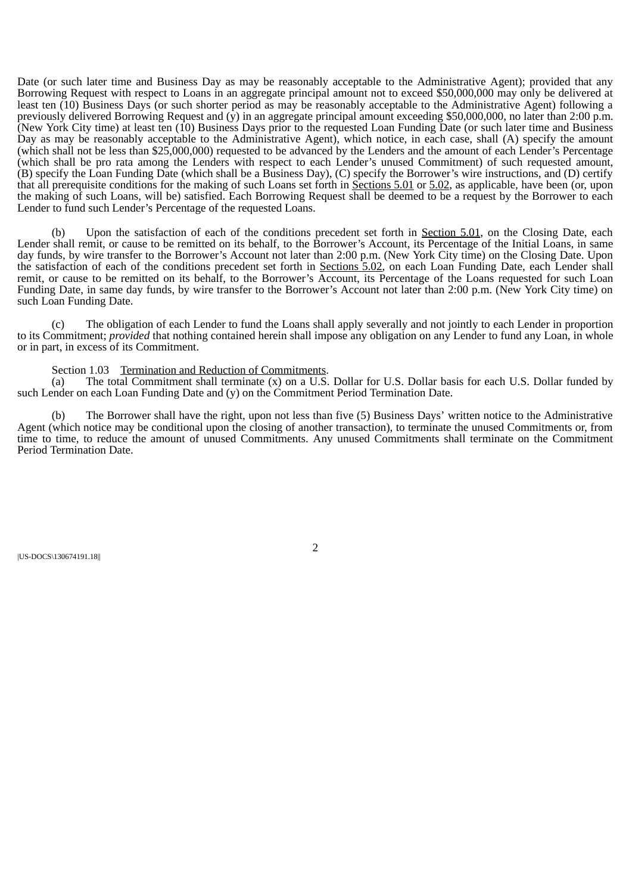Date (or such later time and Business Day as may be reasonably acceptable to the Administrative Agent); provided that any Borrowing Request with respect to Loans in an aggregate principal amount not to exceed $50,000,000 may only be delivered at least ten (10) Business Days (or such shorter period as may be reasonably acceptable to the Administrative Agent) following a previously delivered Borrowing Request and (y) in an aggregate principal amount exceeding $50,000,000, no later than 2:00 p.m. (New York City time) at least ten (10) Business Days prior to the requested Loan Funding Date (or such later time and Business Day as may be reasonably acceptable to the Administrative Agent), which notice, in each case, shall (A) specify the amount (which shall not be less than $25,000,000) requested to be advanced by the Lenders and the amount of each Lender's Percentage (which shall be pro rata among the Lenders with respect to each Lender's unused Commitment) of such requested amount, (B) specify the Loan Funding Date (which shall be a Business Day), (C) specify the Borrower's wire instructions, and (D) certify that all prerequisite conditions for the making of such Loans set forth in Sections 5.01 or 5.02, as applicable, have been (or, upon the making of such Loans, will be) satisfied. Each Borrowing Request shall be deemed to be a request by the Borrower to each Lender to fund such Lender's Percentage of the requested Loans.

(b) Upon the satisfaction of each of the conditions precedent set forth in Section 5.01, on the Closing Date, each Lender shall remit, or cause to be remitted on its behalf, to the Borrower's Account, its Percentage of the Initial Loans, in same day funds, by wire transfer to the Borrower's Account not later than 2:00 p.m. (New York City time) on the Closing Date. Upon the satisfaction of each of the conditions precedent set forth in Sections 5.02, on each Loan Funding Date, each Lender shall remit, or cause to be remitted on its behalf, to the Borrower's Account, its Percentage of the Loans requested for such Loan Funding Date, in same day funds, by wire transfer to the Borrower's Account not later than 2:00 p.m. (New York City time) on such Loan Funding Date.

(c) The obligation of each Lender to fund the Loans shall apply severally and not jointly to each Lender in proportion to its Commitment; *provided* that nothing contained herein shall impose any obligation on any Lender to fund any Loan, in whole or in part, in excess of its Commitment.

Section 1.03 Termination and Reduction of Commitments.

(a) The total Commitment shall terminate (x) on a U.S. Dollar for U.S. Dollar basis for each U.S. Dollar funded by such Lender on each Loan Funding Date and (y) on the Commitment Period Termination Date.

(b) The Borrower shall have the right, upon not less than five (5) Business Days' written notice to the Administrative Agent (which notice may be conditional upon the closing of another transaction), to terminate the unused Commitments or, from time to time, to reduce the amount of unused Commitments. Any unused Commitments shall terminate on the Commitment Period Termination Date.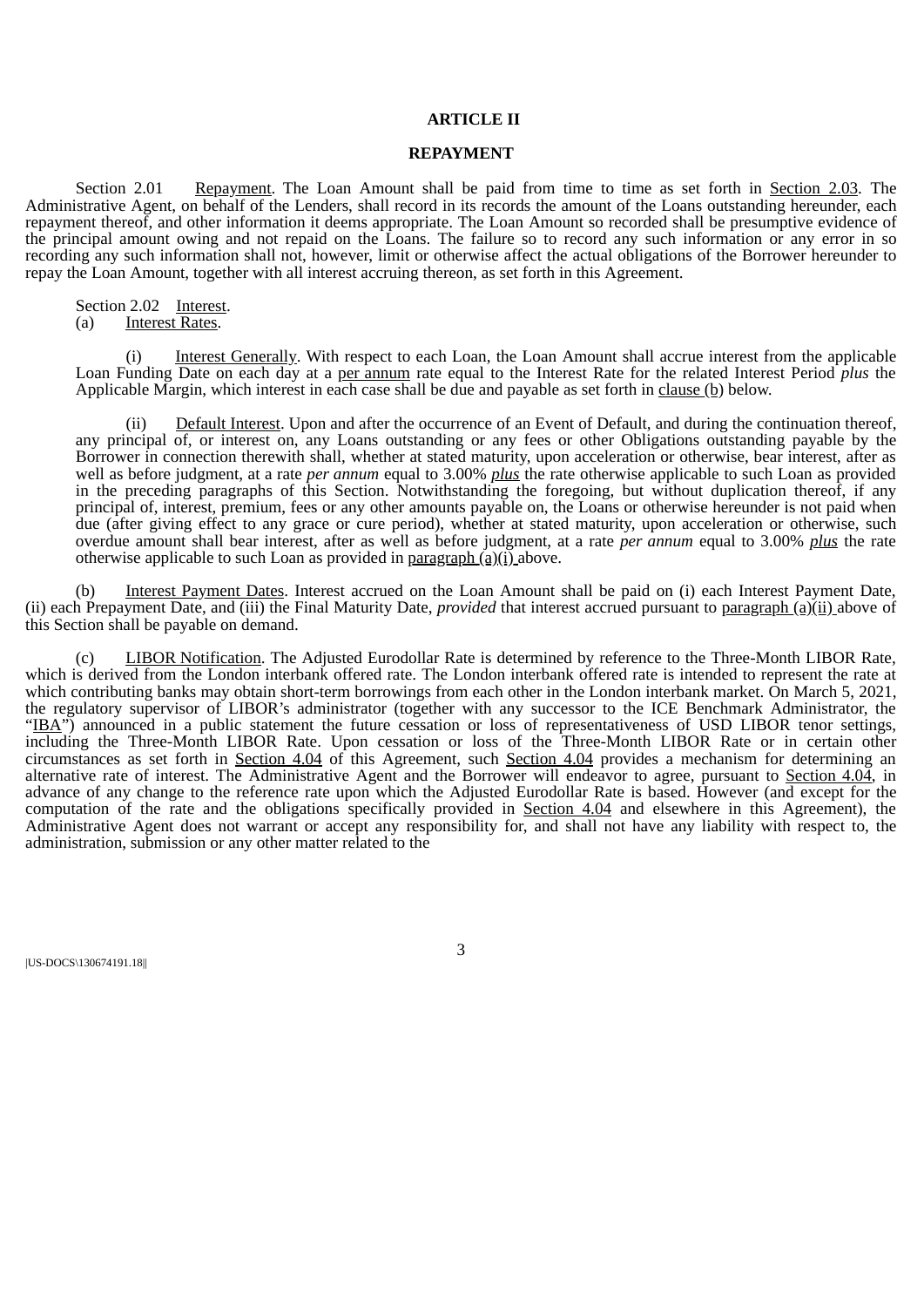**ARTICLE II**

**REPAYMENT**

Section 2.01 Repayment. The Loan Amount shall be paid from time to time as set forth in Section 2.03. The Administrative Agent, on behalf of the Lenders, shall record in its records the amount of the Loans outstanding hereunder, each repayment thereof, and other information it deems appropriate. The Loan Amount so recorded shall be presumptive evidence of the principal amount owing and not repaid on the Loans. The failure so to record any such information or any error in so recording any such information shall not, however, limit or otherwise affect the actual obligations of the Borrower hereunder to repay the Loan Amount, together with all interest accruing thereon, as set forth in this Agreement.

Section 2.02 Interest.

(a) Interest Rates.

(i) Interest Generally. With respect to each Loan, the Loan Amount shall accrue interest from the applicable Loan Funding Date on each day at a per annum rate equal to the Interest Rate for the related Interest Period *plus* the Applicable Margin, which interest in each case shall be due and payable as set forth in clause (b) below.

(ii) Default Interest. Upon and after the occurrence of an Event of Default, and during the continuation thereof, any principal of, or interest on, any Loans outstanding or any fees or other Obligations outstanding payable by the Borrower in connection therewith shall, whether at stated maturity, upon acceleration or otherwise, bear interest, after as well as before judgment, at a rate *per annum* equal to 3.00% *plus* the rate otherwise applicable to such Loan as provided in the preceding paragraphs of this Section. Notwithstanding the foregoing, but without duplication thereof, if any principal of, interest, premium, fees or any other amounts payable on, the Loans or otherwise hereunder is not paid when due (after giving effect to any grace or cure period), whether at stated maturity, upon acceleration or otherwise, such overdue amount shall bear interest, after as well as before judgment, at a rate *per annum* equal to 3.00% *plus* the rate otherwise applicable to such Loan as provided in paragraph (a)(i) above.

(b) Interest Payment Dates. Interest accrued on the Loan Amount shall be paid on (i) each Interest Payment Date, (ii) each Prepayment Date, and (iii) the Final Maturity Date, *provided* that interest accrued pursuant to paragraph (a)(ii) above of this Section shall be payable on demand.

(c) LIBOR Notification. The Adjusted Eurodollar Rate is determined by reference to the Three-Month LIBOR Rate, which is derived from the London interbank offered rate. The London interbank offered rate is intended to represent the rate at which contributing banks may obtain short-term borrowings from each other in the London interbank market. On March 5, 2021, the regulatory supervisor of LIBOR's administrator (together with any successor to the ICE Benchmark Administrator, the "IBA") announced in a public statement the future cessation or loss of representativeness of USD LIBOR tenor settings, including the Three-Month LIBOR Rate. Upon cessation or loss of the Three-Month LIBOR Rate or in certain other circumstances as set forth in Section 4.04 of this Agreement, such Section 4.04 provides a mechanism for determining an alternative rate of interest. The Administrative Agent and the Borrower will endeavor to agree, pursuant to Section 4.04, in advance of any change to the reference rate upon which the Adjusted Eurodollar Rate is based. However (and except for the computation of the rate and the obligations specifically provided in Section 4.04 and elsewhere in this Agreement), the Administrative Agent does not warrant or accept any responsibility for, and shall not have any liability with respect to, the administration, submission or any other matter related to the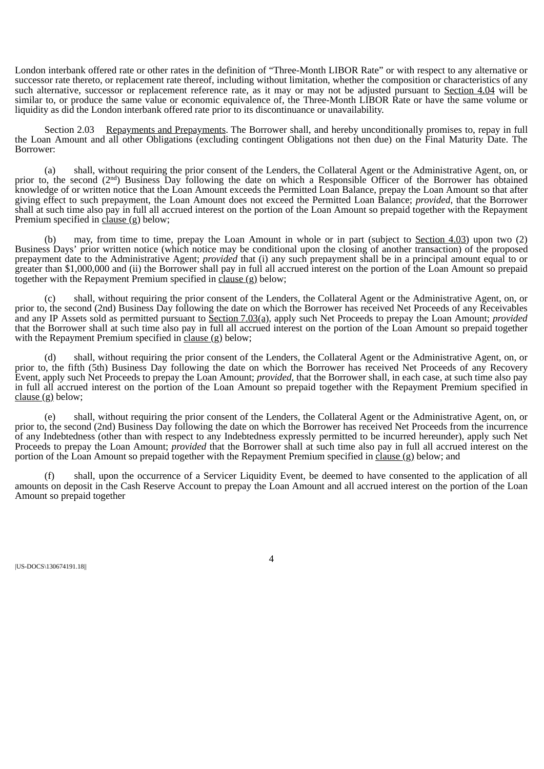London interbank offered rate or other rates in the definition of "Three-Month LIBOR Rate" or with respect to any alternative or successor rate thereto, or replacement rate thereof, including without limitation, whether the composition or characteristics of any such alternative, successor or replacement reference rate, as it may or may not be adjusted pursuant to Section 4.04 will be similar to, or produce the same value or economic equivalence of, the Three-Month LIBOR Rate or have the same volume or liquidity as did the London interbank offered rate prior to its discontinuance or unavailability.

Section 2.03 Repayments and Prepayments. The Borrower shall, and hereby unconditionally promises to, repay in full the Loan Amount and all other Obligations (excluding contingent Obligations not then due) on the Final Maturity Date. The Borrower:

(a) shall, without requiring the prior consent of the Lenders, the Collateral Agent or the Administrative Agent, on, or prior to, the second (2nd) Business Day following the date on which a Responsible Officer of the Borrower has obtained knowledge of or written notice that the Loan Amount exceeds the Permitted Loan Balance, prepay the Loan Amount so that after giving effect to such prepayment, the Loan Amount does not exceed the Permitted Loan Balance; *provided*, that the Borrower shall at such time also pay in full all accrued interest on the portion of the Loan Amount so prepaid together with the Repayment Premium specified in clause (g) below;

(b) may, from time to time, prepay the Loan Amount in whole or in part (subject to Section 4.03) upon two (2) Business Days' prior written notice (which notice may be conditional upon the closing of another transaction) of the proposed prepayment date to the Administrative Agent; *provided* that (i) any such prepayment shall be in a principal amount equal to or greater than $1,000,000 and (ii) the Borrower shall pay in full all accrued interest on the portion of the Loan Amount so prepaid together with the Repayment Premium specified in clause (g) below;

(c) shall, without requiring the prior consent of the Lenders, the Collateral Agent or the Administrative Agent, on, or prior to, the second (2nd) Business Day following the date on which the Borrower has received Net Proceeds of any Receivables and any IP Assets sold as permitted pursuant to Section 7.03(a), apply such Net Proceeds to prepay the Loan Amount; *provided* that the Borrower shall at such time also pay in full all accrued interest on the portion of the Loan Amount so prepaid together with the Repayment Premium specified in clause (g) below;

(d) shall, without requiring the prior consent of the Lenders, the Collateral Agent or the Administrative Agent, on, or prior to, the fifth (5th) Business Day following the date on which the Borrower has received Net Proceeds of any Recovery Event, apply such Net Proceeds to prepay the Loan Amount; *provided*, that the Borrower shall, in each case, at such time also pay in full all accrued interest on the portion of the Loan Amount so prepaid together with the Repayment Premium specified in clause (g) below;

(e) shall, without requiring the prior consent of the Lenders, the Collateral Agent or the Administrative Agent, on, or prior to, the second (2nd) Business Day following the date on which the Borrower has received Net Proceeds from the incurrence of any Indebtedness (other than with respect to any Indebtedness expressly permitted to be incurred hereunder), apply such Net Proceeds to prepay the Loan Amount; *provided* that the Borrower shall at such time also pay in full all accrued interest on the portion of the Loan Amount so prepaid together with the Repayment Premium specified in clause (g) below; and

(f) shall, upon the occurrence of a Servicer Liquidity Event, be deemed to have consented to the application of all amounts on deposit in the Cash Reserve Account to prepay the Loan Amount and all accrued interest on the portion of the Loan Amount so prepaid together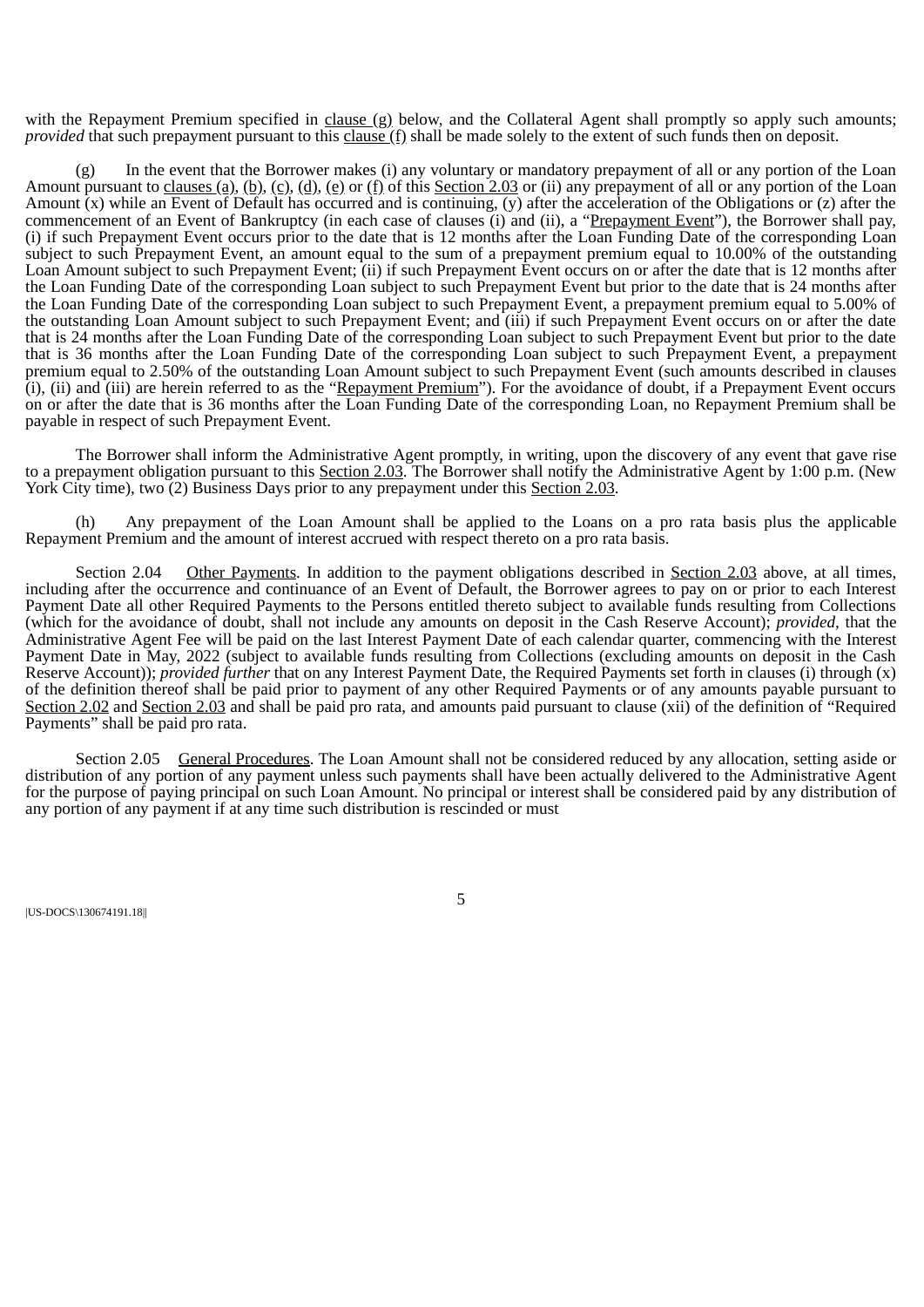with the Repayment Premium specified in clause (g) below, and the Collateral Agent shall promptly so apply such amounts; *provided* that such prepayment pursuant to this clause (f) shall be made solely to the extent of such funds then on deposit.

(g) In the event that the Borrower makes (i) any voluntary or mandatory prepayment of all or any portion of the Loan Amount pursuant to clauses (a), (b), (c), (d), (e) or (f) of this Section 2.03 or (ii) any prepayment of all or any portion of the Loan Amount (x) while an Event of Default has occurred and is continuing, (y) after the acceleration of the Obligations or (z) after the commencement of an Event of Bankruptcy (in each case of clauses (i) and (ii), a "Prepayment Event"), the Borrower shall pay, (i) if such Prepayment Event occurs prior to the date that is 12 months after the Loan Funding Date of the corresponding Loan subject to such Prepayment Event, an amount equal to the sum of a prepayment premium equal to 10.00% of the outstanding Loan Amount subject to such Prepayment Event; (ii) if such Prepayment Event occurs on or after the date that is 12 months after the Loan Funding Date of the corresponding Loan subject to such Prepayment Event but prior to the date that is 24 months after the Loan Funding Date of the corresponding Loan subject to such Prepayment Event, a prepayment premium equal to 5.00% of the outstanding Loan Amount subject to such Prepayment Event; and (iii) if such Prepayment Event occurs on or after the date that is 24 months after the Loan Funding Date of the corresponding Loan subject to such Prepayment Event but prior to the date that is 36 months after the Loan Funding Date of the corresponding Loan subject to such Prepayment Event, a prepayment premium equal to 2.50% of the outstanding Loan Amount subject to such Prepayment Event (such amounts described in clauses (i), (ii) and (iii) are herein referred to as the "Repayment Premium"). For the avoidance of doubt, if a Prepayment Event occurs on or after the date that is 36 months after the Loan Funding Date of the corresponding Loan, no Repayment Premium shall be payable in respect of such Prepayment Event.

The Borrower shall inform the Administrative Agent promptly, in writing, upon the discovery of any event that gave rise to a prepayment obligation pursuant to this Section 2.03. The Borrower shall notify the Administrative Agent by 1:00 p.m. (New York City time), two (2) Business Days prior to any prepayment under this Section 2.03.

(h) Any prepayment of the Loan Amount shall be applied to the Loans on a pro rata basis plus the applicable Repayment Premium and the amount of interest accrued with respect thereto on a pro rata basis.

Section 2.04 Other Payments. In addition to the payment obligations described in Section 2.03 above, at all times, including after the occurrence and continuance of an Event of Default, the Borrower agrees to pay on or prior to each Interest Payment Date all other Required Payments to the Persons entitled thereto subject to available funds resulting from Collections (which for the avoidance of doubt, shall not include any amounts on deposit in the Cash Reserve Account); *provided*, that the Administrative Agent Fee will be paid on the last Interest Payment Date of each calendar quarter, commencing with the Interest Payment Date in May, 2022 (subject to available funds resulting from Collections (excluding amounts on deposit in the Cash Reserve Account)); *provided further* that on any Interest Payment Date, the Required Payments set forth in clauses (i) through (x) of the definition thereof shall be paid prior to payment of any other Required Payments or of any amounts payable pursuant to Section 2.02 and Section 2.03 and shall be paid pro rata, and amounts paid pursuant to clause (xii) of the definition of "Required Payments" shall be paid pro rata.

Section 2.05 General Procedures. The Loan Amount shall not be considered reduced by any allocation, setting aside or distribution of any portion of any payment unless such payments shall have been actually delivered to the Administrative Agent for the purpose of paying principal on such Loan Amount. No principal or interest shall be considered paid by any distribution of any portion of any payment if at any time such distribution is rescinded or must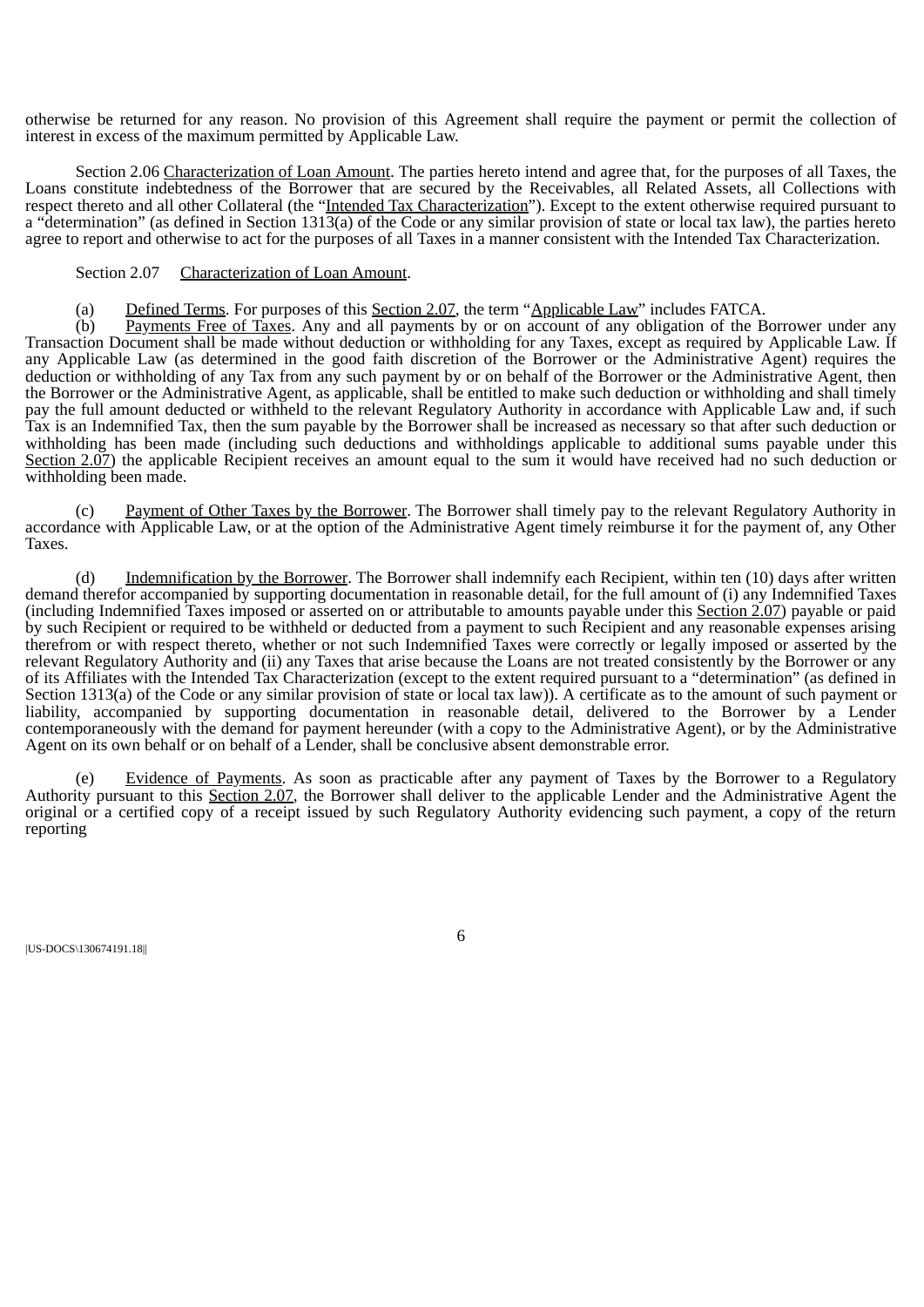otherwise be returned for any reason. No provision of this Agreement shall require the payment or permit the collection of interest in excess of the maximum permitted by Applicable Law.

Section 2.06 Characterization of Loan Amount. The parties hereto intend and agree that, for the purposes of all Taxes, the Loans constitute indebtedness of the Borrower that are secured by the Receivables, all Related Assets, all Collections with respect thereto and all other Collateral (the "Intended Tax Characterization"). Except to the extent otherwise required pursuant to a "determination" (as defined in Section 1313(a) of the Code or any similar provision of state or local tax law), the parties hereto agree to report and otherwise to act for the purposes of all Taxes in a manner consistent with the Intended Tax Characterization.

Section 2.07 Characterization of Loan Amount.

(a) Defined Terms. For purposes of this Section 2.07, the term "Applicable Law" includes FATCA.

(b) Payments Free of Taxes. Any and all payments by or on account of any obligation of the Borrower under any Transaction Document shall be made without deduction or withholding for any Taxes, except as required by Applicable Law. If any Applicable Law (as determined in the good faith discretion of the Borrower or the Administrative Agent) requires the deduction or withholding of any Tax from any such payment by or on behalf of the Borrower or the Administrative Agent, then the Borrower or the Administrative Agent, as applicable, shall be entitled to make such deduction or withholding and shall timely pay the full amount deducted or withheld to the relevant Regulatory Authority in accordance with Applicable Law and, if such Tax is an Indemnified Tax, then the sum payable by the Borrower shall be increased as necessary so that after such deduction or withholding has been made (including such deductions and withholdings applicable to additional sums payable under this Section 2.07) the applicable Recipient receives an amount equal to the sum it would have received had no such deduction or withholding been made.

(c) Payment of Other Taxes by the Borrower. The Borrower shall timely pay to the relevant Regulatory Authority in accordance with Applicable Law, or at the option of the Administrative Agent timely reimburse it for the payment of, any Other Taxes.

(d) Indemnification by the Borrower. The Borrower shall indemnify each Recipient, within ten (10) days after written demand therefor accompanied by supporting documentation in reasonable detail, for the full amount of (i) any Indemnified Taxes (including Indemnified Taxes imposed or asserted on or attributable to amounts payable under this Section 2.07) payable or paid by such Recipient or required to be withheld or deducted from a payment to such Recipient and any reasonable expenses arising therefrom or with respect thereto, whether or not such Indemnified Taxes were correctly or legally imposed or asserted by the relevant Regulatory Authority and (ii) any Taxes that arise because the Loans are not treated consistently by the Borrower or any of its Affiliates with the Intended Tax Characterization (except to the extent required pursuant to a "determination" (as defined in Section 1313(a) of the Code or any similar provision of state or local tax law)). A certificate as to the amount of such payment or liability, accompanied by supporting documentation in reasonable detail, delivered to the Borrower by a Lender contemporaneously with the demand for payment hereunder (with a copy to the Administrative Agent), or by the Administrative Agent on its own behalf or on behalf of a Lender, shall be conclusive absent demonstrable error.

(e) Evidence of Payments. As soon as practicable after any payment of Taxes by the Borrower to a Regulatory Authority pursuant to this Section 2.07, the Borrower shall deliver to the applicable Lender and the Administrative Agent the original or a certified copy of a receipt issued by such Regulatory Authority evidencing such payment, a copy of the return reporting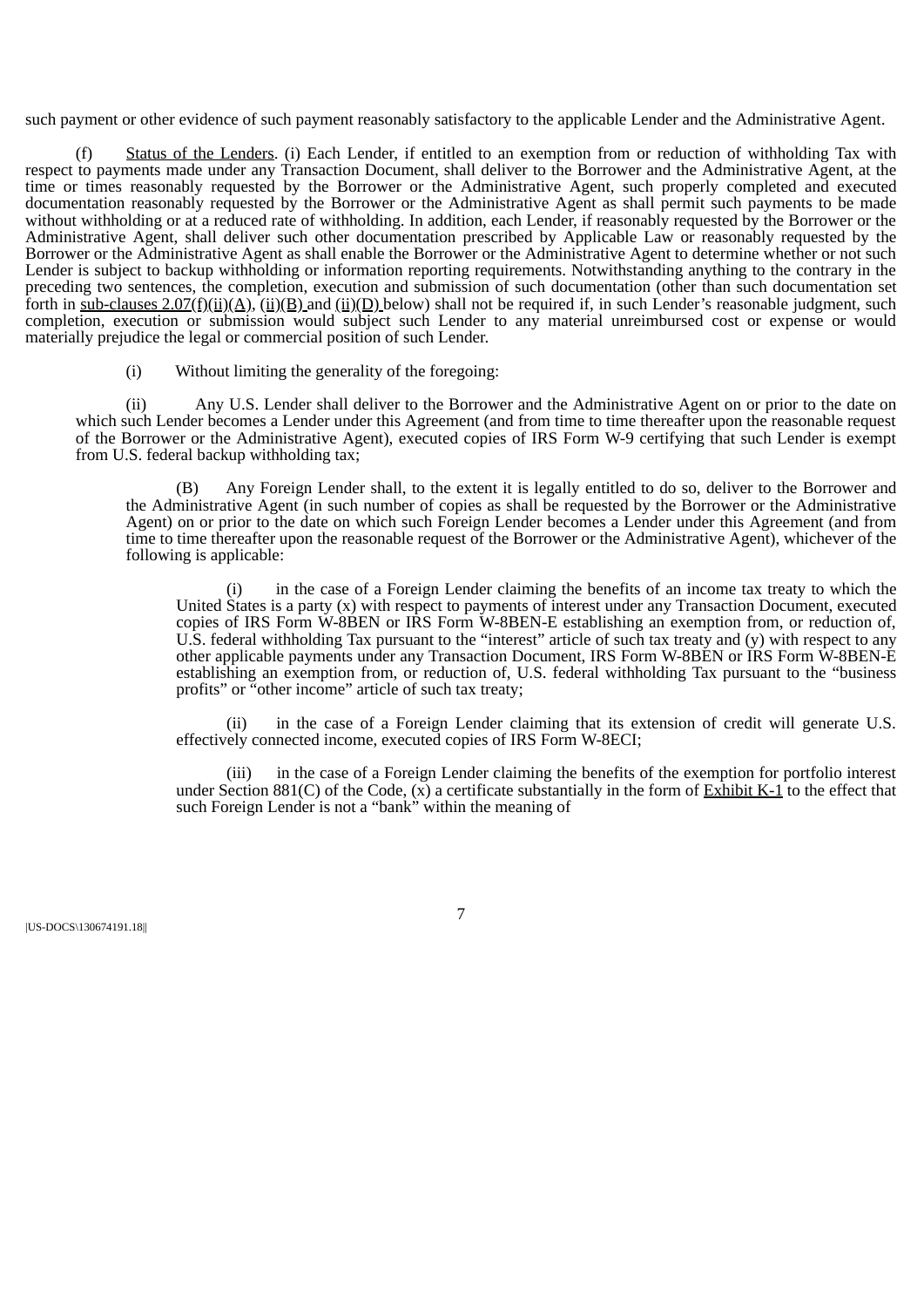such payment or other evidence of such payment reasonably satisfactory to the applicable Lender and the Administrative Agent.

(f) Status of the Lenders. (i) Each Lender, if entitled to an exemption from or reduction of withholding Tax with respect to payments made under any Transaction Document, shall deliver to the Borrower and the Administrative Agent, at the time or times reasonably requested by the Borrower or the Administrative Agent, such properly completed and executed documentation reasonably requested by the Borrower or the Administrative Agent as shall permit such payments to be made without withholding or at a reduced rate of withholding. In addition, each Lender, if reasonably requested by the Borrower or the Administrative Agent, shall deliver such other documentation prescribed by Applicable Law or reasonably requested by the Borrower or the Administrative Agent as shall enable the Borrower or the Administrative Agent to determine whether or not such Lender is subject to backup withholding or information reporting requirements. Notwithstanding anything to the contrary in the preceding two sentences, the completion, execution and submission of such documentation (other than such documentation set forth in sub-clauses 2.07(f)(ii)(A), (ii)(B) and (ii)(D) below) shall not be required if, in such Lender's reasonable judgment, such completion, execution or submission would subject such Lender to any material unreimbursed cost or expense or would materially prejudice the legal or commercial position of such Lender.

(i) Without limiting the generality of the foregoing:

(ii) Any U.S. Lender shall deliver to the Borrower and the Administrative Agent on or prior to the date on which such Lender becomes a Lender under this Agreement (and from time to time thereafter upon the reasonable request of the Borrower or the Administrative Agent), executed copies of IRS Form W-9 certifying that such Lender is exempt from U.S. federal backup withholding tax;

(B) Any Foreign Lender shall, to the extent it is legally entitled to do so, deliver to the Borrower and the Administrative Agent (in such number of copies as shall be requested by the Borrower or the Administrative Agent) on or prior to the date on which such Foreign Lender becomes a Lender under this Agreement (and from time to time thereafter upon the reasonable request of the Borrower or the Administrative Agent), whichever of the following is applicable:

(i) in the case of a Foreign Lender claiming the benefits of an income tax treaty to which the United States is a party (x) with respect to payments of interest under any Transaction Document, executed copies of IRS Form W-8BEN or IRS Form W-8BEN-E establishing an exemption from, or reduction of, U.S. federal withholding Tax pursuant to the "interest" article of such tax treaty and (y) with respect to any other applicable payments under any Transaction Document, IRS Form W-8BEN or IRS Form W-8BEN-E establishing an exemption from, or reduction of, U.S. federal withholding Tax pursuant to the "business profits" or "other income" article of such tax treaty;

(ii) in the case of a Foreign Lender claiming that its extension of credit will generate U.S. effectively connected income, executed copies of IRS Form W-8ECI;

(iii) in the case of a Foreign Lender claiming the benefits of the exemption for portfolio interest under Section 881(C) of the Code, (x) a certificate substantially in the form of Exhibit K-1 to the effect that such Foreign Lender is not a "bank" within the meaning of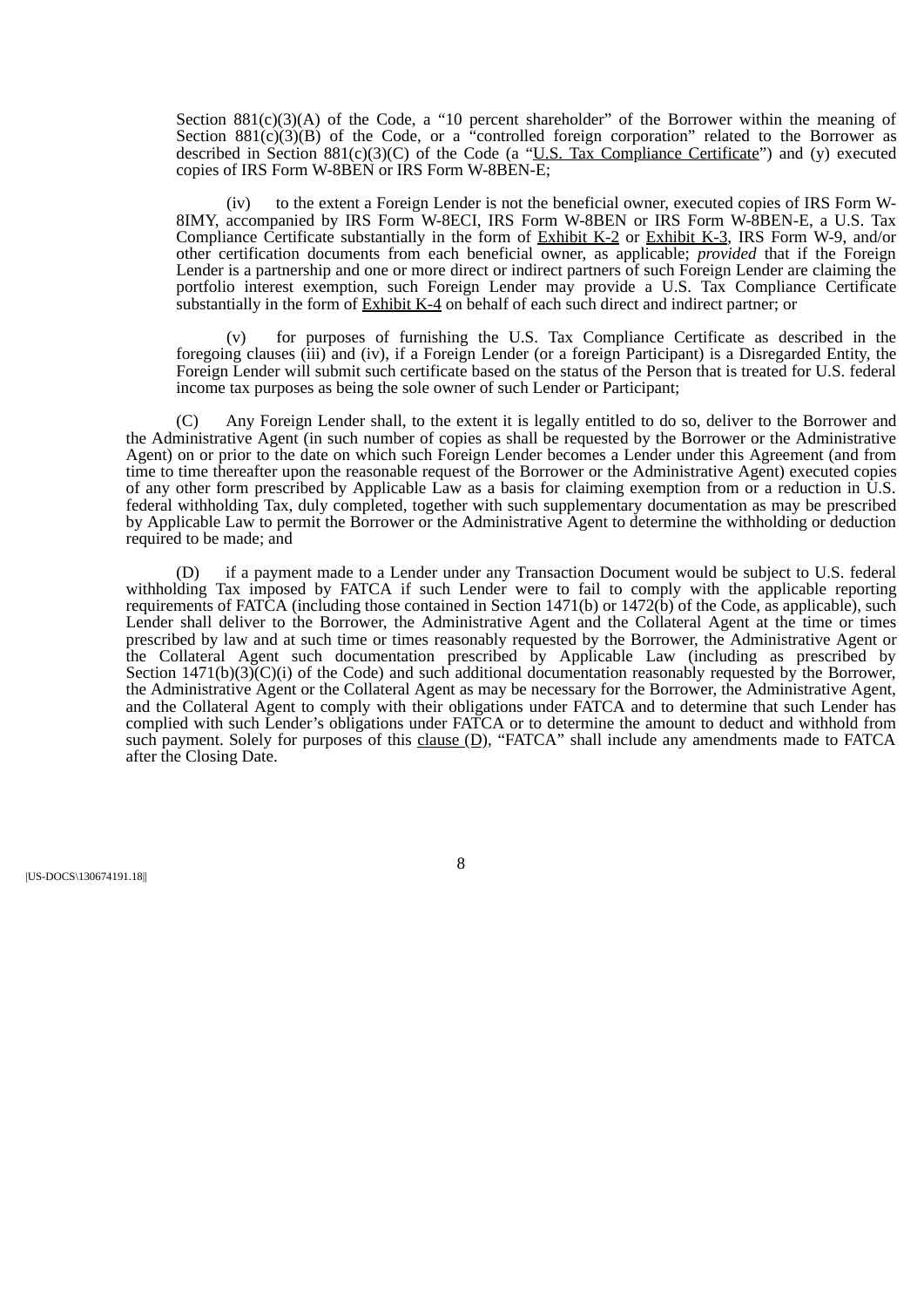Section 881(c)(3)(A) of the Code, a "10 percent shareholder" of the Borrower within the meaning of Section 881(c)(3)(B) of the Code, or a "controlled foreign corporation" related to the Borrower as described in Section 881(c)(3)(C) of the Code (a "U.S. Tax Compliance Certificate") and (y) executed copies of IRS Form W-8BEN or IRS Form W-8BEN-E;

(iv) to the extent a Foreign Lender is not the beneficial owner, executed copies of IRS Form W-8IMY, accompanied by IRS Form W-8ECI, IRS Form W-8BEN or IRS Form W-8BEN-E, a U.S. Tax Compliance Certificate substantially in the form of Exhibit K-2 or Exhibit K-3, IRS Form W-9, and/or other certification documents from each beneficial owner, as applicable; *provided* that if the Foreign Lender is a partnership and one or more direct or indirect partners of such Foreign Lender are claiming the portfolio interest exemption, such Foreign Lender may provide a U.S. Tax Compliance Certificate substantially in the form of Exhibit K-4 on behalf of each such direct and indirect partner; or

(v) for purposes of furnishing the U.S. Tax Compliance Certificate as described in the foregoing clauses (iii) and (iv), if a Foreign Lender (or a foreign Participant) is a Disregarded Entity, the Foreign Lender will submit such certificate based on the status of the Person that is treated for U.S. federal income tax purposes as being the sole owner of such Lender or Participant;

(C) Any Foreign Lender shall, to the extent it is legally entitled to do so, deliver to the Borrower and the Administrative Agent (in such number of copies as shall be requested by the Borrower or the Administrative Agent) on or prior to the date on which such Foreign Lender becomes a Lender under this Agreement (and from time to time thereafter upon the reasonable request of the Borrower or the Administrative Agent) executed copies of any other form prescribed by Applicable Law as a basis for claiming exemption from or a reduction in U.S. federal withholding Tax, duly completed, together with such supplementary documentation as may be prescribed by Applicable Law to permit the Borrower or the Administrative Agent to determine the withholding or deduction required to be made; and

(D) if a payment made to a Lender under any Transaction Document would be subject to U.S. federal withholding Tax imposed by FATCA if such Lender were to fail to comply with the applicable reporting requirements of FATCA (including those contained in Section 1471(b) or 1472(b) of the Code, as applicable), such Lender shall deliver to the Borrower, the Administrative Agent and the Collateral Agent at the time or times prescribed by law and at such time or times reasonably requested by the Borrower, the Administrative Agent or the Collateral Agent such documentation prescribed by Applicable Law (including as prescribed by Section 1471(b)(3)(C)(i) of the Code) and such additional documentation reasonably requested by the Borrower, the Administrative Agent or the Collateral Agent as may be necessary for the Borrower, the Administrative Agent, and the Collateral Agent to comply with their obligations under FATCA and to determine that such Lender has complied with such Lender's obligations under FATCA or to determine the amount to deduct and withhold from such payment. Solely for purposes of this clause (D), "FATCA" shall include any amendments made to FATCA after the Closing Date.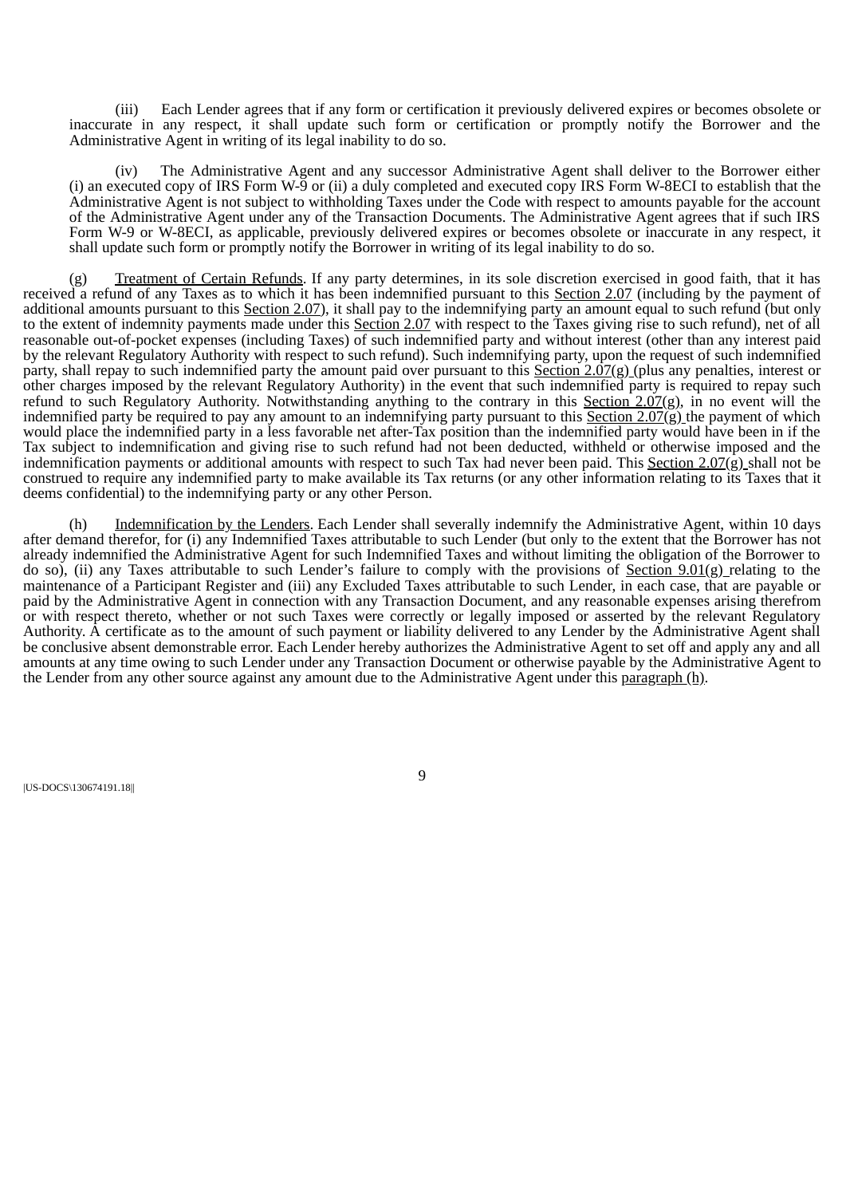(iii) Each Lender agrees that if any form or certification it previously delivered expires or becomes obsolete or inaccurate in any respect, it shall update such form or certification or promptly notify the Borrower and the Administrative Agent in writing of its legal inability to do so.

(iv) The Administrative Agent and any successor Administrative Agent shall deliver to the Borrower either (i) an executed copy of IRS Form W-9 or (ii) a duly completed and executed copy IRS Form W-8ECI to establish that the Administrative Agent is not subject to withholding Taxes under the Code with respect to amounts payable for the account of the Administrative Agent under any of the Transaction Documents. The Administrative Agent agrees that if such IRS Form W-9 or W-8ECI, as applicable, previously delivered expires or becomes obsolete or inaccurate in any respect, it shall update such form or promptly notify the Borrower in writing of its legal inability to do so.

(g) Treatment of Certain Refunds. If any party determines, in its sole discretion exercised in good faith, that it has received a refund of any Taxes as to which it has been indemnified pursuant to this Section 2.07 (including by the payment of additional amounts pursuant to this Section 2.07), it shall pay to the indemnifying party an amount equal to such refund (but only to the extent of indemnity payments made under this Section 2.07 with respect to the Taxes giving rise to such refund), net of all reasonable out-of-pocket expenses (including Taxes) of such indemnified party and without interest (other than any interest paid by the relevant Regulatory Authority with respect to such refund). Such indemnifying party, upon the request of such indemnified party, shall repay to such indemnified party the amount paid over pursuant to this Section 2.07(g) (plus any penalties, interest or other charges imposed by the relevant Regulatory Authority) in the event that such indemnified party is required to repay such refund to such Regulatory Authority. Notwithstanding anything to the contrary in this Section 2.07(g), in no event will the indemnified party be required to pay any amount to an indemnifying party pursuant to this Section 2.07(g) the payment of which would place the indemnified party in a less favorable net after-Tax position than the indemnified party would have been in if the Tax subject to indemnification and giving rise to such refund had not been deducted, withheld or otherwise imposed and the indemnification payments or additional amounts with respect to such Tax had never been paid. This Section 2.07(g) shall not be construed to require any indemnified party to make available its Tax returns (or any other information relating to its Taxes that it deems confidential) to the indemnifying party or any other Person.

(h) Indemnification by the Lenders. Each Lender shall severally indemnify the Administrative Agent, within 10 days after demand therefor, for (i) any Indemnified Taxes attributable to such Lender (but only to the extent that the Borrower has not already indemnified the Administrative Agent for such Indemnified Taxes and without limiting the obligation of the Borrower to do so), (ii) any Taxes attributable to such Lender's failure to comply with the provisions of Section 9.01(g) relating to the maintenance of a Participant Register and (iii) any Excluded Taxes attributable to such Lender, in each case, that are payable or paid by the Administrative Agent in connection with any Transaction Document, and any reasonable expenses arising therefrom or with respect thereto, whether or not such Taxes were correctly or legally imposed or asserted by the relevant Regulatory Authority. A certificate as to the amount of such payment or liability delivered to any Lender by the Administrative Agent shall be conclusive absent demonstrable error. Each Lender hereby authorizes the Administrative Agent to set off and apply any and all amounts at any time owing to such Lender under any Transaction Document or otherwise payable by the Administrative Agent to the Lender from any other source against any amount due to the Administrative Agent under this paragraph (h).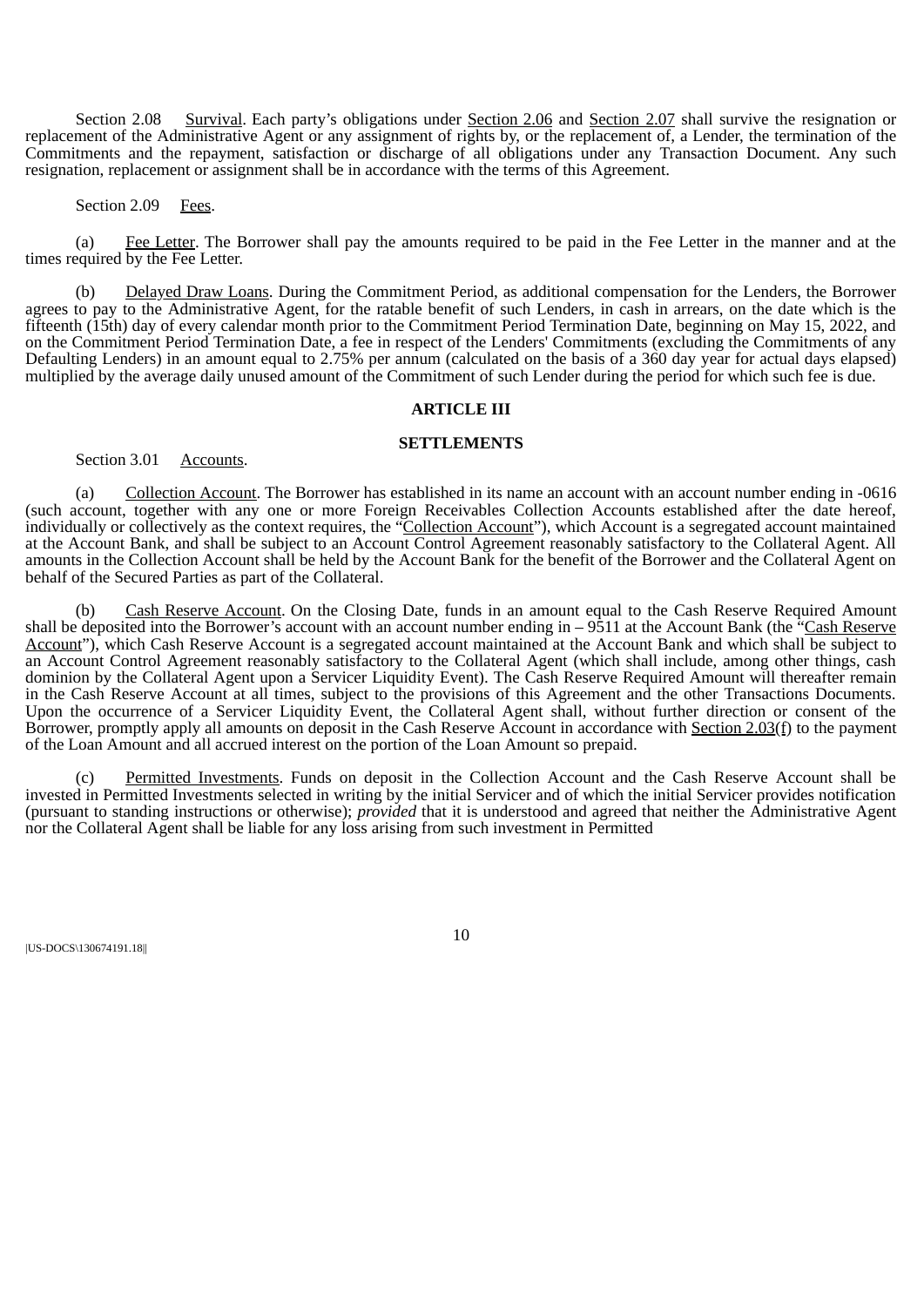Section 2.08 Survival. Each party's obligations under Section 2.06 and Section 2.07 shall survive the resignation or replacement of the Administrative Agent or any assignment of rights by, or the replacement of, a Lender, the termination of the Commitments and the repayment, satisfaction or discharge of all obligations under any Transaction Document. Any such resignation, replacement or assignment shall be in accordance with the terms of this Agreement.

Section 2.09 Fees.

(a) Fee Letter. The Borrower shall pay the amounts required to be paid in the Fee Letter in the manner and at the times required by the Fee Letter.

(b) Delayed Draw Loans. During the Commitment Period, as additional compensation for the Lenders, the Borrower agrees to pay to the Administrative Agent, for the ratable benefit of such Lenders, in cash in arrears, on the date which is the fifteenth (15th) day of every calendar month prior to the Commitment Period Termination Date, beginning on May 15, 2022, and on the Commitment Period Termination Date, a fee in respect of the Lenders' Commitments (excluding the Commitments of any Defaulting Lenders) in an amount equal to 2.75% per annum (calculated on the basis of a 360 day year for actual days elapsed) multiplied by the average daily unused amount of the Commitment of such Lender during the period for which such fee is due.

## ARTICLE III

## SETTLEMENTS

Section 3.01 Accounts.

(a) Collection Account. The Borrower has established in its name an account with an account number ending in -0616 (such account, together with any one or more Foreign Receivables Collection Accounts established after the date hereof, individually or collectively as the context requires, the "Collection Account"), which Account is a segregated account maintained at the Account Bank, and shall be subject to an Account Control Agreement reasonably satisfactory to the Collateral Agent. All amounts in the Collection Account shall be held by the Account Bank for the benefit of the Borrower and the Collateral Agent on behalf of the Secured Parties as part of the Collateral.

(b) Cash Reserve Account. On the Closing Date, funds in an amount equal to the Cash Reserve Required Amount shall be deposited into the Borrower's account with an account number ending in – 9511 at the Account Bank (the "Cash Reserve Account"), which Cash Reserve Account is a segregated account maintained at the Account Bank and which shall be subject to an Account Control Agreement reasonably satisfactory to the Collateral Agent (which shall include, among other things, cash dominion by the Collateral Agent upon a Servicer Liquidity Event). The Cash Reserve Required Amount will thereafter remain in the Cash Reserve Account at all times, subject to the provisions of this Agreement and the other Transactions Documents. Upon the occurrence of a Servicer Liquidity Event, the Collateral Agent shall, without further direction or consent of the Borrower, promptly apply all amounts on deposit in the Cash Reserve Account in accordance with Section 2.03(f) to the payment of the Loan Amount and all accrued interest on the portion of the Loan Amount so prepaid.

(c) Permitted Investments. Funds on deposit in the Collection Account and the Cash Reserve Account shall be invested in Permitted Investments selected in writing by the initial Servicer and of which the initial Servicer provides notification (pursuant to standing instructions or otherwise); *provided* that it is understood and agreed that neither the Administrative Agent nor the Collateral Agent shall be liable for any loss arising from such investment in Permitted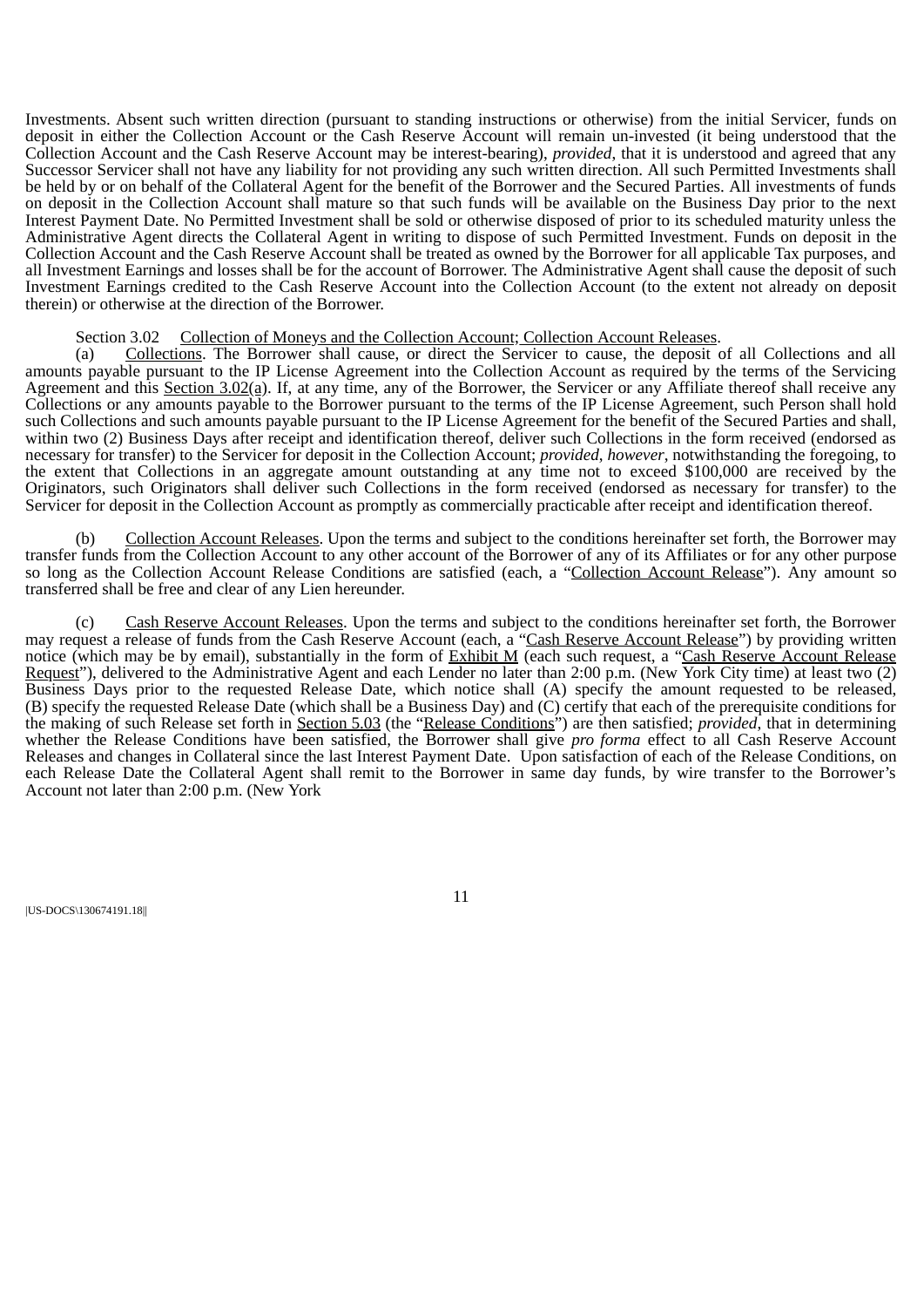Investments. Absent such written direction (pursuant to standing instructions or otherwise) from the initial Servicer, funds on deposit in either the Collection Account or the Cash Reserve Account will remain un-invested (it being understood that the Collection Account and the Cash Reserve Account may be interest-bearing), *provided*, that it is understood and agreed that any Successor Servicer shall not have any liability for not providing any such written direction. All such Permitted Investments shall be held by or on behalf of the Collateral Agent for the benefit of the Borrower and the Secured Parties. All investments of funds on deposit in the Collection Account shall mature so that such funds will be available on the Business Day prior to the next Interest Payment Date. No Permitted Investment shall be sold or otherwise disposed of prior to its scheduled maturity unless the Administrative Agent directs the Collateral Agent in writing to dispose of such Permitted Investment. Funds on deposit in the Collection Account and the Cash Reserve Account shall be treated as owned by the Borrower for all applicable Tax purposes, and all Investment Earnings and losses shall be for the account of Borrower. The Administrative Agent shall cause the deposit of such Investment Earnings credited to the Cash Reserve Account into the Collection Account (to the extent not already on deposit therein) or otherwise at the direction of the Borrower.

Section 3.02 Collection of Moneys and the Collection Account; Collection Account Releases.

(a) Collections. The Borrower shall cause, or direct the Servicer to cause, the deposit of all Collections and all amounts payable pursuant to the IP License Agreement into the Collection Account as required by the terms of the Servicing Agreement and this Section 3.02(a). If, at any time, any of the Borrower, the Servicer or any Affiliate thereof shall receive any Collections or any amounts payable to the Borrower pursuant to the terms of the IP License Agreement, such Person shall hold such Collections and such amounts payable pursuant to the IP License Agreement for the benefit of the Secured Parties and shall, within two (2) Business Days after receipt and identification thereof, deliver such Collections in the form received (endorsed as necessary for transfer) to the Servicer for deposit in the Collection Account; *provided*, *however*, notwithstanding the foregoing, to the extent that Collections in an aggregate amount outstanding at any time not to exceed $100,000 are received by the Originators, such Originators shall deliver such Collections in the form received (endorsed as necessary for transfer) to the Servicer for deposit in the Collection Account as promptly as commercially practicable after receipt and identification thereof.

(b) Collection Account Releases. Upon the terms and subject to the conditions hereinafter set forth, the Borrower may transfer funds from the Collection Account to any other account of the Borrower of any of its Affiliates or for any other purpose so long as the Collection Account Release Conditions are satisfied (each, a "Collection Account Release"). Any amount so transferred shall be free and clear of any Lien hereunder.

(c) Cash Reserve Account Releases. Upon the terms and subject to the conditions hereinafter set forth, the Borrower may request a release of funds from the Cash Reserve Account (each, a "Cash Reserve Account Release") by providing written notice (which may be by email), substantially in the form of Exhibit M (each such request, a "Cash Reserve Account Release Request"), delivered to the Administrative Agent and each Lender no later than 2:00 p.m. (New York City time) at least two (2) Business Days prior to the requested Release Date, which notice shall (A) specify the amount requested to be released, (B) specify the requested Release Date (which shall be a Business Day) and (C) certify that each of the prerequisite conditions for the making of such Release set forth in Section 5.03 (the "Release Conditions") are then satisfied; *provided*, that in determining whether the Release Conditions have been satisfied, the Borrower shall give *pro forma* effect to all Cash Reserve Account Releases and changes in Collateral since the last Interest Payment Date. Upon satisfaction of each of the Release Conditions, on each Release Date the Collateral Agent shall remit to the Borrower in same day funds, by wire transfer to the Borrower's Account not later than 2:00 p.m. (New York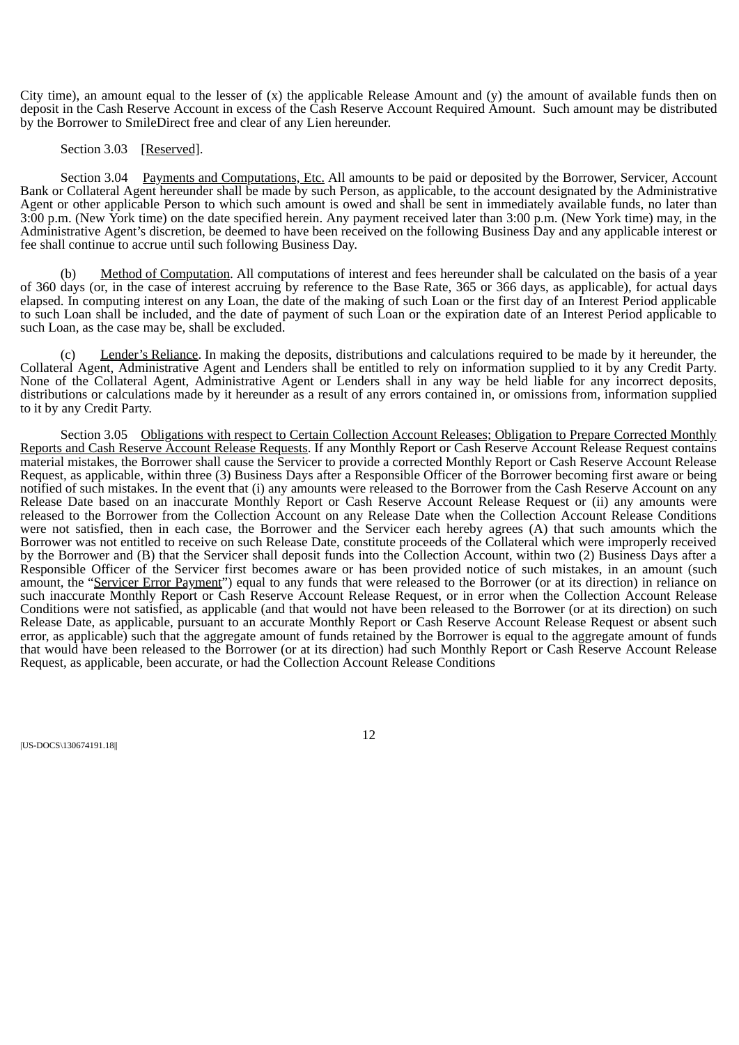City time), an amount equal to the lesser of (x) the applicable Release Amount and (y) the amount of available funds then on deposit in the Cash Reserve Account in excess of the Cash Reserve Account Required Amount. Such amount may be distributed by the Borrower to SmileDirect free and clear of any Lien hereunder.

Section 3.03 [Reserved].

Section 3.04 Payments and Computations, Etc. All amounts to be paid or deposited by the Borrower, Servicer, Account Bank or Collateral Agent hereunder shall be made by such Person, as applicable, to the account designated by the Administrative Agent or other applicable Person to which such amount is owed and shall be sent in immediately available funds, no later than 3:00 p.m. (New York time) on the date specified herein. Any payment received later than 3:00 p.m. (New York time) may, in the Administrative Agent's discretion, be deemed to have been received on the following Business Day and any applicable interest or fee shall continue to accrue until such following Business Day.

(b) Method of Computation. All computations of interest and fees hereunder shall be calculated on the basis of a year of 360 days (or, in the case of interest accruing by reference to the Base Rate, 365 or 366 days, as applicable), for actual days elapsed. In computing interest on any Loan, the date of the making of such Loan or the first day of an Interest Period applicable to such Loan shall be included, and the date of payment of such Loan or the expiration date of an Interest Period applicable to such Loan, as the case may be, shall be excluded.

(c) Lender's Reliance. In making the deposits, distributions and calculations required to be made by it hereunder, the Collateral Agent, Administrative Agent and Lenders shall be entitled to rely on information supplied to it by any Credit Party. None of the Collateral Agent, Administrative Agent or Lenders shall in any way be held liable for any incorrect deposits, distributions or calculations made by it hereunder as a result of any errors contained in, or omissions from, information supplied to it by any Credit Party.

Section 3.05 Obligations with respect to Certain Collection Account Releases; Obligation to Prepare Corrected Monthly Reports and Cash Reserve Account Release Requests. If any Monthly Report or Cash Reserve Account Release Request contains material mistakes, the Borrower shall cause the Servicer to provide a corrected Monthly Report or Cash Reserve Account Release Request, as applicable, within three (3) Business Days after a Responsible Officer of the Borrower becoming first aware or being notified of such mistakes. In the event that (i) any amounts were released to the Borrower from the Cash Reserve Account on any Release Date based on an inaccurate Monthly Report or Cash Reserve Account Release Request or (ii) any amounts were released to the Borrower from the Collection Account on any Release Date when the Collection Account Release Conditions were not satisfied, then in each case, the Borrower and the Servicer each hereby agrees (A) that such amounts which the Borrower was not entitled to receive on such Release Date, constitute proceeds of the Collateral which were improperly received by the Borrower and (B) that the Servicer shall deposit funds into the Collection Account, within two (2) Business Days after a Responsible Officer of the Servicer first becomes aware or has been provided notice of such mistakes, in an amount (such amount, the "Servicer Error Payment") equal to any funds that were released to the Borrower (or at its direction) in reliance on such inaccurate Monthly Report or Cash Reserve Account Release Request, or in error when the Collection Account Release Conditions were not satisfied, as applicable (and that would not have been released to the Borrower (or at its direction) on such Release Date, as applicable, pursuant to an accurate Monthly Report or Cash Reserve Account Release Request or absent such error, as applicable) such that the aggregate amount of funds retained by the Borrower is equal to the aggregate amount of funds that would have been released to the Borrower (or at its direction) had such Monthly Report or Cash Reserve Account Release Request, as applicable, been accurate, or had the Collection Account Release Conditions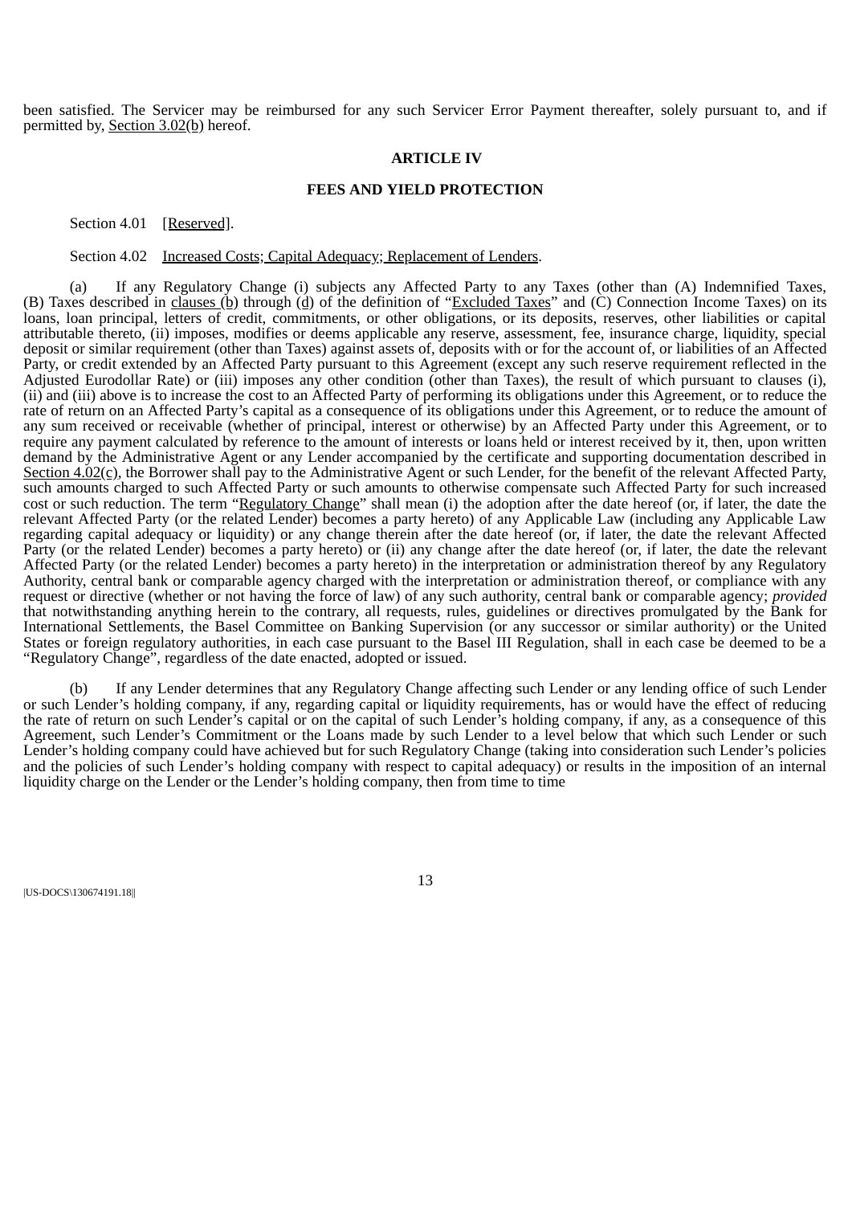been satisfied. The Servicer may be reimbursed for any such Servicer Error Payment thereafter, solely pursuant to, and if permitted by, Section 3.02(b) hereof.

## ARTICLE IV

## FEES AND YIELD PROTECTION

Section 4.01 [Reserved].

Section 4.02 Increased Costs; Capital Adequacy; Replacement of Lenders.

(a) If any Regulatory Change (i) subjects any Affected Party to any Taxes (other than (A) Indemnified Taxes, (B) Taxes described in clauses (b) through (d) of the definition of "Excluded Taxes" and (C) Connection Income Taxes) on its loans, loan principal, letters of credit, commitments, or other obligations, or its deposits, reserves, other liabilities or capital attributable thereto, (ii) imposes, modifies or deems applicable any reserve, assessment, fee, insurance charge, liquidity, special deposit or similar requirement (other than Taxes) against assets of, deposits with or for the account of, or liabilities of an Affected Party, or credit extended by an Affected Party pursuant to this Agreement (except any such reserve requirement reflected in the Adjusted Eurodollar Rate) or (iii) imposes any other condition (other than Taxes), the result of which pursuant to clauses (i), (ii) and (iii) above is to increase the cost to an Affected Party of performing its obligations under this Agreement, or to reduce the rate of return on an Affected Party's capital as a consequence of its obligations under this Agreement, or to reduce the amount of any sum received or receivable (whether of principal, interest or otherwise) by an Affected Party under this Agreement, or to require any payment calculated by reference to the amount of interests or loans held or interest received by it, then, upon written demand by the Administrative Agent or any Lender accompanied by the certificate and supporting documentation described in Section 4.02(c), the Borrower shall pay to the Administrative Agent or such Lender, for the benefit of the relevant Affected Party, such amounts charged to such Affected Party or such amounts to otherwise compensate such Affected Party for such increased cost or such reduction. The term "Regulatory Change" shall mean (i) the adoption after the date hereof (or, if later, the date the relevant Affected Party (or the related Lender) becomes a party hereto) of any Applicable Law (including any Applicable Law regarding capital adequacy or liquidity) or any change therein after the date hereof (or, if later, the date the relevant Affected Party (or the related Lender) becomes a party hereto) or (ii) any change after the date hereof (or, if later, the date the relevant Affected Party (or the related Lender) becomes a party hereto) in the interpretation or administration thereof by any Regulatory Authority, central bank or comparable agency charged with the interpretation or administration thereof, or compliance with any request or directive (whether or not having the force of law) of any such authority, central bank or comparable agency; *provided* that notwithstanding anything herein to the contrary, all requests, rules, guidelines or directives promulgated by the Bank for International Settlements, the Basel Committee on Banking Supervision (or any successor or similar authority) or the United States or foreign regulatory authorities, in each case pursuant to the Basel III Regulation, shall in each case be deemed to be a "Regulatory Change", regardless of the date enacted, adopted or issued.

(b) If any Lender determines that any Regulatory Change affecting such Lender or any lending office of such Lender or such Lender's holding company, if any, regarding capital or liquidity requirements, has or would have the effect of reducing the rate of return on such Lender's capital or on the capital of such Lender's holding company, if any, as a consequence of this Agreement, such Lender's Commitment or the Loans made by such Lender to a level below that which such Lender or such Lender's holding company could have achieved but for such Regulatory Change (taking into consideration such Lender's policies and the policies of such Lender's holding company with respect to capital adequacy) or results in the imposition of an internal liquidity charge on the Lender or the Lender's holding company, then from time to time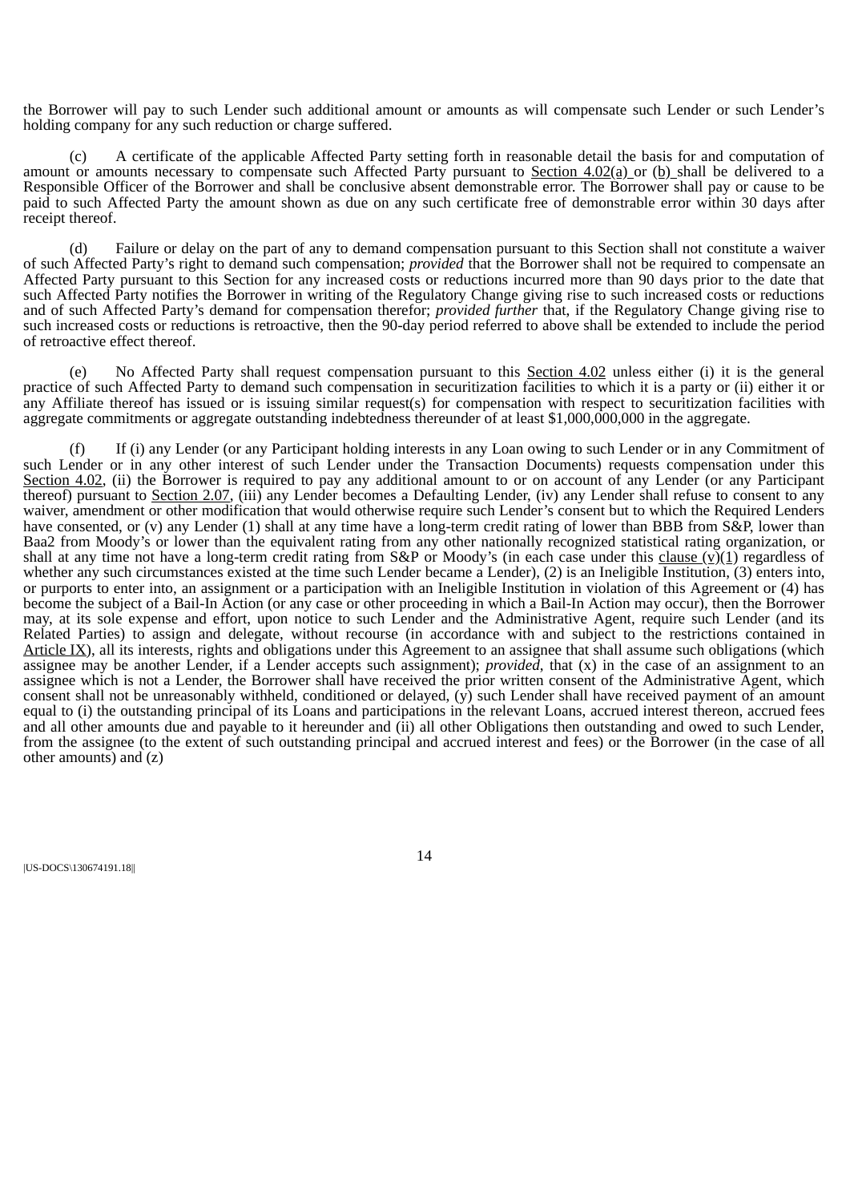the Borrower will pay to such Lender such additional amount or amounts as will compensate such Lender or such Lender's holding company for any such reduction or charge suffered.

(c) A certificate of the applicable Affected Party setting forth in reasonable detail the basis for and computation of amount or amounts necessary to compensate such Affected Party pursuant to Section 4.02(a) or (b) shall be delivered to a Responsible Officer of the Borrower and shall be conclusive absent demonstrable error. The Borrower shall pay or cause to be paid to such Affected Party the amount shown as due on any such certificate free of demonstrable error within 30 days after receipt thereof.

(d) Failure or delay on the part of any to demand compensation pursuant to this Section shall not constitute a waiver of such Affected Party's right to demand such compensation; *provided* that the Borrower shall not be required to compensate an Affected Party pursuant to this Section for any increased costs or reductions incurred more than 90 days prior to the date that such Affected Party notifies the Borrower in writing of the Regulatory Change giving rise to such increased costs or reductions and of such Affected Party's demand for compensation therefor; *provided further* that, if the Regulatory Change giving rise to such increased costs or reductions is retroactive, then the 90-day period referred to above shall be extended to include the period of retroactive effect thereof.

(e) No Affected Party shall request compensation pursuant to this Section 4.02 unless either (i) it is the general practice of such Affected Party to demand such compensation in securitization facilities to which it is a party or (ii) either it or any Affiliate thereof has issued or is issuing similar request(s) for compensation with respect to securitization facilities with aggregate commitments or aggregate outstanding indebtedness thereunder of at least $1,000,000,000 in the aggregate.

(f) If (i) any Lender (or any Participant holding interests in any Loan owing to such Lender or in any Commitment of such Lender or in any other interest of such Lender under the Transaction Documents) requests compensation under this Section 4.02, (ii) the Borrower is required to pay any additional amount to or on account of any Lender (or any Participant thereof) pursuant to Section 2.07, (iii) any Lender becomes a Defaulting Lender, (iv) any Lender shall refuse to consent to any waiver, amendment or other modification that would otherwise require such Lender's consent but to which the Required Lenders have consented, or (v) any Lender (1) shall at any time have a long-term credit rating of lower than BBB from S&P, lower than Baa2 from Moody's or lower than the equivalent rating from any other nationally recognized statistical rating organization, or shall at any time not have a long-term credit rating from S&P or Moody's (in each case under this clause (v)(1) regardless of whether any such circumstances existed at the time such Lender became a Lender), (2) is an Ineligible Institution, (3) enters into, or purports to enter into, an assignment or a participation with an Ineligible Institution in violation of this Agreement or (4) has become the subject of a Bail-In Action (or any case or other proceeding in which a Bail-In Action may occur), then the Borrower may, at its sole expense and effort, upon notice to such Lender and the Administrative Agent, require such Lender (and its Related Parties) to assign and delegate, without recourse (in accordance with and subject to the restrictions contained in Article IX), all its interests, rights and obligations under this Agreement to an assignee that shall assume such obligations (which assignee may be another Lender, if a Lender accepts such assignment); *provided*, that (x) in the case of an assignment to an assignee which is not a Lender, the Borrower shall have received the prior written consent of the Administrative Agent, which consent shall not be unreasonably withheld, conditioned or delayed, (y) such Lender shall have received payment of an amount equal to (i) the outstanding principal of its Loans and participations in the relevant Loans, accrued interest thereon, accrued fees and all other amounts due and payable to it hereunder and (ii) all other Obligations then outstanding and owed to such Lender, from the assignee (to the extent of such outstanding principal and accrued interest and fees) or the Borrower (in the case of all other amounts) and (z)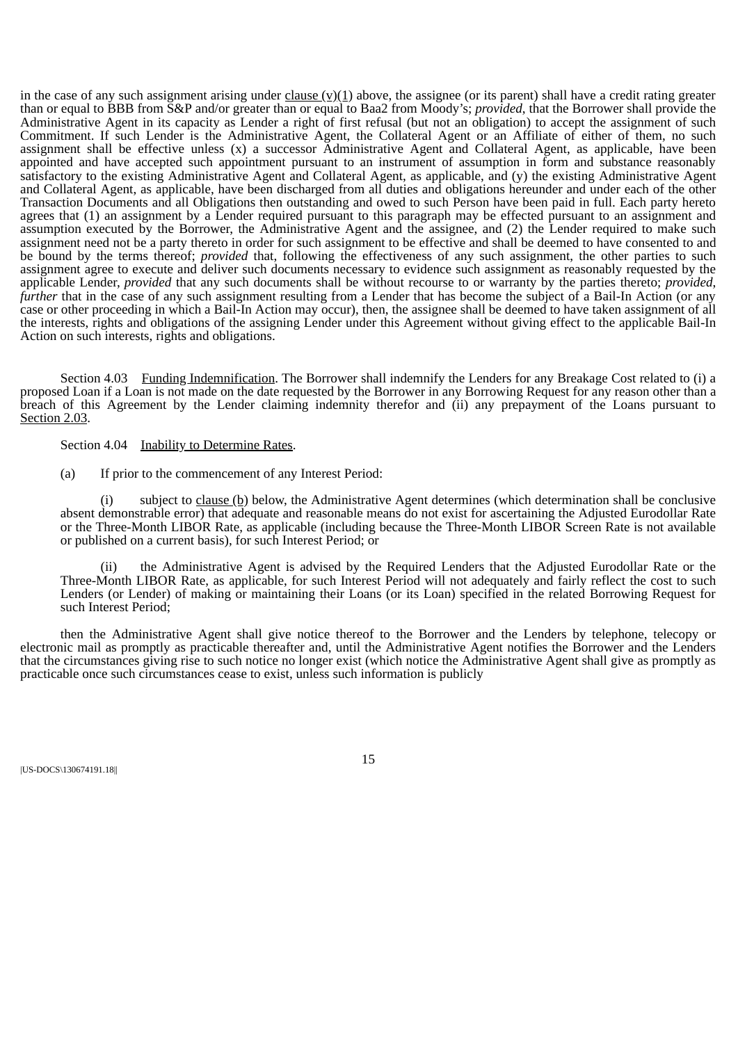in the case of any such assignment arising under clause (v)(1) above, the assignee (or its parent) shall have a credit rating greater than or equal to BBB from S&P and/or greater than or equal to Baa2 from Moody's; *provided*, that the Borrower shall provide the Administrative Agent in its capacity as Lender a right of first refusal (but not an obligation) to accept the assignment of such Commitment. If such Lender is the Administrative Agent, the Collateral Agent or an Affiliate of either of them, no such assignment shall be effective unless (x) a successor Administrative Agent and Collateral Agent, as applicable, have been appointed and have accepted such appointment pursuant to an instrument of assumption in form and substance reasonably satisfactory to the existing Administrative Agent and Collateral Agent, as applicable, and (y) the existing Administrative Agent and Collateral Agent, as applicable, have been discharged from all duties and obligations hereunder and under each of the other Transaction Documents and all Obligations then outstanding and owed to such Person have been paid in full. Each party hereto agrees that (1) an assignment by a Lender required pursuant to this paragraph may be effected pursuant to an assignment and assumption executed by the Borrower, the Administrative Agent and the assignee, and (2) the Lender required to make such assignment need not be a party thereto in order for such assignment to be effective and shall be deemed to have consented to and be bound by the terms thereof; *provided* that, following the effectiveness of any such assignment, the other parties to such assignment agree to execute and deliver such documents necessary to evidence such assignment as reasonably requested by the applicable Lender, *provided* that any such documents shall be without recourse to or warranty by the parties thereto; *provided*, *further* that in the case of any such assignment resulting from a Lender that has become the subject of a Bail-In Action (or any case or other proceeding in which a Bail-In Action may occur), then, the assignee shall be deemed to have taken assignment of all the interests, rights and obligations of the assigning Lender under this Agreement without giving effect to the applicable Bail-In Action on such interests, rights and obligations.

Section 4.03 Funding Indemnification. The Borrower shall indemnify the Lenders for any Breakage Cost related to (i) a proposed Loan if a Loan is not made on the date requested by the Borrower in any Borrowing Request for any reason other than a breach of this Agreement by the Lender claiming indemnity therefor and (ii) any prepayment of the Loans pursuant to Section 2.03.

Section 4.04 Inability to Determine Rates.

(a) If prior to the commencement of any Interest Period:

(i) subject to clause (b) below, the Administrative Agent determines (which determination shall be conclusive absent demonstrable error) that adequate and reasonable means do not exist for ascertaining the Adjusted Eurodollar Rate or the Three-Month LIBOR Rate, as applicable (including because the Three-Month LIBOR Screen Rate is not available or published on a current basis), for such Interest Period; or

(ii) the Administrative Agent is advised by the Required Lenders that the Adjusted Eurodollar Rate or the Three-Month LIBOR Rate, as applicable, for such Interest Period will not adequately and fairly reflect the cost to such Lenders (or Lender) of making or maintaining their Loans (or its Loan) specified in the related Borrowing Request for such Interest Period;

then the Administrative Agent shall give notice thereof to the Borrower and the Lenders by telephone, telecopy or electronic mail as promptly as practicable thereafter and, until the Administrative Agent notifies the Borrower and the Lenders that the circumstances giving rise to such notice no longer exist (which notice the Administrative Agent shall give as promptly as practicable once such circumstances cease to exist, unless such information is publicly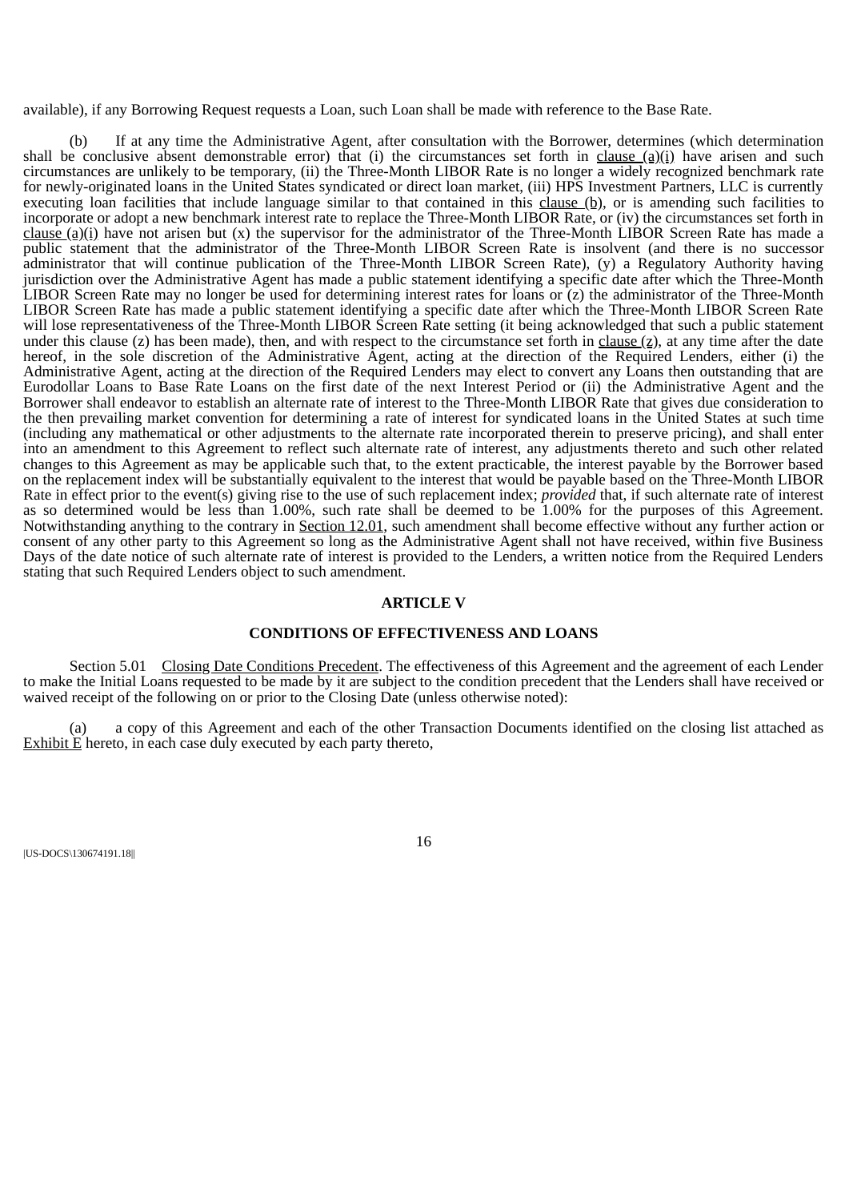available), if any Borrowing Request requests a Loan, such Loan shall be made with reference to the Base Rate.

(b) If at any time the Administrative Agent, after consultation with the Borrower, determines (which determination shall be conclusive absent demonstrable error) that (i) the circumstances set forth in clause (a)(i) have arisen and such circumstances are unlikely to be temporary, (ii) the Three-Month LIBOR Rate is no longer a widely recognized benchmark rate for newly-originated loans in the United States syndicated or direct loan market, (iii) HPS Investment Partners, LLC is currently executing loan facilities that include language similar to that contained in this clause (b), or is amending such facilities to incorporate or adopt a new benchmark interest rate to replace the Three-Month LIBOR Rate, or (iv) the circumstances set forth in clause (a)(i) have not arisen but (x) the supervisor for the administrator of the Three-Month LIBOR Screen Rate has made a public statement that the administrator of the Three-Month LIBOR Screen Rate is insolvent (and there is no successor administrator that will continue publication of the Three-Month LIBOR Screen Rate), (y) a Regulatory Authority having jurisdiction over the Administrative Agent has made a public statement identifying a specific date after which the Three-Month LIBOR Screen Rate may no longer be used for determining interest rates for loans or (z) the administrator of the Three-Month LIBOR Screen Rate has made a public statement identifying a specific date after which the Three-Month LIBOR Screen Rate will lose representativeness of the Three-Month LIBOR Screen Rate setting (it being acknowledged that such a public statement under this clause (z) has been made), then, and with respect to the circumstance set forth in clause (z), at any time after the date hereof, in the sole discretion of the Administrative Agent, acting at the direction of the Required Lenders, either (i) the Administrative Agent, acting at the direction of the Required Lenders may elect to convert any Loans then outstanding that are Eurodollar Loans to Base Rate Loans on the first date of the next Interest Period or (ii) the Administrative Agent and the Borrower shall endeavor to establish an alternate rate of interest to the Three-Month LIBOR Rate that gives due consideration to the then prevailing market convention for determining a rate of interest for syndicated loans in the United States at such time (including any mathematical or other adjustments to the alternate rate incorporated therein to preserve pricing), and shall enter into an amendment to this Agreement to reflect such alternate rate of interest, any adjustments thereto and such other related changes to this Agreement as may be applicable such that, to the extent practicable, the interest payable by the Borrower based on the replacement index will be substantially equivalent to the interest that would be payable based on the Three-Month LIBOR Rate in effect prior to the event(s) giving rise to the use of such replacement index; *provided* that, if such alternate rate of interest as so determined would be less than 1.00%, such rate shall be deemed to be 1.00% for the purposes of this Agreement. Notwithstanding anything to the contrary in Section 12.01, such amendment shall become effective without any further action or consent of any other party to this Agreement so long as the Administrative Agent shall not have received, within five Business Days of the date notice of such alternate rate of interest is provided to the Lenders, a written notice from the Required Lenders stating that such Required Lenders object to such amendment.

## ARTICLE V

## CONDITIONS OF EFFECTIVENESS AND LOANS

Section 5.01 Closing Date Conditions Precedent. The effectiveness of this Agreement and the agreement of each Lender to make the Initial Loans requested to be made by it are subject to the condition precedent that the Lenders shall have received or waived receipt of the following on or prior to the Closing Date (unless otherwise noted):

(a) a copy of this Agreement and each of the other Transaction Documents identified on the closing list attached as Exhibit E hereto, in each case duly executed by each party thereto,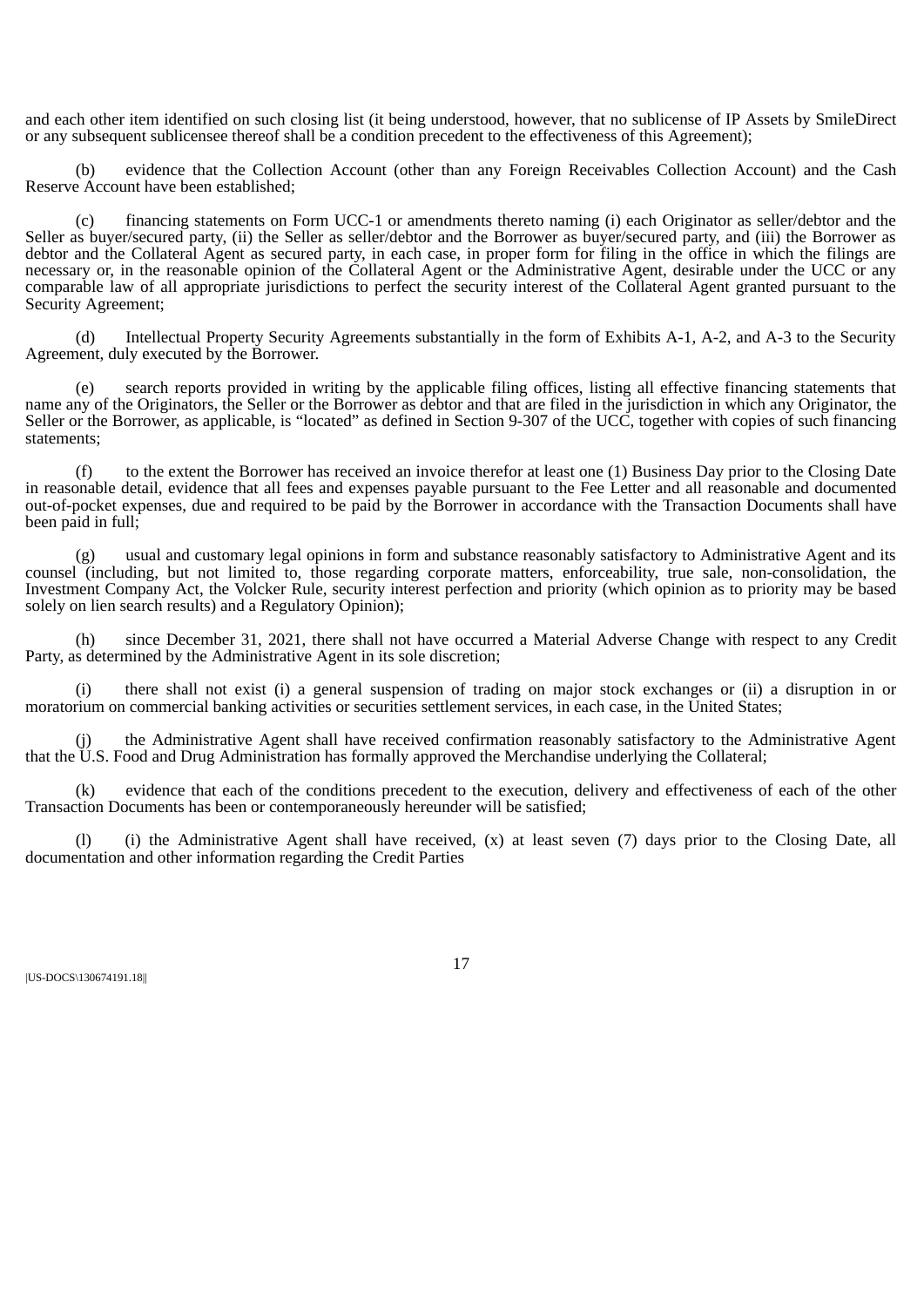and each other item identified on such closing list (it being understood, however, that no sublicense of IP Assets by SmileDirect or any subsequent sublicensee thereof shall be a condition precedent to the effectiveness of this Agreement);

(b) evidence that the Collection Account (other than any Foreign Receivables Collection Account) and the Cash Reserve Account have been established;

(c) financing statements on Form UCC-1 or amendments thereto naming (i) each Originator as seller/debtor and the Seller as buyer/secured party, (ii) the Seller as seller/debtor and the Borrower as buyer/secured party, and (iii) the Borrower as debtor and the Collateral Agent as secured party, in each case, in proper form for filing in the office in which the filings are necessary or, in the reasonable opinion of the Collateral Agent or the Administrative Agent, desirable under the UCC or any comparable law of all appropriate jurisdictions to perfect the security interest of the Collateral Agent granted pursuant to the Security Agreement;

(d) Intellectual Property Security Agreements substantially in the form of Exhibits A-1, A-2, and A-3 to the Security Agreement, duly executed by the Borrower.

(e) search reports provided in writing by the applicable filing offices, listing all effective financing statements that name any of the Originators, the Seller or the Borrower as debtor and that are filed in the jurisdiction in which any Originator, the Seller or the Borrower, as applicable, is "located" as defined in Section 9-307 of the UCC, together with copies of such financing statements;

(f) to the extent the Borrower has received an invoice therefor at least one (1) Business Day prior to the Closing Date in reasonable detail, evidence that all fees and expenses payable pursuant to the Fee Letter and all reasonable and documented out-of-pocket expenses, due and required to be paid by the Borrower in accordance with the Transaction Documents shall have been paid in full;

(g) usual and customary legal opinions in form and substance reasonably satisfactory to Administrative Agent and its counsel (including, but not limited to, those regarding corporate matters, enforceability, true sale, non-consolidation, the Investment Company Act, the Volcker Rule, security interest perfection and priority (which opinion as to priority may be based solely on lien search results) and a Regulatory Opinion);

(h) since December 31, 2021, there shall not have occurred a Material Adverse Change with respect to any Credit Party, as determined by the Administrative Agent in its sole discretion;

(i) there shall not exist (i) a general suspension of trading on major stock exchanges or (ii) a disruption in or moratorium on commercial banking activities or securities settlement services, in each case, in the United States;

(j) the Administrative Agent shall have received confirmation reasonably satisfactory to the Administrative Agent that the U.S. Food and Drug Administration has formally approved the Merchandise underlying the Collateral;

(k) evidence that each of the conditions precedent to the execution, delivery and effectiveness of each of the other Transaction Documents has been or contemporaneously hereunder will be satisfied;

(l) (i) the Administrative Agent shall have received, (x) at least seven (7) days prior to the Closing Date, all documentation and other information regarding the Credit Parties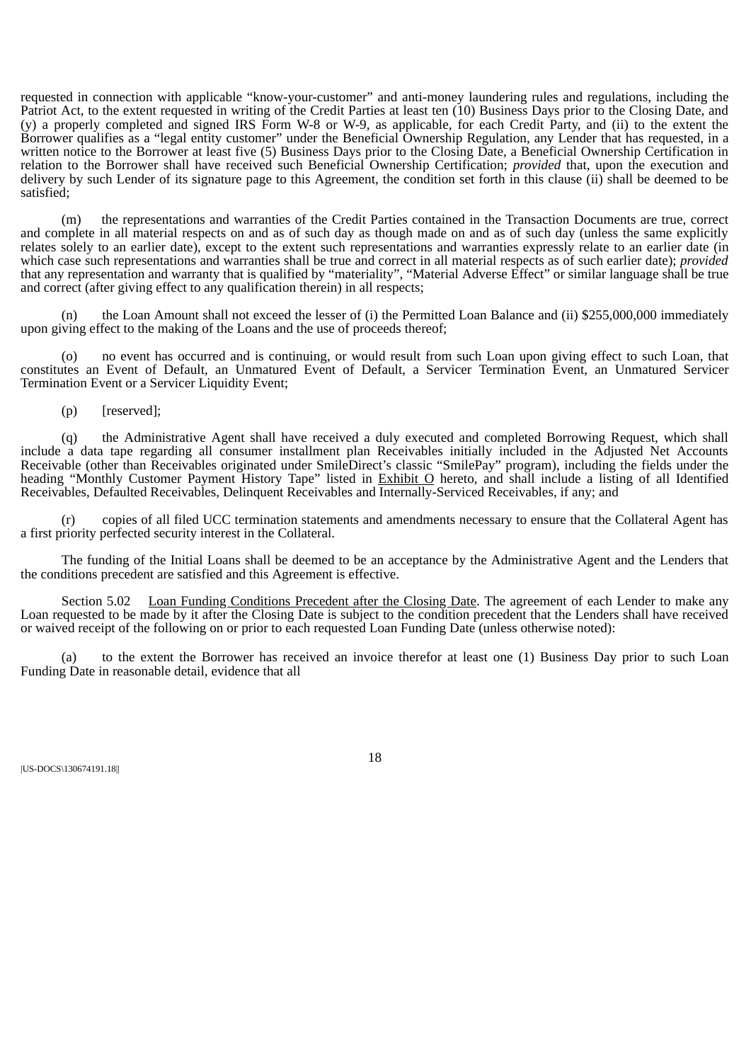requested in connection with applicable "know-your-customer" and anti-money laundering rules and regulations, including the Patriot Act, to the extent requested in writing of the Credit Parties at least ten (10) Business Days prior to the Closing Date, and (y) a properly completed and signed IRS Form W-8 or W-9, as applicable, for each Credit Party, and (ii) to the extent the Borrower qualifies as a "legal entity customer" under the Beneficial Ownership Regulation, any Lender that has requested, in a written notice to the Borrower at least five (5) Business Days prior to the Closing Date, a Beneficial Ownership Certification in relation to the Borrower shall have received such Beneficial Ownership Certification; *provided* that, upon the execution and delivery by such Lender of its signature page to this Agreement, the condition set forth in this clause (ii) shall be deemed to be satisfied;

(m) the representations and warranties of the Credit Parties contained in the Transaction Documents are true, correct and complete in all material respects on and as of such day as though made on and as of such day (unless the same explicitly relates solely to an earlier date), except to the extent such representations and warranties expressly relate to an earlier date (in which case such representations and warranties shall be true and correct in all material respects as of such earlier date); *provided* that any representation and warranty that is qualified by "materiality", "Material Adverse Effect" or similar language shall be true and correct (after giving effect to any qualification therein) in all respects;

(n) the Loan Amount shall not exceed the lesser of (i) the Permitted Loan Balance and (ii) $255,000,000 immediately upon giving effect to the making of the Loans and the use of proceeds thereof;

(o) no event has occurred and is continuing, or would result from such Loan upon giving effect to such Loan, that constitutes an Event of Default, an Unmatured Event of Default, a Servicer Termination Event, an Unmatured Servicer Termination Event or a Servicer Liquidity Event;

(p) [reserved];

(q) the Administrative Agent shall have received a duly executed and completed Borrowing Request, which shall include a data tape regarding all consumer installment plan Receivables initially included in the Adjusted Net Accounts Receivable (other than Receivables originated under SmileDirect's classic "SmilePay" program), including the fields under the heading "Monthly Customer Payment History Tape" listed in Exhibit O hereto, and shall include a listing of all Identified Receivables, Defaulted Receivables, Delinquent Receivables and Internally-Serviced Receivables, if any; and

(r) copies of all filed UCC termination statements and amendments necessary to ensure that the Collateral Agent has a first priority perfected security interest in the Collateral.

The funding of the Initial Loans shall be deemed to be an acceptance by the Administrative Agent and the Lenders that the conditions precedent are satisfied and this Agreement is effective.

Section 5.02 Loan Funding Conditions Precedent after the Closing Date. The agreement of each Lender to make any Loan requested to be made by it after the Closing Date is subject to the condition precedent that the Lenders shall have received or waived receipt of the following on or prior to each requested Loan Funding Date (unless otherwise noted):

(a) to the extent the Borrower has received an invoice therefor at least one (1) Business Day prior to such Loan Funding Date in reasonable detail, evidence that all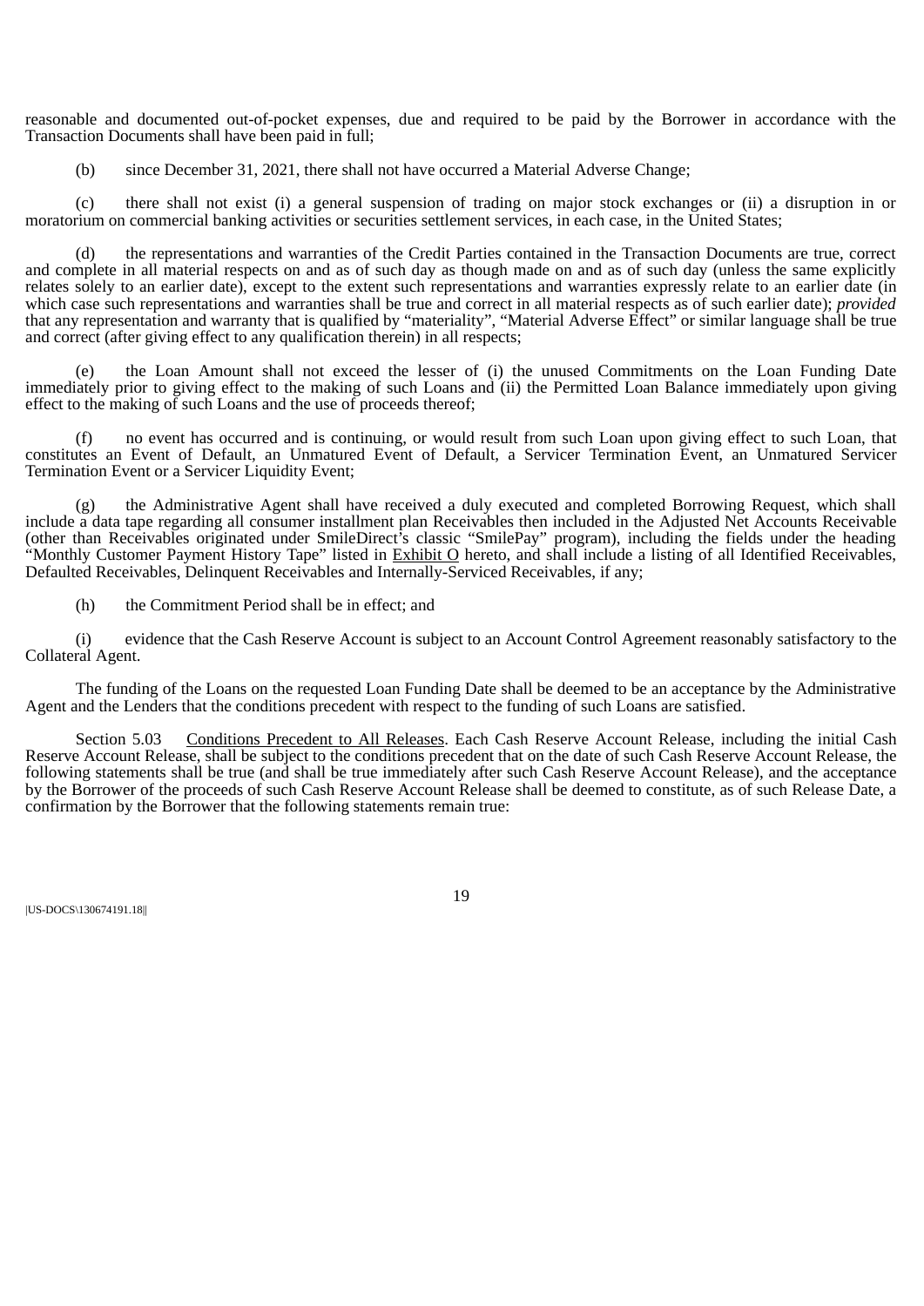reasonable and documented out-of-pocket expenses, due and required to be paid by the Borrower in accordance with the Transaction Documents shall have been paid in full;

(b) since December 31, 2021, there shall not have occurred a Material Adverse Change;

(c) there shall not exist (i) a general suspension of trading on major stock exchanges or (ii) a disruption in or moratorium on commercial banking activities or securities settlement services, in each case, in the United States;

(d) the representations and warranties of the Credit Parties contained in the Transaction Documents are true, correct and complete in all material respects on and as of such day as though made on and as of such day (unless the same explicitly relates solely to an earlier date), except to the extent such representations and warranties expressly relate to an earlier date (in which case such representations and warranties shall be true and correct in all material respects as of such earlier date); *provided* that any representation and warranty that is qualified by "materiality", "Material Adverse Effect" or similar language shall be true and correct (after giving effect to any qualification therein) in all respects;

(e) the Loan Amount shall not exceed the lesser of (i) the unused Commitments on the Loan Funding Date immediately prior to giving effect to the making of such Loans and (ii) the Permitted Loan Balance immediately upon giving effect to the making of such Loans and the use of proceeds thereof;

(f) no event has occurred and is continuing, or would result from such Loan upon giving effect to such Loan, that constitutes an Event of Default, an Unmatured Event of Default, a Servicer Termination Event, an Unmatured Servicer Termination Event or a Servicer Liquidity Event;

(g) the Administrative Agent shall have received a duly executed and completed Borrowing Request, which shall include a data tape regarding all consumer installment plan Receivables then included in the Adjusted Net Accounts Receivable (other than Receivables originated under SmileDirect's classic "SmilePay" program), including the fields under the heading "Monthly Customer Payment History Tape" listed in Exhibit O hereto, and shall include a listing of all Identified Receivables, Defaulted Receivables, Delinquent Receivables and Internally-Serviced Receivables, if any;

(h) the Commitment Period shall be in effect; and

(i) evidence that the Cash Reserve Account is subject to an Account Control Agreement reasonably satisfactory to the Collateral Agent.

The funding of the Loans on the requested Loan Funding Date shall be deemed to be an acceptance by the Administrative Agent and the Lenders that the conditions precedent with respect to the funding of such Loans are satisfied.

Section 5.03 Conditions Precedent to All Releases. Each Cash Reserve Account Release, including the initial Cash Reserve Account Release, shall be subject to the conditions precedent that on the date of such Cash Reserve Account Release, the following statements shall be true (and shall be true immediately after such Cash Reserve Account Release), and the acceptance by the Borrower of the proceeds of such Cash Reserve Account Release shall be deemed to constitute, as of such Release Date, a confirmation by the Borrower that the following statements remain true:

|US-DOCS\130674191.18||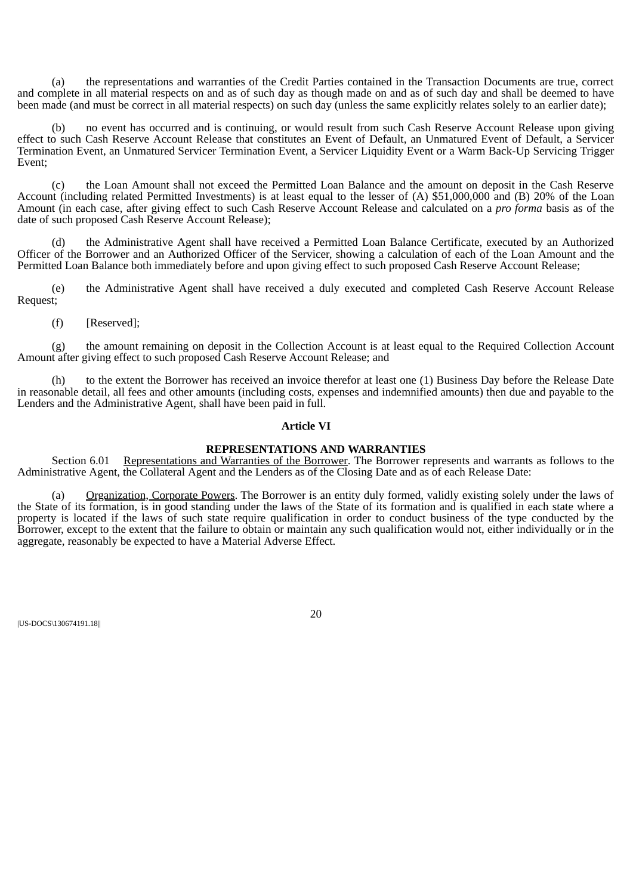(a) the representations and warranties of the Credit Parties contained in the Transaction Documents are true, correct and complete in all material respects on and as of such day as though made on and as of such day and shall be deemed to have been made (and must be correct in all material respects) on such day (unless the same explicitly relates solely to an earlier date);

(b) no event has occurred and is continuing, or would result from such Cash Reserve Account Release upon giving effect to such Cash Reserve Account Release that constitutes an Event of Default, an Unmatured Event of Default, a Servicer Termination Event, an Unmatured Servicer Termination Event, a Servicer Liquidity Event or a Warm Back-Up Servicing Trigger Event;

(c) the Loan Amount shall not exceed the Permitted Loan Balance and the amount on deposit in the Cash Reserve Account (including related Permitted Investments) is at least equal to the lesser of (A) $51,000,000 and (B) 20% of the Loan Amount (in each case, after giving effect to such Cash Reserve Account Release and calculated on a *pro forma* basis as of the date of such proposed Cash Reserve Account Release);

(d) the Administrative Agent shall have received a Permitted Loan Balance Certificate, executed by an Authorized Officer of the Borrower and an Authorized Officer of the Servicer, showing a calculation of each of the Loan Amount and the Permitted Loan Balance both immediately before and upon giving effect to such proposed Cash Reserve Account Release;

(e) the Administrative Agent shall have received a duly executed and completed Cash Reserve Account Release Request;

(f) [Reserved];

(g) the amount remaining on deposit in the Collection Account is at least equal to the Required Collection Account Amount after giving effect to such proposed Cash Reserve Account Release; and

(h) to the extent the Borrower has received an invoice therefor at least one (1) Business Day before the Release Date in reasonable detail, all fees and other amounts (including costs, expenses and indemnified amounts) then due and payable to the Lenders and the Administrative Agent, shall have been paid in full.

## Article VI

## REPRESENTATIONS AND WARRANTIES

Section 6.01 Representations and Warranties of the Borrower. The Borrower represents and warrants as follows to the Administrative Agent, the Collateral Agent and the Lenders as of the Closing Date and as of each Release Date:

(a) Organization, Corporate Powers. The Borrower is an entity duly formed, validly existing solely under the laws of the State of its formation, is in good standing under the laws of the State of its formation and is qualified in each state where a property is located if the laws of such state require qualification in order to conduct business of the type conducted by the Borrower, except to the extent that the failure to obtain or maintain any such qualification would not, either individually or in the aggregate, reasonably be expected to have a Material Adverse Effect.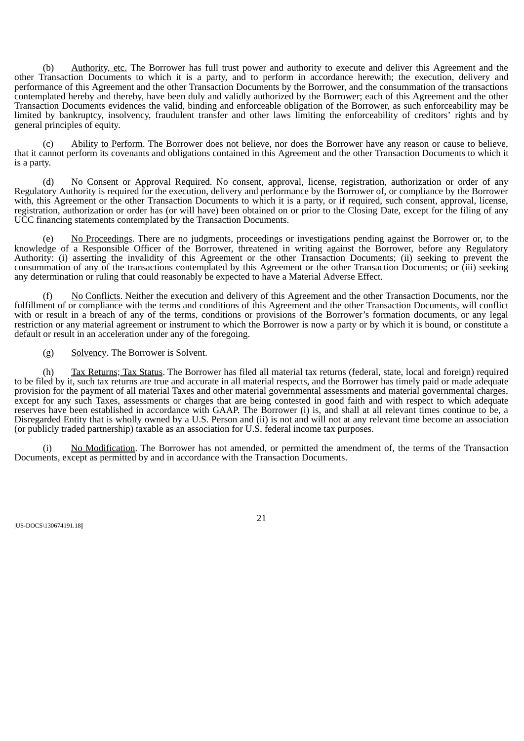(b) Authority, etc. The Borrower has full trust power and authority to execute and deliver this Agreement and the other Transaction Documents to which it is a party, and to perform in accordance herewith; the execution, delivery and performance of this Agreement and the other Transaction Documents by the Borrower, and the consummation of the transactions contemplated hereby and thereby, have been duly and validly authorized by the Borrower; each of this Agreement and the other Transaction Documents evidences the valid, binding and enforceable obligation of the Borrower, as such enforceability may be limited by bankruptcy, insolvency, fraudulent transfer and other laws limiting the enforceability of creditors' rights and by general principles of equity.

(c) Ability to Perform. The Borrower does not believe, nor does the Borrower have any reason or cause to believe, that it cannot perform its covenants and obligations contained in this Agreement and the other Transaction Documents to which it is a party.

(d) No Consent or Approval Required. No consent, approval, license, registration, authorization or order of any Regulatory Authority is required for the execution, delivery and performance by the Borrower of, or compliance by the Borrower with, this Agreement or the other Transaction Documents to which it is a party, or if required, such consent, approval, license, registration, authorization or order has (or will have) been obtained on or prior to the Closing Date, except for the filing of any UCC financing statements contemplated by the Transaction Documents.

(e) No Proceedings. There are no judgments, proceedings or investigations pending against the Borrower or, to the knowledge of a Responsible Officer of the Borrower, threatened in writing against the Borrower, before any Regulatory Authority: (i) asserting the invalidity of this Agreement or the other Transaction Documents; (ii) seeking to prevent the consummation of any of the transactions contemplated by this Agreement or the other Transaction Documents; or (iii) seeking any determination or ruling that could reasonably be expected to have a Material Adverse Effect.

(f) No Conflicts. Neither the execution and delivery of this Agreement and the other Transaction Documents, nor the fulfillment of or compliance with the terms and conditions of this Agreement and the other Transaction Documents, will conflict with or result in a breach of any of the terms, conditions or provisions of the Borrower's formation documents, or any legal restriction or any material agreement or instrument to which the Borrower is now a party or by which it is bound, or constitute a default or result in an acceleration under any of the foregoing.

(g) Solvency. The Borrower is Solvent.

(h) Tax Returns; Tax Status. The Borrower has filed all material tax returns (federal, state, local and foreign) required to be filed by it, such tax returns are true and accurate in all material respects, and the Borrower has timely paid or made adequate provision for the payment of all material Taxes and other material governmental assessments and material governmental charges, except for any such Taxes, assessments or charges that are being contested in good faith and with respect to which adequate reserves have been established in accordance with GAAP. The Borrower (i) is, and shall at all relevant times continue to be, a Disregarded Entity that is wholly owned by a U.S. Person and (ii) is not and will not at any relevant time become an association (or publicly traded partnership) taxable as an association for U.S. federal income tax purposes.

(i) No Modification. The Borrower has not amended, or permitted the amendment of, the terms of the Transaction Documents, except as permitted by and in accordance with the Transaction Documents.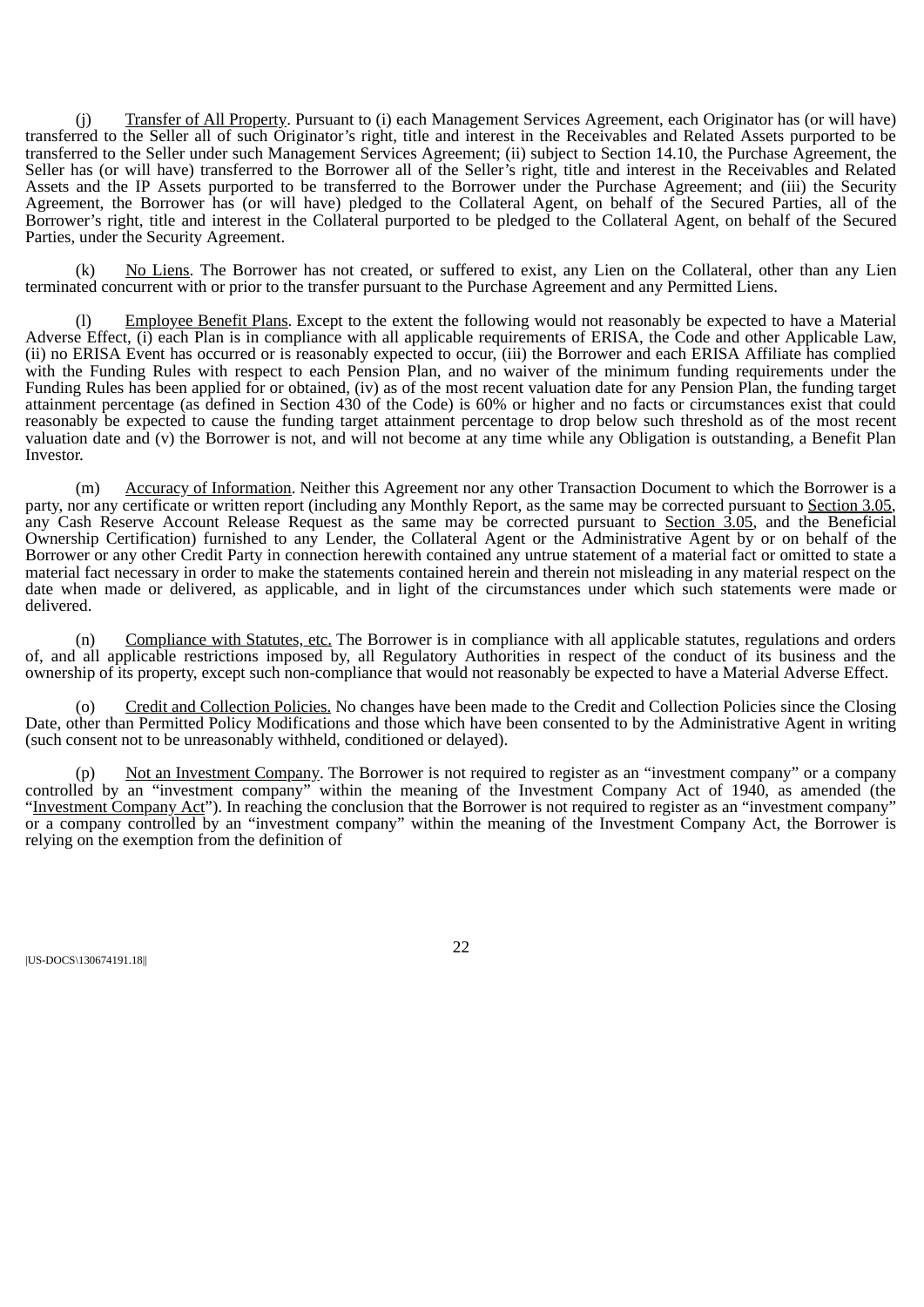(j) Transfer of All Property. Pursuant to (i) each Management Services Agreement, each Originator has (or will have) transferred to the Seller all of such Originator's right, title and interest in the Receivables and Related Assets purported to be transferred to the Seller under such Management Services Agreement; (ii) subject to Section 14.10, the Purchase Agreement, the Seller has (or will have) transferred to the Borrower all of the Seller's right, title and interest in the Receivables and Related Assets and the IP Assets purported to be transferred to the Borrower under the Purchase Agreement; and (iii) the Security Agreement, the Borrower has (or will have) pledged to the Collateral Agent, on behalf of the Secured Parties, all of the Borrower's right, title and interest in the Collateral purported to be pledged to the Collateral Agent, on behalf of the Secured Parties, under the Security Agreement.

(k) No Liens. The Borrower has not created, or suffered to exist, any Lien on the Collateral, other than any Lien terminated concurrent with or prior to the transfer pursuant to the Purchase Agreement and any Permitted Liens.

(l) Employee Benefit Plans. Except to the extent the following would not reasonably be expected to have a Material Adverse Effect, (i) each Plan is in compliance with all applicable requirements of ERISA, the Code and other Applicable Law, (ii) no ERISA Event has occurred or is reasonably expected to occur, (iii) the Borrower and each ERISA Affiliate has complied with the Funding Rules with respect to each Pension Plan, and no waiver of the minimum funding requirements under the Funding Rules has been applied for or obtained, (iv) as of the most recent valuation date for any Pension Plan, the funding target attainment percentage (as defined in Section 430 of the Code) is 60% or higher and no facts or circumstances exist that could reasonably be expected to cause the funding target attainment percentage to drop below such threshold as of the most recent valuation date and (v) the Borrower is not, and will not become at any time while any Obligation is outstanding, a Benefit Plan Investor.

(m) Accuracy of Information. Neither this Agreement nor any other Transaction Document to which the Borrower is a party, nor any certificate or written report (including any Monthly Report, as the same may be corrected pursuant to Section 3.05, any Cash Reserve Account Release Request as the same may be corrected pursuant to Section 3.05, and the Beneficial Ownership Certification) furnished to any Lender, the Collateral Agent or the Administrative Agent by or on behalf of the Borrower or any other Credit Party in connection herewith contained any untrue statement of a material fact or omitted to state a material fact necessary in order to make the statements contained herein and therein not misleading in any material respect on the date when made or delivered, as applicable, and in light of the circumstances under which such statements were made or delivered.

(n) Compliance with Statutes, etc. The Borrower is in compliance with all applicable statutes, regulations and orders of, and all applicable restrictions imposed by, all Regulatory Authorities in respect of the conduct of its business and the ownership of its property, except such non-compliance that would not reasonably be expected to have a Material Adverse Effect.

(o) Credit and Collection Policies. No changes have been made to the Credit and Collection Policies since the Closing Date, other than Permitted Policy Modifications and those which have been consented to by the Administrative Agent in writing (such consent not to be unreasonably withheld, conditioned or delayed).

(p) Not an Investment Company. The Borrower is not required to register as an "investment company" or a company controlled by an "investment company" within the meaning of the Investment Company Act of 1940, as amended (the "Investment Company Act"). In reaching the conclusion that the Borrower is not required to register as an "investment company" or a company controlled by an "investment company" within the meaning of the Investment Company Act, the Borrower is relying on the exemption from the definition of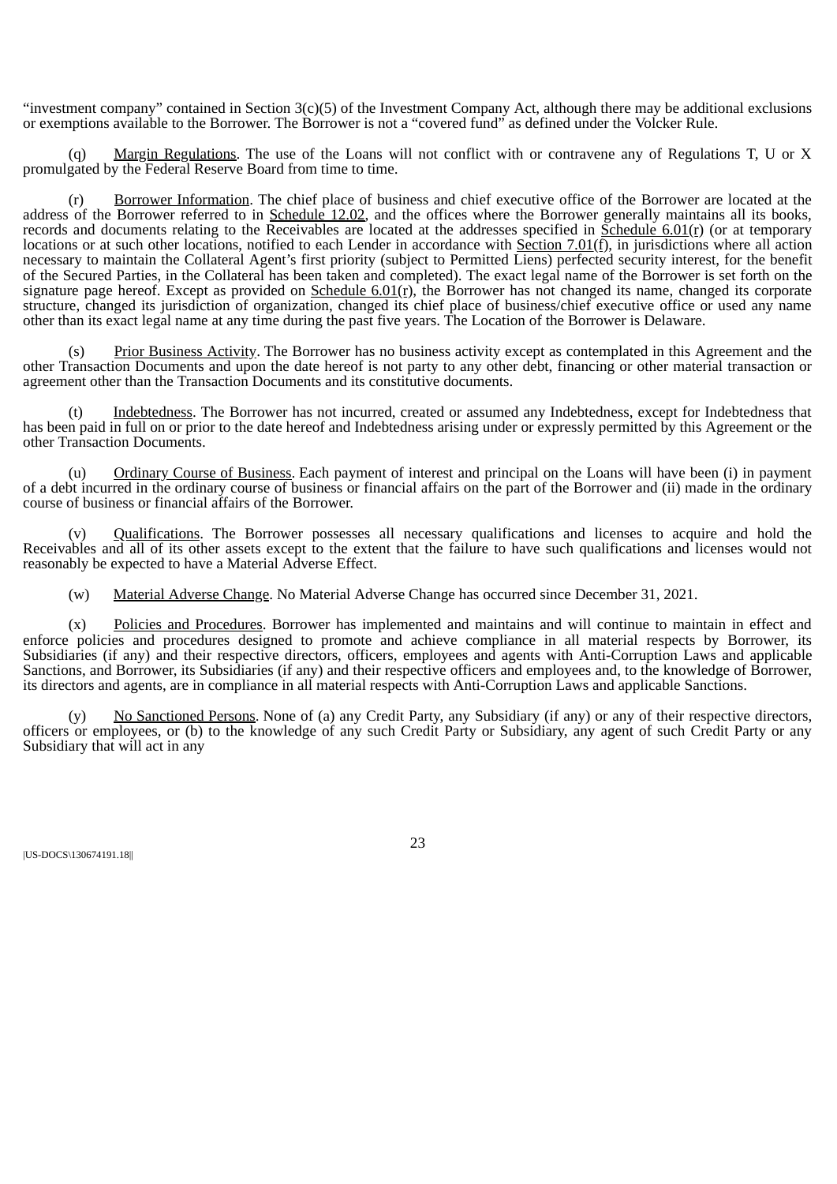"investment company" contained in Section 3(c)(5) of the Investment Company Act, although there may be additional exclusions or exemptions available to the Borrower. The Borrower is not a "covered fund" as defined under the Volcker Rule.

(q) Margin Regulations. The use of the Loans will not conflict with or contravene any of Regulations T, U or X promulgated by the Federal Reserve Board from time to time.

(r) Borrower Information. The chief place of business and chief executive office of the Borrower are located at the address of the Borrower referred to in Schedule 12.02, and the offices where the Borrower generally maintains all its books, records and documents relating to the Receivables are located at the addresses specified in Schedule 6.01(r) (or at temporary locations or at such other locations, notified to each Lender in accordance with Section 7.01(f), in jurisdictions where all action necessary to maintain the Collateral Agent's first priority (subject to Permitted Liens) perfected security interest, for the benefit of the Secured Parties, in the Collateral has been taken and completed). The exact legal name of the Borrower is set forth on the signature page hereof. Except as provided on Schedule 6.01(r), the Borrower has not changed its name, changed its corporate structure, changed its jurisdiction of organization, changed its chief place of business/chief executive office or used any name other than its exact legal name at any time during the past five years. The Location of the Borrower is Delaware.

(s) Prior Business Activity. The Borrower has no business activity except as contemplated in this Agreement and the other Transaction Documents and upon the date hereof is not party to any other debt, financing or other material transaction or agreement other than the Transaction Documents and its constitutive documents.

(t) Indebtedness. The Borrower has not incurred, created or assumed any Indebtedness, except for Indebtedness that has been paid in full on or prior to the date hereof and Indebtedness arising under or expressly permitted by this Agreement or the other Transaction Documents.

(u) Ordinary Course of Business. Each payment of interest and principal on the Loans will have been (i) in payment of a debt incurred in the ordinary course of business or financial affairs on the part of the Borrower and (ii) made in the ordinary course of business or financial affairs of the Borrower.

(v) Qualifications. The Borrower possesses all necessary qualifications and licenses to acquire and hold the Receivables and all of its other assets except to the extent that the failure to have such qualifications and licenses would not reasonably be expected to have a Material Adverse Effect.

(w) Material Adverse Change. No Material Adverse Change has occurred since December 31, 2021.

(x) Policies and Procedures. Borrower has implemented and maintains and will continue to maintain in effect and enforce policies and procedures designed to promote and achieve compliance in all material respects by Borrower, its Subsidiaries (if any) and their respective directors, officers, employees and agents with Anti-Corruption Laws and applicable Sanctions, and Borrower, its Subsidiaries (if any) and their respective officers and employees and, to the knowledge of Borrower, its directors and agents, are in compliance in all material respects with Anti-Corruption Laws and applicable Sanctions.

(y) No Sanctioned Persons. None of (a) any Credit Party, any Subsidiary (if any) or any of their respective directors, officers or employees, or (b) to the knowledge of any such Credit Party or Subsidiary, any agent of such Credit Party or any Subsidiary that will act in any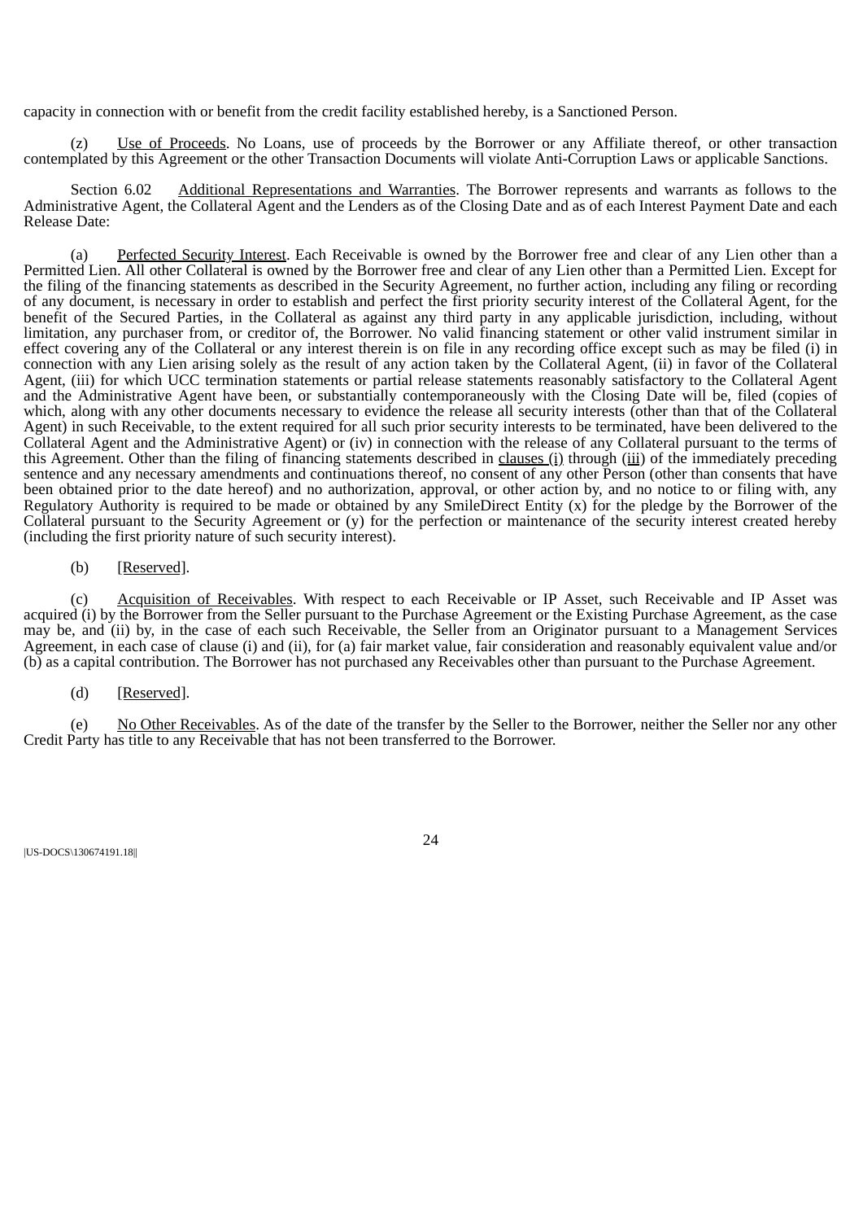capacity in connection with or benefit from the credit facility established hereby, is a Sanctioned Person.

(z) Use of Proceeds. No Loans, use of proceeds by the Borrower or any Affiliate thereof, or other transaction contemplated by this Agreement or the other Transaction Documents will violate Anti-Corruption Laws or applicable Sanctions.

Section 6.02 Additional Representations and Warranties. The Borrower represents and warrants as follows to the Administrative Agent, the Collateral Agent and the Lenders as of the Closing Date and as of each Interest Payment Date and each Release Date:

(a) Perfected Security Interest. Each Receivable is owned by the Borrower free and clear of any Lien other than a Permitted Lien. All other Collateral is owned by the Borrower free and clear of any Lien other than a Permitted Lien. Except for the filing of the financing statements as described in the Security Agreement, no further action, including any filing or recording of any document, is necessary in order to establish and perfect the first priority security interest of the Collateral Agent, for the benefit of the Secured Parties, in the Collateral as against any third party in any applicable jurisdiction, including, without limitation, any purchaser from, or creditor of, the Borrower. No valid financing statement or other valid instrument similar in effect covering any of the Collateral or any interest therein is on file in any recording office except such as may be filed (i) in connection with any Lien arising solely as the result of any action taken by the Collateral Agent, (ii) in favor of the Collateral Agent, (iii) for which UCC termination statements or partial release statements reasonably satisfactory to the Collateral Agent and the Administrative Agent have been, or substantially contemporaneously with the Closing Date will be, filed (copies of which, along with any other documents necessary to evidence the release all security interests (other than that of the Collateral Agent) in such Receivable, to the extent required for all such prior security interests to be terminated, have been delivered to the Collateral Agent and the Administrative Agent) or (iv) in connection with the release of any Collateral pursuant to the terms of this Agreement. Other than the filing of financing statements described in clauses (i) through (iii) of the immediately preceding sentence and any necessary amendments and continuations thereof, no consent of any other Person (other than consents that have been obtained prior to the date hereof) and no authorization, approval, or other action by, and no notice to or filing with, any Regulatory Authority is required to be made or obtained by any SmileDirect Entity (x) for the pledge by the Borrower of the Collateral pursuant to the Security Agreement or (y) for the perfection or maintenance of the security interest created hereby (including the first priority nature of such security interest).

(b) [Reserved].

(c) Acquisition of Receivables. With respect to each Receivable or IP Asset, such Receivable and IP Asset was acquired (i) by the Borrower from the Seller pursuant to the Purchase Agreement or the Existing Purchase Agreement, as the case may be, and (ii) by, in the case of each such Receivable, the Seller from an Originator pursuant to a Management Services Agreement, in each case of clause (i) and (ii), for (a) fair market value, fair consideration and reasonably equivalent value and/or (b) as a capital contribution. The Borrower has not purchased any Receivables other than pursuant to the Purchase Agreement.

(d) [Reserved].

(e) No Other Receivables. As of the date of the transfer by the Seller to the Borrower, neither the Seller nor any other Credit Party has title to any Receivable that has not been transferred to the Borrower.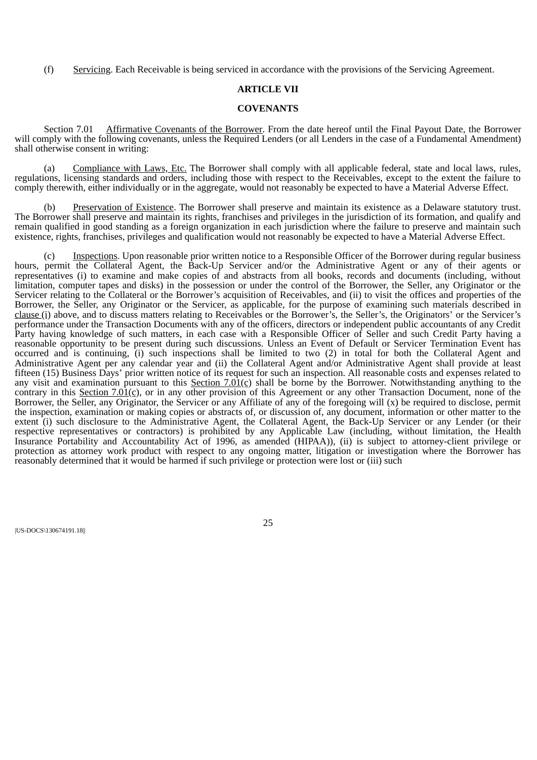(f) Servicing. Each Receivable is being serviced in accordance with the provisions of the Servicing Agreement.

## ARTICLE VII

## COVENANTS

Section 7.01 Affirmative Covenants of the Borrower. From the date hereof until the Final Payout Date, the Borrower will comply with the following covenants, unless the Required Lenders (or all Lenders in the case of a Fundamental Amendment) shall otherwise consent in writing:

(a) Compliance with Laws, Etc. The Borrower shall comply with all applicable federal, state and local laws, rules, regulations, licensing standards and orders, including those with respect to the Receivables, except to the extent the failure to comply therewith, either individually or in the aggregate, would not reasonably be expected to have a Material Adverse Effect.

(b) Preservation of Existence. The Borrower shall preserve and maintain its existence as a Delaware statutory trust. The Borrower shall preserve and maintain its rights, franchises and privileges in the jurisdiction of its formation, and qualify and remain qualified in good standing as a foreign organization in each jurisdiction where the failure to preserve and maintain such existence, rights, franchises, privileges and qualification would not reasonably be expected to have a Material Adverse Effect.

(c) Inspections. Upon reasonable prior written notice to a Responsible Officer of the Borrower during regular business hours, permit the Collateral Agent, the Back-Up Servicer and/or the Administrative Agent or any of their agents or representatives (i) to examine and make copies of and abstracts from all books, records and documents (including, without limitation, computer tapes and disks) in the possession or under the control of the Borrower, the Seller, any Originator or the Servicer relating to the Collateral or the Borrower's acquisition of Receivables, and (ii) to visit the offices and properties of the Borrower, the Seller, any Originator or the Servicer, as applicable, for the purpose of examining such materials described in clause (i) above, and to discuss matters relating to Receivables or the Borrower's, the Seller's, the Originators' or the Servicer's performance under the Transaction Documents with any of the officers, directors or independent public accountants of any Credit Party having knowledge of such matters, in each case with a Responsible Officer of Seller and such Credit Party having a reasonable opportunity to be present during such discussions. Unless an Event of Default or Servicer Termination Event has occurred and is continuing, (i) such inspections shall be limited to two (2) in total for both the Collateral Agent and Administrative Agent per any calendar year and (ii) the Collateral Agent and/or Administrative Agent shall provide at least fifteen (15) Business Days' prior written notice of its request for such an inspection. All reasonable costs and expenses related to any visit and examination pursuant to this Section 7.01(c) shall be borne by the Borrower. Notwithstanding anything to the contrary in this Section 7.01(c), or in any other provision of this Agreement or any other Transaction Document, none of the Borrower, the Seller, any Originator, the Servicer or any Affiliate of any of the foregoing will (x) be required to disclose, permit the inspection, examination or making copies or abstracts of, or discussion of, any document, information or other matter to the extent (i) such disclosure to the Administrative Agent, the Collateral Agent, the Back-Up Servicer or any Lender (or their respective representatives or contractors) is prohibited by any Applicable Law (including, without limitation, the Health Insurance Portability and Accountability Act of 1996, as amended (HIPAA)), (ii) is subject to attorney-client privilege or protection as attorney work product with respect to any ongoing matter, litigation or investigation where the Borrower has reasonably determined that it would be harmed if such privilege or protection were lost or (iii) such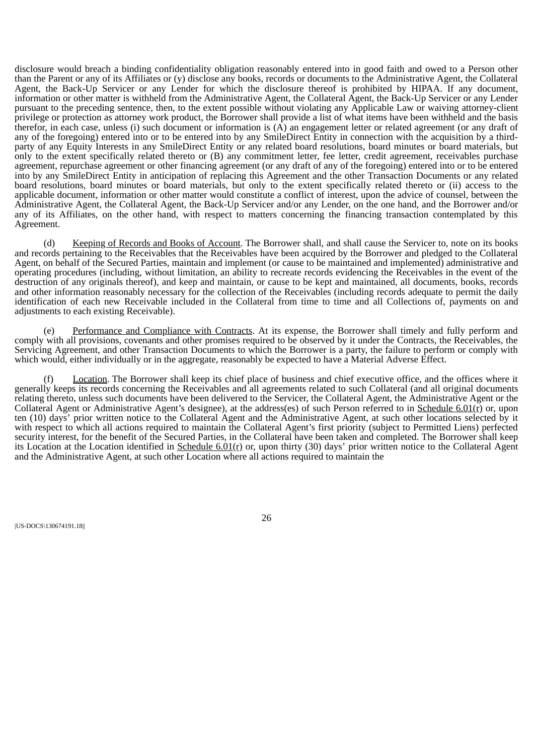disclosure would breach a binding confidentiality obligation reasonably entered into in good faith and owed to a Person other than the Parent or any of its Affiliates or (y) disclose any books, records or documents to the Administrative Agent, the Collateral Agent, the Back-Up Servicer or any Lender for which the disclosure thereof is prohibited by HIPAA. If any document, information or other matter is withheld from the Administrative Agent, the Collateral Agent, the Back-Up Servicer or any Lender pursuant to the preceding sentence, then, to the extent possible without violating any Applicable Law or waiving attorney-client privilege or protection as attorney work product, the Borrower shall provide a list of what items have been withheld and the basis therefor, in each case, unless (i) such document or information is (A) an engagement letter or related agreement (or any draft of any of the foregoing) entered into or to be entered into by any SmileDirect Entity in connection with the acquisition by a third-party of any Equity Interests in any SmileDirect Entity or any related board resolutions, board minutes or board materials, but only to the extent specifically related thereto or (B) any commitment letter, fee letter, credit agreement, receivables purchase agreement, repurchase agreement or other financing agreement (or any draft of any of the foregoing) entered into or to be entered into by any SmileDirect Entity in anticipation of replacing this Agreement and the other Transaction Documents or any related board resolutions, board minutes or board materials, but only to the extent specifically related thereto or (ii) access to the applicable document, information or other matter would constitute a conflict of interest, upon the advice of counsel, between the Administrative Agent, the Collateral Agent, the Back-Up Servicer and/or any Lender, on the one hand, and the Borrower and/or any of its Affiliates, on the other hand, with respect to matters concerning the financing transaction contemplated by this Agreement.

(d) Keeping of Records and Books of Account. The Borrower shall, and shall cause the Servicer to, note on its books and records pertaining to the Receivables that the Receivables have been acquired by the Borrower and pledged to the Collateral Agent, on behalf of the Secured Parties, maintain and implement (or cause to be maintained and implemented) administrative and operating procedures (including, without limitation, an ability to recreate records evidencing the Receivables in the event of the destruction of any originals thereof), and keep and maintain, or cause to be kept and maintained, all documents, books, records and other information reasonably necessary for the collection of the Receivables (including records adequate to permit the daily identification of each new Receivable included in the Collateral from time to time and all Collections of, payments on and adjustments to each existing Receivable).

(e) Performance and Compliance with Contracts. At its expense, the Borrower shall timely and fully perform and comply with all provisions, covenants and other promises required to be observed by it under the Contracts, the Receivables, the Servicing Agreement, and other Transaction Documents to which the Borrower is a party, the failure to perform or comply with which would, either individually or in the aggregate, reasonably be expected to have a Material Adverse Effect.

(f) Location. The Borrower shall keep its chief place of business and chief executive office, and the offices where it generally keeps its records concerning the Receivables and all agreements related to such Collateral (and all original documents relating thereto, unless such documents have been delivered to the Servicer, the Collateral Agent, the Administrative Agent or the Collateral Agent or Administrative Agent's designee), at the address(es) of such Person referred to in Schedule 6.01(r) or, upon ten (10) days' prior written notice to the Collateral Agent and the Administrative Agent, at such other locations selected by it with respect to which all actions required to maintain the Collateral Agent's first priority (subject to Permitted Liens) perfected security interest, for the benefit of the Secured Parties, in the Collateral have been taken and completed. The Borrower shall keep its Location at the Location identified in Schedule 6.01(r) or, upon thirty (30) days' prior written notice to the Collateral Agent and the Administrative Agent, at such other Location where all actions required to maintain the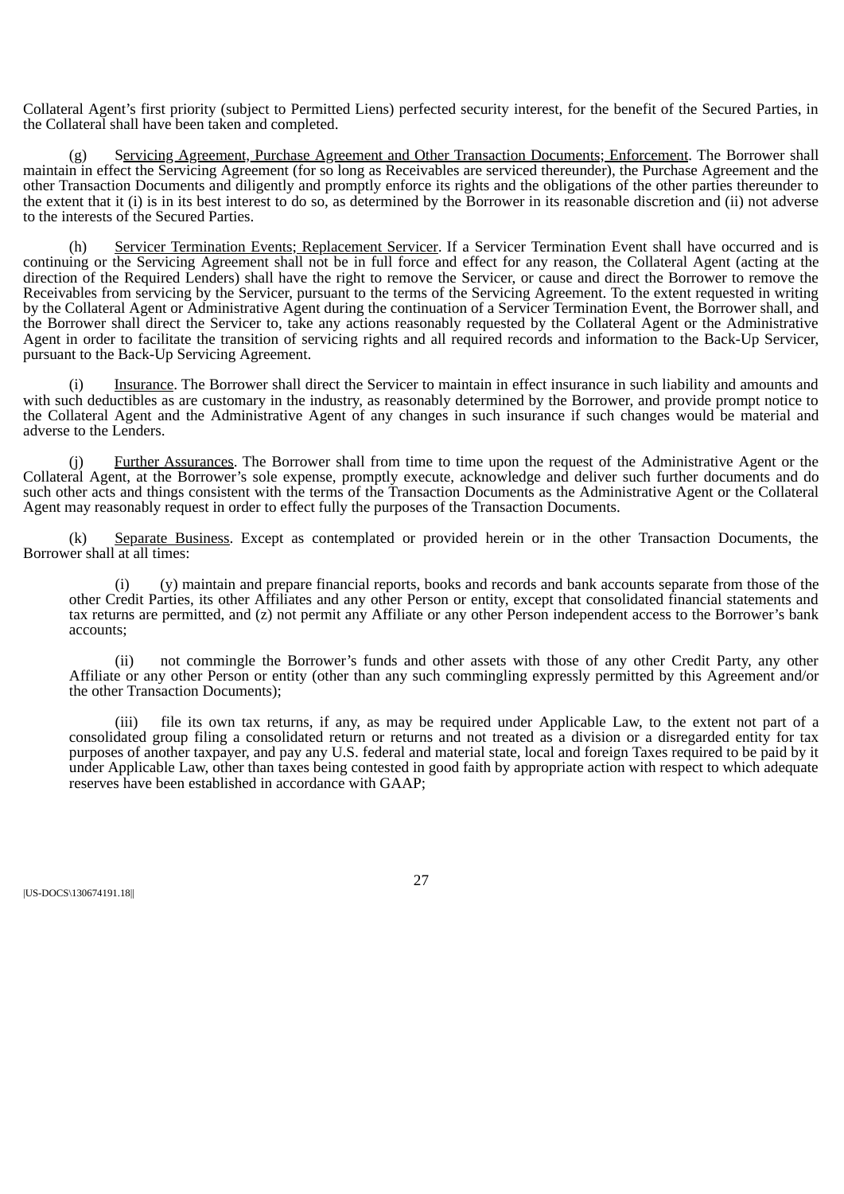Collateral Agent's first priority (subject to Permitted Liens) perfected security interest, for the benefit of the Secured Parties, in the Collateral shall have been taken and completed.

(g) Servicing Agreement, Purchase Agreement and Other Transaction Documents; Enforcement. The Borrower shall maintain in effect the Servicing Agreement (for so long as Receivables are serviced thereunder), the Purchase Agreement and the other Transaction Documents and diligently and promptly enforce its rights and the obligations of the other parties thereunder to the extent that it (i) is in its best interest to do so, as determined by the Borrower in its reasonable discretion and (ii) not adverse to the interests of the Secured Parties.

(h) Servicer Termination Events; Replacement Servicer. If a Servicer Termination Event shall have occurred and is continuing or the Servicing Agreement shall not be in full force and effect for any reason, the Collateral Agent (acting at the direction of the Required Lenders) shall have the right to remove the Servicer, or cause and direct the Borrower to remove the Receivables from servicing by the Servicer, pursuant to the terms of the Servicing Agreement. To the extent requested in writing by the Collateral Agent or Administrative Agent during the continuation of a Servicer Termination Event, the Borrower shall, and the Borrower shall direct the Servicer to, take any actions reasonably requested by the Collateral Agent or the Administrative Agent in order to facilitate the transition of servicing rights and all required records and information to the Back-Up Servicer, pursuant to the Back-Up Servicing Agreement.

(i) Insurance. The Borrower shall direct the Servicer to maintain in effect insurance in such liability and amounts and with such deductibles as are customary in the industry, as reasonably determined by the Borrower, and provide prompt notice to the Collateral Agent and the Administrative Agent of any changes in such insurance if such changes would be material and adverse to the Lenders.

(j) Further Assurances. The Borrower shall from time to time upon the request of the Administrative Agent or the Collateral Agent, at the Borrower's sole expense, promptly execute, acknowledge and deliver such further documents and do such other acts and things consistent with the terms of the Transaction Documents as the Administrative Agent or the Collateral Agent may reasonably request in order to effect fully the purposes of the Transaction Documents.

(k) Separate Business. Except as contemplated or provided herein or in the other Transaction Documents, the Borrower shall at all times:

(i) (y) maintain and prepare financial reports, books and records and bank accounts separate from those of the other Credit Parties, its other Affiliates and any other Person or entity, except that consolidated financial statements and tax returns are permitted, and (z) not permit any Affiliate or any other Person independent access to the Borrower's bank accounts;

(ii) not commingle the Borrower's funds and other assets with those of any other Credit Party, any other Affiliate or any other Person or entity (other than any such commingling expressly permitted by this Agreement and/or the other Transaction Documents);

(iii) file its own tax returns, if any, as may be required under Applicable Law, to the extent not part of a consolidated group filing a consolidated return or returns and not treated as a division or a disregarded entity for tax purposes of another taxpayer, and pay any U.S. federal and material state, local and foreign Taxes required to be paid by it under Applicable Law, other than taxes being contested in good faith by appropriate action with respect to which adequate reserves have been established in accordance with GAAP;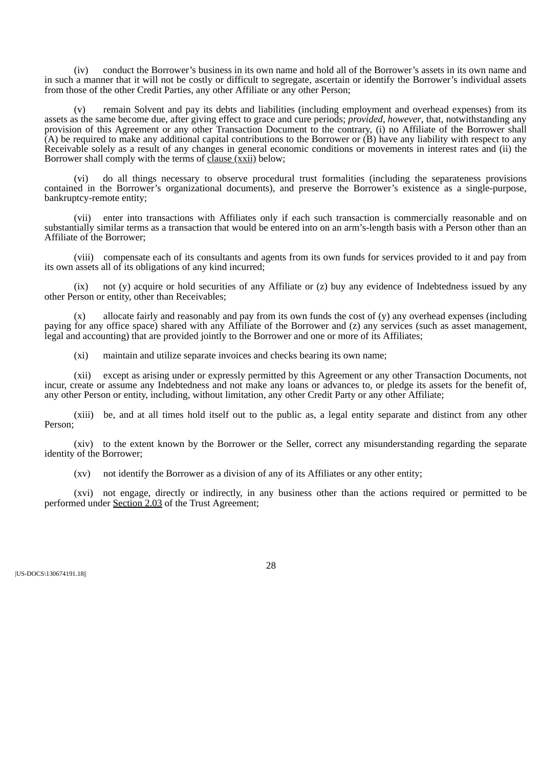(iv) conduct the Borrower's business in its own name and hold all of the Borrower's assets in its own name and in such a manner that it will not be costly or difficult to segregate, ascertain or identify the Borrower's individual assets from those of the other Credit Parties, any other Affiliate or any other Person;

(v) remain Solvent and pay its debts and liabilities (including employment and overhead expenses) from its assets as the same become due, after giving effect to grace and cure periods; *provided*, *however*, that, notwithstanding any provision of this Agreement or any other Transaction Document to the contrary, (i) no Affiliate of the Borrower shall (A) be required to make any additional capital contributions to the Borrower or (B) have any liability with respect to any Receivable solely as a result of any changes in general economic conditions or movements in interest rates and (ii) the Borrower shall comply with the terms of clause (xxii) below;

(vi) do all things necessary to observe procedural trust formalities (including the separateness provisions contained in the Borrower's organizational documents), and preserve the Borrower's existence as a single-purpose, bankruptcy-remote entity;

(vii) enter into transactions with Affiliates only if each such transaction is commercially reasonable and on substantially similar terms as a transaction that would be entered into on an arm's-length basis with a Person other than an Affiliate of the Borrower;

(viii) compensate each of its consultants and agents from its own funds for services provided to it and pay from its own assets all of its obligations of any kind incurred;

(ix) not (y) acquire or hold securities of any Affiliate or (z) buy any evidence of Indebtedness issued by any other Person or entity, other than Receivables;

(x) allocate fairly and reasonably and pay from its own funds the cost of (y) any overhead expenses (including paying for any office space) shared with any Affiliate of the Borrower and (z) any services (such as asset management, legal and accounting) that are provided jointly to the Borrower and one or more of its Affiliates;

(xi) maintain and utilize separate invoices and checks bearing its own name;

(xii) except as arising under or expressly permitted by this Agreement or any other Transaction Documents, not incur, create or assume any Indebtedness and not make any loans or advances to, or pledge its assets for the benefit of, any other Person or entity, including, without limitation, any other Credit Party or any other Affiliate;

(xiii) be, and at all times hold itself out to the public as, a legal entity separate and distinct from any other Person;

(xiv) to the extent known by the Borrower or the Seller, correct any misunderstanding regarding the separate identity of the Borrower;

(xv) not identify the Borrower as a division of any of its Affiliates or any other entity;

(xvi) not engage, directly or indirectly, in any business other than the actions required or permitted to be performed under Section 2.03 of the Trust Agreement;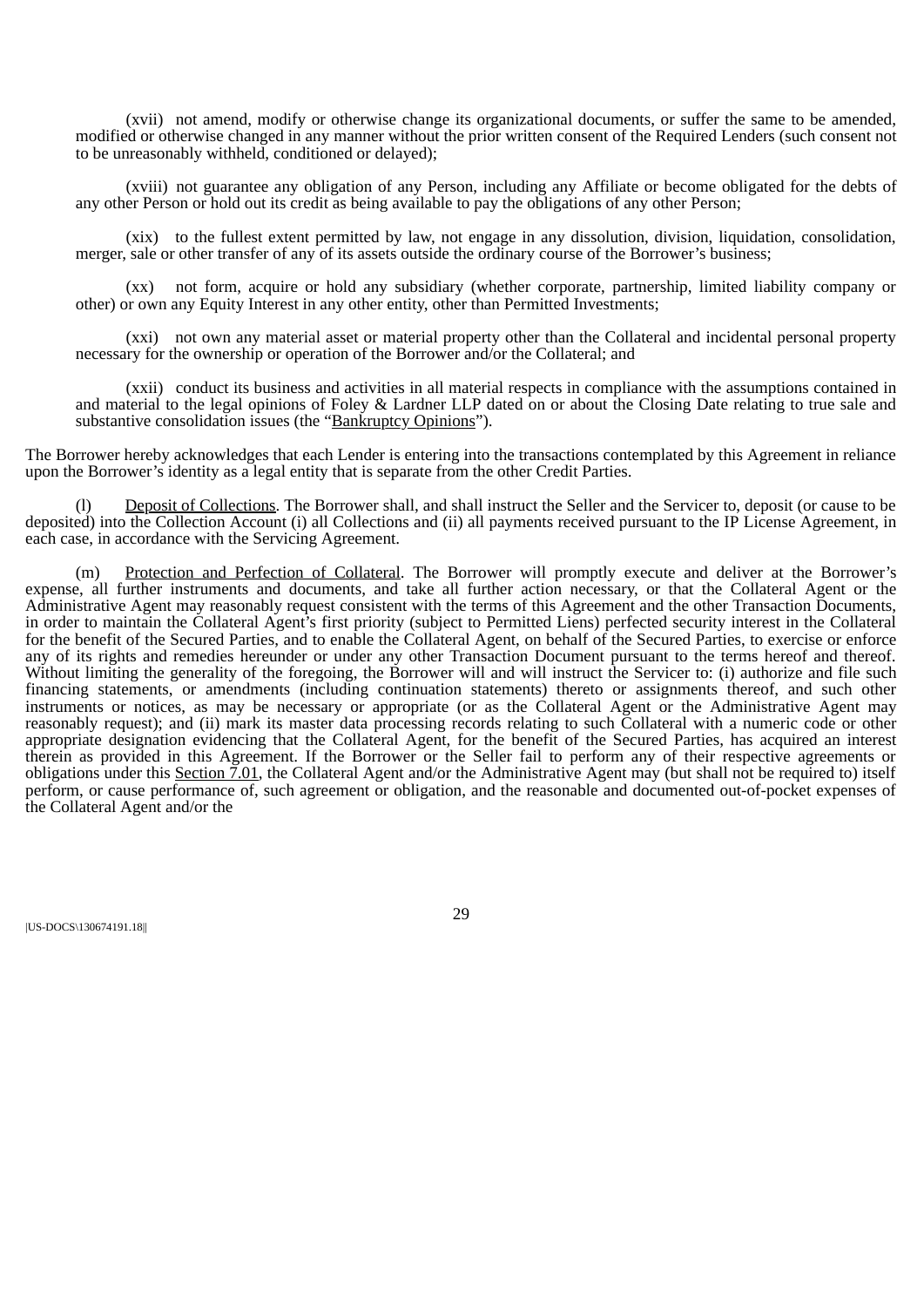(xvii) not amend, modify or otherwise change its organizational documents, or suffer the same to be amended, modified or otherwise changed in any manner without the prior written consent of the Required Lenders (such consent not to be unreasonably withheld, conditioned or delayed);

(xviii) not guarantee any obligation of any Person, including any Affiliate or become obligated for the debts of any other Person or hold out its credit as being available to pay the obligations of any other Person;

(xix) to the fullest extent permitted by law, not engage in any dissolution, division, liquidation, consolidation, merger, sale or other transfer of any of its assets outside the ordinary course of the Borrower's business;

(xx) not form, acquire or hold any subsidiary (whether corporate, partnership, limited liability company or other) or own any Equity Interest in any other entity, other than Permitted Investments;

(xxi) not own any material asset or material property other than the Collateral and incidental personal property necessary for the ownership or operation of the Borrower and/or the Collateral; and

(xxii) conduct its business and activities in all material respects in compliance with the assumptions contained in and material to the legal opinions of Foley & Lardner LLP dated on or about the Closing Date relating to true sale and substantive consolidation issues (the "Bankruptcy Opinions").

The Borrower hereby acknowledges that each Lender is entering into the transactions contemplated by this Agreement in reliance upon the Borrower's identity as a legal entity that is separate from the other Credit Parties.

(l) Deposit of Collections. The Borrower shall, and shall instruct the Seller and the Servicer to, deposit (or cause to be deposited) into the Collection Account (i) all Collections and (ii) all payments received pursuant to the IP License Agreement, in each case, in accordance with the Servicing Agreement.

(m) Protection and Perfection of Collateral. The Borrower will promptly execute and deliver at the Borrower's expense, all further instruments and documents, and take all further action necessary, or that the Collateral Agent or the Administrative Agent may reasonably request consistent with the terms of this Agreement and the other Transaction Documents, in order to maintain the Collateral Agent's first priority (subject to Permitted Liens) perfected security interest in the Collateral for the benefit of the Secured Parties, and to enable the Collateral Agent, on behalf of the Secured Parties, to exercise or enforce any of its rights and remedies hereunder or under any other Transaction Document pursuant to the terms hereof and thereof. Without limiting the generality of the foregoing, the Borrower will and will instruct the Servicer to: (i) authorize and file such financing statements, or amendments (including continuation statements) thereto or assignments thereof, and such other instruments or notices, as may be necessary or appropriate (or as the Collateral Agent or the Administrative Agent may reasonably request); and (ii) mark its master data processing records relating to such Collateral with a numeric code or other appropriate designation evidencing that the Collateral Agent, for the benefit of the Secured Parties, has acquired an interest therein as provided in this Agreement. If the Borrower or the Seller fail to perform any of their respective agreements or obligations under this Section 7.01, the Collateral Agent and/or the Administrative Agent may (but shall not be required to) itself perform, or cause performance of, such agreement or obligation, and the reasonable and documented out-of-pocket expenses of the Collateral Agent and/or the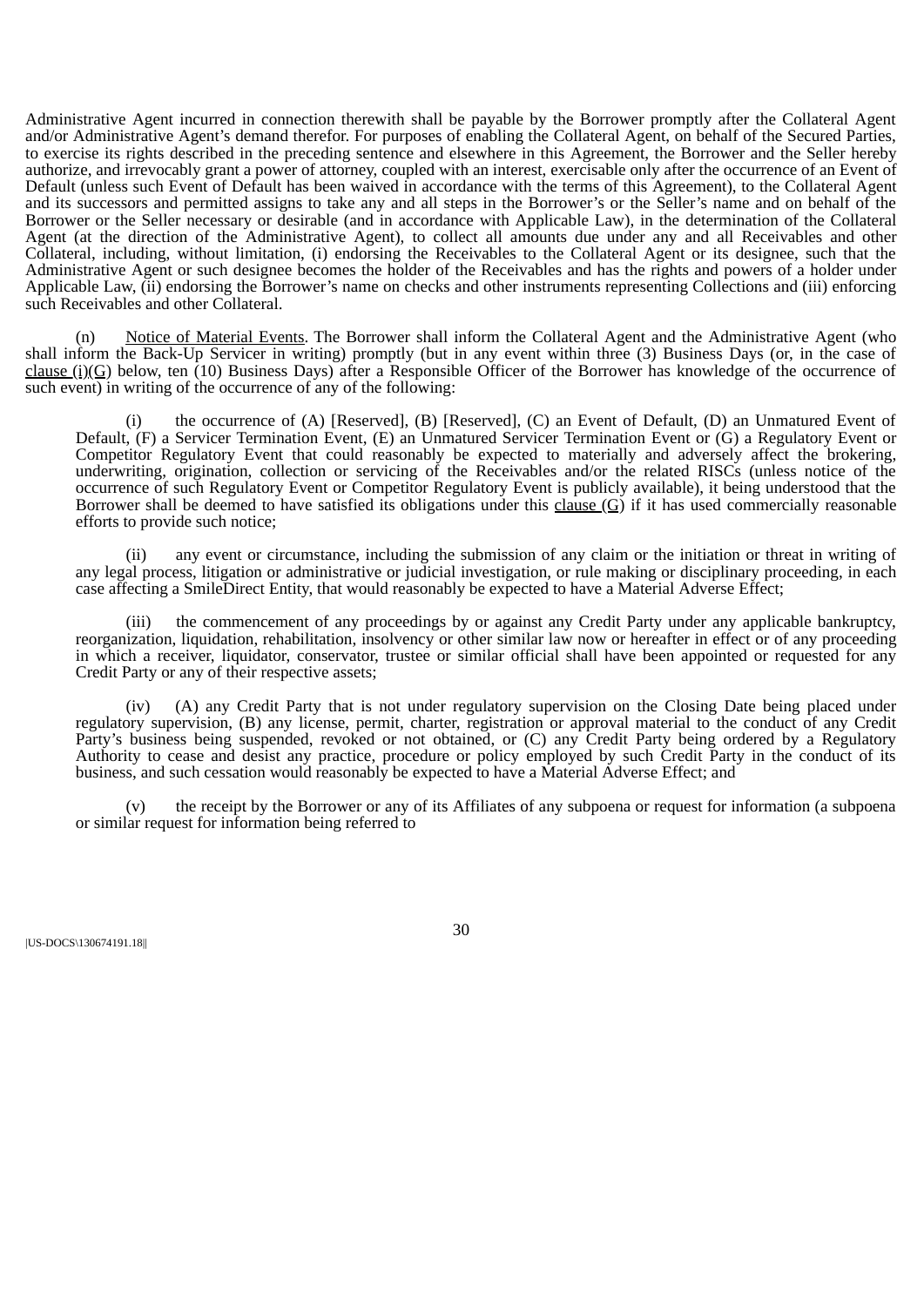Administrative Agent incurred in connection therewith shall be payable by the Borrower promptly after the Collateral Agent and/or Administrative Agent's demand therefor. For purposes of enabling the Collateral Agent, on behalf of the Secured Parties, to exercise its rights described in the preceding sentence and elsewhere in this Agreement, the Borrower and the Seller hereby authorize, and irrevocably grant a power of attorney, coupled with an interest, exercisable only after the occurrence of an Event of Default (unless such Event of Default has been waived in accordance with the terms of this Agreement), to the Collateral Agent and its successors and permitted assigns to take any and all steps in the Borrower's or the Seller's name and on behalf of the Borrower or the Seller necessary or desirable (and in accordance with Applicable Law), in the determination of the Collateral Agent (at the direction of the Administrative Agent), to collect all amounts due under any and all Receivables and other Collateral, including, without limitation, (i) endorsing the Receivables to the Collateral Agent or its designee, such that the Administrative Agent or such designee becomes the holder of the Receivables and has the rights and powers of a holder under Applicable Law, (ii) endorsing the Borrower's name on checks and other instruments representing Collections and (iii) enforcing such Receivables and other Collateral.

(n) Notice of Material Events. The Borrower shall inform the Collateral Agent and the Administrative Agent (who shall inform the Back-Up Servicer in writing) promptly (but in any event within three (3) Business Days (or, in the case of clause (i)(G) below, ten (10) Business Days) after a Responsible Officer of the Borrower has knowledge of the occurrence of such event) in writing of the occurrence of any of the following:

(i) the occurrence of (A) [Reserved], (B) [Reserved], (C) an Event of Default, (D) an Unmatured Event of Default, (F) a Servicer Termination Event, (E) an Unmatured Servicer Termination Event or (G) a Regulatory Event or Competitor Regulatory Event that could reasonably be expected to materially and adversely affect the brokering, underwriting, origination, collection or servicing of the Receivables and/or the related RISCs (unless notice of the occurrence of such Regulatory Event or Competitor Regulatory Event is publicly available), it being understood that the Borrower shall be deemed to have satisfied its obligations under this clause (G) if it has used commercially reasonable efforts to provide such notice;

(ii) any event or circumstance, including the submission of any claim or the initiation or threat in writing of any legal process, litigation or administrative or judicial investigation, or rule making or disciplinary proceeding, in each case affecting a SmileDirect Entity, that would reasonably be expected to have a Material Adverse Effect;

(iii) the commencement of any proceedings by or against any Credit Party under any applicable bankruptcy, reorganization, liquidation, rehabilitation, insolvency or other similar law now or hereafter in effect or of any proceeding in which a receiver, liquidator, conservator, trustee or similar official shall have been appointed or requested for any Credit Party or any of their respective assets;

(iv) (A) any Credit Party that is not under regulatory supervision on the Closing Date being placed under regulatory supervision, (B) any license, permit, charter, registration or approval material to the conduct of any Credit Party's business being suspended, revoked or not obtained, or (C) any Credit Party being ordered by a Regulatory Authority to cease and desist any practice, procedure or policy employed by such Credit Party in the conduct of its business, and such cessation would reasonably be expected to have a Material Adverse Effect; and

(v) the receipt by the Borrower or any of its Affiliates of any subpoena or request for information (a subpoena or similar request for information being referred to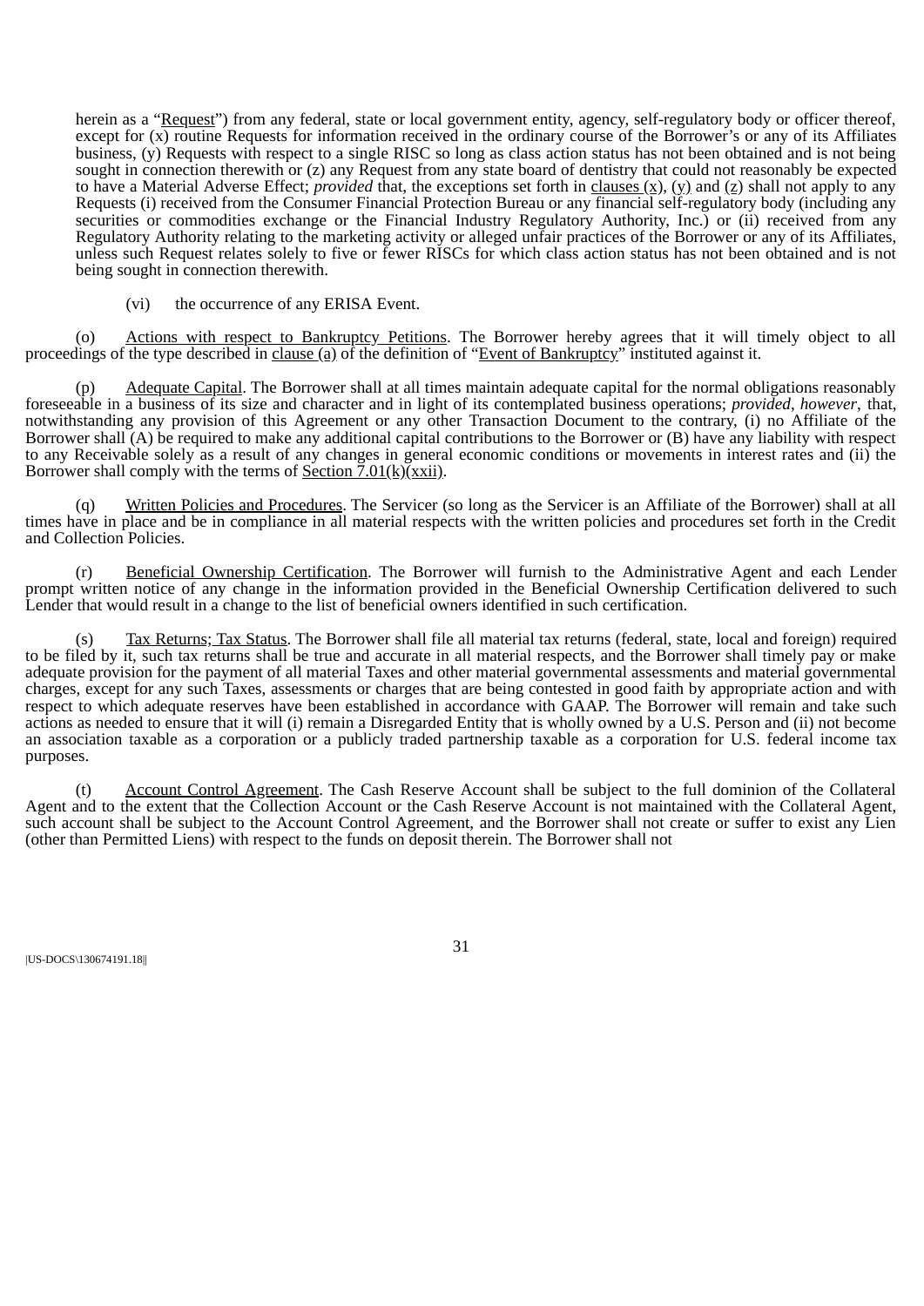herein as a "Request") from any federal, state or local government entity, agency, self-regulatory body or officer thereof, except for (x) routine Requests for information received in the ordinary course of the Borrower's or any of its Affiliates business, (y) Requests with respect to a single RISC so long as class action status has not been obtained and is not being sought in connection therewith or (z) any Request from any state board of dentistry that could not reasonably be expected to have a Material Adverse Effect; *provided* that, the exceptions set forth in clauses (x), (y) and (z) shall not apply to any Requests (i) received from the Consumer Financial Protection Bureau or any financial self-regulatory body (including any securities or commodities exchange or the Financial Industry Regulatory Authority, Inc.) or (ii) received from any Regulatory Authority relating to the marketing activity or alleged unfair practices of the Borrower or any of its Affiliates, unless such Request relates solely to five or fewer RISCs for which class action status has not been obtained and is not being sought in connection therewith.

(vi) the occurrence of any ERISA Event.

(o) Actions with respect to Bankruptcy Petitions. The Borrower hereby agrees that it will timely object to all proceedings of the type described in clause (a) of the definition of "Event of Bankruptcy" instituted against it.

(p) Adequate Capital. The Borrower shall at all times maintain adequate capital for the normal obligations reasonably foreseeable in a business of its size and character and in light of its contemplated business operations; *provided*, *however*, that, notwithstanding any provision of this Agreement or any other Transaction Document to the contrary, (i) no Affiliate of the Borrower shall (A) be required to make any additional capital contributions to the Borrower or (B) have any liability with respect to any Receivable solely as a result of any changes in general economic conditions or movements in interest rates and (ii) the Borrower shall comply with the terms of Section 7.01(k)(xxii).

(q) Written Policies and Procedures. The Servicer (so long as the Servicer is an Affiliate of the Borrower) shall at all times have in place and be in compliance in all material respects with the written policies and procedures set forth in the Credit and Collection Policies.

(r) Beneficial Ownership Certification. The Borrower will furnish to the Administrative Agent and each Lender prompt written notice of any change in the information provided in the Beneficial Ownership Certification delivered to such Lender that would result in a change to the list of beneficial owners identified in such certification.

(s) Tax Returns; Tax Status. The Borrower shall file all material tax returns (federal, state, local and foreign) required to be filed by it, such tax returns shall be true and accurate in all material respects, and the Borrower shall timely pay or make adequate provision for the payment of all material Taxes and other material governmental assessments and material governmental charges, except for any such Taxes, assessments or charges that are being contested in good faith by appropriate action and with respect to which adequate reserves have been established in accordance with GAAP. The Borrower will remain and take such actions as needed to ensure that it will (i) remain a Disregarded Entity that is wholly owned by a U.S. Person and (ii) not become an association taxable as a corporation or a publicly traded partnership taxable as a corporation for U.S. federal income tax purposes.

(t) Account Control Agreement. The Cash Reserve Account shall be subject to the full dominion of the Collateral Agent and to the extent that the Collection Account or the Cash Reserve Account is not maintained with the Collateral Agent, such account shall be subject to the Account Control Agreement, and the Borrower shall not create or suffer to exist any Lien (other than Permitted Liens) with respect to the funds on deposit therein. The Borrower shall not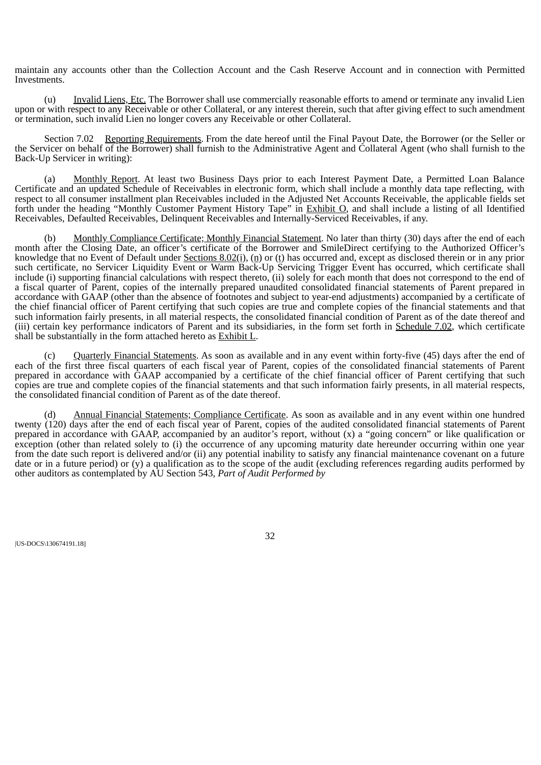maintain any accounts other than the Collection Account and the Cash Reserve Account and in connection with Permitted Investments.

(u) Invalid Liens, Etc. The Borrower shall use commercially reasonable efforts to amend or terminate any invalid Lien upon or with respect to any Receivable or other Collateral, or any interest therein, such that after giving effect to such amendment or termination, such invalid Lien no longer covers any Receivable or other Collateral.

Section 7.02 Reporting Requirements. From the date hereof until the Final Payout Date, the Borrower (or the Seller or the Servicer on behalf of the Borrower) shall furnish to the Administrative Agent and Collateral Agent (who shall furnish to the Back-Up Servicer in writing):

(a) Monthly Report. At least two Business Days prior to each Interest Payment Date, a Permitted Loan Balance Certificate and an updated Schedule of Receivables in electronic form, which shall include a monthly data tape reflecting, with respect to all consumer installment plan Receivables included in the Adjusted Net Accounts Receivable, the applicable fields set forth under the heading "Monthly Customer Payment History Tape" in Exhibit O, and shall include a listing of all Identified Receivables, Defaulted Receivables, Delinquent Receivables and Internally-Serviced Receivables, if any.

(b) Monthly Compliance Certificate; Monthly Financial Statement. No later than thirty (30) days after the end of each month after the Closing Date, an officer's certificate of the Borrower and SmileDirect certifying to the Authorized Officer's knowledge that no Event of Default under Sections 8.02(i), (n) or (t) has occurred and, except as disclosed therein or in any prior such certificate, no Servicer Liquidity Event or Warm Back-Up Servicing Trigger Event has occurred, which certificate shall include (i) supporting financial calculations with respect thereto, (ii) solely for each month that does not correspond to the end of a fiscal quarter of Parent, copies of the internally prepared unaudited consolidated financial statements of Parent prepared in accordance with GAAP (other than the absence of footnotes and subject to year-end adjustments) accompanied by a certificate of the chief financial officer of Parent certifying that such copies are true and complete copies of the financial statements and that such information fairly presents, in all material respects, the consolidated financial condition of Parent as of the date thereof and (iii) certain key performance indicators of Parent and its subsidiaries, in the form set forth in Schedule 7.02, which certificate shall be substantially in the form attached hereto as Exhibit L.

(c) Quarterly Financial Statements. As soon as available and in any event within forty-five (45) days after the end of each of the first three fiscal quarters of each fiscal year of Parent, copies of the consolidated financial statements of Parent prepared in accordance with GAAP accompanied by a certificate of the chief financial officer of Parent certifying that such copies are true and complete copies of the financial statements and that such information fairly presents, in all material respects, the consolidated financial condition of Parent as of the date thereof.

(d) Annual Financial Statements; Compliance Certificate. As soon as available and in any event within one hundred twenty (120) days after the end of each fiscal year of Parent, copies of the audited consolidated financial statements of Parent prepared in accordance with GAAP, accompanied by an auditor's report, without (x) a "going concern" or like qualification or exception (other than related solely to (i) the occurrence of any upcoming maturity date hereunder occurring within one year from the date such report is delivered and/or (ii) any potential inability to satisfy any financial maintenance covenant on a future date or in a future period) or (y) a qualification as to the scope of the audit (excluding references regarding audits performed by other auditors as contemplated by AU Section 543, *Part of Audit Performed by*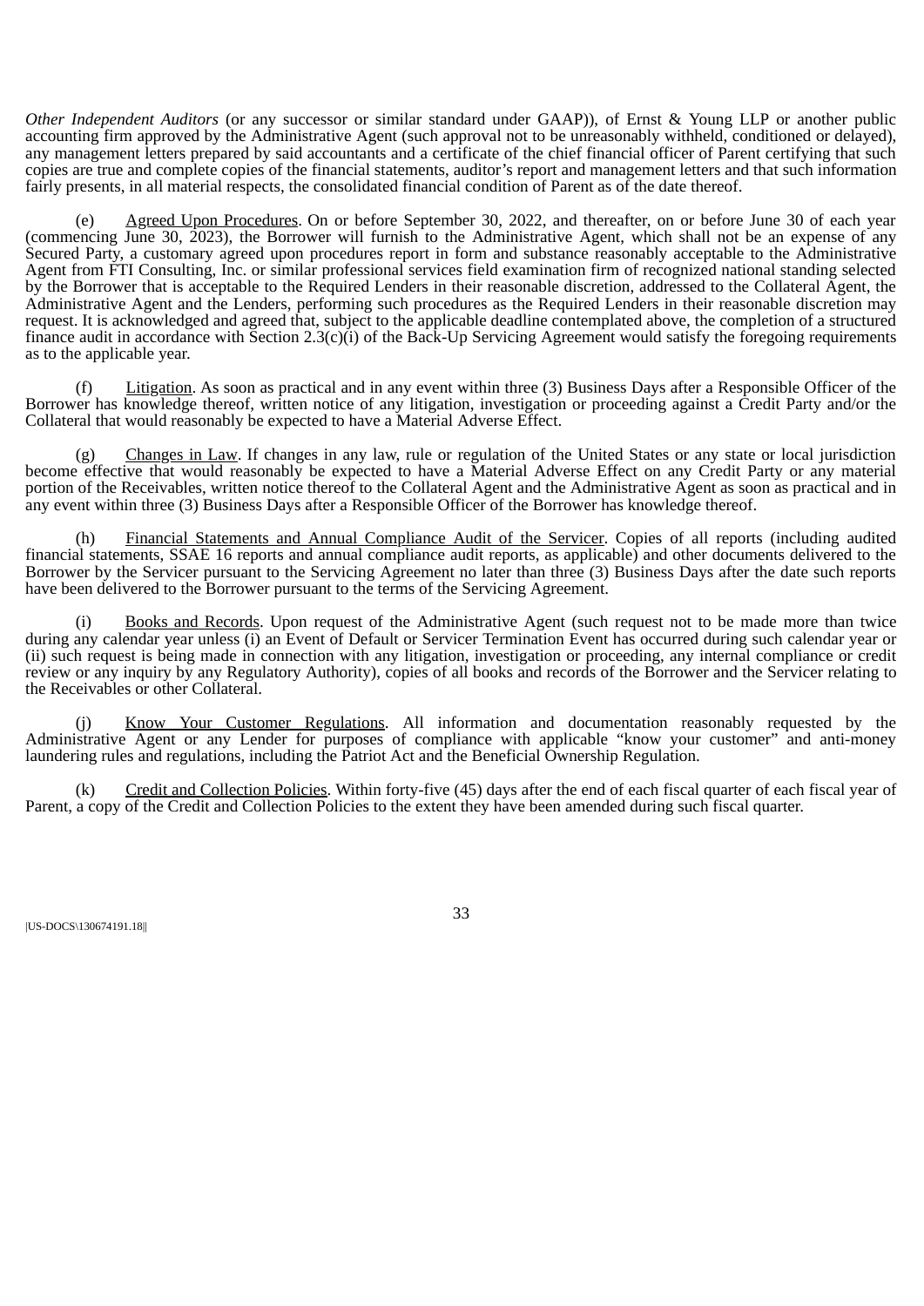*Other Independent Auditors* (or any successor or similar standard under GAAP)), of Ernst & Young LLP or another public accounting firm approved by the Administrative Agent (such approval not to be unreasonably withheld, conditioned or delayed), any management letters prepared by said accountants and a certificate of the chief financial officer of Parent certifying that such copies are true and complete copies of the financial statements, auditor's report and management letters and that such information fairly presents, in all material respects, the consolidated financial condition of Parent as of the date thereof.

(e) Agreed Upon Procedures. On or before September 30, 2022, and thereafter, on or before June 30 of each year (commencing June 30, 2023), the Borrower will furnish to the Administrative Agent, which shall not be an expense of any Secured Party, a customary agreed upon procedures report in form and substance reasonably acceptable to the Administrative Agent from FTI Consulting, Inc. or similar professional services field examination firm of recognized national standing selected by the Borrower that is acceptable to the Required Lenders in their reasonable discretion, addressed to the Collateral Agent, the Administrative Agent and the Lenders, performing such procedures as the Required Lenders in their reasonable discretion may request. It is acknowledged and agreed that, subject to the applicable deadline contemplated above, the completion of a structured finance audit in accordance with Section 2.3(c)(i) of the Back-Up Servicing Agreement would satisfy the foregoing requirements as to the applicable year.

(f) Litigation. As soon as practical and in any event within three (3) Business Days after a Responsible Officer of the Borrower has knowledge thereof, written notice of any litigation, investigation or proceeding against a Credit Party and/or the Collateral that would reasonably be expected to have a Material Adverse Effect.

(g) Changes in Law. If changes in any law, rule or regulation of the United States or any state or local jurisdiction become effective that would reasonably be expected to have a Material Adverse Effect on any Credit Party or any material portion of the Receivables, written notice thereof to the Collateral Agent and the Administrative Agent as soon as practical and in any event within three (3) Business Days after a Responsible Officer of the Borrower has knowledge thereof.

(h) Financial Statements and Annual Compliance Audit of the Servicer. Copies of all reports (including audited financial statements, SSAE 16 reports and annual compliance audit reports, as applicable) and other documents delivered to the Borrower by the Servicer pursuant to the Servicing Agreement no later than three (3) Business Days after the date such reports have been delivered to the Borrower pursuant to the terms of the Servicing Agreement.

(i) Books and Records. Upon request of the Administrative Agent (such request not to be made more than twice during any calendar year unless (i) an Event of Default or Servicer Termination Event has occurred during such calendar year or (ii) such request is being made in connection with any litigation, investigation or proceeding, any internal compliance or credit review or any inquiry by any Regulatory Authority), copies of all books and records of the Borrower and the Servicer relating to the Receivables or other Collateral.

(j) Know Your Customer Regulations. All information and documentation reasonably requested by the Administrative Agent or any Lender for purposes of compliance with applicable "know your customer" and anti-money laundering rules and regulations, including the Patriot Act and the Beneficial Ownership Regulation.

(k) Credit and Collection Policies. Within forty-five (45) days after the end of each fiscal quarter of each fiscal year of Parent, a copy of the Credit and Collection Policies to the extent they have been amended during such fiscal quarter.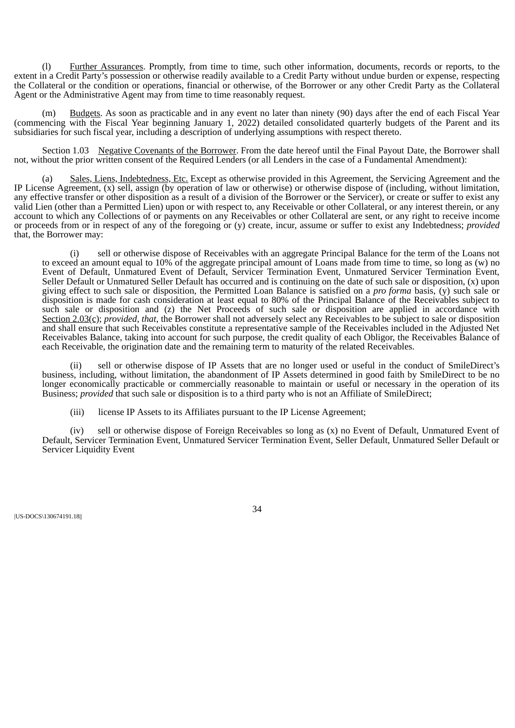(l) Further Assurances. Promptly, from time to time, such other information, documents, records or reports, to the extent in a Credit Party's possession or otherwise readily available to a Credit Party without undue burden or expense, respecting the Collateral or the condition or operations, financial or otherwise, of the Borrower or any other Credit Party as the Collateral Agent or the Administrative Agent may from time to time reasonably request.

(m) Budgets. As soon as practicable and in any event no later than ninety (90) days after the end of each Fiscal Year (commencing with the Fiscal Year beginning January 1, 2022) detailed consolidated quarterly budgets of the Parent and its subsidiaries for such fiscal year, including a description of underlying assumptions with respect thereto.

Section 1.03 Negative Covenants of the Borrower. From the date hereof until the Final Payout Date, the Borrower shall not, without the prior written consent of the Required Lenders (or all Lenders in the case of a Fundamental Amendment):

(a) Sales, Liens, Indebtedness, Etc. Except as otherwise provided in this Agreement, the Servicing Agreement and the IP License Agreement, (x) sell, assign (by operation of law or otherwise) or otherwise dispose of (including, without limitation, any effective transfer or other disposition as a result of a division of the Borrower or the Servicer), or create or suffer to exist any valid Lien (other than a Permitted Lien) upon or with respect to, any Receivable or other Collateral, or any interest therein, or any account to which any Collections of or payments on any Receivables or other Collateral are sent, or any right to receive income or proceeds from or in respect of any of the foregoing or (y) create, incur, assume or suffer to exist any Indebtedness; *provided* that, the Borrower may:

(i) sell or otherwise dispose of Receivables with an aggregate Principal Balance for the term of the Loans not to exceed an amount equal to 10% of the aggregate principal amount of Loans made from time to time, so long as (w) no Event of Default, Unmatured Event of Default, Servicer Termination Event, Unmatured Servicer Termination Event, Seller Default or Unmatured Seller Default has occurred and is continuing on the date of such sale or disposition, (x) upon giving effect to such sale or disposition, the Permitted Loan Balance is satisfied on a *pro forma* basis, (y) such sale or disposition is made for cash consideration at least equal to 80% of the Principal Balance of the Receivables subject to such sale or disposition and (z) the Net Proceeds of such sale or disposition are applied in accordance with Section 2.03(c); *provided*, *that*, the Borrower shall not adversely select any Receivables to be subject to sale or disposition and shall ensure that such Receivables constitute a representative sample of the Receivables included in the Adjusted Net Receivables Balance, taking into account for such purpose, the credit quality of each Obligor, the Receivables Balance of each Receivable, the origination date and the remaining term to maturity of the related Receivables.

(ii) sell or otherwise dispose of IP Assets that are no longer used or useful in the conduct of SmileDirect's business, including, without limitation, the abandonment of IP Assets determined in good faith by SmileDirect to be no longer economically practicable or commercially reasonable to maintain or useful or necessary in the operation of its Business; *provided* that such sale or disposition is to a third party who is not an Affiliate of SmileDirect;

(iii) license IP Assets to its Affiliates pursuant to the IP License Agreement;

(iv) sell or otherwise dispose of Foreign Receivables so long as (x) no Event of Default, Unmatured Event of Default, Servicer Termination Event, Unmatured Servicer Termination Event, Seller Default, Unmatured Seller Default or Servicer Liquidity Event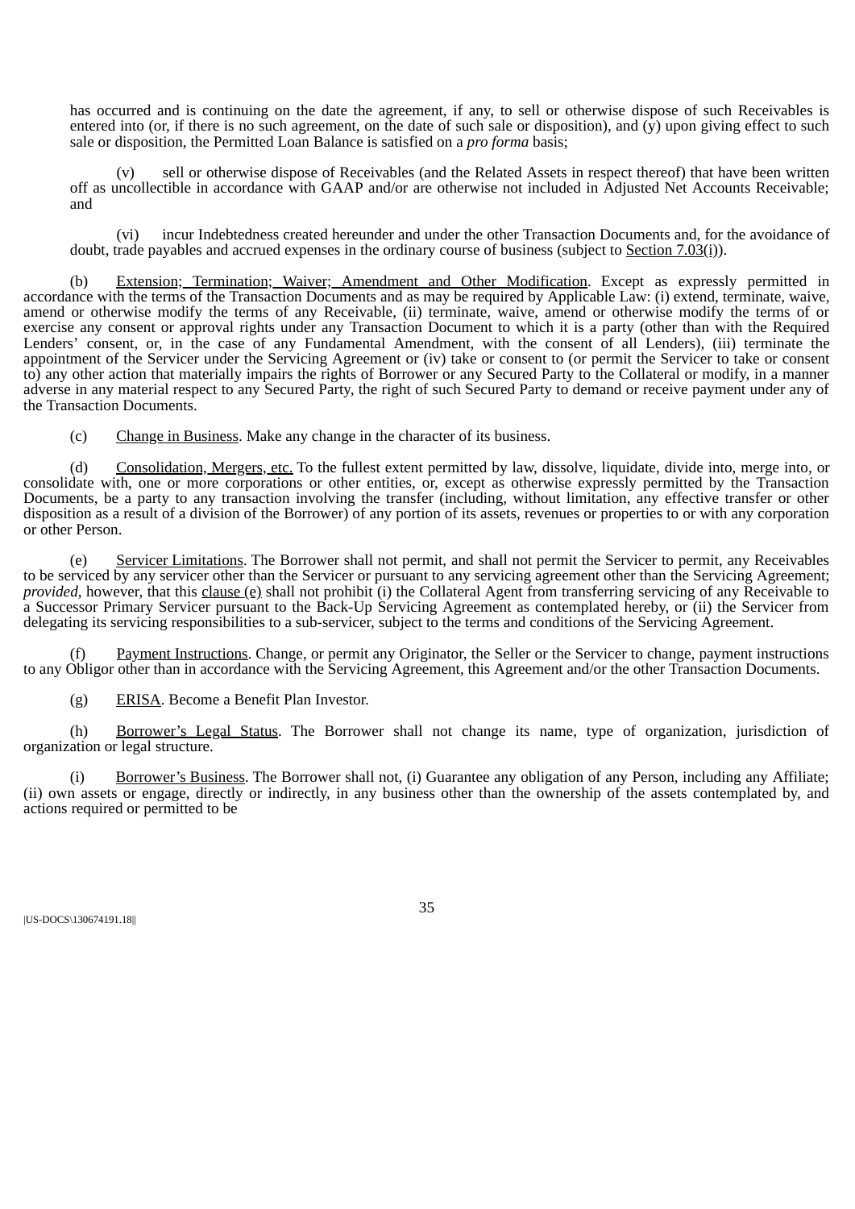has occurred and is continuing on the date the agreement, if any, to sell or otherwise dispose of such Receivables is entered into (or, if there is no such agreement, on the date of such sale or disposition), and (y) upon giving effect to such sale or disposition, the Permitted Loan Balance is satisfied on a *pro forma* basis;

(v) sell or otherwise dispose of Receivables (and the Related Assets in respect thereof) that have been written off as uncollectible in accordance with GAAP and/or are otherwise not included in Adjusted Net Accounts Receivable; and

(vi) incur Indebtedness created hereunder and under the other Transaction Documents and, for the avoidance of doubt, trade payables and accrued expenses in the ordinary course of business (subject to Section 7.03(i)).

(b) Extension; Termination; Waiver; Amendment and Other Modification. Except as expressly permitted in accordance with the terms of the Transaction Documents and as may be required by Applicable Law: (i) extend, terminate, waive, amend or otherwise modify the terms of any Receivable, (ii) terminate, waive, amend or otherwise modify the terms of or exercise any consent or approval rights under any Transaction Document to which it is a party (other than with the Required Lenders' consent, or, in the case of any Fundamental Amendment, with the consent of all Lenders), (iii) terminate the appointment of the Servicer under the Servicing Agreement or (iv) take or consent to (or permit the Servicer to take or consent to) any other action that materially impairs the rights of Borrower or any Secured Party to the Collateral or modify, in a manner adverse in any material respect to any Secured Party, the right of such Secured Party to demand or receive payment under any of the Transaction Documents.

(c) Change in Business. Make any change in the character of its business.

(d) Consolidation, Mergers, etc. To the fullest extent permitted by law, dissolve, liquidate, divide into, merge into, or consolidate with, one or more corporations or other entities, or, except as otherwise expressly permitted by the Transaction Documents, be a party to any transaction involving the transfer (including, without limitation, any effective transfer or other disposition as a result of a division of the Borrower) of any portion of its assets, revenues or properties to or with any corporation or other Person.

(e) Servicer Limitations. The Borrower shall not permit, and shall not permit the Servicer to permit, any Receivables to be serviced by any servicer other than the Servicer or pursuant to any servicing agreement other than the Servicing Agreement; *provided*, however, that this clause (e) shall not prohibit (i) the Collateral Agent from transferring servicing of any Receivable to a Successor Primary Servicer pursuant to the Back-Up Servicing Agreement as contemplated hereby, or (ii) the Servicer from delegating its servicing responsibilities to a sub-servicer, subject to the terms and conditions of the Servicing Agreement.

(f) Payment Instructions. Change, or permit any Originator, the Seller or the Servicer to change, payment instructions to any Obligor other than in accordance with the Servicing Agreement, this Agreement and/or the other Transaction Documents.

(g) ERISA. Become a Benefit Plan Investor.

(h) Borrower's Legal Status. The Borrower shall not change its name, type of organization, jurisdiction of organization or legal structure.

(i) Borrower's Business. The Borrower shall not, (i) Guarantee any obligation of any Person, including any Affiliate; (ii) own assets or engage, directly or indirectly, in any business other than the ownership of the assets contemplated by, and actions required or permitted to be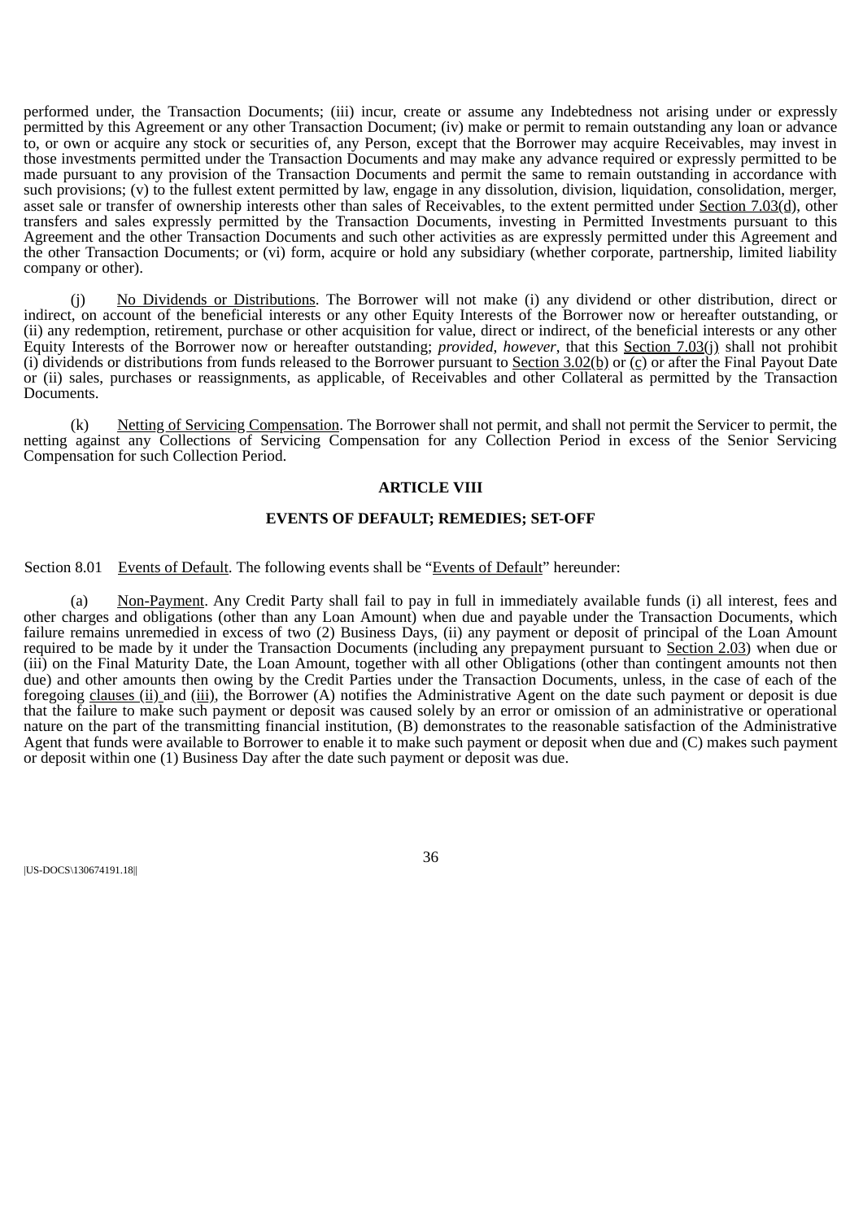performed under, the Transaction Documents; (iii) incur, create or assume any Indebtedness not arising under or expressly permitted by this Agreement or any other Transaction Document; (iv) make or permit to remain outstanding any loan or advance to, or own or acquire any stock or securities of, any Person, except that the Borrower may acquire Receivables, may invest in those investments permitted under the Transaction Documents and may make any advance required or expressly permitted to be made pursuant to any provision of the Transaction Documents and permit the same to remain outstanding in accordance with such provisions; (v) to the fullest extent permitted by law, engage in any dissolution, division, liquidation, consolidation, merger, asset sale or transfer of ownership interests other than sales of Receivables, to the extent permitted under Section 7.03(d), other transfers and sales expressly permitted by the Transaction Documents, investing in Permitted Investments pursuant to this Agreement and the other Transaction Documents and such other activities as are expressly permitted under this Agreement and the other Transaction Documents; or (vi) form, acquire or hold any subsidiary (whether corporate, partnership, limited liability company or other).

(j) No Dividends or Distributions. The Borrower will not make (i) any dividend or other distribution, direct or indirect, on account of the beneficial interests or any other Equity Interests of the Borrower now or hereafter outstanding, or (ii) any redemption, retirement, purchase or other acquisition for value, direct or indirect, of the beneficial interests or any other Equity Interests of the Borrower now or hereafter outstanding; *provided, however*, that this Section 7.03(j) shall not prohibit (i) dividends or distributions from funds released to the Borrower pursuant to Section 3.02(b) or (c) or after the Final Payout Date or (ii) sales, purchases or reassignments, as applicable, of Receivables and other Collateral as permitted by the Transaction Documents.

(k) Netting of Servicing Compensation. The Borrower shall not permit, and shall not permit the Servicer to permit, the netting against any Collections of Servicing Compensation for any Collection Period in excess of the Senior Servicing Compensation for such Collection Period.

## ARTICLE VIII

## EVENTS OF DEFAULT; REMEDIES; SET-OFF

Section 8.01 Events of Default. The following events shall be "Events of Default" hereunder:

(a) Non-Payment. Any Credit Party shall fail to pay in full in immediately available funds (i) all interest, fees and other charges and obligations (other than any Loan Amount) when due and payable under the Transaction Documents, which failure remains unremedied in excess of two (2) Business Days, (ii) any payment or deposit of principal of the Loan Amount required to be made by it under the Transaction Documents (including any prepayment pursuant to Section 2.03) when due or (iii) on the Final Maturity Date, the Loan Amount, together with all other Obligations (other than contingent amounts not then due) and other amounts then owing by the Credit Parties under the Transaction Documents, unless, in the case of each of the foregoing clauses (ii) and (iii), the Borrower (A) notifies the Administrative Agent on the date such payment or deposit is due that the failure to make such payment or deposit was caused solely by an error or omission of an administrative or operational nature on the part of the transmitting financial institution, (B) demonstrates to the reasonable satisfaction of the Administrative Agent that funds were available to Borrower to enable it to make such payment or deposit when due and (C) makes such payment or deposit within one (1) Business Day after the date such payment or deposit was due.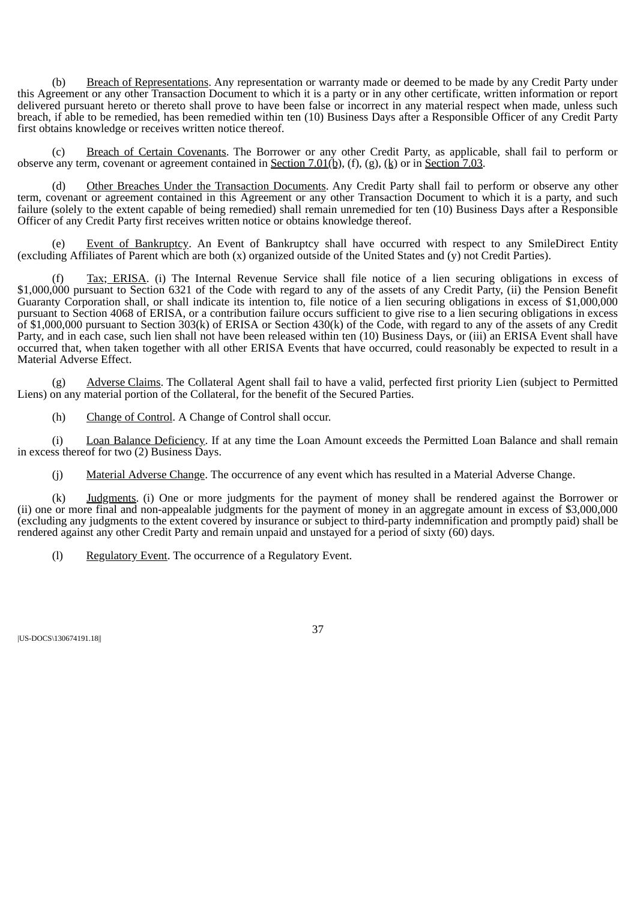(b) Breach of Representations. Any representation or warranty made or deemed to be made by any Credit Party under this Agreement or any other Transaction Document to which it is a party or in any other certificate, written information or report delivered pursuant hereto or thereto shall prove to have been false or incorrect in any material respect when made, unless such breach, if able to be remedied, has been remedied within ten (10) Business Days after a Responsible Officer of any Credit Party first obtains knowledge or receives written notice thereof.

(c) Breach of Certain Covenants. The Borrower or any other Credit Party, as applicable, shall fail to perform or observe any term, covenant or agreement contained in Section 7.01(b), (f), (g), (k) or in Section 7.03.

(d) Other Breaches Under the Transaction Documents. Any Credit Party shall fail to perform or observe any other term, covenant or agreement contained in this Agreement or any other Transaction Document to which it is a party, and such failure (solely to the extent capable of being remedied) shall remain unremedied for ten (10) Business Days after a Responsible Officer of any Credit Party first receives written notice or obtains knowledge thereof.

(e) Event of Bankruptcy. An Event of Bankruptcy shall have occurred with respect to any SmileDirect Entity (excluding Affiliates of Parent which are both (x) organized outside of the United States and (y) not Credit Parties).

(f) Tax; ERISA. (i) The Internal Revenue Service shall file notice of a lien securing obligations in excess of $1,000,000 pursuant to Section 6321 of the Code with regard to any of the assets of any Credit Party, (ii) the Pension Benefit Guaranty Corporation shall, or shall indicate its intention to, file notice of a lien securing obligations in excess of $1,000,000 pursuant to Section 4068 of ERISA, or a contribution failure occurs sufficient to give rise to a lien securing obligations in excess of $1,000,000 pursuant to Section 303(k) of ERISA or Section 430(k) of the Code, with regard to any of the assets of any Credit Party, and in each case, such lien shall not have been released within ten (10) Business Days, or (iii) an ERISA Event shall have occurred that, when taken together with all other ERISA Events that have occurred, could reasonably be expected to result in a Material Adverse Effect.

(g) Adverse Claims. The Collateral Agent shall fail to have a valid, perfected first priority Lien (subject to Permitted Liens) on any material portion of the Collateral, for the benefit of the Secured Parties.

(h) Change of Control. A Change of Control shall occur.

(i) Loan Balance Deficiency. If at any time the Loan Amount exceeds the Permitted Loan Balance and shall remain in excess thereof for two (2) Business Days.

(j) Material Adverse Change. The occurrence of any event which has resulted in a Material Adverse Change.

(k) Judgments. (i) One or more judgments for the payment of money shall be rendered against the Borrower or (ii) one or more final and non-appealable judgments for the payment of money in an aggregate amount in excess of $3,000,000 (excluding any judgments to the extent covered by insurance or subject to third-party indemnification and promptly paid) shall be rendered against any other Credit Party and remain unpaid and unstayed for a period of sixty (60) days.

(l) Regulatory Event. The occurrence of a Regulatory Event.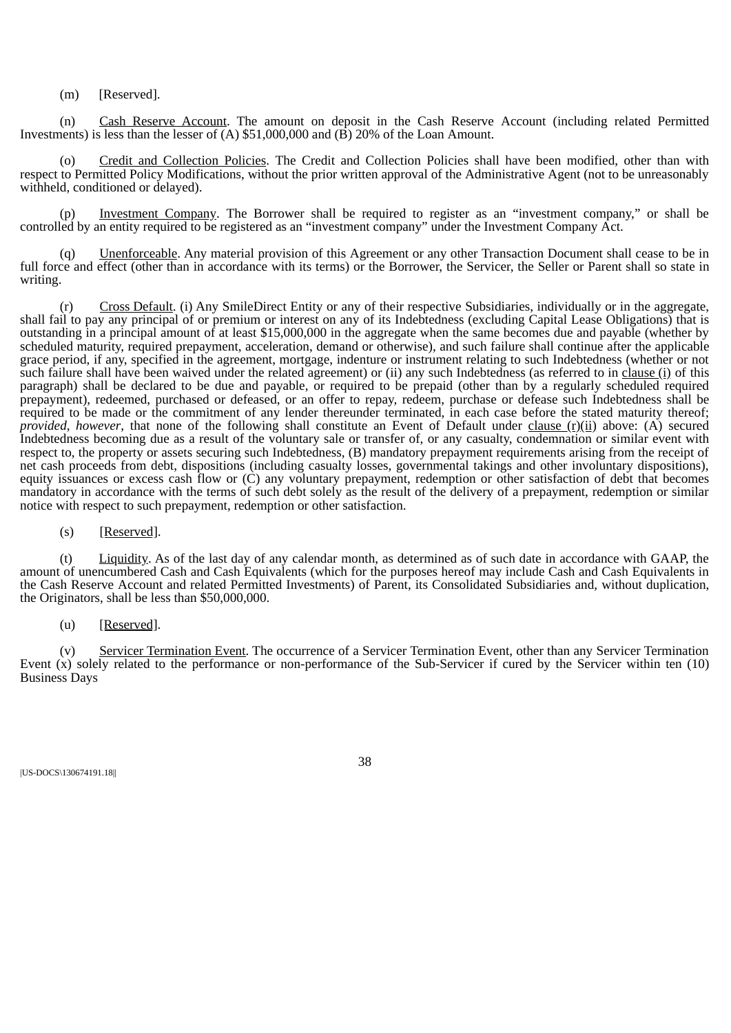(m) [Reserved].

(n) Cash Reserve Account. The amount on deposit in the Cash Reserve Account (including related Permitted Investments) is less than the lesser of (A) $51,000,000 and (B) 20% of the Loan Amount.

(o) Credit and Collection Policies. The Credit and Collection Policies shall have been modified, other than with respect to Permitted Policy Modifications, without the prior written approval of the Administrative Agent (not to be unreasonably withheld, conditioned or delayed).

(p) Investment Company. The Borrower shall be required to register as an "investment company," or shall be controlled by an entity required to be registered as an "investment company" under the Investment Company Act.

(q) Unenforceable. Any material provision of this Agreement or any other Transaction Document shall cease to be in full force and effect (other than in accordance with its terms) or the Borrower, the Servicer, the Seller or Parent shall so state in writing.

(r) Cross Default. (i) Any SmileDirect Entity or any of their respective Subsidiaries, individually or in the aggregate, shall fail to pay any principal of or premium or interest on any of its Indebtedness (excluding Capital Lease Obligations) that is outstanding in a principal amount of at least $15,000,000 in the aggregate when the same becomes due and payable (whether by scheduled maturity, required prepayment, acceleration, demand or otherwise), and such failure shall continue after the applicable grace period, if any, specified in the agreement, mortgage, indenture or instrument relating to such Indebtedness (whether or not such failure shall have been waived under the related agreement) or (ii) any such Indebtedness (as referred to in clause (i) of this paragraph) shall be declared to be due and payable, or required to be prepaid (other than by a regularly scheduled required prepayment), redeemed, purchased or defeased, or an offer to repay, redeem, purchase or defease such Indebtedness shall be required to be made or the commitment of any lender thereunder terminated, in each case before the stated maturity thereof; *provided*, *however*, that none of the following shall constitute an Event of Default under clause (r)(ii) above: (A) secured Indebtedness becoming due as a result of the voluntary sale or transfer of, or any casualty, condemnation or similar event with respect to, the property or assets securing such Indebtedness, (B) mandatory prepayment requirements arising from the receipt of net cash proceeds from debt, dispositions (including casualty losses, governmental takings and other involuntary dispositions), equity issuances or excess cash flow or (C) any voluntary prepayment, redemption or other satisfaction of debt that becomes mandatory in accordance with the terms of such debt solely as the result of the delivery of a prepayment, redemption or similar notice with respect to such prepayment, redemption or other satisfaction.

(s) [Reserved].

(t) Liquidity. As of the last day of any calendar month, as determined as of such date in accordance with GAAP, the amount of unencumbered Cash and Cash Equivalents (which for the purposes hereof may include Cash and Cash Equivalents in the Cash Reserve Account and related Permitted Investments) of Parent, its Consolidated Subsidiaries and, without duplication, the Originators, shall be less than $50,000,000.

(u) [Reserved].

(v) Servicer Termination Event. The occurrence of a Servicer Termination Event, other than any Servicer Termination Event (x) solely related to the performance or non-performance of the Sub-Servicer if cured by the Servicer within ten (10) Business Days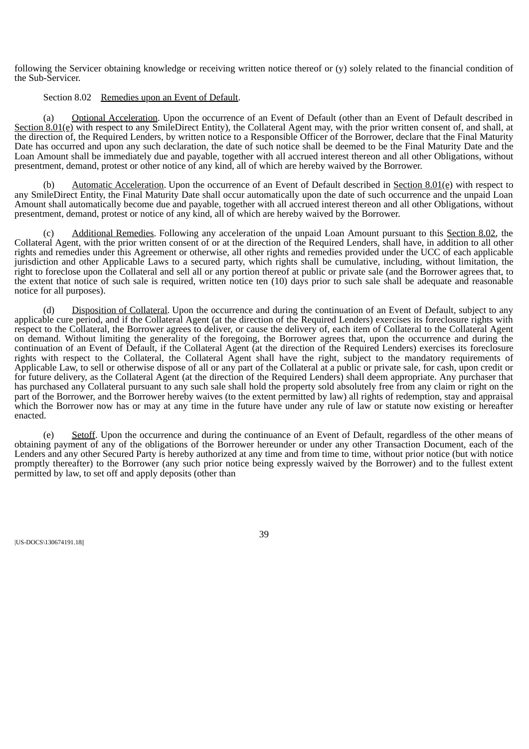following the Servicer obtaining knowledge or receiving written notice thereof or (y) solely related to the financial condition of the Sub-Servicer.

Section 8.02 Remedies upon an Event of Default.

(a) Optional Acceleration. Upon the occurrence of an Event of Default (other than an Event of Default described in Section 8.01(e) with respect to any SmileDirect Entity), the Collateral Agent may, with the prior written consent of, and shall, at the direction of, the Required Lenders, by written notice to a Responsible Officer of the Borrower, declare that the Final Maturity Date has occurred and upon any such declaration, the date of such notice shall be deemed to be the Final Maturity Date and the Loan Amount shall be immediately due and payable, together with all accrued interest thereon and all other Obligations, without presentment, demand, protest or other notice of any kind, all of which are hereby waived by the Borrower.

(b) Automatic Acceleration. Upon the occurrence of an Event of Default described in Section 8.01(e) with respect to any SmileDirect Entity, the Final Maturity Date shall occur automatically upon the date of such occurrence and the unpaid Loan Amount shall automatically become due and payable, together with all accrued interest thereon and all other Obligations, without presentment, demand, protest or notice of any kind, all of which are hereby waived by the Borrower.

(c) Additional Remedies. Following any acceleration of the unpaid Loan Amount pursuant to this Section 8.02, the Collateral Agent, with the prior written consent of or at the direction of the Required Lenders, shall have, in addition to all other rights and remedies under this Agreement or otherwise, all other rights and remedies provided under the UCC of each applicable jurisdiction and other Applicable Laws to a secured party, which rights shall be cumulative, including, without limitation, the right to foreclose upon the Collateral and sell all or any portion thereof at public or private sale (and the Borrower agrees that, to the extent that notice of such sale is required, written notice ten (10) days prior to such sale shall be adequate and reasonable notice for all purposes).

(d) Disposition of Collateral. Upon the occurrence and during the continuation of an Event of Default, subject to any applicable cure period, and if the Collateral Agent (at the direction of the Required Lenders) exercises its foreclosure rights with respect to the Collateral, the Borrower agrees to deliver, or cause the delivery of, each item of Collateral to the Collateral Agent on demand. Without limiting the generality of the foregoing, the Borrower agrees that, upon the occurrence and during the continuation of an Event of Default, if the Collateral Agent (at the direction of the Required Lenders) exercises its foreclosure rights with respect to the Collateral, the Collateral Agent shall have the right, subject to the mandatory requirements of Applicable Law, to sell or otherwise dispose of all or any part of the Collateral at a public or private sale, for cash, upon credit or for future delivery, as the Collateral Agent (at the direction of the Required Lenders) shall deem appropriate. Any purchaser that has purchased any Collateral pursuant to any such sale shall hold the property sold absolutely free from any claim or right on the part of the Borrower, and the Borrower hereby waives (to the extent permitted by law) all rights of redemption, stay and appraisal which the Borrower now has or may at any time in the future have under any rule of law or statute now existing or hereafter enacted.

(e) Setoff. Upon the occurrence and during the continuance of an Event of Default, regardless of the other means of obtaining payment of any of the obligations of the Borrower hereunder or under any other Transaction Document, each of the Lenders and any other Secured Party is hereby authorized at any time and from time to time, without prior notice (but with notice promptly thereafter) to the Borrower (any such prior notice being expressly waived by the Borrower) and to the fullest extent permitted by law, to set off and apply deposits (other than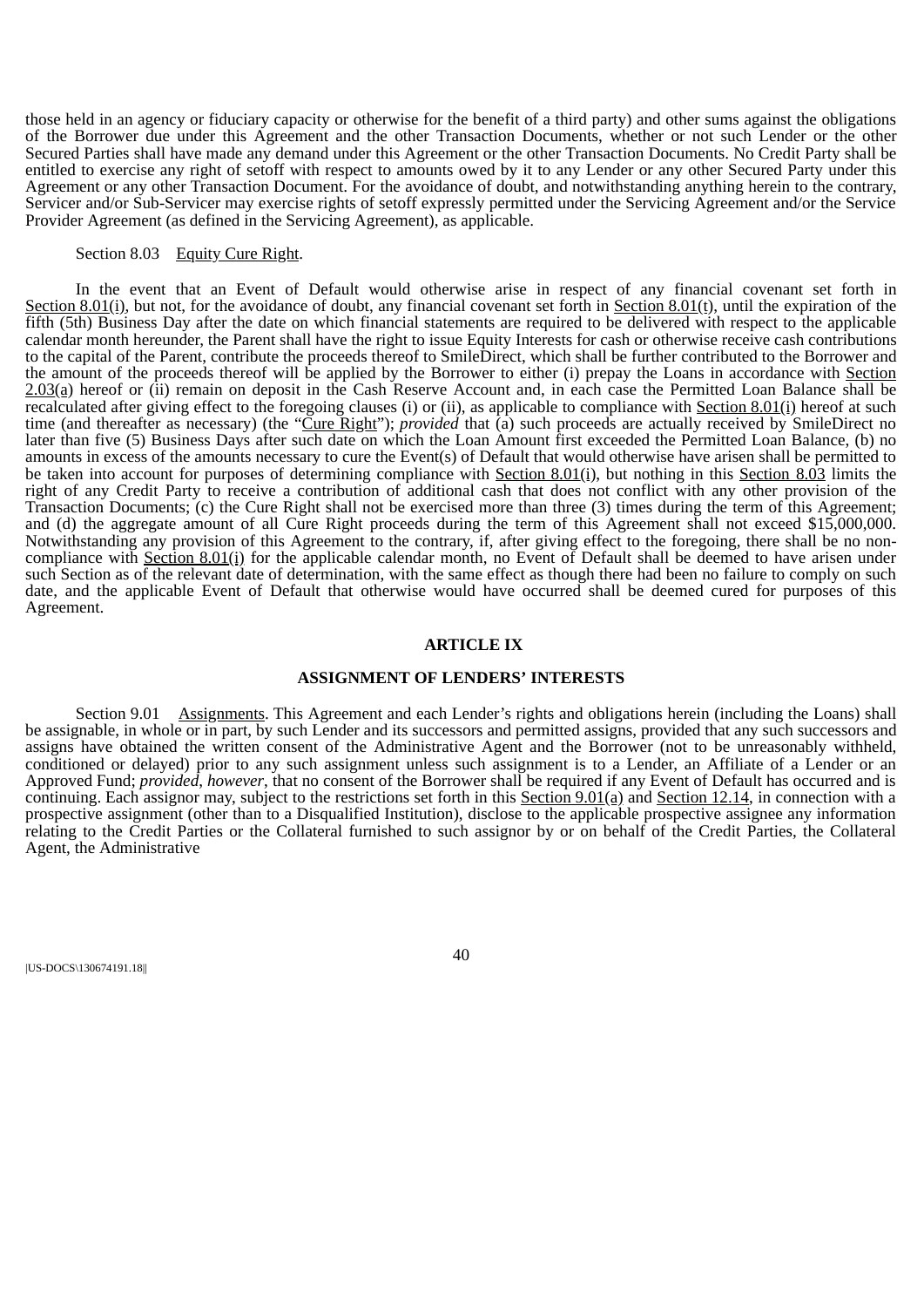those held in an agency or fiduciary capacity or otherwise for the benefit of a third party) and other sums against the obligations of the Borrower due under this Agreement and the other Transaction Documents, whether or not such Lender or the other Secured Parties shall have made any demand under this Agreement or the other Transaction Documents. No Credit Party shall be entitled to exercise any right of setoff with respect to amounts owed by it to any Lender or any other Secured Party under this Agreement or any other Transaction Document. For the avoidance of doubt, and notwithstanding anything herein to the contrary, Servicer and/or Sub-Servicer may exercise rights of setoff expressly permitted under the Servicing Agreement and/or the Service Provider Agreement (as defined in the Servicing Agreement), as applicable.

Section 8.03 Equity Cure Right.

In the event that an Event of Default would otherwise arise in respect of any financial covenant set forth in Section 8.01(i), but not, for the avoidance of doubt, any financial covenant set forth in Section 8.01(t), until the expiration of the fifth (5th) Business Day after the date on which financial statements are required to be delivered with respect to the applicable calendar month hereunder, the Parent shall have the right to issue Equity Interests for cash or otherwise receive cash contributions to the capital of the Parent, contribute the proceeds thereof to SmileDirect, which shall be further contributed to the Borrower and the amount of the proceeds thereof will be applied by the Borrower to either (i) prepay the Loans in accordance with Section 2.03(a) hereof or (ii) remain on deposit in the Cash Reserve Account and, in each case the Permitted Loan Balance shall be recalculated after giving effect to the foregoing clauses (i) or (ii), as applicable to compliance with Section 8.01(i) hereof at such time (and thereafter as necessary) (the "Cure Right"); *provided* that (a) such proceeds are actually received by SmileDirect no later than five (5) Business Days after such date on which the Loan Amount first exceeded the Permitted Loan Balance, (b) no amounts in excess of the amounts necessary to cure the Event(s) of Default that would otherwise have arisen shall be permitted to be taken into account for purposes of determining compliance with Section 8.01(i), but nothing in this Section 8.03 limits the right of any Credit Party to receive a contribution of additional cash that does not conflict with any other provision of the Transaction Documents; (c) the Cure Right shall not be exercised more than three (3) times during the term of this Agreement; and (d) the aggregate amount of all Cure Right proceeds during the term of this Agreement shall not exceed $15,000,000. Notwithstanding any provision of this Agreement to the contrary, if, after giving effect to the foregoing, there shall be no non-compliance with Section 8.01(i) for the applicable calendar month, no Event of Default shall be deemed to have arisen under such Section as of the relevant date of determination, with the same effect as though there had been no failure to comply on such date, and the applicable Event of Default that otherwise would have occurred shall be deemed cured for purposes of this Agreement.

## ARTICLE IX

## ASSIGNMENT OF LENDERS' INTERESTS

Section 9.01 Assignments. This Agreement and each Lender's rights and obligations herein (including the Loans) shall be assignable, in whole or in part, by such Lender and its successors and permitted assigns, provided that any such successors and assigns have obtained the written consent of the Administrative Agent and the Borrower (not to be unreasonably withheld, conditioned or delayed) prior to any such assignment unless such assignment is to a Lender, an Affiliate of a Lender or an Approved Fund; *provided*, *however*, that no consent of the Borrower shall be required if any Event of Default has occurred and is continuing. Each assignor may, subject to the restrictions set forth in this Section 9.01(a) and Section 12.14, in connection with a prospective assignment (other than to a Disqualified Institution), disclose to the applicable prospective assignee any information relating to the Credit Parties or the Collateral furnished to such assignor by or on behalf of the Credit Parties, the Collateral Agent, the Administrative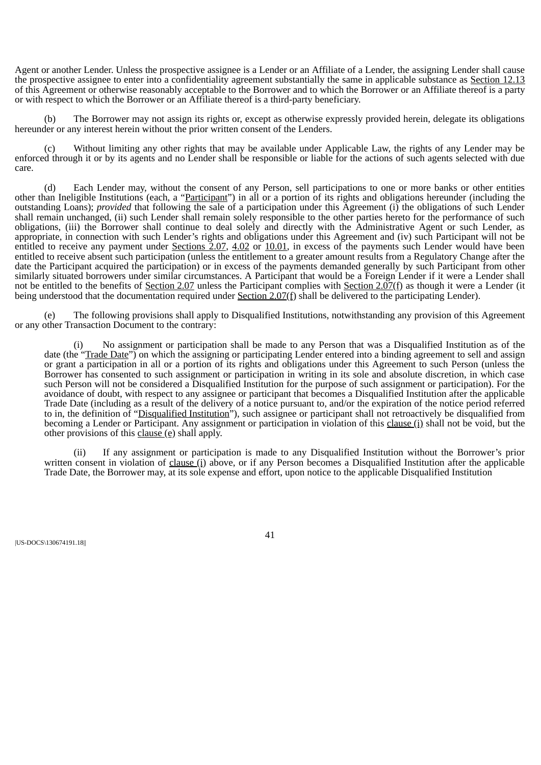Agent or another Lender. Unless the prospective assignee is a Lender or an Affiliate of a Lender, the assigning Lender shall cause the prospective assignee to enter into a confidentiality agreement substantially the same in applicable substance as Section 12.13 of this Agreement or otherwise reasonably acceptable to the Borrower and to which the Borrower or an Affiliate thereof is a party or with respect to which the Borrower or an Affiliate thereof is a third-party beneficiary.

(b) The Borrower may not assign its rights or, except as otherwise expressly provided herein, delegate its obligations hereunder or any interest herein without the prior written consent of the Lenders.

(c) Without limiting any other rights that may be available under Applicable Law, the rights of any Lender may be enforced through it or by its agents and no Lender shall be responsible or liable for the actions of such agents selected with due care.

(d) Each Lender may, without the consent of any Person, sell participations to one or more banks or other entities other than Ineligible Institutions (each, a "Participant") in all or a portion of its rights and obligations hereunder (including the outstanding Loans); *provided* that following the sale of a participation under this Agreement (i) the obligations of such Lender shall remain unchanged, (ii) such Lender shall remain solely responsible to the other parties hereto for the performance of such obligations, (iii) the Borrower shall continue to deal solely and directly with the Administrative Agent or such Lender, as appropriate, in connection with such Lender's rights and obligations under this Agreement and (iv) such Participant will not be entitled to receive any payment under Sections 2.07, 4.02 or 10.01, in excess of the payments such Lender would have been entitled to receive absent such participation (unless the entitlement to a greater amount results from a Regulatory Change after the date the Participant acquired the participation) or in excess of the payments demanded generally by such Participant from other similarly situated borrowers under similar circumstances. A Participant that would be a Foreign Lender if it were a Lender shall not be entitled to the benefits of Section 2.07 unless the Participant complies with Section 2.07(f) as though it were a Lender (it being understood that the documentation required under Section 2.07(f) shall be delivered to the participating Lender).

(e) The following provisions shall apply to Disqualified Institutions, notwithstanding any provision of this Agreement or any other Transaction Document to the contrary:

(i) No assignment or participation shall be made to any Person that was a Disqualified Institution as of the date (the "Trade Date") on which the assigning or participating Lender entered into a binding agreement to sell and assign or grant a participation in all or a portion of its rights and obligations under this Agreement to such Person (unless the Borrower has consented to such assignment or participation in writing in its sole and absolute discretion, in which case such Person will not be considered a Disqualified Institution for the purpose of such assignment or participation). For the avoidance of doubt, with respect to any assignee or participant that becomes a Disqualified Institution after the applicable Trade Date (including as a result of the delivery of a notice pursuant to, and/or the expiration of the notice period referred to in, the definition of "Disqualified Institution"), such assignee or participant shall not retroactively be disqualified from becoming a Lender or Participant. Any assignment or participation in violation of this clause (i) shall not be void, but the other provisions of this clause (e) shall apply.

(ii) If any assignment or participation is made to any Disqualified Institution without the Borrower's prior written consent in violation of clause (i) above, or if any Person becomes a Disqualified Institution after the applicable Trade Date, the Borrower may, at its sole expense and effort, upon notice to the applicable Disqualified Institution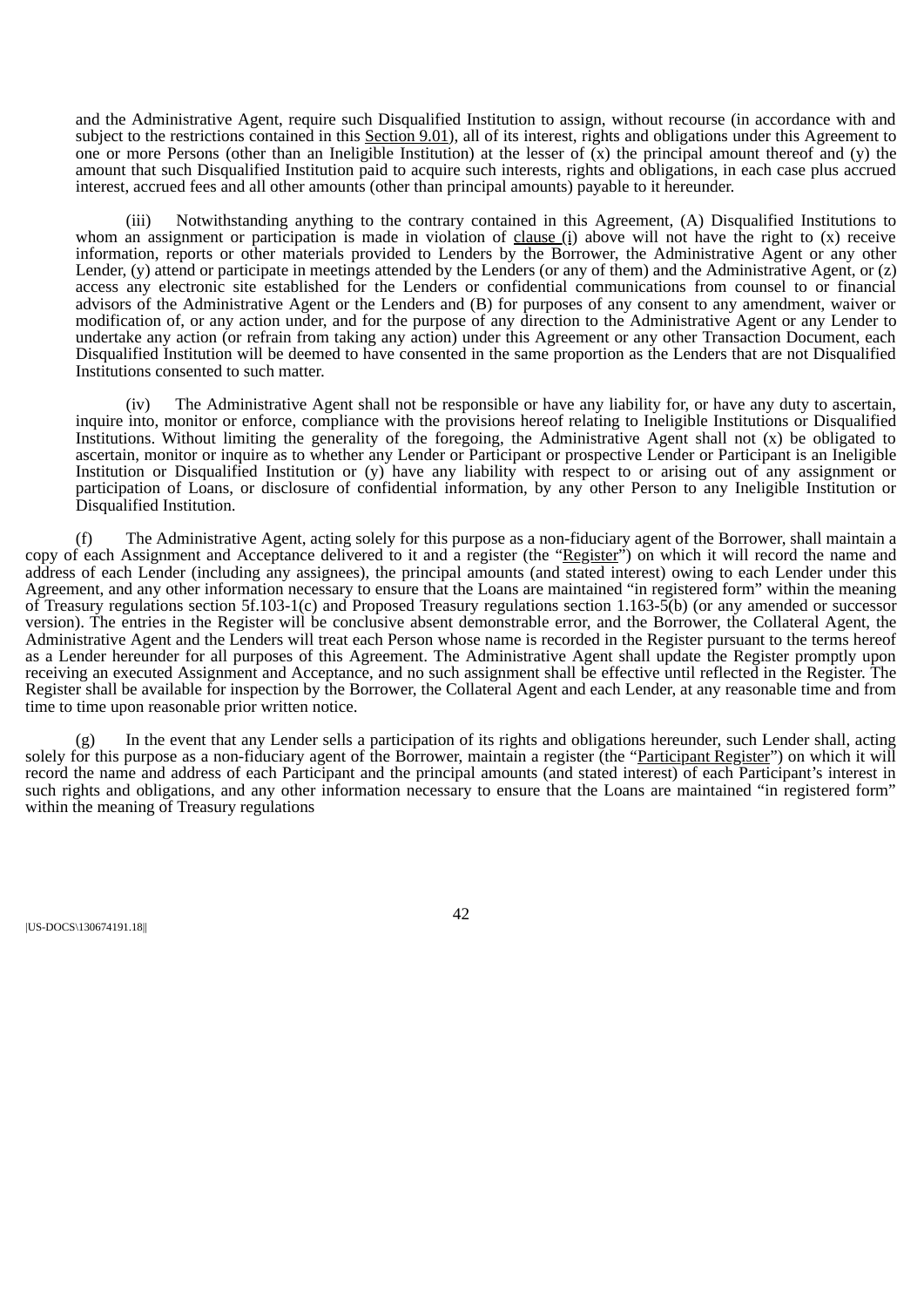and the Administrative Agent, require such Disqualified Institution to assign, without recourse (in accordance with and subject to the restrictions contained in this Section 9.01), all of its interest, rights and obligations under this Agreement to one or more Persons (other than an Ineligible Institution) at the lesser of (x) the principal amount thereof and (y) the amount that such Disqualified Institution paid to acquire such interests, rights and obligations, in each case plus accrued interest, accrued fees and all other amounts (other than principal amounts) payable to it hereunder.

(iii) Notwithstanding anything to the contrary contained in this Agreement, (A) Disqualified Institutions to whom an assignment or participation is made in violation of clause (i) above will not have the right to (x) receive information, reports or other materials provided to Lenders by the Borrower, the Administrative Agent or any other Lender, (y) attend or participate in meetings attended by the Lenders (or any of them) and the Administrative Agent, or (z) access any electronic site established for the Lenders or confidential communications from counsel to or financial advisors of the Administrative Agent or the Lenders and (B) for purposes of any consent to any amendment, waiver or modification of, or any action under, and for the purpose of any direction to the Administrative Agent or any Lender to undertake any action (or refrain from taking any action) under this Agreement or any other Transaction Document, each Disqualified Institution will be deemed to have consented in the same proportion as the Lenders that are not Disqualified Institutions consented to such matter.

(iv) The Administrative Agent shall not be responsible or have any liability for, or have any duty to ascertain, inquire into, monitor or enforce, compliance with the provisions hereof relating to Ineligible Institutions or Disqualified Institutions. Without limiting the generality of the foregoing, the Administrative Agent shall not (x) be obligated to ascertain, monitor or inquire as to whether any Lender or Participant or prospective Lender or Participant is an Ineligible Institution or Disqualified Institution or (y) have any liability with respect to or arising out of any assignment or participation of Loans, or disclosure of confidential information, by any other Person to any Ineligible Institution or Disqualified Institution.

(f) The Administrative Agent, acting solely for this purpose as a non-fiduciary agent of the Borrower, shall maintain a copy of each Assignment and Acceptance delivered to it and a register (the "Register") on which it will record the name and address of each Lender (including any assignees), the principal amounts (and stated interest) owing to each Lender under this Agreement, and any other information necessary to ensure that the Loans are maintained "in registered form" within the meaning of Treasury regulations section 5f.103-1(c) and Proposed Treasury regulations section 1.163-5(b) (or any amended or successor version). The entries in the Register will be conclusive absent demonstrable error, and the Borrower, the Collateral Agent, the Administrative Agent and the Lenders will treat each Person whose name is recorded in the Register pursuant to the terms hereof as a Lender hereunder for all purposes of this Agreement. The Administrative Agent shall update the Register promptly upon receiving an executed Assignment and Acceptance, and no such assignment shall be effective until reflected in the Register. The Register shall be available for inspection by the Borrower, the Collateral Agent and each Lender, at any reasonable time and from time to time upon reasonable prior written notice.

(g) In the event that any Lender sells a participation of its rights and obligations hereunder, such Lender shall, acting solely for this purpose as a non-fiduciary agent of the Borrower, maintain a register (the "Participant Register") on which it will record the name and address of each Participant and the principal amounts (and stated interest) of each Participant's interest in such rights and obligations, and any other information necessary to ensure that the Loans are maintained "in registered form" within the meaning of Treasury regulations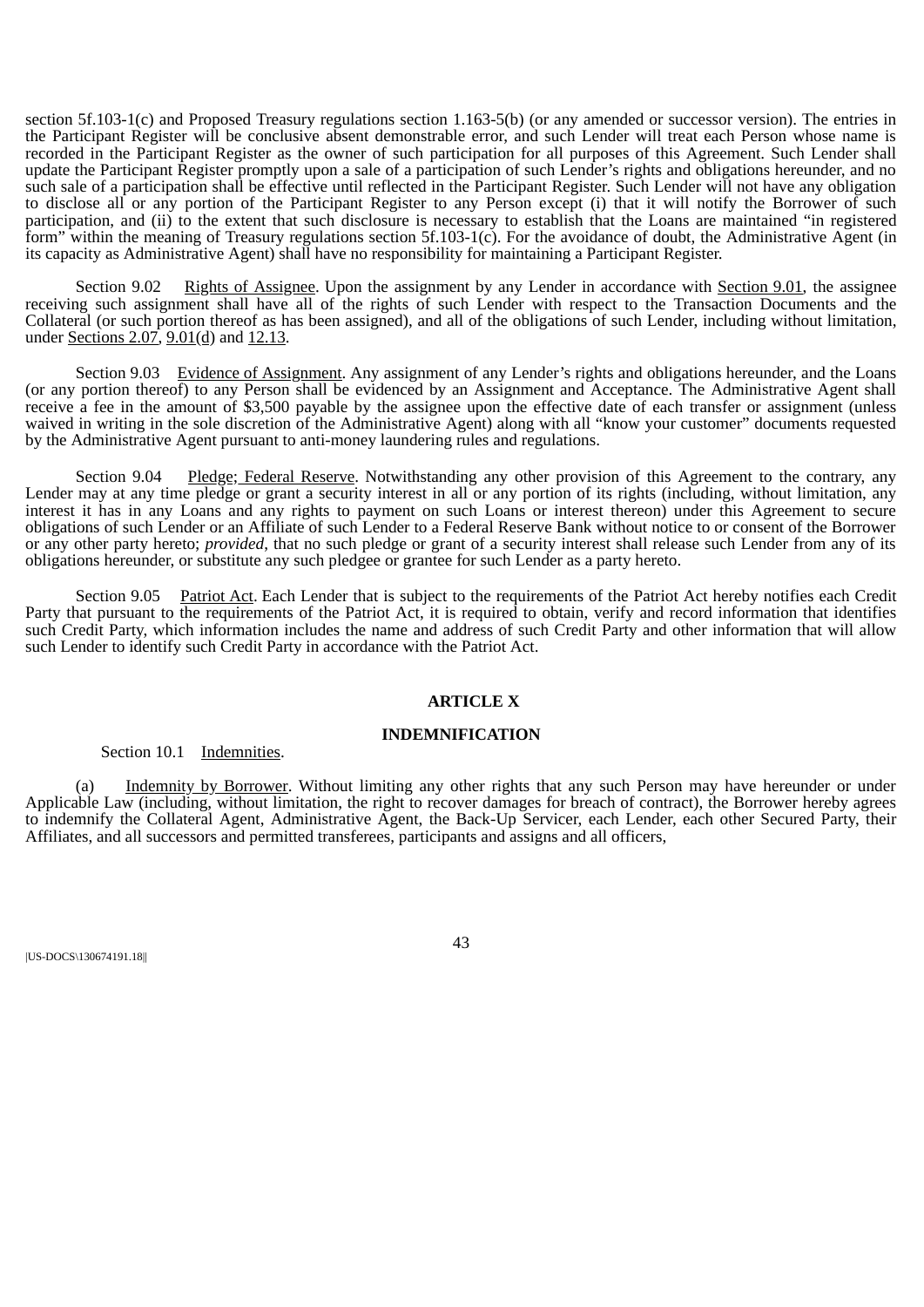section 5f.103-1(c) and Proposed Treasury regulations section 1.163-5(b) (or any amended or successor version). The entries in the Participant Register will be conclusive absent demonstrable error, and such Lender will treat each Person whose name is recorded in the Participant Register as the owner of such participation for all purposes of this Agreement. Such Lender shall update the Participant Register promptly upon a sale of a participation of such Lender's rights and obligations hereunder, and no such sale of a participation shall be effective until reflected in the Participant Register. Such Lender will not have any obligation to disclose all or any portion of the Participant Register to any Person except (i) that it will notify the Borrower of such participation, and (ii) to the extent that such disclosure is necessary to establish that the Loans are maintained "in registered form" within the meaning of Treasury regulations section 5f.103-1(c). For the avoidance of doubt, the Administrative Agent (in its capacity as Administrative Agent) shall have no responsibility for maintaining a Participant Register.

Section 9.02 Rights of Assignee. Upon the assignment by any Lender in accordance with Section 9.01, the assignee receiving such assignment shall have all of the rights of such Lender with respect to the Transaction Documents and the Collateral (or such portion thereof as has been assigned), and all of the obligations of such Lender, including without limitation, under Sections 2.07, 9.01(d) and 12.13.

Section 9.03 Evidence of Assignment. Any assignment of any Lender's rights and obligations hereunder, and the Loans (or any portion thereof) to any Person shall be evidenced by an Assignment and Acceptance. The Administrative Agent shall receive a fee in the amount of $3,500 payable by the assignee upon the effective date of each transfer or assignment (unless waived in writing in the sole discretion of the Administrative Agent) along with all "know your customer" documents requested by the Administrative Agent pursuant to anti-money laundering rules and regulations.

Section 9.04 Pledge; Federal Reserve. Notwithstanding any other provision of this Agreement to the contrary, any Lender may at any time pledge or grant a security interest in all or any portion of its rights (including, without limitation, any interest it has in any Loans and any rights to payment on such Loans or interest thereon) under this Agreement to secure obligations of such Lender or an Affiliate of such Lender to a Federal Reserve Bank without notice to or consent of the Borrower or any other party hereto; *provided*, that no such pledge or grant of a security interest shall release such Lender from any of its obligations hereunder, or substitute any such pledgee or grantee for such Lender as a party hereto.

Section 9.05 Patriot Act. Each Lender that is subject to the requirements of the Patriot Act hereby notifies each Credit Party that pursuant to the requirements of the Patriot Act, it is required to obtain, verify and record information that identifies such Credit Party, which information includes the name and address of such Credit Party and other information that will allow such Lender to identify such Credit Party in accordance with the Patriot Act.

## ARTICLE X

## INDEMNIFICATION

Section 10.1 Indemnities.

(a) Indemnity by Borrower. Without limiting any other rights that any such Person may have hereunder or under Applicable Law (including, without limitation, the right to recover damages for breach of contract), the Borrower hereby agrees to indemnify the Collateral Agent, Administrative Agent, the Back-Up Servicer, each Lender, each other Secured Party, their Affiliates, and all successors and permitted transferees, participants and assigns and all officers,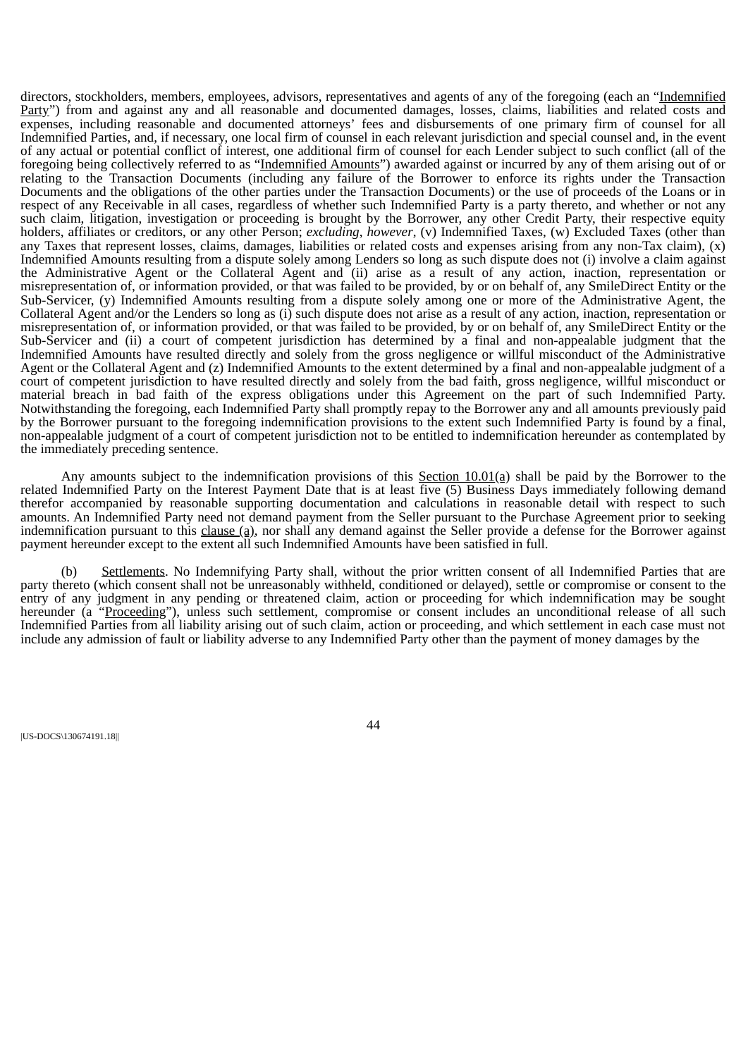directors, stockholders, members, employees, advisors, representatives and agents of any of the foregoing (each an "Indemnified Party") from and against any and all reasonable and documented damages, losses, claims, liabilities and related costs and expenses, including reasonable and documented attorneys' fees and disbursements of one primary firm of counsel for all Indemnified Parties, and, if necessary, one local firm of counsel in each relevant jurisdiction and special counsel and, in the event of any actual or potential conflict of interest, one additional firm of counsel for each Lender subject to such conflict (all of the foregoing being collectively referred to as "Indemnified Amounts") awarded against or incurred by any of them arising out of or relating to the Transaction Documents (including any failure of the Borrower to enforce its rights under the Transaction Documents and the obligations of the other parties under the Transaction Documents) or the use of proceeds of the Loans or in respect of any Receivable in all cases, regardless of whether such Indemnified Party is a party thereto, and whether or not any such claim, litigation, investigation or proceeding is brought by the Borrower, any other Credit Party, their respective equity holders, affiliates or creditors, or any other Person; *excluding*, *however*, (v) Indemnified Taxes, (w) Excluded Taxes (other than any Taxes that represent losses, claims, damages, liabilities or related costs and expenses arising from any non-Tax claim), (x) Indemnified Amounts resulting from a dispute solely among Lenders so long as such dispute does not (i) involve a claim against the Administrative Agent or the Collateral Agent and (ii) arise as a result of any action, inaction, representation or misrepresentation of, or information provided, or that was failed to be provided, by or on behalf of, any SmileDirect Entity or the Sub-Servicer, (y) Indemnified Amounts resulting from a dispute solely among one or more of the Administrative Agent, the Collateral Agent and/or the Lenders so long as (i) such dispute does not arise as a result of any action, inaction, representation or misrepresentation of, or information provided, or that was failed to be provided, by or on behalf of, any SmileDirect Entity or the Sub-Servicer and (ii) a court of competent jurisdiction has determined by a final and non-appealable judgment that the Indemnified Amounts have resulted directly and solely from the gross negligence or willful misconduct of the Administrative Agent or the Collateral Agent and (z) Indemnified Amounts to the extent determined by a final and non-appealable judgment of a court of competent jurisdiction to have resulted directly and solely from the bad faith, gross negligence, willful misconduct or material breach in bad faith of the express obligations under this Agreement on the part of such Indemnified Party. Notwithstanding the foregoing, each Indemnified Party shall promptly repay to the Borrower any and all amounts previously paid by the Borrower pursuant to the foregoing indemnification provisions to the extent such Indemnified Party is found by a final, non-appealable judgment of a court of competent jurisdiction not to be entitled to indemnification hereunder as contemplated by the immediately preceding sentence.

Any amounts subject to the indemnification provisions of this Section 10.01(a) shall be paid by the Borrower to the related Indemnified Party on the Interest Payment Date that is at least five (5) Business Days immediately following demand therefor accompanied by reasonable supporting documentation and calculations in reasonable detail with respect to such amounts. An Indemnified Party need not demand payment from the Seller pursuant to the Purchase Agreement prior to seeking indemnification pursuant to this clause (a), nor shall any demand against the Seller provide a defense for the Borrower against payment hereunder except to the extent all such Indemnified Amounts have been satisfied in full.

(b) Settlements. No Indemnifying Party shall, without the prior written consent of all Indemnified Parties that are party thereto (which consent shall not be unreasonably withheld, conditioned or delayed), settle or compromise or consent to the entry of any judgment in any pending or threatened claim, action or proceeding for which indemnification may be sought hereunder (a "Proceeding"), unless such settlement, compromise or consent includes an unconditional release of all such Indemnified Parties from all liability arising out of such claim, action or proceeding, and which settlement in each case must not include any admission of fault or liability adverse to any Indemnified Party other than the payment of money damages by the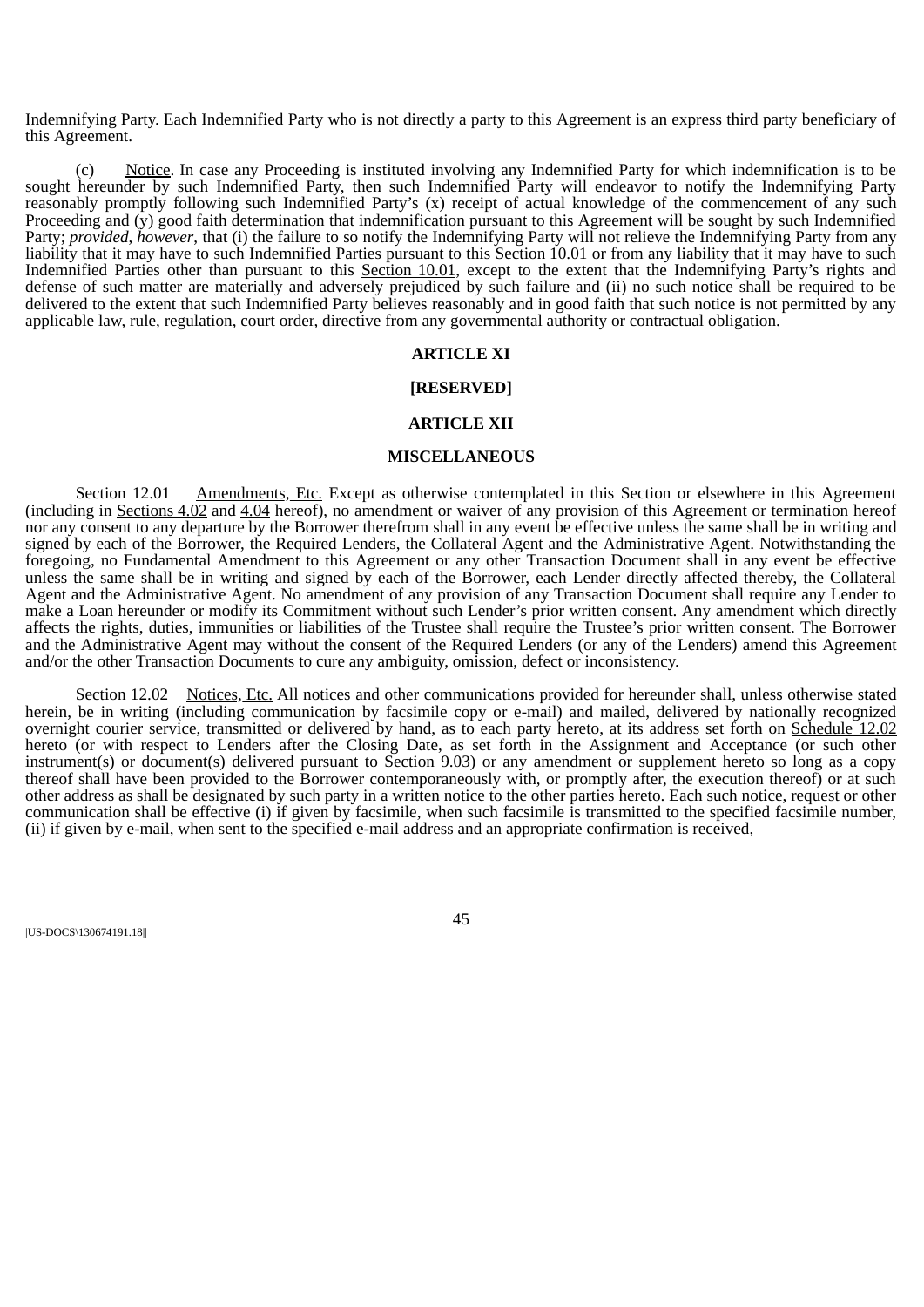Indemnifying Party. Each Indemnified Party who is not directly a party to this Agreement is an express third party beneficiary of this Agreement.

(c) Notice. In case any Proceeding is instituted involving any Indemnified Party for which indemnification is to be sought hereunder by such Indemnified Party, then such Indemnified Party will endeavor to notify the Indemnifying Party reasonably promptly following such Indemnified Party's (x) receipt of actual knowledge of the commencement of any such Proceeding and (y) good faith determination that indemnification pursuant to this Agreement will be sought by such Indemnified Party; *provided*, *however*, that (i) the failure to so notify the Indemnifying Party will not relieve the Indemnifying Party from any liability that it may have to such Indemnified Parties pursuant to this Section 10.01 or from any liability that it may have to such Indemnified Parties other than pursuant to this Section 10.01, except to the extent that the Indemnifying Party's rights and defense of such matter are materially and adversely prejudiced by such failure and (ii) no such notice shall be required to be delivered to the extent that such Indemnified Party believes reasonably and in good faith that such notice is not permitted by any applicable law, rule, regulation, court order, directive from any governmental authority or contractual obligation.

## ARTICLE XI

## [RESERVED]

## ARTICLE XII

## MISCELLANEOUS

Section 12.01 Amendments, Etc. Except as otherwise contemplated in this Section or elsewhere in this Agreement (including in Sections 4.02 and 4.04 hereof), no amendment or waiver of any provision of this Agreement or termination hereof nor any consent to any departure by the Borrower therefrom shall in any event be effective unless the same shall be in writing and signed by each of the Borrower, the Required Lenders, the Collateral Agent and the Administrative Agent. Notwithstanding the foregoing, no Fundamental Amendment to this Agreement or any other Transaction Document shall in any event be effective unless the same shall be in writing and signed by each of the Borrower, each Lender directly affected thereby, the Collateral Agent and the Administrative Agent. No amendment of any provision of any Transaction Document shall require any Lender to make a Loan hereunder or modify its Commitment without such Lender's prior written consent. Any amendment which directly affects the rights, duties, immunities or liabilities of the Trustee shall require the Trustee's prior written consent. The Borrower and the Administrative Agent may without the consent of the Required Lenders (or any of the Lenders) amend this Agreement and/or the other Transaction Documents to cure any ambiguity, omission, defect or inconsistency.

Section 12.02 Notices, Etc. All notices and other communications provided for hereunder shall, unless otherwise stated herein, be in writing (including communication by facsimile copy or e-mail) and mailed, delivered by nationally recognized overnight courier service, transmitted or delivered by hand, as to each party hereto, at its address set forth on Schedule 12.02 hereto (or with respect to Lenders after the Closing Date, as set forth in the Assignment and Acceptance (or such other instrument(s) or document(s) delivered pursuant to Section 9.03) or any amendment or supplement hereto so long as a copy thereof shall have been provided to the Borrower contemporaneously with, or promptly after, the execution thereof) or at such other address as shall be designated by such party in a written notice to the other parties hereto. Each such notice, request or other communication shall be effective (i) if given by facsimile, when such facsimile is transmitted to the specified facsimile number, (ii) if given by e-mail, when sent to the specified e-mail address and an appropriate confirmation is received,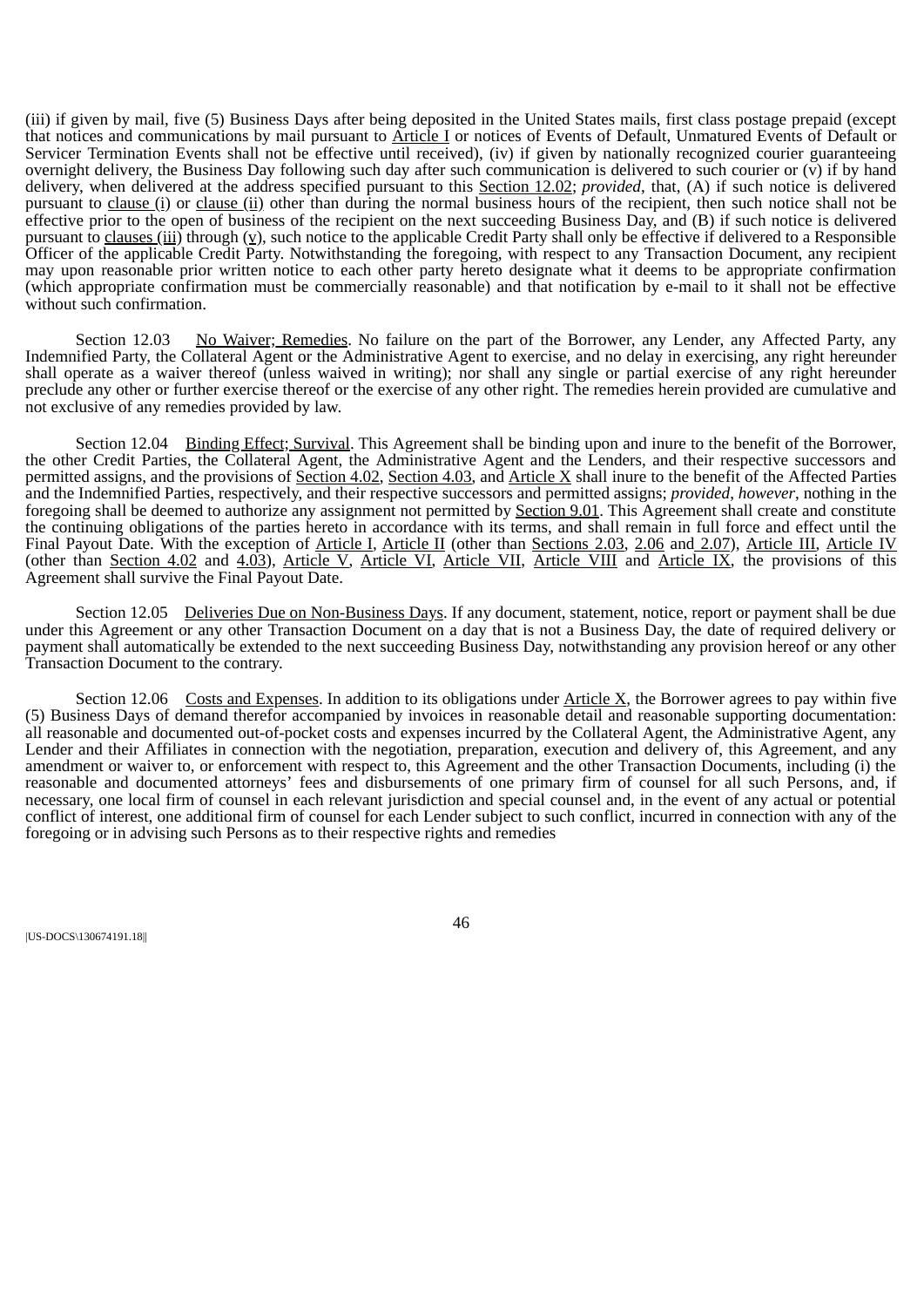(iii) if given by mail, five (5) Business Days after being deposited in the United States mails, first class postage prepaid (except that notices and communications by mail pursuant to Article I or notices of Events of Default, Unmatured Events of Default or Servicer Termination Events shall not be effective until received), (iv) if given by nationally recognized courier guaranteeing overnight delivery, the Business Day following such day after such communication is delivered to such courier or (v) if by hand delivery, when delivered at the address specified pursuant to this Section 12.02; *provided*, that, (A) if such notice is delivered pursuant to clause (i) or clause (ii) other than during the normal business hours of the recipient, then such notice shall not be effective prior to the open of business of the recipient on the next succeeding Business Day, and (B) if such notice is delivered pursuant to clauses (iii) through (v), such notice to the applicable Credit Party shall only be effective if delivered to a Responsible Officer of the applicable Credit Party. Notwithstanding the foregoing, with respect to any Transaction Document, any recipient may upon reasonable prior written notice to each other party hereto designate what it deems to be appropriate confirmation (which appropriate confirmation must be commercially reasonable) and that notification by e-mail to it shall not be effective without such confirmation.

Section 12.03 No Waiver; Remedies. No failure on the part of the Borrower, any Lender, any Affected Party, any Indemnified Party, the Collateral Agent or the Administrative Agent to exercise, and no delay in exercising, any right hereunder shall operate as a waiver thereof (unless waived in writing); nor shall any single or partial exercise of any right hereunder preclude any other or further exercise thereof or the exercise of any other right. The remedies herein provided are cumulative and not exclusive of any remedies provided by law.

Section 12.04 Binding Effect; Survival. This Agreement shall be binding upon and inure to the benefit of the Borrower, the other Credit Parties, the Collateral Agent, the Administrative Agent and the Lenders, and their respective successors and permitted assigns, and the provisions of Section 4.02, Section 4.03, and Article X shall inure to the benefit of the Affected Parties and the Indemnified Parties, respectively, and their respective successors and permitted assigns; *provided*, *however*, nothing in the foregoing shall be deemed to authorize any assignment not permitted by Section 9.01. This Agreement shall create and constitute the continuing obligations of the parties hereto in accordance with its terms, and shall remain in full force and effect until the Final Payout Date. With the exception of Article I, Article II (other than Sections 2.03, 2.06 and 2.07), Article III, Article IV (other than Section 4.02 and 4.03), Article V, Article VI, Article VII, Article VIII and Article IX, the provisions of this Agreement shall survive the Final Payout Date.

Section 12.05 Deliveries Due on Non-Business Days. If any document, statement, notice, report or payment shall be due under this Agreement or any other Transaction Document on a day that is not a Business Day, the date of required delivery or payment shall automatically be extended to the next succeeding Business Day, notwithstanding any provision hereof or any other Transaction Document to the contrary.

Section 12.06 Costs and Expenses. In addition to its obligations under Article X, the Borrower agrees to pay within five (5) Business Days of demand therefor accompanied by invoices in reasonable detail and reasonable supporting documentation: all reasonable and documented out-of-pocket costs and expenses incurred by the Collateral Agent, the Administrative Agent, any Lender and their Affiliates in connection with the negotiation, preparation, execution and delivery of, this Agreement, and any amendment or waiver to, or enforcement with respect to, this Agreement and the other Transaction Documents, including (i) the reasonable and documented attorneys' fees and disbursements of one primary firm of counsel for all such Persons, and, if necessary, one local firm of counsel in each relevant jurisdiction and special counsel and, in the event of any actual or potential conflict of interest, one additional firm of counsel for each Lender subject to such conflict, incurred in connection with any of the foregoing or in advising such Persons as to their respective rights and remedies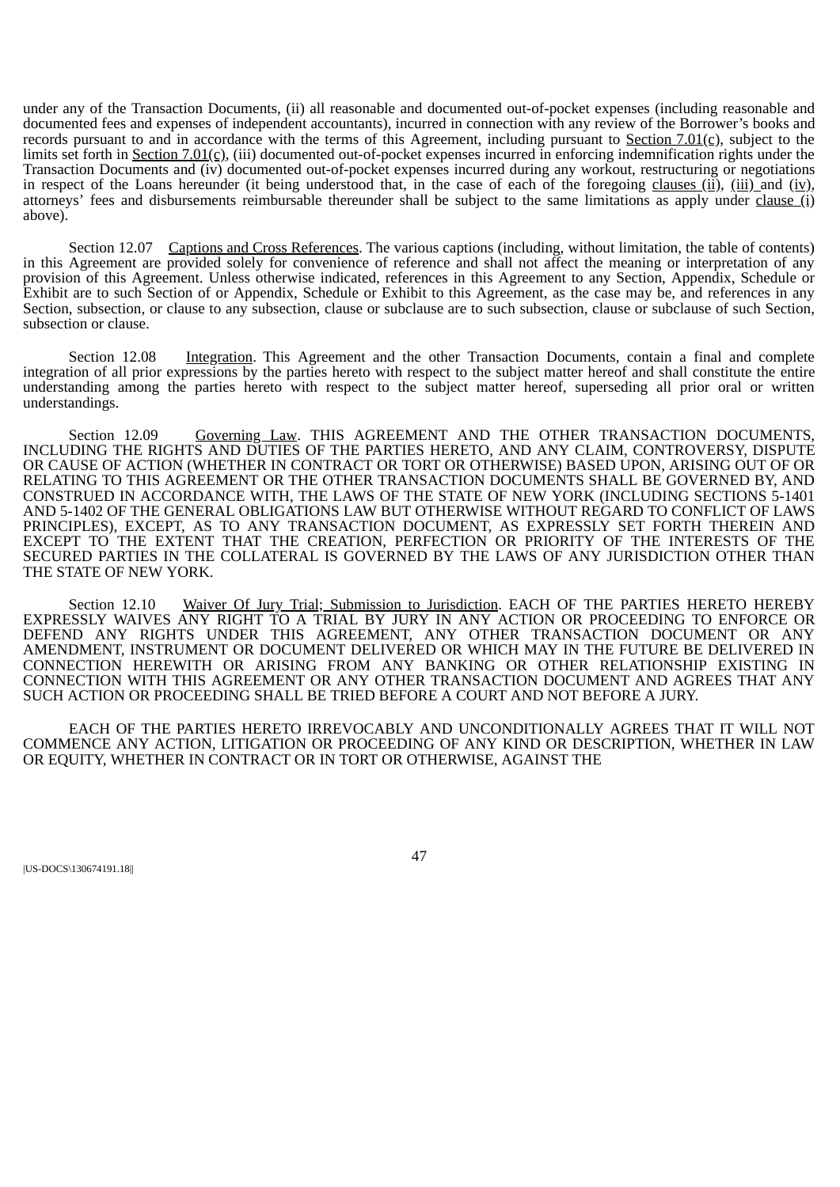under any of the Transaction Documents, (ii) all reasonable and documented out-of-pocket expenses (including reasonable and documented fees and expenses of independent accountants), incurred in connection with any review of the Borrower's books and records pursuant to and in accordance with the terms of this Agreement, including pursuant to Section 7.01(c), subject to the limits set forth in Section 7.01(c), (iii) documented out-of-pocket expenses incurred in enforcing indemnification rights under the Transaction Documents and (iv) documented out-of-pocket expenses incurred during any workout, restructuring or negotiations in respect of the Loans hereunder (it being understood that, in the case of each of the foregoing clauses (ii), (iii) and (iv), attorneys' fees and disbursements reimbursable thereunder shall be subject to the same limitations as apply under clause (i) above).

Section 12.07 Captions and Cross References. The various captions (including, without limitation, the table of contents) in this Agreement are provided solely for convenience of reference and shall not affect the meaning or interpretation of any provision of this Agreement. Unless otherwise indicated, references in this Agreement to any Section, Appendix, Schedule or Exhibit are to such Section of or Appendix, Schedule or Exhibit to this Agreement, as the case may be, and references in any Section, subsection, or clause to any subsection, clause or subclause are to such subsection, clause or subclause of such Section, subsection or clause.

Section 12.08 Integration. This Agreement and the other Transaction Documents, contain a final and complete integration of all prior expressions by the parties hereto with respect to the subject matter hereof and shall constitute the entire understanding among the parties hereto with respect to the subject matter hereof, superseding all prior oral or written understandings.

Section 12.09 Governing Law. THIS AGREEMENT AND THE OTHER TRANSACTION DOCUMENTS, INCLUDING THE RIGHTS AND DUTIES OF THE PARTIES HERETO, AND ANY CLAIM, CONTROVERSY, DISPUTE OR CAUSE OF ACTION (WHETHER IN CONTRACT OR TORT OR OTHERWISE) BASED UPON, ARISING OUT OF OR RELATING TO THIS AGREEMENT OR THE OTHER TRANSACTION DOCUMENTS SHALL BE GOVERNED BY, AND CONSTRUED IN ACCORDANCE WITH, THE LAWS OF THE STATE OF NEW YORK (INCLUDING SECTIONS 5-1401 AND 5-1402 OF THE GENERAL OBLIGATIONS LAW BUT OTHERWISE WITHOUT REGARD TO CONFLICT OF LAWS PRINCIPLES), EXCEPT, AS TO ANY TRANSACTION DOCUMENT, AS EXPRESSLY SET FORTH THEREIN AND EXCEPT TO THE EXTENT THAT THE CREATION, PERFECTION OR PRIORITY OF THE INTERESTS OF THE SECURED PARTIES IN THE COLLATERAL IS GOVERNED BY THE LAWS OF ANY JURISDICTION OTHER THAN THE STATE OF NEW YORK.

Section 12.10 Waiver Of Jury Trial; Submission to Jurisdiction. EACH OF THE PARTIES HERETO HEREBY EXPRESSLY WAIVES ANY RIGHT TO A TRIAL BY JURY IN ANY ACTION OR PROCEEDING TO ENFORCE OR DEFEND ANY RIGHTS UNDER THIS AGREEMENT, ANY OTHER TRANSACTION DOCUMENT OR ANY AMENDMENT, INSTRUMENT OR DOCUMENT DELIVERED OR WHICH MAY IN THE FUTURE BE DELIVERED IN CONNECTION HEREWITH OR ARISING FROM ANY BANKING OR OTHER RELATIONSHIP EXISTING IN CONNECTION WITH THIS AGREEMENT OR ANY OTHER TRANSACTION DOCUMENT AND AGREES THAT ANY SUCH ACTION OR PROCEEDING SHALL BE TRIED BEFORE A COURT AND NOT BEFORE A JURY.

EACH OF THE PARTIES HERETO IRREVOCABLY AND UNCONDITIONALLY AGREES THAT IT WILL NOT COMMENCE ANY ACTION, LITIGATION OR PROCEEDING OF ANY KIND OR DESCRIPTION, WHETHER IN LAW OR EQUITY, WHETHER IN CONTRACT OR IN TORT OR OTHERWISE, AGAINST THE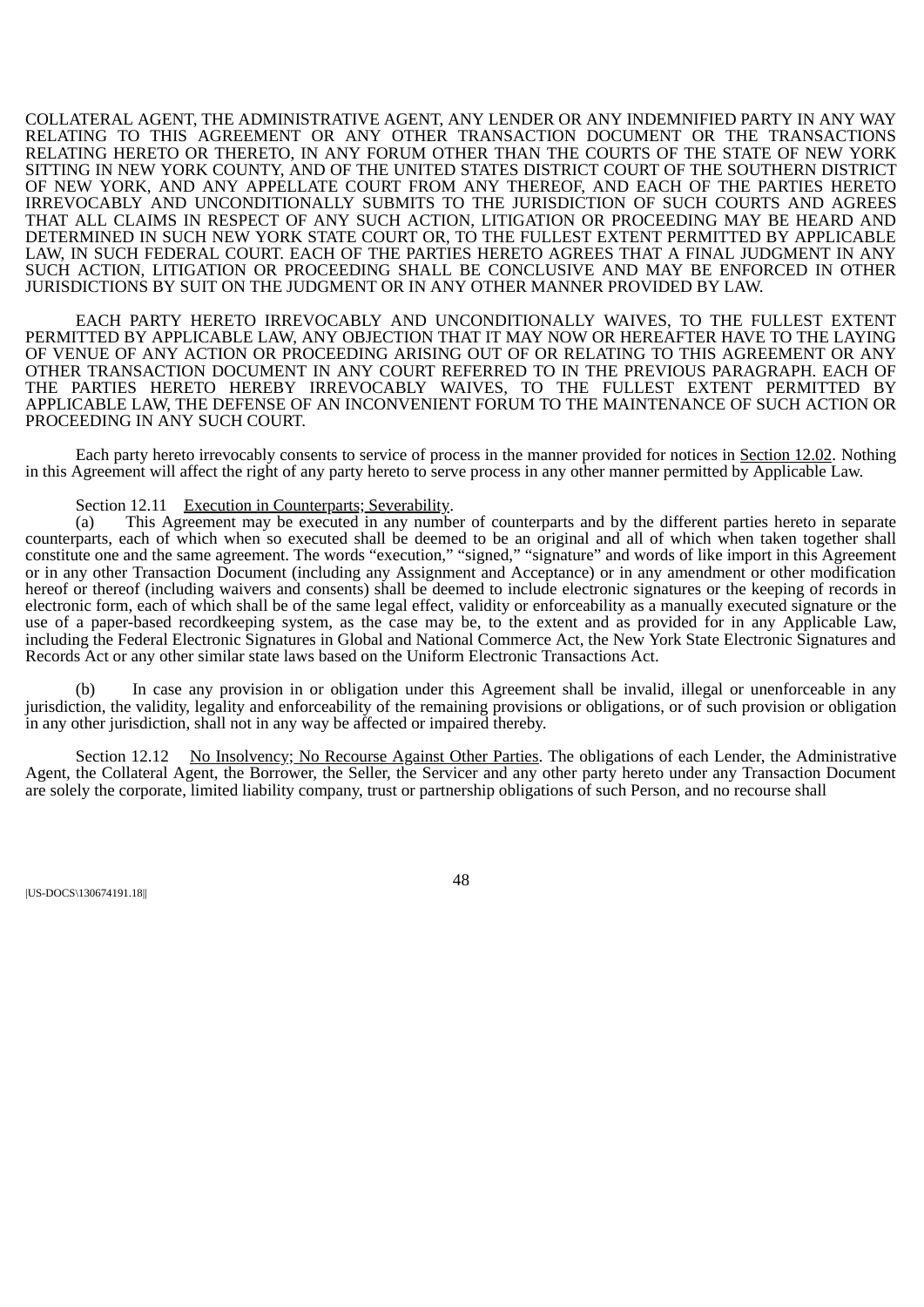COLLATERAL AGENT, THE ADMINISTRATIVE AGENT, ANY LENDER OR ANY INDEMNIFIED PARTY IN ANY WAY RELATING TO THIS AGREEMENT OR ANY OTHER TRANSACTION DOCUMENT OR THE TRANSACTIONS RELATING HERETO OR THERETO, IN ANY FORUM OTHER THAN THE COURTS OF THE STATE OF NEW YORK SITTING IN NEW YORK COUNTY, AND OF THE UNITED STATES DISTRICT COURT OF THE SOUTHERN DISTRICT OF NEW YORK, AND ANY APPELLATE COURT FROM ANY THEREOF, AND EACH OF THE PARTIES HERETO IRREVOCABLY AND UNCONDITIONALLY SUBMITS TO THE JURISDICTION OF SUCH COURTS AND AGREES THAT ALL CLAIMS IN RESPECT OF ANY SUCH ACTION, LITIGATION OR PROCEEDING MAY BE HEARD AND DETERMINED IN SUCH NEW YORK STATE COURT OR, TO THE FULLEST EXTENT PERMITTED BY APPLICABLE LAW, IN SUCH FEDERAL COURT. EACH OF THE PARTIES HERETO AGREES THAT A FINAL JUDGMENT IN ANY SUCH ACTION, LITIGATION OR PROCEEDING SHALL BE CONCLUSIVE AND MAY BE ENFORCED IN OTHER JURISDICTIONS BY SUIT ON THE JUDGMENT OR IN ANY OTHER MANNER PROVIDED BY LAW.

EACH PARTY HERETO IRREVOCABLY AND UNCONDITIONALLY WAIVES, TO THE FULLEST EXTENT PERMITTED BY APPLICABLE LAW, ANY OBJECTION THAT IT MAY NOW OR HEREAFTER HAVE TO THE LAYING OF VENUE OF ANY ACTION OR PROCEEDING ARISING OUT OF OR RELATING TO THIS AGREEMENT OR ANY OTHER TRANSACTION DOCUMENT IN ANY COURT REFERRED TO IN THE PREVIOUS PARAGRAPH. EACH OF THE PARTIES HERETO HEREBY IRREVOCABLY WAIVES, TO THE FULLEST EXTENT PERMITTED BY APPLICABLE LAW, THE DEFENSE OF AN INCONVENIENT FORUM TO THE MAINTENANCE OF SUCH ACTION OR PROCEEDING IN ANY SUCH COURT.

Each party hereto irrevocably consents to service of process in the manner provided for notices in Section 12.02. Nothing in this Agreement will affect the right of any party hereto to serve process in any other manner permitted by Applicable Law.

Section 12.11 Execution in Counterparts; Severability.

(a) This Agreement may be executed in any number of counterparts and by the different parties hereto in separate counterparts, each of which when so executed shall be deemed to be an original and all of which when taken together shall constitute one and the same agreement. The words "execution," "signed," "signature" and words of like import in this Agreement or in any other Transaction Document (including any Assignment and Acceptance) or in any amendment or other modification hereof or thereof (including waivers and consents) shall be deemed to include electronic signatures or the keeping of records in electronic form, each of which shall be of the same legal effect, validity or enforceability as a manually executed signature or the use of a paper-based recordkeeping system, as the case may be, to the extent and as provided for in any Applicable Law, including the Federal Electronic Signatures in Global and National Commerce Act, the New York State Electronic Signatures and Records Act or any other similar state laws based on the Uniform Electronic Transactions Act.

(b) In case any provision in or obligation under this Agreement shall be invalid, illegal or unenforceable in any jurisdiction, the validity, legality and enforceability of the remaining provisions or obligations, or of such provision or obligation in any other jurisdiction, shall not in any way be affected or impaired thereby.

Section 12.12 No Insolvency; No Recourse Against Other Parties. The obligations of each Lender, the Administrative Agent, the Collateral Agent, the Borrower, the Seller, the Servicer and any other party hereto under any Transaction Document are solely the corporate, limited liability company, trust or partnership obligations of such Person, and no recourse shall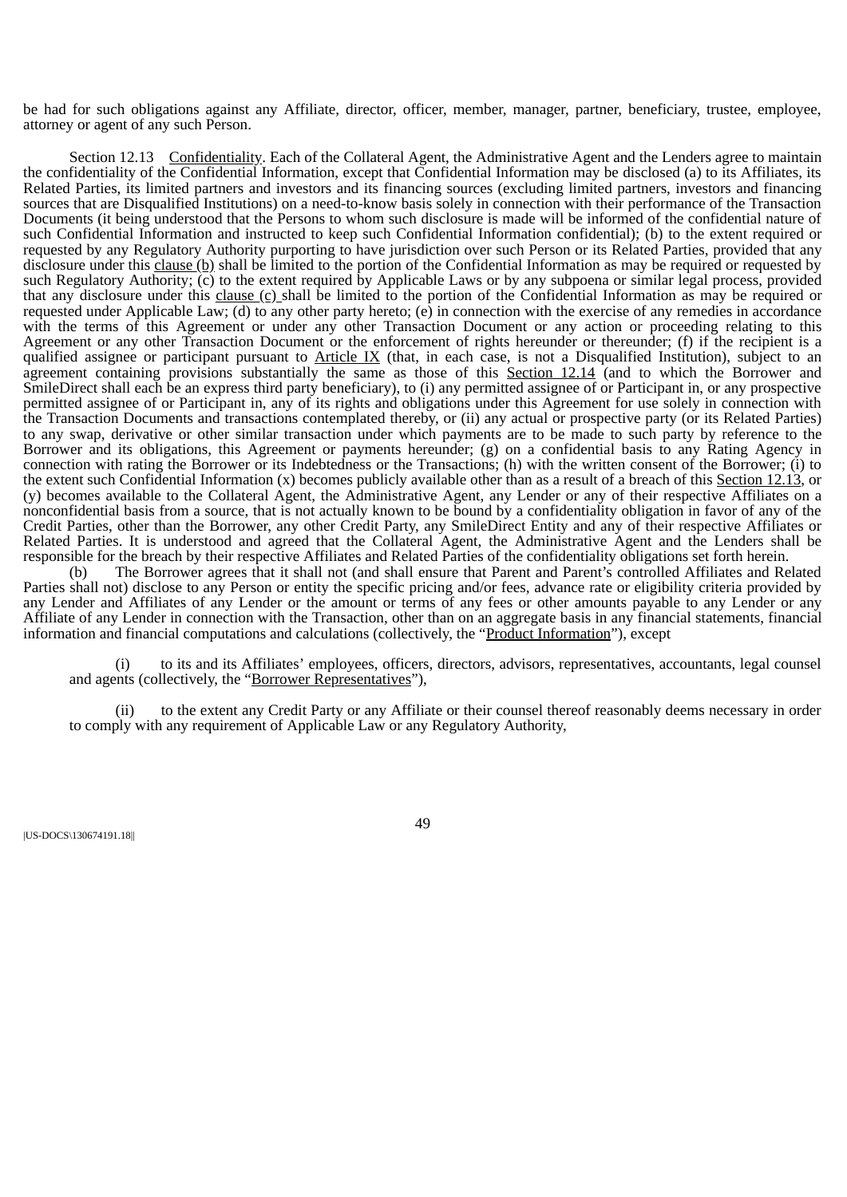be had for such obligations against any Affiliate, director, officer, member, manager, partner, beneficiary, trustee, employee, attorney or agent of any such Person.

Section 12.13 Confidentiality. Each of the Collateral Agent, the Administrative Agent and the Lenders agree to maintain the confidentiality of the Confidential Information, except that Confidential Information may be disclosed (a) to its Affiliates, its Related Parties, its limited partners and investors and its financing sources (excluding limited partners, investors and financing sources that are Disqualified Institutions) on a need-to-know basis solely in connection with their performance of the Transaction Documents (it being understood that the Persons to whom such disclosure is made will be informed of the confidential nature of such Confidential Information and instructed to keep such Confidential Information confidential); (b) to the extent required or requested by any Regulatory Authority purporting to have jurisdiction over such Person or its Related Parties, provided that any disclosure under this clause (b) shall be limited to the portion of the Confidential Information as may be required or requested by such Regulatory Authority; (c) to the extent required by Applicable Laws or by any subpoena or similar legal process, provided that any disclosure under this clause (c) shall be limited to the portion of the Confidential Information as may be required or requested under Applicable Law; (d) to any other party hereto; (e) in connection with the exercise of any remedies in accordance with the terms of this Agreement or under any other Transaction Document or any action or proceeding relating to this Agreement or any other Transaction Document or the enforcement of rights hereunder or thereunder; (f) if the recipient is a qualified assignee or participant pursuant to Article IX (that, in each case, is not a Disqualified Institution), subject to an agreement containing provisions substantially the same as those of this Section 12.14 (and to which the Borrower and SmileDirect shall each be an express third party beneficiary), to (i) any permitted assignee of or Participant in, or any prospective permitted assignee of or Participant in, any of its rights and obligations under this Agreement for use solely in connection with the Transaction Documents and transactions contemplated thereby, or (ii) any actual or prospective party (or its Related Parties) to any swap, derivative or other similar transaction under which payments are to be made to such party by reference to the Borrower and its obligations, this Agreement or payments hereunder; (g) on a confidential basis to any Rating Agency in connection with rating the Borrower or its Indebtedness or the Transactions; (h) with the written consent of the Borrower; (i) to the extent such Confidential Information (x) becomes publicly available other than as a result of a breach of this Section 12.13, or (y) becomes available to the Collateral Agent, the Administrative Agent, any Lender or any of their respective Affiliates on a nonconfidential basis from a source, that is not actually known to be bound by a confidentiality obligation in favor of any of the Credit Parties, other than the Borrower, any other Credit Party, any SmileDirect Entity and any of their respective Affiliates or Related Parties. It is understood and agreed that the Collateral Agent, the Administrative Agent and the Lenders shall be responsible for the breach by their respective Affiliates and Related Parties of the confidentiality obligations set forth herein.

(b) The Borrower agrees that it shall not (and shall ensure that Parent and Parent's controlled Affiliates and Related Parties shall not) disclose to any Person or entity the specific pricing and/or fees, advance rate or eligibility criteria provided by any Lender and Affiliates of any Lender or the amount or terms of any fees or other amounts payable to any Lender or any Affiliate of any Lender in connection with the Transaction, other than on an aggregate basis in any financial statements, financial information and financial computations and calculations (collectively, the "Product Information"), except

(i) to its and its Affiliates' employees, officers, directors, advisors, representatives, accountants, legal counsel and agents (collectively, the "Borrower Representatives"),

(ii) to the extent any Credit Party or any Affiliate or their counsel thereof reasonably deems necessary in order to comply with any requirement of Applicable Law or any Regulatory Authority,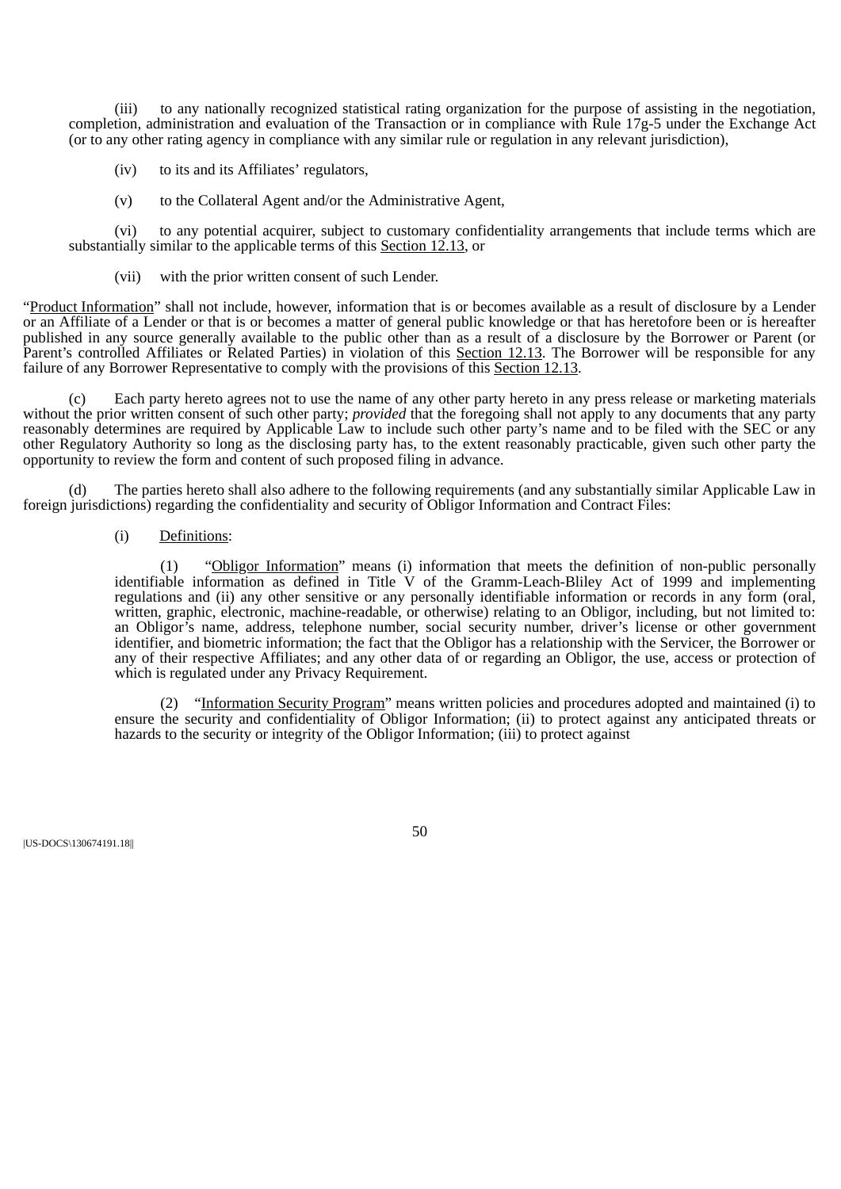(iii) to any nationally recognized statistical rating organization for the purpose of assisting in the negotiation, completion, administration and evaluation of the Transaction or in compliance with Rule 17g-5 under the Exchange Act (or to any other rating agency in compliance with any similar rule or regulation in any relevant jurisdiction),

(iv) to its and its Affiliates' regulators,

(v) to the Collateral Agent and/or the Administrative Agent,

(vi) to any potential acquirer, subject to customary confidentiality arrangements that include terms which are substantially similar to the applicable terms of this Section 12.13, or

(vii) with the prior written consent of such Lender.

"Product Information" shall not include, however, information that is or becomes available as a result of disclosure by a Lender or an Affiliate of a Lender or that is or becomes a matter of general public knowledge or that has heretofore been or is hereafter published in any source generally available to the public other than as a result of a disclosure by the Borrower or Parent (or Parent's controlled Affiliates or Related Parties) in violation of this Section 12.13. The Borrower will be responsible for any failure of any Borrower Representative to comply with the provisions of this Section 12.13.

(c) Each party hereto agrees not to use the name of any other party hereto in any press release or marketing materials without the prior written consent of such other party; *provided* that the foregoing shall not apply to any documents that any party reasonably determines are required by Applicable Law to include such other party's name and to be filed with the SEC or any other Regulatory Authority so long as the disclosing party has, to the extent reasonably practicable, given such other party the opportunity to review the form and content of such proposed filing in advance.

(d) The parties hereto shall also adhere to the following requirements (and any substantially similar Applicable Law in foreign jurisdictions) regarding the confidentiality and security of Obligor Information and Contract Files:

(i) Definitions:

(1) "Obligor Information" means (i) information that meets the definition of non-public personally identifiable information as defined in Title V of the Gramm-Leach-Bliley Act of 1999 and implementing regulations and (ii) any other sensitive or any personally identifiable information or records in any form (oral, written, graphic, electronic, machine-readable, or otherwise) relating to an Obligor, including, but not limited to: an Obligor's name, address, telephone number, social security number, driver's license or other government identifier, and biometric information; the fact that the Obligor has a relationship with the Servicer, the Borrower or any of their respective Affiliates; and any other data of or regarding an Obligor, the use, access or protection of which is regulated under any Privacy Requirement.

(2) "Information Security Program" means written policies and procedures adopted and maintained (i) to ensure the security and confidentiality of Obligor Information; (ii) to protect against any anticipated threats or hazards to the security or integrity of the Obligor Information; (iii) to protect against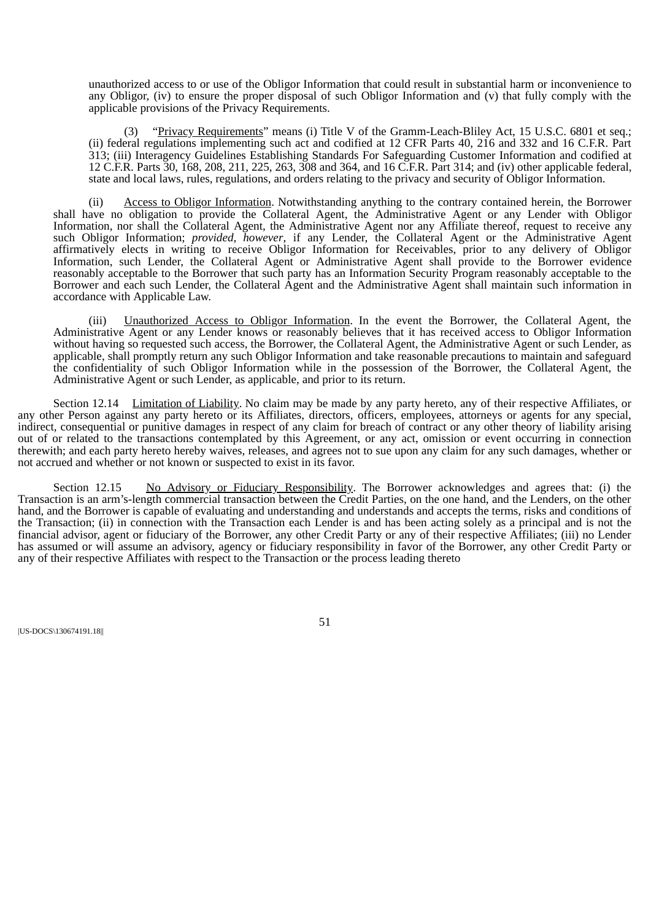unauthorized access to or use of the Obligor Information that could result in substantial harm or inconvenience to any Obligor, (iv) to ensure the proper disposal of such Obligor Information and (v) that fully comply with the applicable provisions of the Privacy Requirements.

(3) "Privacy Requirements" means (i) Title V of the Gramm-Leach-Bliley Act, 15 U.S.C. 6801 et seq.; (ii) federal regulations implementing such act and codified at 12 CFR Parts 40, 216 and 332 and 16 C.F.R. Part 313; (iii) Interagency Guidelines Establishing Standards For Safeguarding Customer Information and codified at 12 C.F.R. Parts 30, 168, 208, 211, 225, 263, 308 and 364, and 16 C.F.R. Part 314; and (iv) other applicable federal, state and local laws, rules, regulations, and orders relating to the privacy and security of Obligor Information.

(ii) Access to Obligor Information. Notwithstanding anything to the contrary contained herein, the Borrower shall have no obligation to provide the Collateral Agent, the Administrative Agent or any Lender with Obligor Information, nor shall the Collateral Agent, the Administrative Agent nor any Affiliate thereof, request to receive any such Obligor Information; *provided*, *however*, if any Lender, the Collateral Agent or the Administrative Agent affirmatively elects in writing to receive Obligor Information for Receivables, prior to any delivery of Obligor Information, such Lender, the Collateral Agent or Administrative Agent shall provide to the Borrower evidence reasonably acceptable to the Borrower that such party has an Information Security Program reasonably acceptable to the Borrower and each such Lender, the Collateral Agent and the Administrative Agent shall maintain such information in accordance with Applicable Law.

(iii) Unauthorized Access to Obligor Information. In the event the Borrower, the Collateral Agent, the Administrative Agent or any Lender knows or reasonably believes that it has received access to Obligor Information without having so requested such access, the Borrower, the Collateral Agent, the Administrative Agent or such Lender, as applicable, shall promptly return any such Obligor Information and take reasonable precautions to maintain and safeguard the confidentiality of such Obligor Information while in the possession of the Borrower, the Collateral Agent, the Administrative Agent or such Lender, as applicable, and prior to its return.

Section 12.14 Limitation of Liability. No claim may be made by any party hereto, any of their respective Affiliates, or any other Person against any party hereto or its Affiliates, directors, officers, employees, attorneys or agents for any special, indirect, consequential or punitive damages in respect of any claim for breach of contract or any other theory of liability arising out of or related to the transactions contemplated by this Agreement, or any act, omission or event occurring in connection therewith; and each party hereto hereby waives, releases, and agrees not to sue upon any claim for any such damages, whether or not accrued and whether or not known or suspected to exist in its favor.

Section 12.15 No Advisory or Fiduciary Responsibility. The Borrower acknowledges and agrees that: (i) the Transaction is an arm's-length commercial transaction between the Credit Parties, on the one hand, and the Lenders, on the other hand, and the Borrower is capable of evaluating and understanding and understands and accepts the terms, risks and conditions of the Transaction; (ii) in connection with the Transaction each Lender is and has been acting solely as a principal and is not the financial advisor, agent or fiduciary of the Borrower, any other Credit Party or any of their respective Affiliates; (iii) no Lender has assumed or will assume an advisory, agency or fiduciary responsibility in favor of the Borrower, any other Credit Party or any of their respective Affiliates with respect to the Transaction or the process leading thereto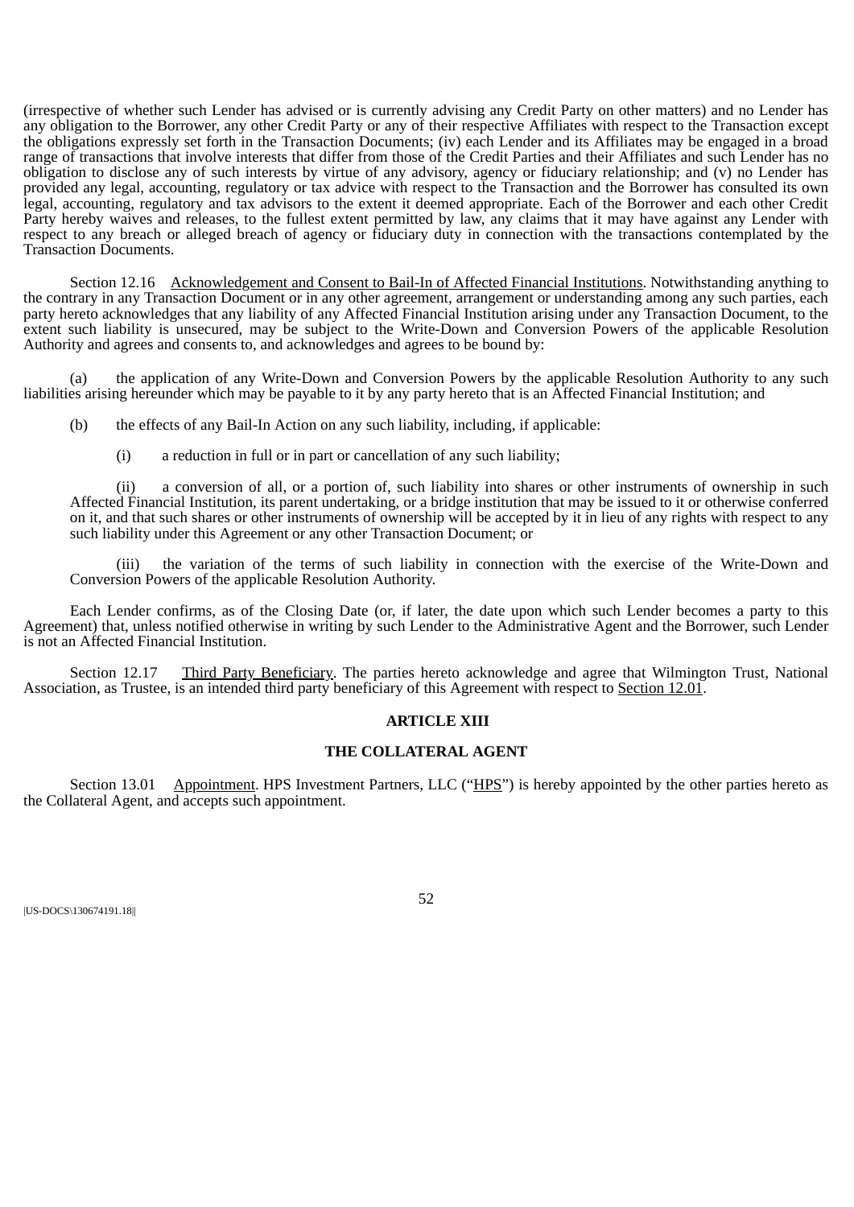(irrespective of whether such Lender has advised or is currently advising any Credit Party on other matters) and no Lender has any obligation to the Borrower, any other Credit Party or any of their respective Affiliates with respect to the Transaction except the obligations expressly set forth in the Transaction Documents; (iv) each Lender and its Affiliates may be engaged in a broad range of transactions that involve interests that differ from those of the Credit Parties and their Affiliates and such Lender has no obligation to disclose any of such interests by virtue of any advisory, agency or fiduciary relationship; and (v) no Lender has provided any legal, accounting, regulatory or tax advice with respect to the Transaction and the Borrower has consulted its own legal, accounting, regulatory and tax advisors to the extent it deemed appropriate. Each of the Borrower and each other Credit Party hereby waives and releases, to the fullest extent permitted by law, any claims that it may have against any Lender with respect to any breach or alleged breach of agency or fiduciary duty in connection with the transactions contemplated by the Transaction Documents.

Section 12.16 Acknowledgement and Consent to Bail-In of Affected Financial Institutions. Notwithstanding anything to the contrary in any Transaction Document or in any other agreement, arrangement or understanding among any such parties, each party hereto acknowledges that any liability of any Affected Financial Institution arising under any Transaction Document, to the extent such liability is unsecured, may be subject to the Write-Down and Conversion Powers of the applicable Resolution Authority and agrees and consents to, and acknowledges and agrees to be bound by:

(a) the application of any Write-Down and Conversion Powers by the applicable Resolution Authority to any such liabilities arising hereunder which may be payable to it by any party hereto that is an Affected Financial Institution; and

(b) the effects of any Bail-In Action on any such liability, including, if applicable:

(i) a reduction in full or in part or cancellation of any such liability;

(ii) a conversion of all, or a portion of, such liability into shares or other instruments of ownership in such Affected Financial Institution, its parent undertaking, or a bridge institution that may be issued to it or otherwise conferred on it, and that such shares or other instruments of ownership will be accepted by it in lieu of any rights with respect to any such liability under this Agreement or any other Transaction Document; or

(iii) the variation of the terms of such liability in connection with the exercise of the Write-Down and Conversion Powers of the applicable Resolution Authority.

Each Lender confirms, as of the Closing Date (or, if later, the date upon which such Lender becomes a party to this Agreement) that, unless notified otherwise in writing by such Lender to the Administrative Agent and the Borrower, such Lender is not an Affected Financial Institution.

Section 12.17 Third Party Beneficiary. The parties hereto acknowledge and agree that Wilmington Trust, National Association, as Trustee, is an intended third party beneficiary of this Agreement with respect to Section 12.01.

## ARTICLE XIII

## THE COLLATERAL AGENT

Section 13.01 Appointment. HPS Investment Partners, LLC ("HPS") is hereby appointed by the other parties hereto as the Collateral Agent, and accepts such appointment.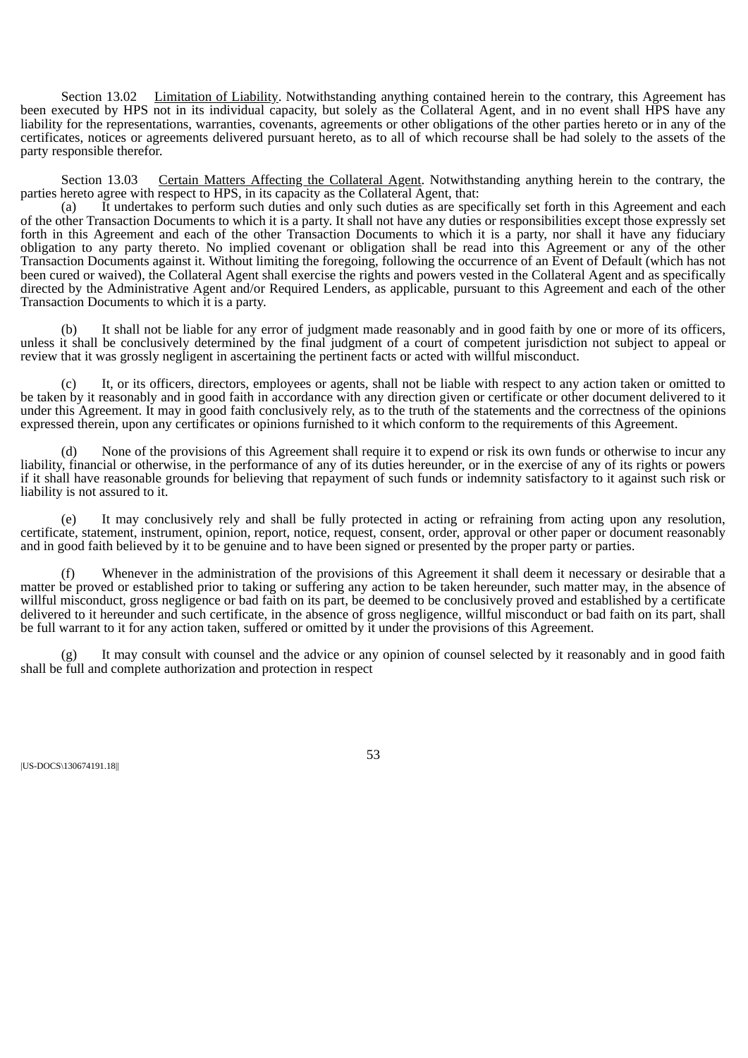Section 13.02 Limitation of Liability. Notwithstanding anything contained herein to the contrary, this Agreement has been executed by HPS not in its individual capacity, but solely as the Collateral Agent, and in no event shall HPS have any liability for the representations, warranties, covenants, agreements or other obligations of the other parties hereto or in any of the certificates, notices or agreements delivered pursuant hereto, as to all of which recourse shall be had solely to the assets of the party responsible therefor.

Section 13.03 Certain Matters Affecting the Collateral Agent. Notwithstanding anything herein to the contrary, the parties hereto agree with respect to HPS, in its capacity as the Collateral Agent, that:

(a) It undertakes to perform such duties and only such duties as are specifically set forth in this Agreement and each of the other Transaction Documents to which it is a party. It shall not have any duties or responsibilities except those expressly set forth in this Agreement and each of the other Transaction Documents to which it is a party, nor shall it have any fiduciary obligation to any party thereto. No implied covenant or obligation shall be read into this Agreement or any of the other Transaction Documents against it. Without limiting the foregoing, following the occurrence of an Event of Default (which has not been cured or waived), the Collateral Agent shall exercise the rights and powers vested in the Collateral Agent and as specifically directed by the Administrative Agent and/or Required Lenders, as applicable, pursuant to this Agreement and each of the other Transaction Documents to which it is a party.

(b) It shall not be liable for any error of judgment made reasonably and in good faith by one or more of its officers, unless it shall be conclusively determined by the final judgment of a court of competent jurisdiction not subject to appeal or review that it was grossly negligent in ascertaining the pertinent facts or acted with willful misconduct.

(c) It, or its officers, directors, employees or agents, shall not be liable with respect to any action taken or omitted to be taken by it reasonably and in good faith in accordance with any direction given or certificate or other document delivered to it under this Agreement. It may in good faith conclusively rely, as to the truth of the statements and the correctness of the opinions expressed therein, upon any certificates or opinions furnished to it which conform to the requirements of this Agreement.

(d) None of the provisions of this Agreement shall require it to expend or risk its own funds or otherwise to incur any liability, financial or otherwise, in the performance of any of its duties hereunder, or in the exercise of any of its rights or powers if it shall have reasonable grounds for believing that repayment of such funds or indemnity satisfactory to it against such risk or liability is not assured to it.

(e) It may conclusively rely and shall be fully protected in acting or refraining from acting upon any resolution, certificate, statement, instrument, opinion, report, notice, request, consent, order, approval or other paper or document reasonably and in good faith believed by it to be genuine and to have been signed or presented by the proper party or parties.

(f) Whenever in the administration of the provisions of this Agreement it shall deem it necessary or desirable that a matter be proved or established prior to taking or suffering any action to be taken hereunder, such matter may, in the absence of willful misconduct, gross negligence or bad faith on its part, be deemed to be conclusively proved and established by a certificate delivered to it hereunder and such certificate, in the absence of gross negligence, willful misconduct or bad faith on its part, shall be full warrant to it for any action taken, suffered or omitted by it under the provisions of this Agreement.

(g) It may consult with counsel and the advice or any opinion of counsel selected by it reasonably and in good faith shall be full and complete authorization and protection in respect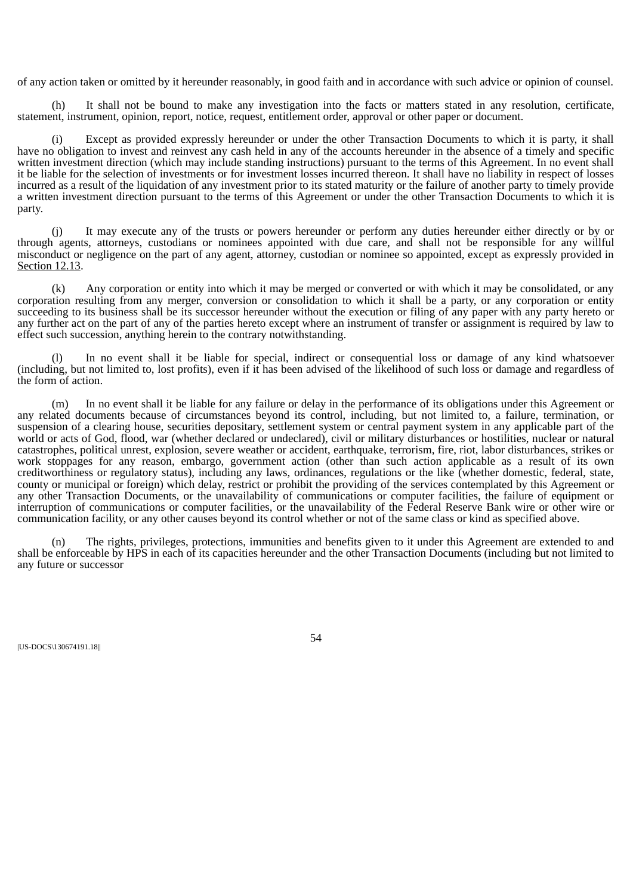of any action taken or omitted by it hereunder reasonably, in good faith and in accordance with such advice or opinion of counsel.

(h) It shall not be bound to make any investigation into the facts or matters stated in any resolution, certificate, statement, instrument, opinion, report, notice, request, entitlement order, approval or other paper or document.

(i) Except as provided expressly hereunder or under the other Transaction Documents to which it is party, it shall have no obligation to invest and reinvest any cash held in any of the accounts hereunder in the absence of a timely and specific written investment direction (which may include standing instructions) pursuant to the terms of this Agreement. In no event shall it be liable for the selection of investments or for investment losses incurred thereon. It shall have no liability in respect of losses incurred as a result of the liquidation of any investment prior to its stated maturity or the failure of another party to timely provide a written investment direction pursuant to the terms of this Agreement or under the other Transaction Documents to which it is party.

(j) It may execute any of the trusts or powers hereunder or perform any duties hereunder either directly or by or through agents, attorneys, custodians or nominees appointed with due care, and shall not be responsible for any willful misconduct or negligence on the part of any agent, attorney, custodian or nominee so appointed, except as expressly provided in Section 12.13.

(k) Any corporation or entity into which it may be merged or converted or with which it may be consolidated, or any corporation resulting from any merger, conversion or consolidation to which it shall be a party, or any corporation or entity succeeding to its business shall be its successor hereunder without the execution or filing of any paper with any party hereto or any further act on the part of any of the parties hereto except where an instrument of transfer or assignment is required by law to effect such succession, anything herein to the contrary notwithstanding.

(l) In no event shall it be liable for special, indirect or consequential loss or damage of any kind whatsoever (including, but not limited to, lost profits), even if it has been advised of the likelihood of such loss or damage and regardless of the form of action.

(m) In no event shall it be liable for any failure or delay in the performance of its obligations under this Agreement or any related documents because of circumstances beyond its control, including, but not limited to, a failure, termination, or suspension of a clearing house, securities depositary, settlement system or central payment system in any applicable part of the world or acts of God, flood, war (whether declared or undeclared), civil or military disturbances or hostilities, nuclear or natural catastrophes, political unrest, explosion, severe weather or accident, earthquake, terrorism, fire, riot, labor disturbances, strikes or work stoppages for any reason, embargo, government action (other than such action applicable as a result of its own creditworthiness or regulatory status), including any laws, ordinances, regulations or the like (whether domestic, federal, state, county or municipal or foreign) which delay, restrict or prohibit the providing of the services contemplated by this Agreement or any other Transaction Documents, or the unavailability of communications or computer facilities, the failure of equipment or interruption of communications or computer facilities, or the unavailability of the Federal Reserve Bank wire or other wire or communication facility, or any other causes beyond its control whether or not of the same class or kind as specified above.

(n) The rights, privileges, protections, immunities and benefits given to it under this Agreement are extended to and shall be enforceable by HPS in each of its capacities hereunder and the other Transaction Documents (including but not limited to any future or successor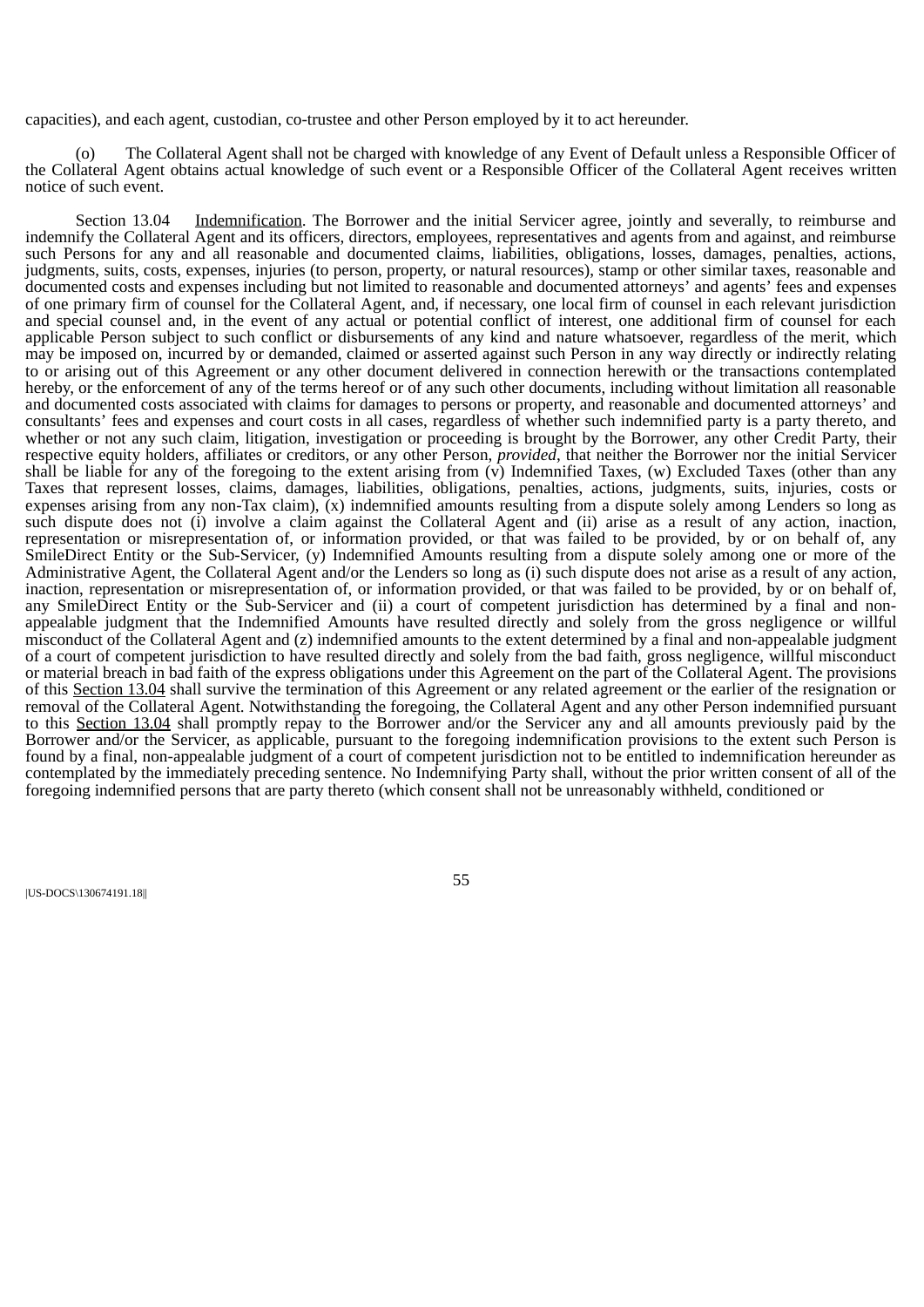capacities), and each agent, custodian, co-trustee and other Person employed by it to act hereunder.

(o) The Collateral Agent shall not be charged with knowledge of any Event of Default unless a Responsible Officer of the Collateral Agent obtains actual knowledge of such event or a Responsible Officer of the Collateral Agent receives written notice of such event.

Section 13.04 Indemnification. The Borrower and the initial Servicer agree, jointly and severally, to reimburse and indemnify the Collateral Agent and its officers, directors, employees, representatives and agents from and against, and reimburse such Persons for any and all reasonable and documented claims, liabilities, obligations, losses, damages, penalties, actions, judgments, suits, costs, expenses, injuries (to person, property, or natural resources), stamp or other similar taxes, reasonable and documented costs and expenses including but not limited to reasonable and documented attorneys' and agents' fees and expenses of one primary firm of counsel for the Collateral Agent, and, if necessary, one local firm of counsel in each relevant jurisdiction and special counsel and, in the event of any actual or potential conflict of interest, one additional firm of counsel for each applicable Person subject to such conflict or disbursements of any kind and nature whatsoever, regardless of the merit, which may be imposed on, incurred by or demanded, claimed or asserted against such Person in any way directly or indirectly relating to or arising out of this Agreement or any other document delivered in connection herewith or the transactions contemplated hereby, or the enforcement of any of the terms hereof or of any such other documents, including without limitation all reasonable and documented costs associated with claims for damages to persons or property, and reasonable and documented attorneys' and consultants' fees and expenses and court costs in all cases, regardless of whether such indemnified party is a party thereto, and whether or not any such claim, litigation, investigation or proceeding is brought by the Borrower, any other Credit Party, their respective equity holders, affiliates or creditors, or any other Person, *provided*, that neither the Borrower nor the initial Servicer shall be liable for any of the foregoing to the extent arising from (v) Indemnified Taxes, (w) Excluded Taxes (other than any Taxes that represent losses, claims, damages, liabilities, obligations, penalties, actions, judgments, suits, injuries, costs or expenses arising from any non-Tax claim), (x) indemnified amounts resulting from a dispute solely among Lenders so long as such dispute does not (i) involve a claim against the Collateral Agent and (ii) arise as a result of any action, inaction, representation or misrepresentation of, or information provided, or that was failed to be provided, by or on behalf of, any SmileDirect Entity or the Sub-Servicer, (y) Indemnified Amounts resulting from a dispute solely among one or more of the Administrative Agent, the Collateral Agent and/or the Lenders so long as (i) such dispute does not arise as a result of any action, inaction, representation or misrepresentation of, or information provided, or that was failed to be provided, by or on behalf of, any SmileDirect Entity or the Sub-Servicer and (ii) a court of competent jurisdiction has determined by a final and non-appealable judgment that the Indemnified Amounts have resulted directly and solely from the gross negligence or willful misconduct of the Collateral Agent and (z) indemnified amounts to the extent determined by a final and non-appealable judgment of a court of competent jurisdiction to have resulted directly and solely from the bad faith, gross negligence, willful misconduct or material breach in bad faith of the express obligations under this Agreement on the part of the Collateral Agent. The provisions of this Section 13.04 shall survive the termination of this Agreement or any related agreement or the earlier of the resignation or removal of the Collateral Agent. Notwithstanding the foregoing, the Collateral Agent and any other Person indemnified pursuant to this Section 13.04 shall promptly repay to the Borrower and/or the Servicer any and all amounts previously paid by the Borrower and/or the Servicer, as applicable, pursuant to the foregoing indemnification provisions to the extent such Person is found by a final, non-appealable judgment of a court of competent jurisdiction not to be entitled to indemnification hereunder as contemplated by the immediately preceding sentence. No Indemnifying Party shall, without the prior written consent of all of the foregoing indemnified persons that are party thereto (which consent shall not be unreasonably withheld, conditioned or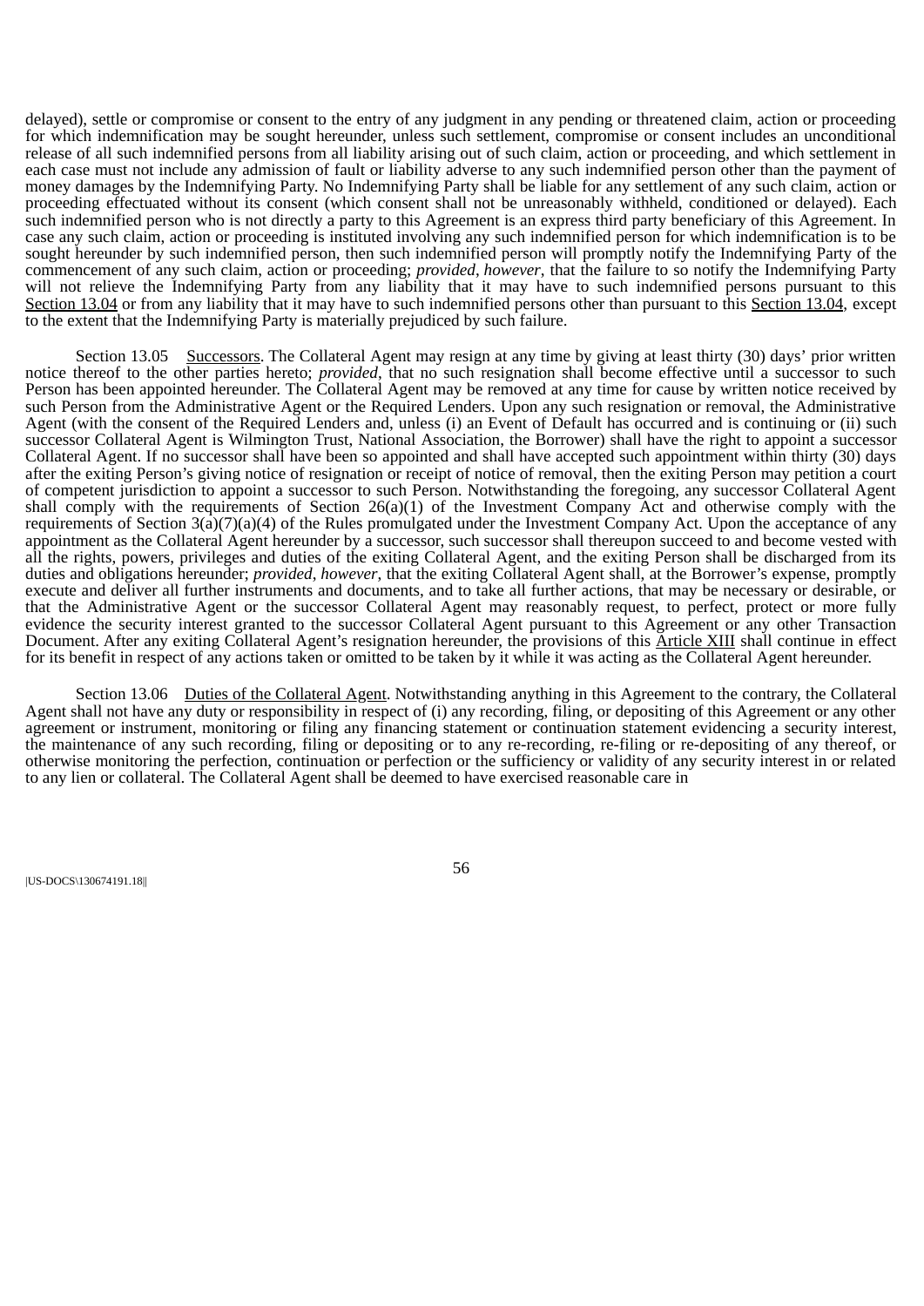delayed), settle or compromise or consent to the entry of any judgment in any pending or threatened claim, action or proceeding for which indemnification may be sought hereunder, unless such settlement, compromise or consent includes an unconditional release of all such indemnified persons from all liability arising out of such claim, action or proceeding, and which settlement in each case must not include any admission of fault or liability adverse to any such indemnified person other than the payment of money damages by the Indemnifying Party. No Indemnifying Party shall be liable for any settlement of any such claim, action or proceeding effectuated without its consent (which consent shall not be unreasonably withheld, conditioned or delayed). Each such indemnified person who is not directly a party to this Agreement is an express third party beneficiary of this Agreement. In case any such claim, action or proceeding is instituted involving any such indemnified person for which indemnification is to be sought hereunder by such indemnified person, then such indemnified person will promptly notify the Indemnifying Party of the commencement of any such claim, action or proceeding; *provided*, *however*, that the failure to so notify the Indemnifying Party will not relieve the Indemnifying Party from any liability that it may have to such indemnified persons pursuant to this Section 13.04 or from any liability that it may have to such indemnified persons other than pursuant to this Section 13.04, except to the extent that the Indemnifying Party is materially prejudiced by such failure.

Section 13.05 Successors. The Collateral Agent may resign at any time by giving at least thirty (30) days' prior written notice thereof to the other parties hereto; *provided*, that no such resignation shall become effective until a successor to such Person has been appointed hereunder. The Collateral Agent may be removed at any time for cause by written notice received by such Person from the Administrative Agent or the Required Lenders. Upon any such resignation or removal, the Administrative Agent (with the consent of the Required Lenders and, unless (i) an Event of Default has occurred and is continuing or (ii) such successor Collateral Agent is Wilmington Trust, National Association, the Borrower) shall have the right to appoint a successor Collateral Agent. If no successor shall have been so appointed and shall have accepted such appointment within thirty (30) days after the exiting Person's giving notice of resignation or receipt of notice of removal, then the exiting Person may petition a court of competent jurisdiction to appoint a successor to such Person. Notwithstanding the foregoing, any successor Collateral Agent shall comply with the requirements of Section 26(a)(1) of the Investment Company Act and otherwise comply with the requirements of Section 3(a)(7)(a)(4) of the Rules promulgated under the Investment Company Act. Upon the acceptance of any appointment as the Collateral Agent hereunder by a successor, such successor shall thereupon succeed to and become vested with all the rights, powers, privileges and duties of the exiting Collateral Agent, and the exiting Person shall be discharged from its duties and obligations hereunder; *provided*, *however*, that the exiting Collateral Agent shall, at the Borrower's expense, promptly execute and deliver all further instruments and documents, and to take all further actions, that may be necessary or desirable, or that the Administrative Agent or the successor Collateral Agent may reasonably request, to perfect, protect or more fully evidence the security interest granted to the successor Collateral Agent pursuant to this Agreement or any other Transaction Document. After any exiting Collateral Agent's resignation hereunder, the provisions of this Article XIII shall continue in effect for its benefit in respect of any actions taken or omitted to be taken by it while it was acting as the Collateral Agent hereunder.

Section 13.06 Duties of the Collateral Agent. Notwithstanding anything in this Agreement to the contrary, the Collateral Agent shall not have any duty or responsibility in respect of (i) any recording, filing, or depositing of this Agreement or any other agreement or instrument, monitoring or filing any financing statement or continuation statement evidencing a security interest, the maintenance of any such recording, filing or depositing or to any re-recording, re-filing or re-depositing of any thereof, or otherwise monitoring the perfection, continuation or perfection or the sufficiency or validity of any security interest in or related to any lien or collateral. The Collateral Agent shall be deemed to have exercised reasonable care in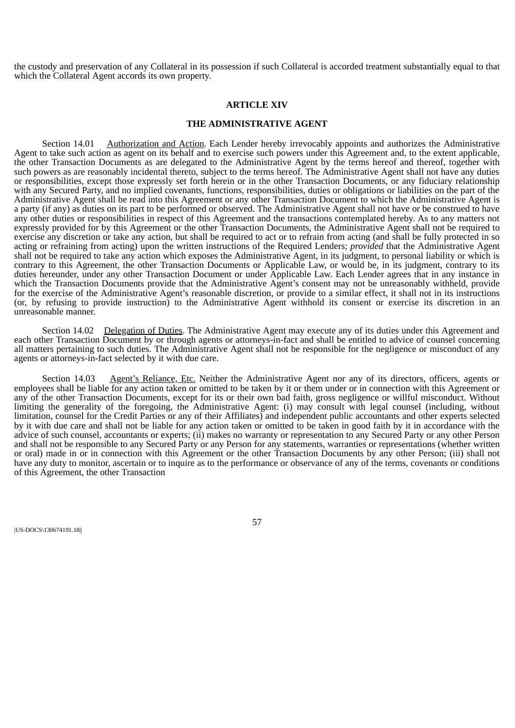the custody and preservation of any Collateral in its possession if such Collateral is accorded treatment substantially equal to that which the Collateral Agent accords its own property.

## ARTICLE XIV

## THE ADMINISTRATIVE AGENT

Section 14.01 Authorization and Action. Each Lender hereby irrevocably appoints and authorizes the Administrative Agent to take such action as agent on its behalf and to exercise such powers under this Agreement and, to the extent applicable, the other Transaction Documents as are delegated to the Administrative Agent by the terms hereof and thereof, together with such powers as are reasonably incidental thereto, subject to the terms hereof. The Administrative Agent shall not have any duties or responsibilities, except those expressly set forth herein or in the other Transaction Documents, or any fiduciary relationship with any Secured Party, and no implied covenants, functions, responsibilities, duties or obligations or liabilities on the part of the Administrative Agent shall be read into this Agreement or any other Transaction Document to which the Administrative Agent is a party (if any) as duties on its part to be performed or observed. The Administrative Agent shall not have or be construed to have any other duties or responsibilities in respect of this Agreement and the transactions contemplated hereby. As to any matters not expressly provided for by this Agreement or the other Transaction Documents, the Administrative Agent shall not be required to exercise any discretion or take any action, but shall be required to act or to refrain from acting (and shall be fully protected in so acting or refraining from acting) upon the written instructions of the Required Lenders; *provided* that the Administrative Agent shall not be required to take any action which exposes the Administrative Agent, in its judgment, to personal liability or which is contrary to this Agreement, the other Transaction Documents or Applicable Law, or would be, in its judgment, contrary to its duties hereunder, under any other Transaction Document or under Applicable Law. Each Lender agrees that in any instance in which the Transaction Documents provide that the Administrative Agent's consent may not be unreasonably withheld, provide for the exercise of the Administrative Agent's reasonable discretion, or provide to a similar effect, it shall not in its instructions (or, by refusing to provide instruction) to the Administrative Agent withhold its consent or exercise its discretion in an unreasonable manner.

Section 14.02 Delegation of Duties. The Administrative Agent may execute any of its duties under this Agreement and each other Transaction Document by or through agents or attorneys-in-fact and shall be entitled to advice of counsel concerning all matters pertaining to such duties. The Administrative Agent shall not be responsible for the negligence or misconduct of any agents or attorneys-in-fact selected by it with due care.

Section 14.03 Agent's Reliance, Etc. Neither the Administrative Agent nor any of its directors, officers, agents or employees shall be liable for any action taken or omitted to be taken by it or them under or in connection with this Agreement or any of the other Transaction Documents, except for its or their own bad faith, gross negligence or willful misconduct. Without limiting the generality of the foregoing, the Administrative Agent: (i) may consult with legal counsel (including, without limitation, counsel for the Credit Parties or any of their Affiliates) and independent public accountants and other experts selected by it with due care and shall not be liable for any action taken or omitted to be taken in good faith by it in accordance with the advice of such counsel, accountants or experts; (ii) makes no warranty or representation to any Secured Party or any other Person and shall not be responsible to any Secured Party or any Person for any statements, warranties or representations (whether written or oral) made in or in connection with this Agreement or the other Transaction Documents by any other Person; (iii) shall not have any duty to monitor, ascertain or to inquire as to the performance or observance of any of the terms, covenants or conditions of this Agreement, the other Transaction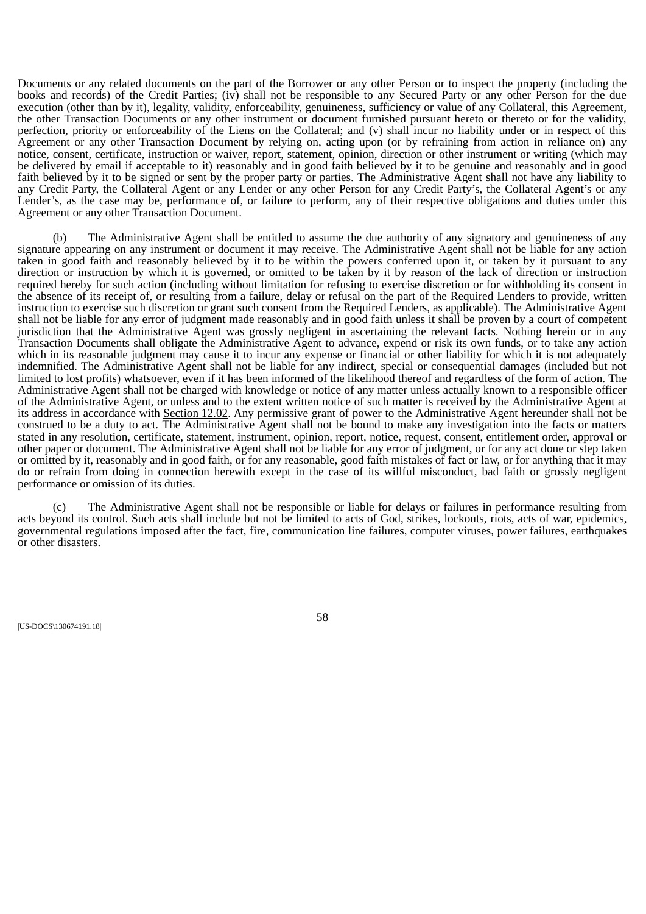Documents or any related documents on the part of the Borrower or any other Person or to inspect the property (including the books and records) of the Credit Parties; (iv) shall not be responsible to any Secured Party or any other Person for the due execution (other than by it), legality, validity, enforceability, genuineness, sufficiency or value of any Collateral, this Agreement, the other Transaction Documents or any other instrument or document furnished pursuant hereto or thereto or for the validity, perfection, priority or enforceability of the Liens on the Collateral; and (v) shall incur no liability under or in respect of this Agreement or any other Transaction Document by relying on, acting upon (or by refraining from action in reliance on) any notice, consent, certificate, instruction or waiver, report, statement, opinion, direction or other instrument or writing (which may be delivered by email if acceptable to it) reasonably and in good faith believed by it to be genuine and reasonably and in good faith believed by it to be signed or sent by the proper party or parties. The Administrative Agent shall not have any liability to any Credit Party, the Collateral Agent or any Lender or any other Person for any Credit Party's, the Collateral Agent's or any Lender's, as the case may be, performance of, or failure to perform, any of their respective obligations and duties under this Agreement or any other Transaction Document.

(b) The Administrative Agent shall be entitled to assume the due authority of any signatory and genuineness of any signature appearing on any instrument or document it may receive. The Administrative Agent shall not be liable for any action taken in good faith and reasonably believed by it to be within the powers conferred upon it, or taken by it pursuant to any direction or instruction by which it is governed, or omitted to be taken by it by reason of the lack of direction or instruction required hereby for such action (including without limitation for refusing to exercise discretion or for withholding its consent in the absence of its receipt of, or resulting from a failure, delay or refusal on the part of the Required Lenders to provide, written instruction to exercise such discretion or grant such consent from the Required Lenders, as applicable). The Administrative Agent shall not be liable for any error of judgment made reasonably and in good faith unless it shall be proven by a court of competent jurisdiction that the Administrative Agent was grossly negligent in ascertaining the relevant facts. Nothing herein or in any Transaction Documents shall obligate the Administrative Agent to advance, expend or risk its own funds, or to take any action which in its reasonable judgment may cause it to incur any expense or financial or other liability for which it is not adequately indemnified. The Administrative Agent shall not be liable for any indirect, special or consequential damages (included but not limited to lost profits) whatsoever, even if it has been informed of the likelihood thereof and regardless of the form of action. The Administrative Agent shall not be charged with knowledge or notice of any matter unless actually known to a responsible officer of the Administrative Agent, or unless and to the extent written notice of such matter is received by the Administrative Agent at its address in accordance with Section 12.02. Any permissive grant of power to the Administrative Agent hereunder shall not be construed to be a duty to act. The Administrative Agent shall not be bound to make any investigation into the facts or matters stated in any resolution, certificate, statement, instrument, opinion, report, notice, request, consent, entitlement order, approval or other paper or document. The Administrative Agent shall not be liable for any error of judgment, or for any act done or step taken or omitted by it, reasonably and in good faith, or for any reasonable, good faith mistakes of fact or law, or for anything that it may do or refrain from doing in connection herewith except in the case of its willful misconduct, bad faith or grossly negligent performance or omission of its duties.

(c) The Administrative Agent shall not be responsible or liable for delays or failures in performance resulting from acts beyond its control. Such acts shall include but not be limited to acts of God, strikes, lockouts, riots, acts of war, epidemics, governmental regulations imposed after the fact, fire, communication line failures, computer viruses, power failures, earthquakes or other disasters.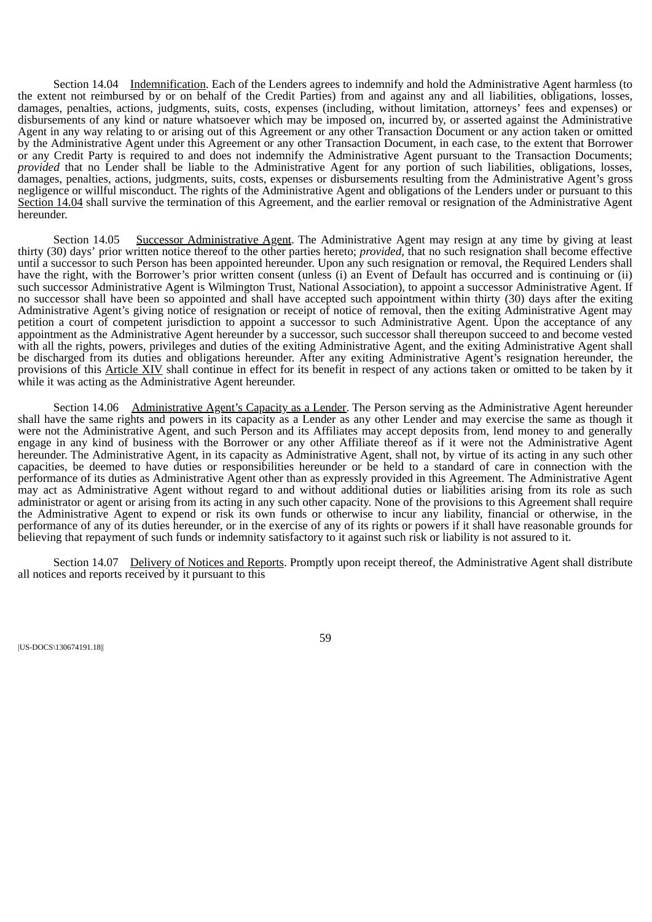Section 14.04 Indemnification. Each of the Lenders agrees to indemnify and hold the Administrative Agent harmless (to the extent not reimbursed by or on behalf of the Credit Parties) from and against any and all liabilities, obligations, losses, damages, penalties, actions, judgments, suits, costs, expenses (including, without limitation, attorneys' fees and expenses) or disbursements of any kind or nature whatsoever which may be imposed on, incurred by, or asserted against the Administrative Agent in any way relating to or arising out of this Agreement or any other Transaction Document or any action taken or omitted by the Administrative Agent under this Agreement or any other Transaction Document, in each case, to the extent that Borrower or any Credit Party is required to and does not indemnify the Administrative Agent pursuant to the Transaction Documents; *provided* that no Lender shall be liable to the Administrative Agent for any portion of such liabilities, obligations, losses, damages, penalties, actions, judgments, suits, costs, expenses or disbursements resulting from the Administrative Agent's gross negligence or willful misconduct. The rights of the Administrative Agent and obligations of the Lenders under or pursuant to this Section 14.04 shall survive the termination of this Agreement, and the earlier removal or resignation of the Administrative Agent hereunder.

Section 14.05 Successor Administrative Agent. The Administrative Agent may resign at any time by giving at least thirty (30) days' prior written notice thereof to the other parties hereto; *provided*, that no such resignation shall become effective until a successor to such Person has been appointed hereunder. Upon any such resignation or removal, the Required Lenders shall have the right, with the Borrower's prior written consent (unless (i) an Event of Default has occurred and is continuing or (ii) such successor Administrative Agent is Wilmington Trust, National Association), to appoint a successor Administrative Agent. If no successor shall have been so appointed and shall have accepted such appointment within thirty (30) days after the exiting Administrative Agent's giving notice of resignation or receipt of notice of removal, then the exiting Administrative Agent may petition a court of competent jurisdiction to appoint a successor to such Administrative Agent. Upon the acceptance of any appointment as the Administrative Agent hereunder by a successor, such successor shall thereupon succeed to and become vested with all the rights, powers, privileges and duties of the exiting Administrative Agent, and the exiting Administrative Agent shall be discharged from its duties and obligations hereunder. After any exiting Administrative Agent's resignation hereunder, the provisions of this Article XIV shall continue in effect for its benefit in respect of any actions taken or omitted to be taken by it while it was acting as the Administrative Agent hereunder.

Section 14.06 Administrative Agent's Capacity as a Lender. The Person serving as the Administrative Agent hereunder shall have the same rights and powers in its capacity as a Lender as any other Lender and may exercise the same as though it were not the Administrative Agent, and such Person and its Affiliates may accept deposits from, lend money to and generally engage in any kind of business with the Borrower or any other Affiliate thereof as if it were not the Administrative Agent hereunder. The Administrative Agent, in its capacity as Administrative Agent, shall not, by virtue of its acting in any such other capacities, be deemed to have duties or responsibilities hereunder or be held to a standard of care in connection with the performance of its duties as Administrative Agent other than as expressly provided in this Agreement. The Administrative Agent may act as Administrative Agent without regard to and without additional duties or liabilities arising from its role as such administrator or agent or arising from its acting in any such other capacity. None of the provisions to this Agreement shall require the Administrative Agent to expend or risk its own funds or otherwise to incur any liability, financial or otherwise, in the performance of any of its duties hereunder, or in the exercise of any of its rights or powers if it shall have reasonable grounds for believing that repayment of such funds or indemnity satisfactory to it against such risk or liability is not assured to it.

Section 14.07 Delivery of Notices and Reports. Promptly upon receipt thereof, the Administrative Agent shall distribute all notices and reports received by it pursuant to this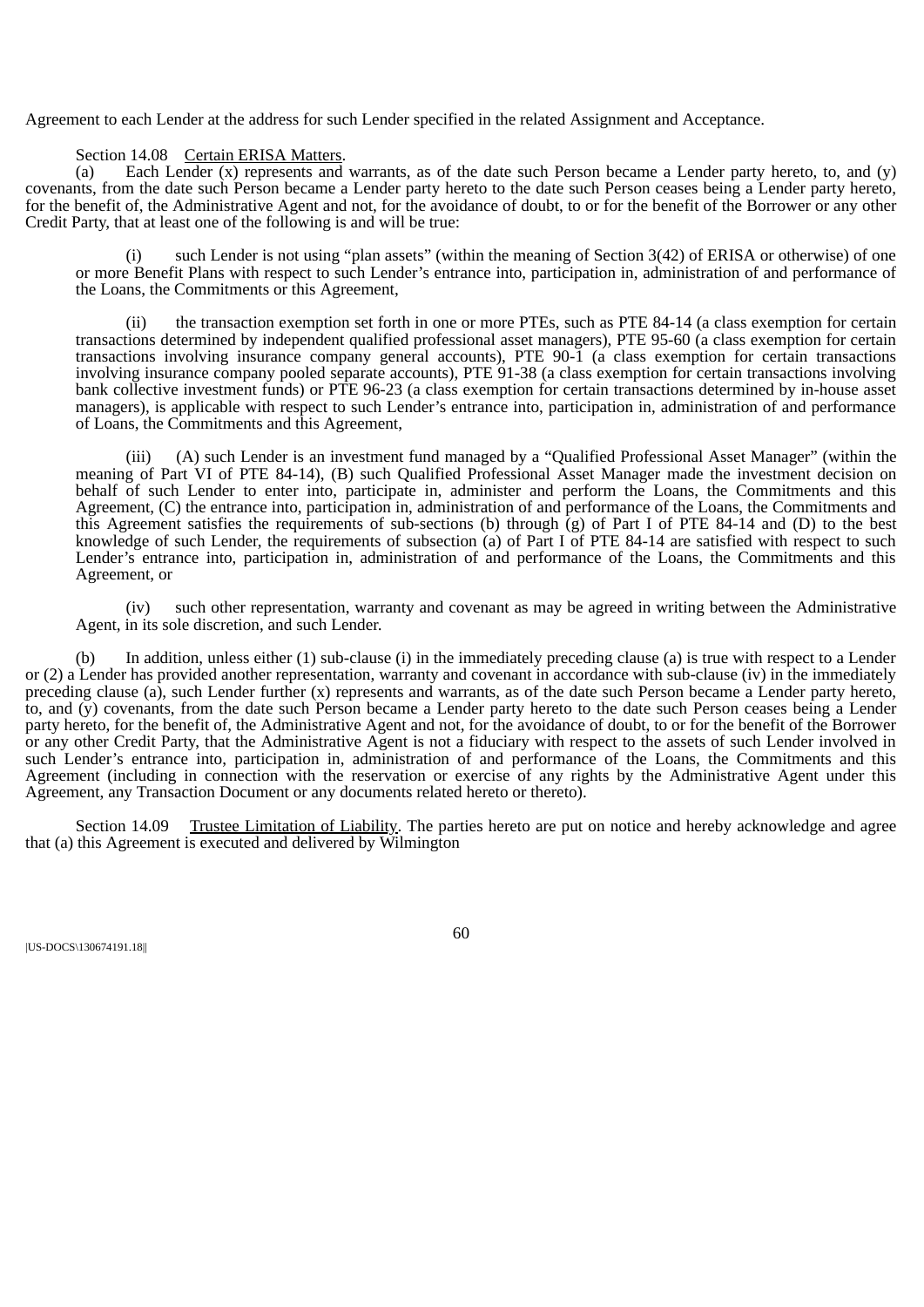Agreement to each Lender at the address for such Lender specified in the related Assignment and Acceptance.

Section 14.08 Certain ERISA Matters.

(a) Each Lender (x) represents and warrants, as of the date such Person became a Lender party hereto, to, and (y) covenants, from the date such Person became a Lender party hereto to the date such Person ceases being a Lender party hereto, for the benefit of, the Administrative Agent and not, for the avoidance of doubt, to or for the benefit of the Borrower or any other Credit Party, that at least one of the following is and will be true:

(i) such Lender is not using "plan assets" (within the meaning of Section 3(42) of ERISA or otherwise) of one or more Benefit Plans with respect to such Lender's entrance into, participation in, administration of and performance of the Loans, the Commitments or this Agreement,

(ii) the transaction exemption set forth in one or more PTEs, such as PTE 84-14 (a class exemption for certain transactions determined by independent qualified professional asset managers), PTE 95-60 (a class exemption for certain transactions involving insurance company general accounts), PTE 90-1 (a class exemption for certain transactions involving insurance company pooled separate accounts), PTE 91-38 (a class exemption for certain transactions involving bank collective investment funds) or PTE 96-23 (a class exemption for certain transactions determined by in-house asset managers), is applicable with respect to such Lender's entrance into, participation in, administration of and performance of Loans, the Commitments and this Agreement,

(iii) (A) such Lender is an investment fund managed by a "Qualified Professional Asset Manager" (within the meaning of Part VI of PTE 84-14), (B) such Qualified Professional Asset Manager made the investment decision on behalf of such Lender to enter into, participate in, administer and perform the Loans, the Commitments and this Agreement, (C) the entrance into, participation in, administration of and performance of the Loans, the Commitments and this Agreement satisfies the requirements of sub-sections (b) through (g) of Part I of PTE 84-14 and (D) to the best knowledge of such Lender, the requirements of subsection (a) of Part I of PTE 84-14 are satisfied with respect to such Lender's entrance into, participation in, administration of and performance of the Loans, the Commitments and this Agreement, or

(iv) such other representation, warranty and covenant as may be agreed in writing between the Administrative Agent, in its sole discretion, and such Lender.

(b) In addition, unless either (1) sub-clause (i) in the immediately preceding clause (a) is true with respect to a Lender or (2) a Lender has provided another representation, warranty and covenant in accordance with sub-clause (iv) in the immediately preceding clause (a), such Lender further (x) represents and warrants, as of the date such Person became a Lender party hereto, to, and (y) covenants, from the date such Person became a Lender party hereto to the date such Person ceases being a Lender party hereto, for the benefit of, the Administrative Agent and not, for the avoidance of doubt, to or for the benefit of the Borrower or any other Credit Party, that the Administrative Agent is not a fiduciary with respect to the assets of such Lender involved in such Lender's entrance into, participation in, administration of and performance of the Loans, the Commitments and this Agreement (including in connection with the reservation or exercise of any rights by the Administrative Agent under this Agreement, any Transaction Document or any documents related hereto or thereto).

Section 14.09 Trustee Limitation of Liability. The parties hereto are put on notice and hereby acknowledge and agree that (a) this Agreement is executed and delivered by Wilmington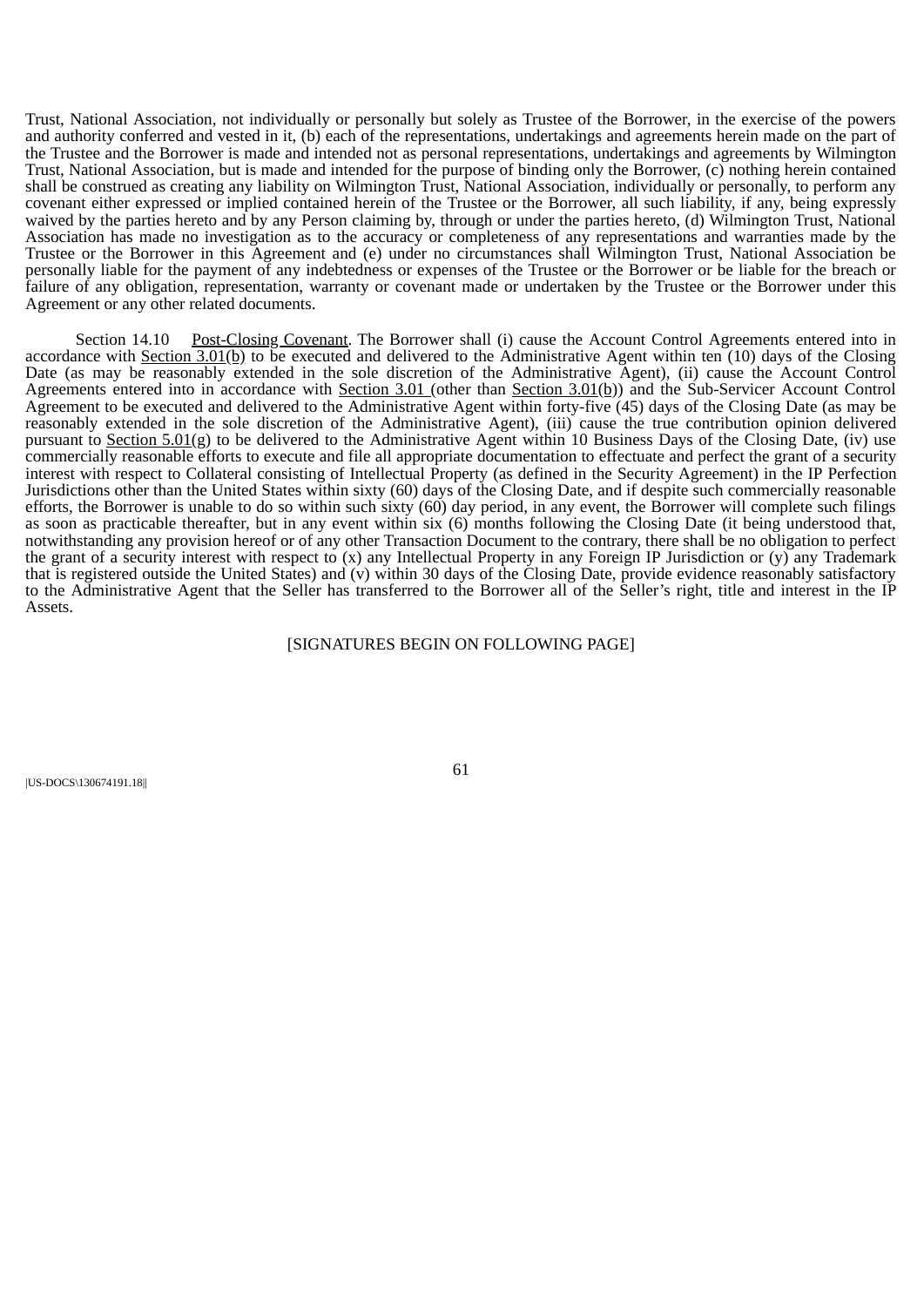Trust, National Association, not individually or personally but solely as Trustee of the Borrower, in the exercise of the powers and authority conferred and vested in it, (b) each of the representations, undertakings and agreements herein made on the part of the Trustee and the Borrower is made and intended not as personal representations, undertakings and agreements by Wilmington Trust, National Association, but is made and intended for the purpose of binding only the Borrower, (c) nothing herein contained shall be construed as creating any liability on Wilmington Trust, National Association, individually or personally, to perform any covenant either expressed or implied contained herein of the Trustee or the Borrower, all such liability, if any, being expressly waived by the parties hereto and by any Person claiming by, through or under the parties hereto, (d) Wilmington Trust, National Association has made no investigation as to the accuracy or completeness of any representations and warranties made by the Trustee or the Borrower in this Agreement and (e) under no circumstances shall Wilmington Trust, National Association be personally liable for the payment of any indebtedness or expenses of the Trustee or the Borrower or be liable for the breach or failure of any obligation, representation, warranty or covenant made or undertaken by the Trustee or the Borrower under this Agreement or any other related documents.

Section 14.10 Post-Closing Covenant. The Borrower shall (i) cause the Account Control Agreements entered into in accordance with Section 3.01(b) to be executed and delivered to the Administrative Agent within ten (10) days of the Closing Date (as may be reasonably extended in the sole discretion of the Administrative Agent), (ii) cause the Account Control Agreements entered into in accordance with Section 3.01 (other than Section 3.01(b)) and the Sub-Servicer Account Control Agreement to be executed and delivered to the Administrative Agent within forty-five (45) days of the Closing Date (as may be reasonably extended in the sole discretion of the Administrative Agent), (iii) cause the true contribution opinion delivered pursuant to Section 5.01(g) to be delivered to the Administrative Agent within 10 Business Days of the Closing Date, (iv) use commercially reasonable efforts to execute and file all appropriate documentation to effectuate and perfect the grant of a security interest with respect to Collateral consisting of Intellectual Property (as defined in the Security Agreement) in the IP Perfection Jurisdictions other than the United States within sixty (60) days of the Closing Date, and if despite such commercially reasonable efforts, the Borrower is unable to do so within such sixty (60) day period, in any event, the Borrower will complete such filings as soon as practicable thereafter, but in any event within six (6) months following the Closing Date (it being understood that, notwithstanding any provision hereof or of any other Transaction Document to the contrary, there shall be no obligation to perfect the grant of a security interest with respect to (x) any Intellectual Property in any Foreign IP Jurisdiction or (y) any Trademark that is registered outside the United States) and (v) within 30 days of the Closing Date, provide evidence reasonably satisfactory to the Administrative Agent that the Seller has transferred to the Borrower all of the Seller's right, title and interest in the IP Assets.

[SIGNATURES BEGIN ON FOLLOWING PAGE]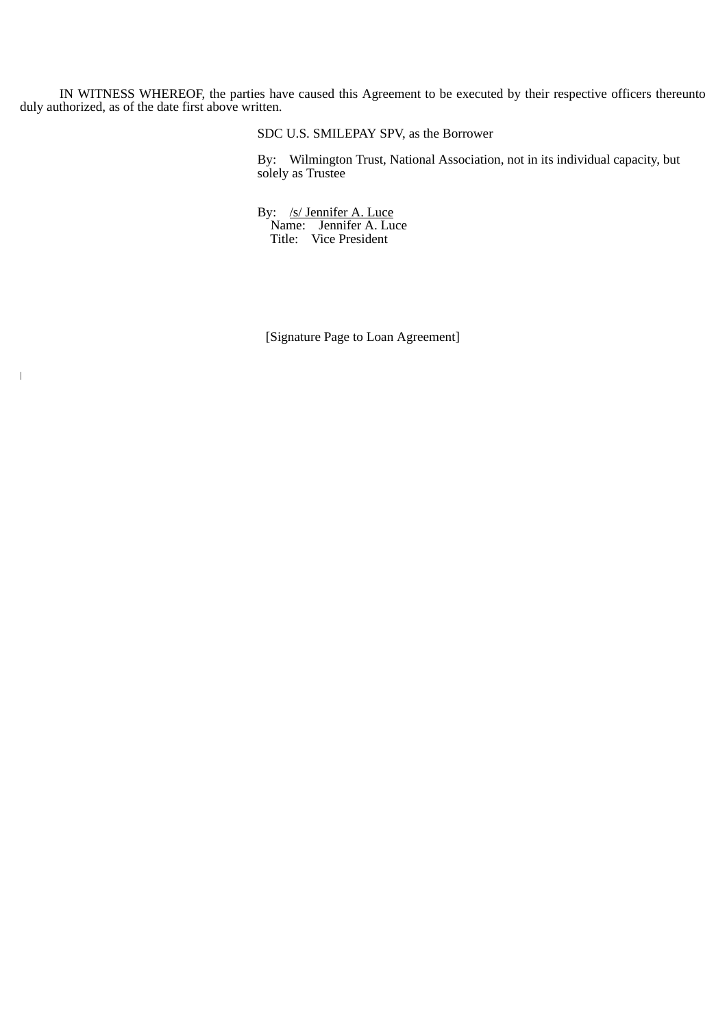IN WITNESS WHEREOF, the parties have caused this Agreement to be executed by their respective officers thereunto duly authorized, as of the date first above written.

SDC U.S. SMILEPAY SPV, as the Borrower

By: Wilmington Trust, National Association, not in its individual capacity, but solely as Trustee

By: /s/ Jennifer A. Luce
Name: Jennifer A. Luce
Title: Vice President

[Signature Page to Loan Agreement]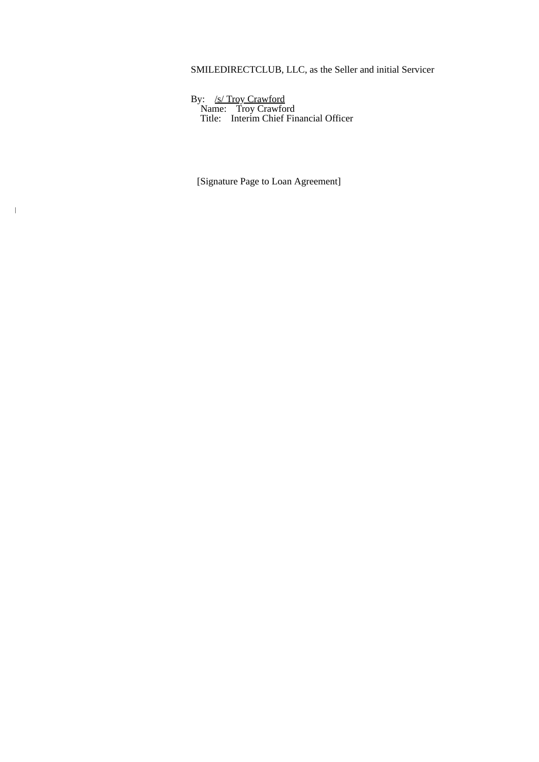SMILEDIRECTCLUB, LLC, as the Seller and initial Servicer

By: /s/ Troy Crawford
Name: Troy Crawford
Title: Interim Chief Financial Officer

[Signature Page to Loan Agreement]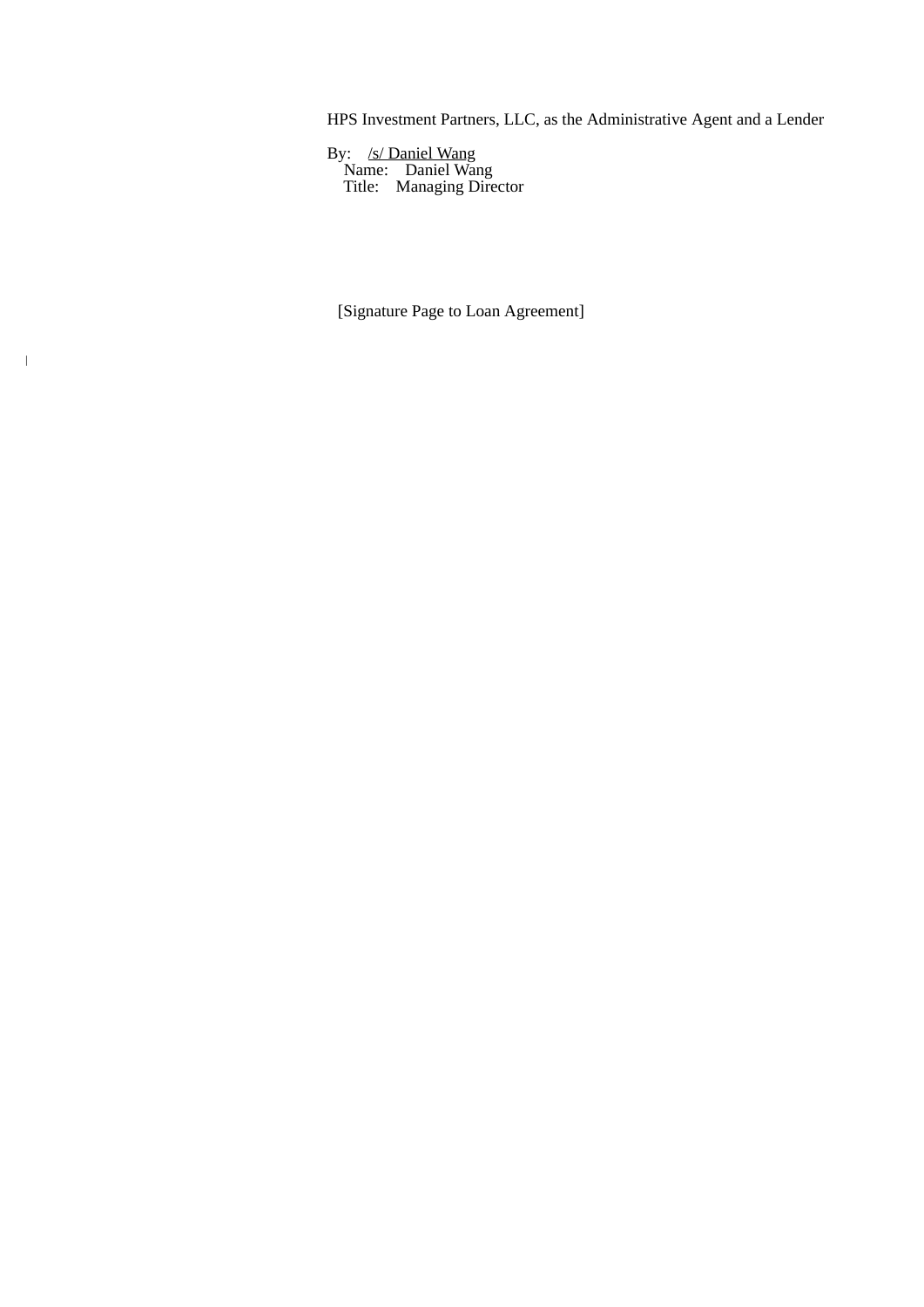HPS Investment Partners, LLC, as the Administrative Agent and a Lender

By: /s/ Daniel Wang
Name: Daniel Wang
Title: Managing Director

[Signature Page to Loan Agreement]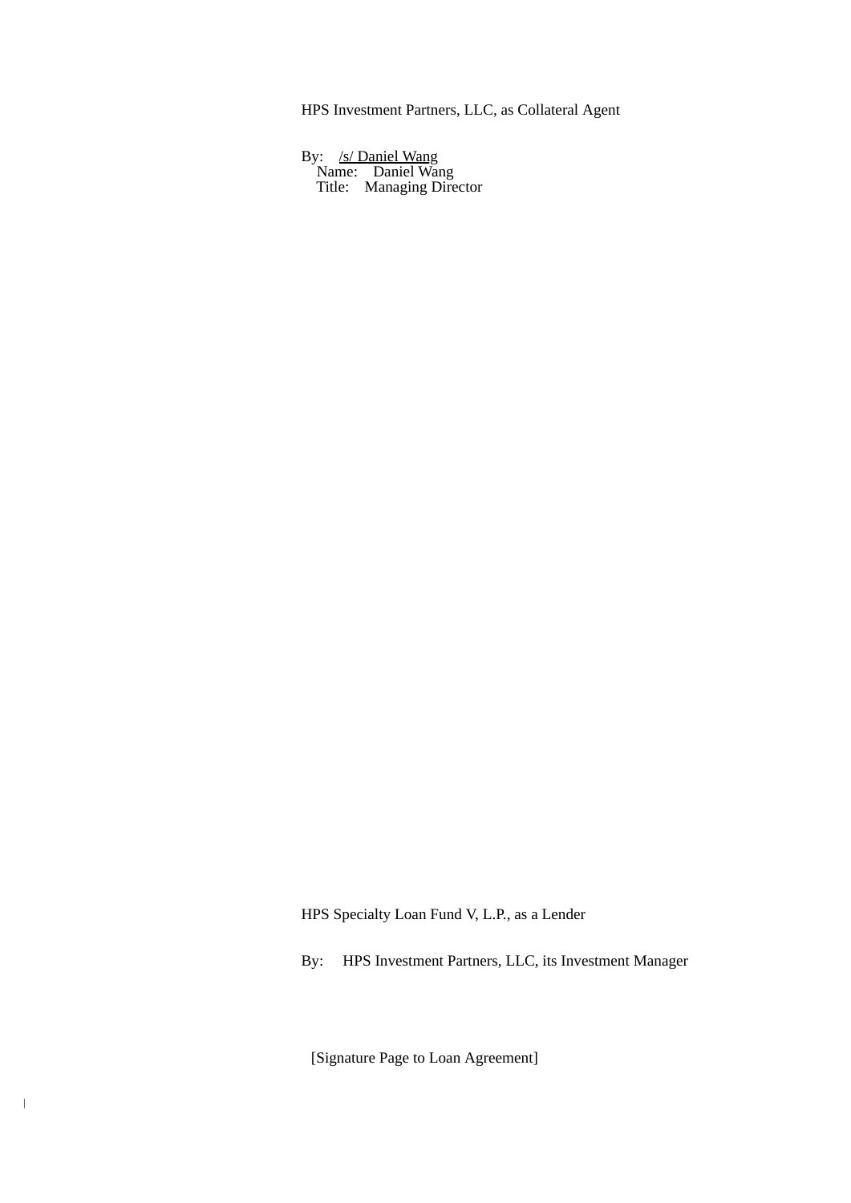HPS Investment Partners, LLC, as Collateral Agent

By: /s/ Daniel Wang
Name: Daniel Wang
Title: Managing Director

HPS Specialty Loan Fund V, L.P., as a Lender

By: HPS Investment Partners, LLC, its Investment Manager

[Signature Page to Loan Agreement]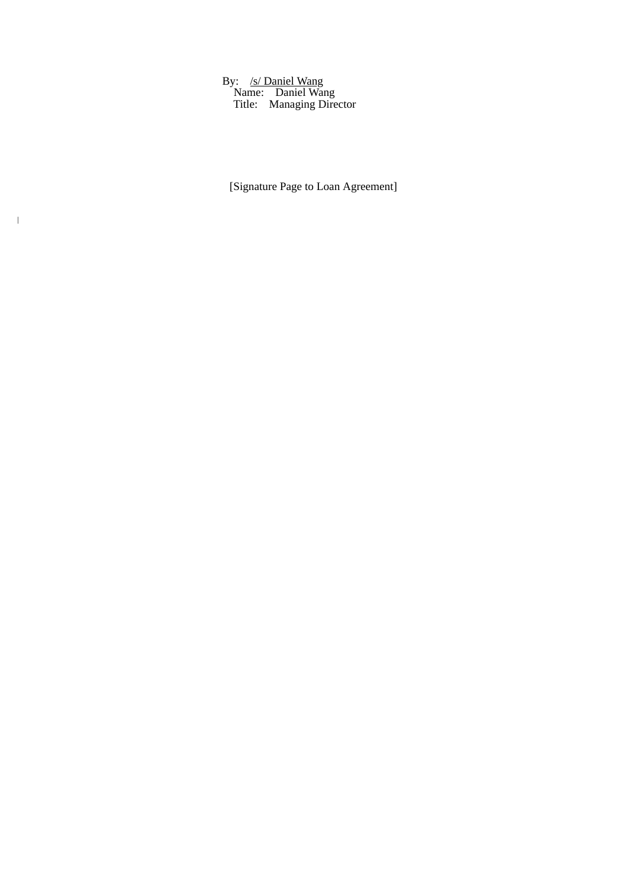By: /s/ Daniel Wang
Name: Daniel Wang
Title: Managing Director

[Signature Page to Loan Agreement]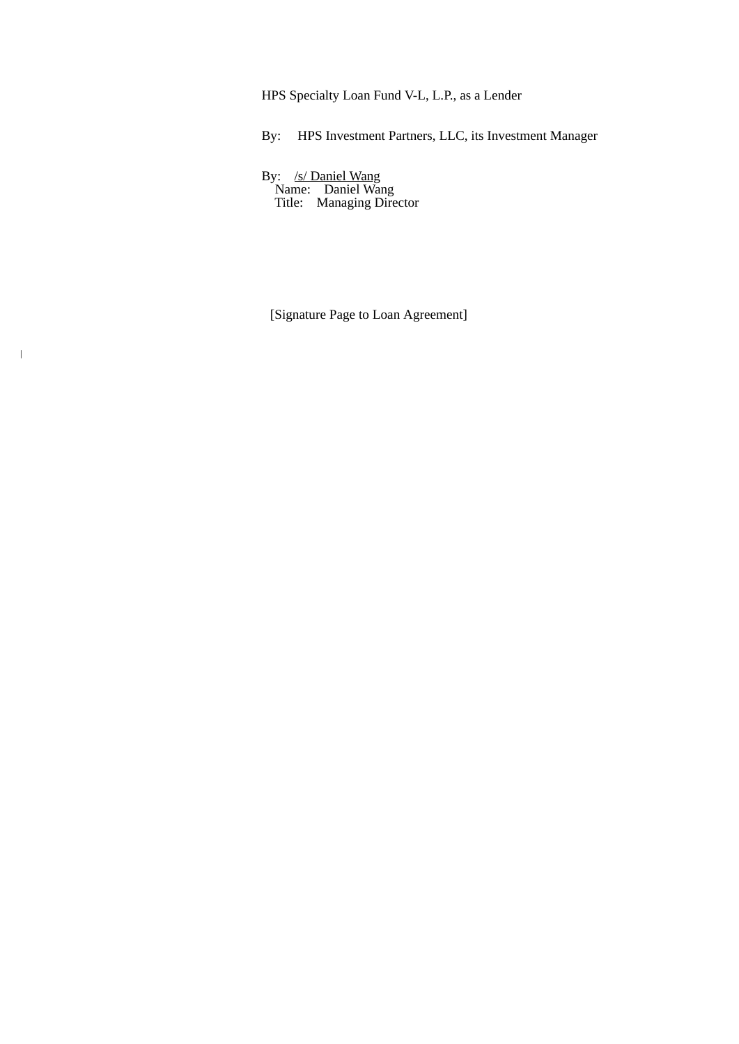HPS Specialty Loan Fund V-L, L.P., as a Lender

By: HPS Investment Partners, LLC, its Investment Manager

By: /s/ Daniel Wang
Name: Daniel Wang
Title: Managing Director

[Signature Page to Loan Agreement]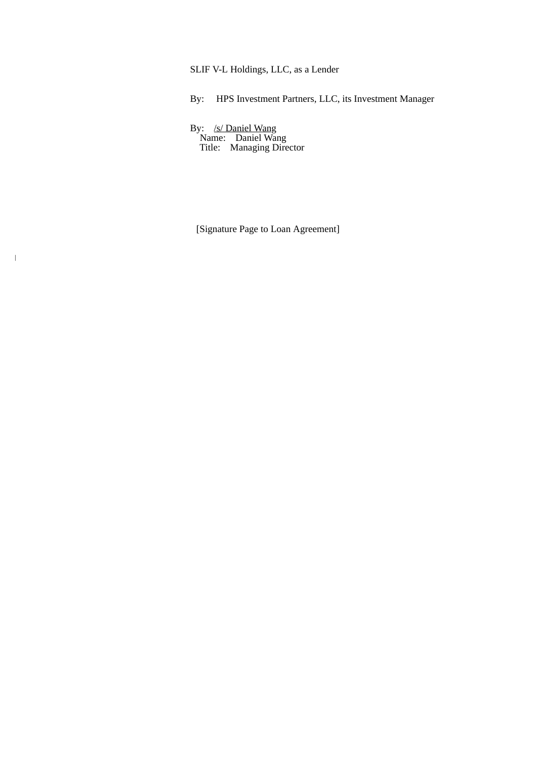SLIF V-L Holdings, LLC, as a Lender

By: HPS Investment Partners, LLC, its Investment Manager

By: /s/ Daniel Wang
Name: Daniel Wang
Title: Managing Director

[Signature Page to Loan Agreement]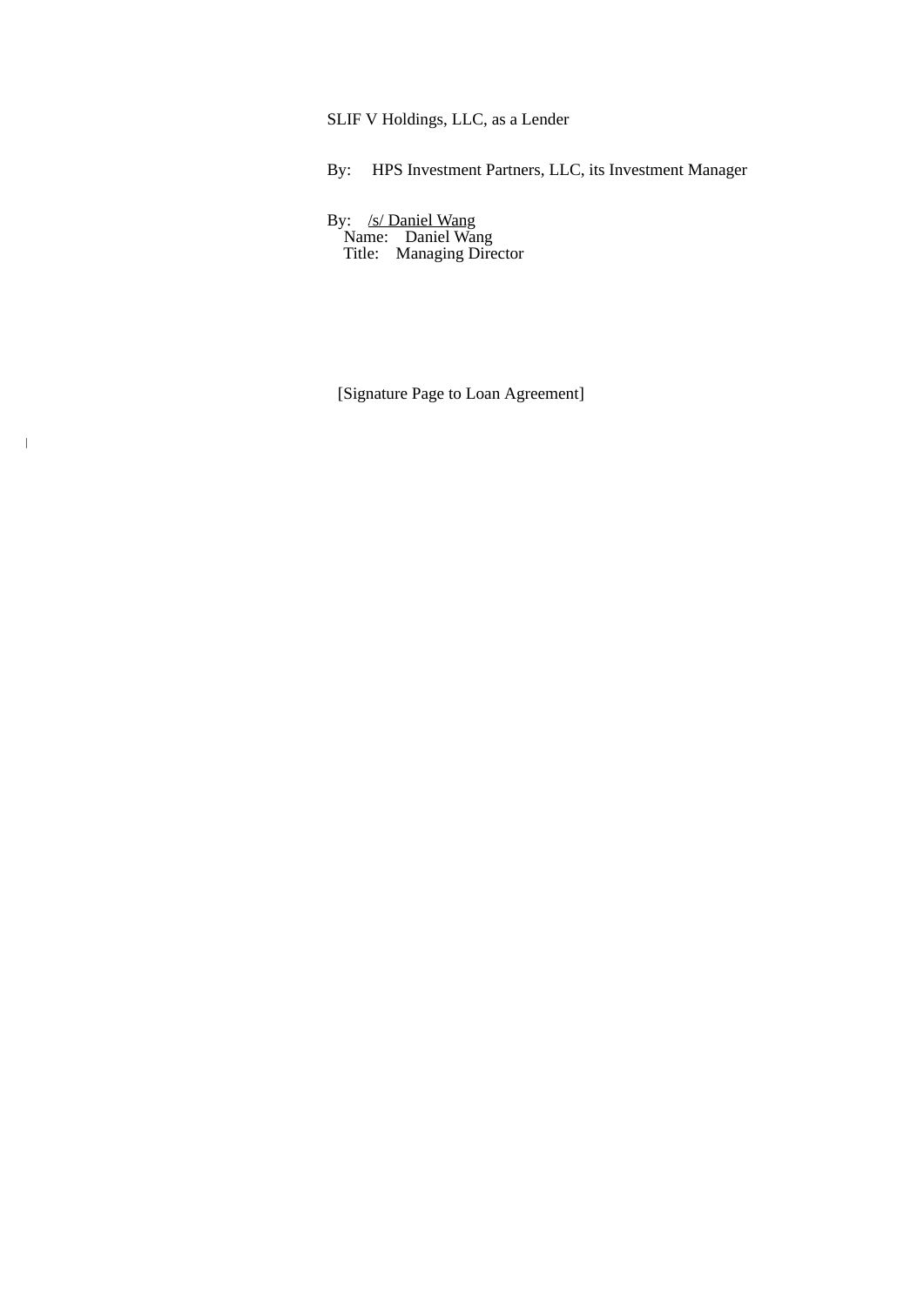SLIF V Holdings, LLC, as a Lender

By: HPS Investment Partners, LLC, its Investment Manager

By: /s/ Daniel Wang  
Name: Daniel Wang  
Title: Managing Director

[Signature Page to Loan Agreement]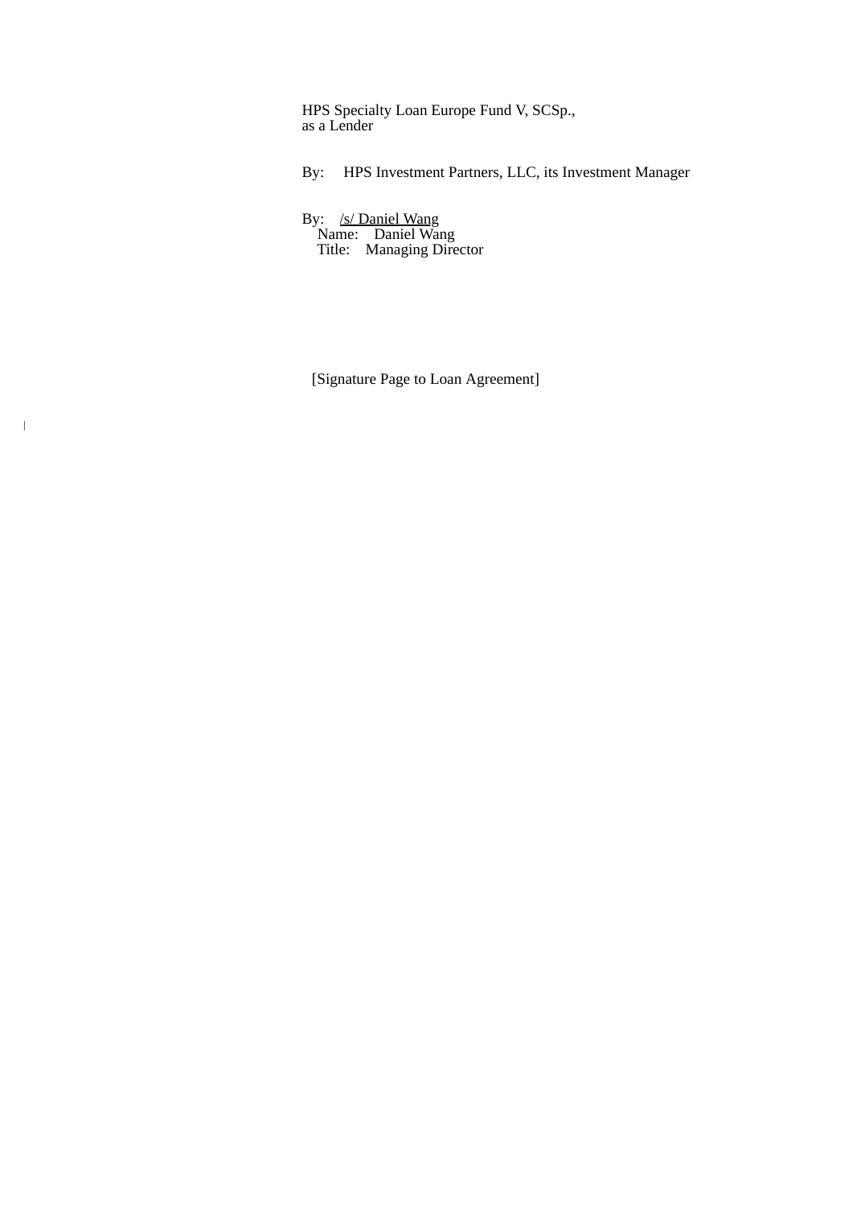HPS Specialty Loan Europe Fund V, SCSp.,
as a Lender

By: HPS Investment Partners, LLC, its Investment Manager

By: /s/ Daniel Wang
Name: Daniel Wang
Title: Managing Director

[Signature Page to Loan Agreement]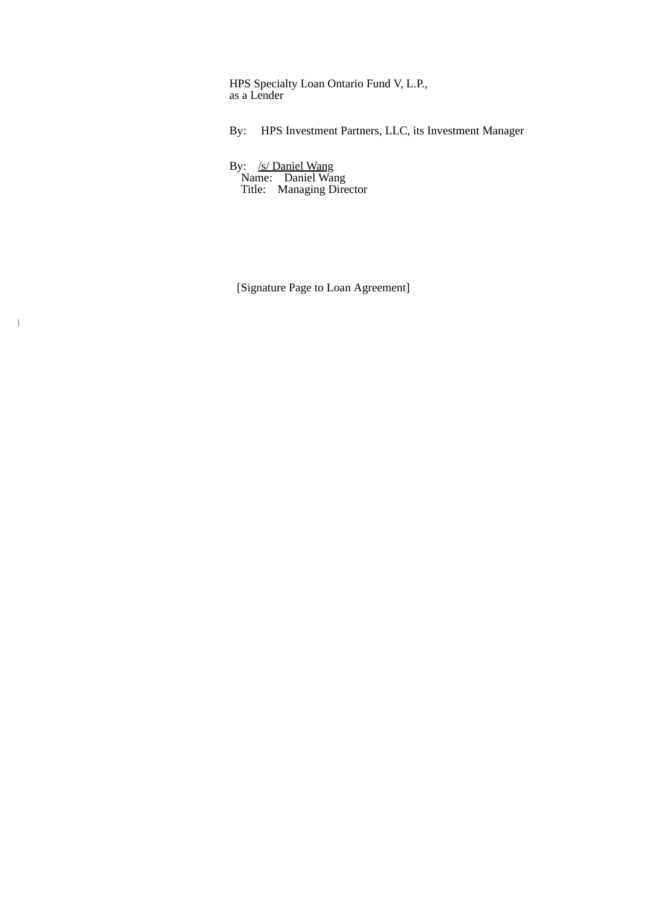HPS Specialty Loan Ontario Fund V, L.P.,
as a Lender

By: HPS Investment Partners, LLC, its Investment Manager

By: /s/ Daniel Wang
Name: Daniel Wang
Title: Managing Director

[Signature Page to Loan Agreement]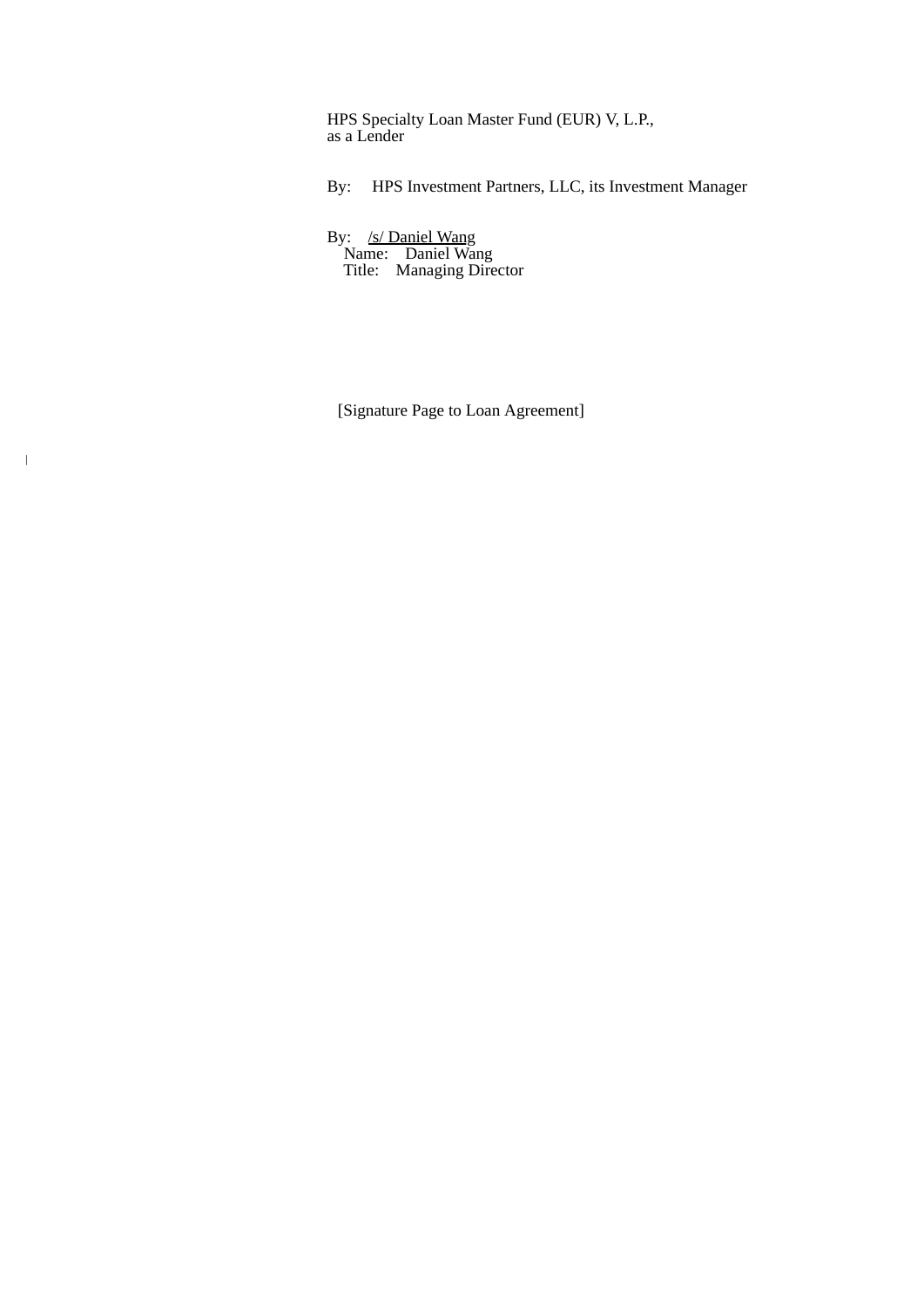HPS Specialty Loan Master Fund (EUR) V, L.P.,
as a Lender

By: HPS Investment Partners, LLC, its Investment Manager

By: /s/ Daniel Wang
Name: Daniel Wang
Title: Managing Director

[Signature Page to Loan Agreement]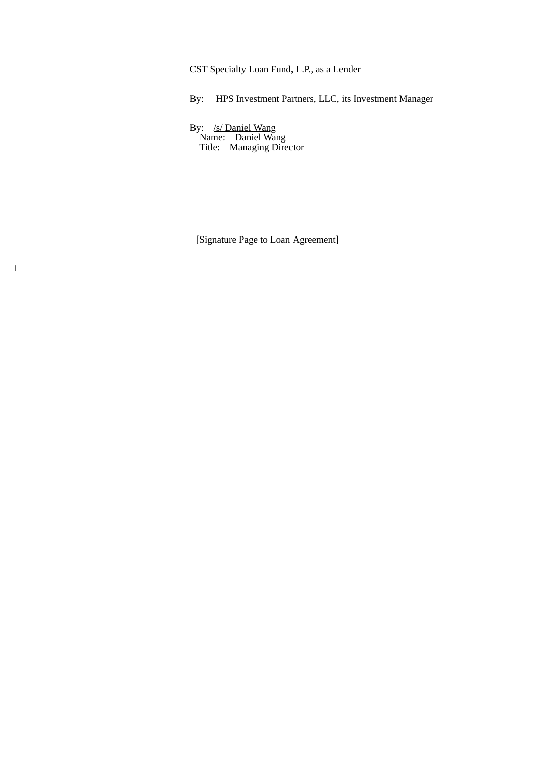CST Specialty Loan Fund, L.P., as a Lender

By: HPS Investment Partners, LLC, its Investment Manager

By: /s/ Daniel Wang
Name: Daniel Wang
Title: Managing Director

[Signature Page to Loan Agreement]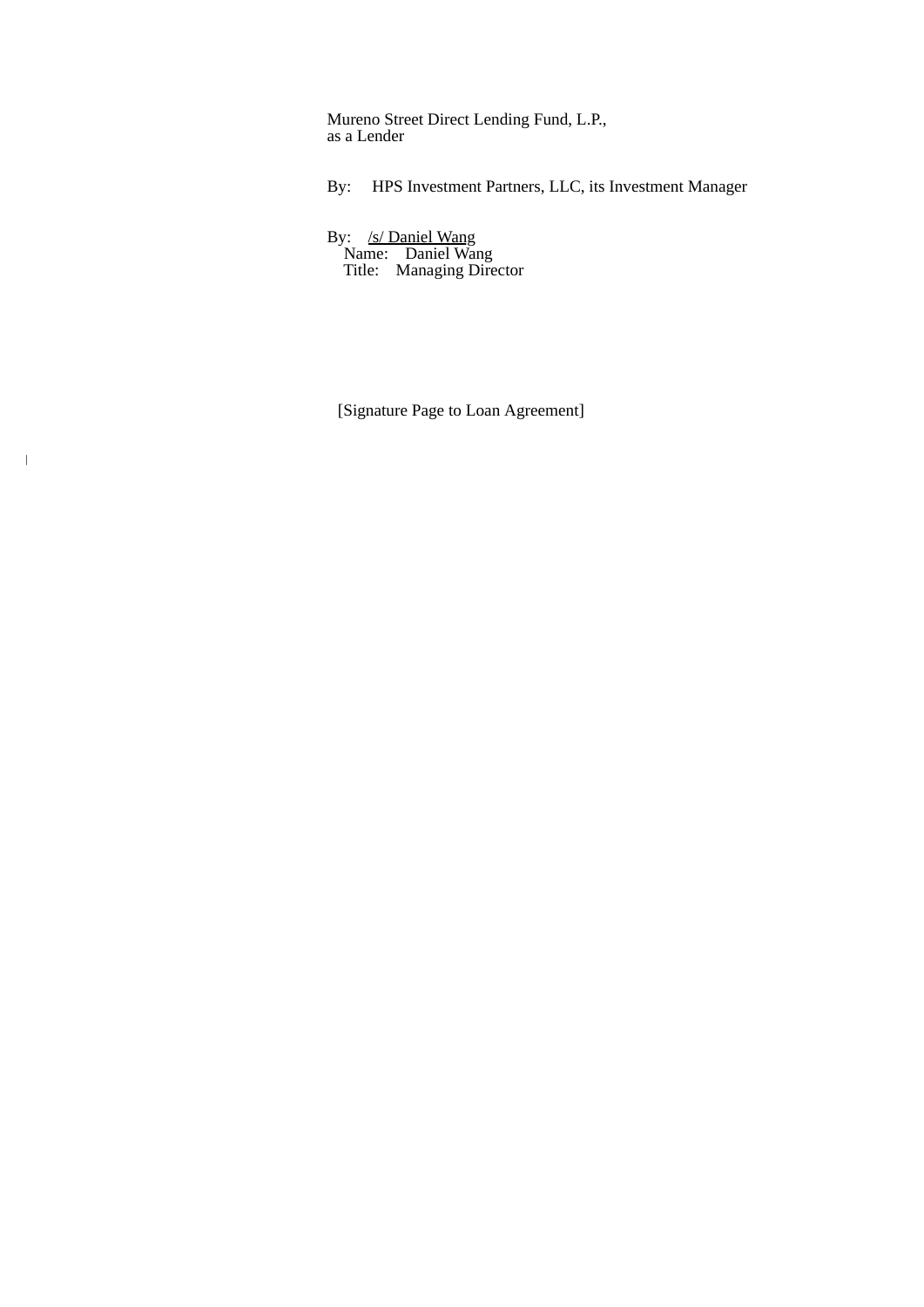Mureno Street Direct Lending Fund, L.P.,
as a Lender

By: HPS Investment Partners, LLC, its Investment Manager

By: /s/ Daniel Wang
Name: Daniel Wang
Title: Managing Director

[Signature Page to Loan Agreement]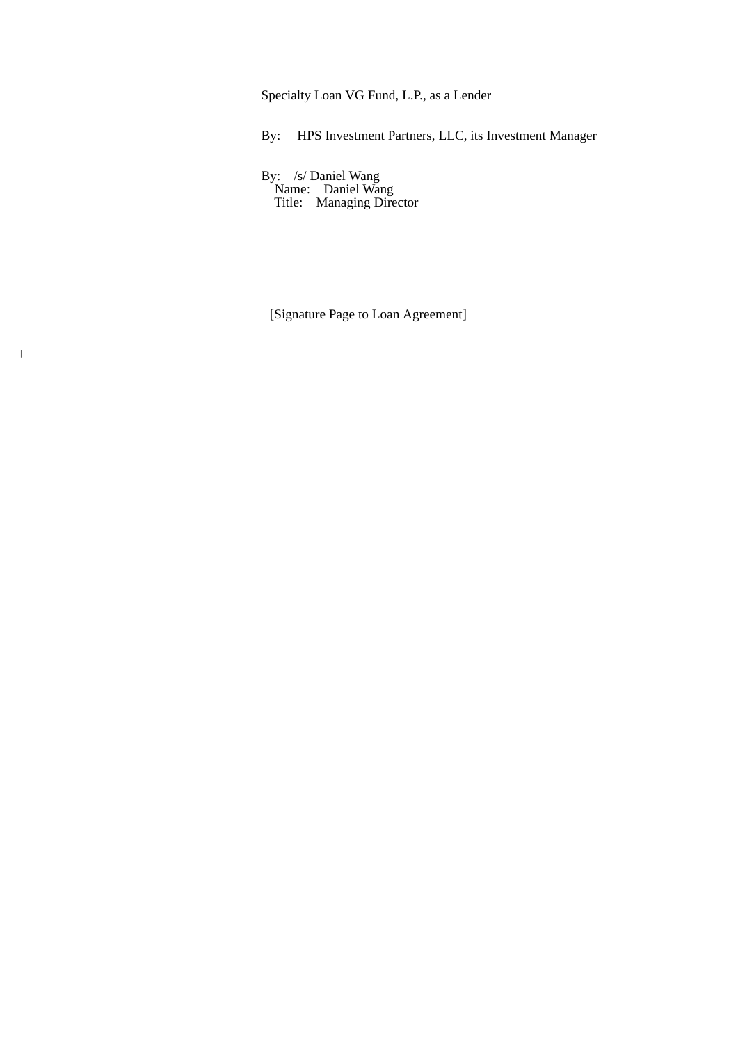Specialty Loan VG Fund, L.P., as a Lender

By: HPS Investment Partners, LLC, its Investment Manager

By: /s/ Daniel Wang
Name: Daniel Wang
Title: Managing Director

[Signature Page to Loan Agreement]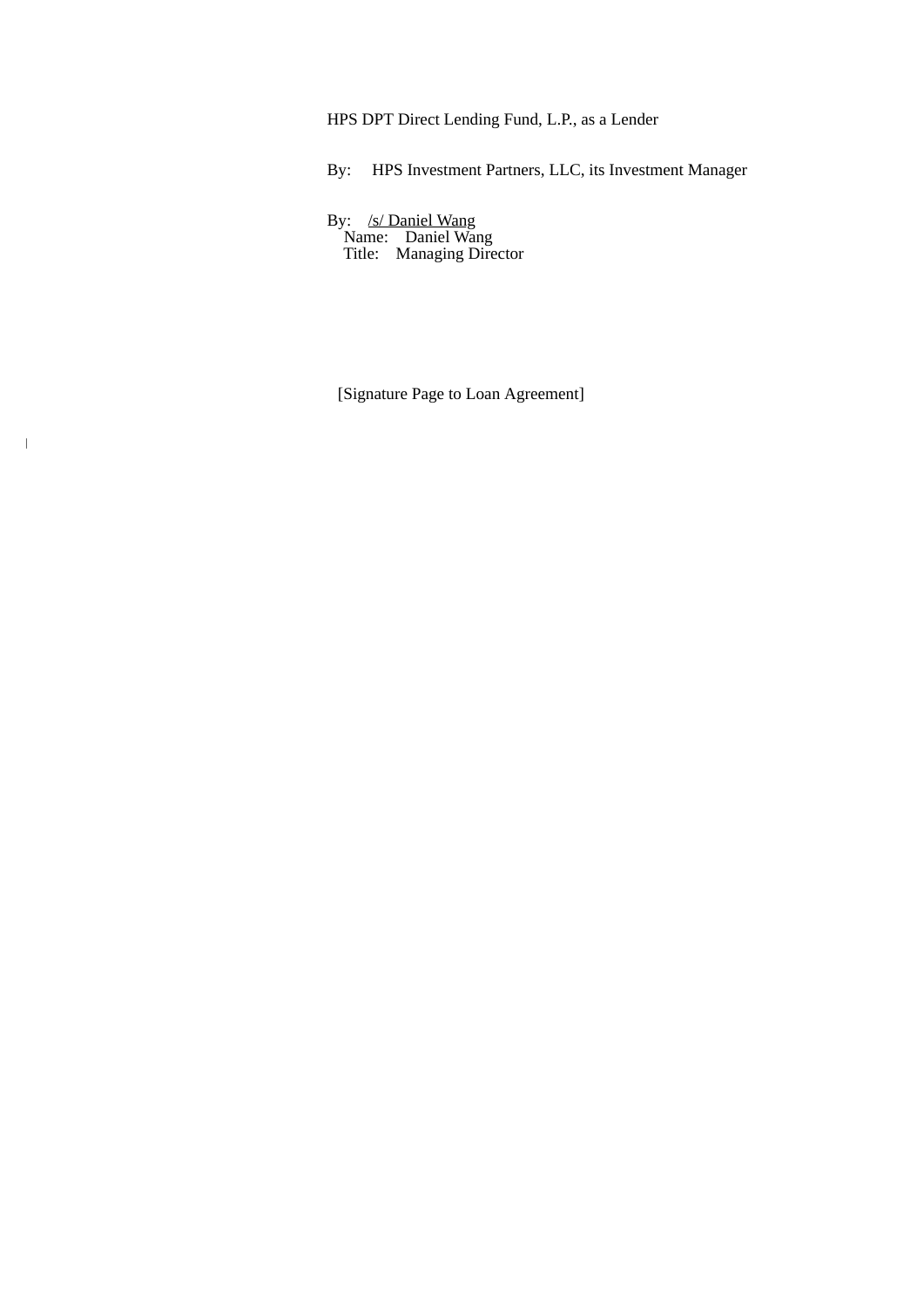HPS DPT Direct Lending Fund, L.P., as a Lender

By: HPS Investment Partners, LLC, its Investment Manager

By: /s/ Daniel Wang
Name: Daniel Wang
Title: Managing Director

[Signature Page to Loan Agreement]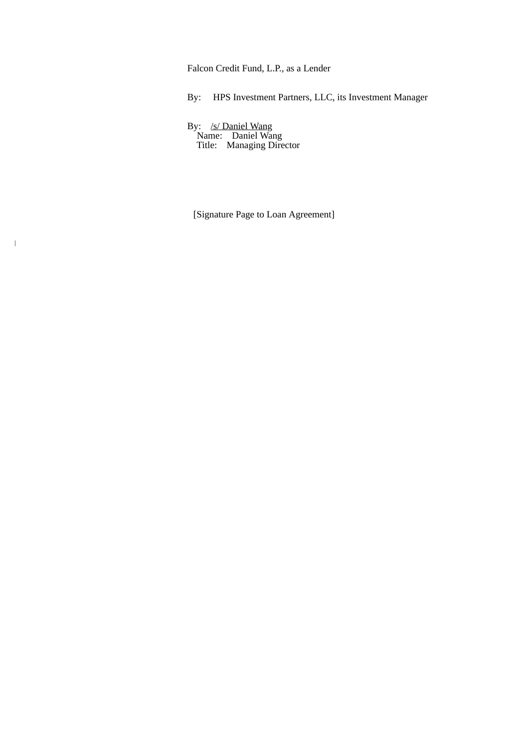Falcon Credit Fund, L.P., as a Lender

By: HPS Investment Partners, LLC, its Investment Manager

By: /s/ Daniel Wang
Name: Daniel Wang
Title: Managing Director

[Signature Page to Loan Agreement]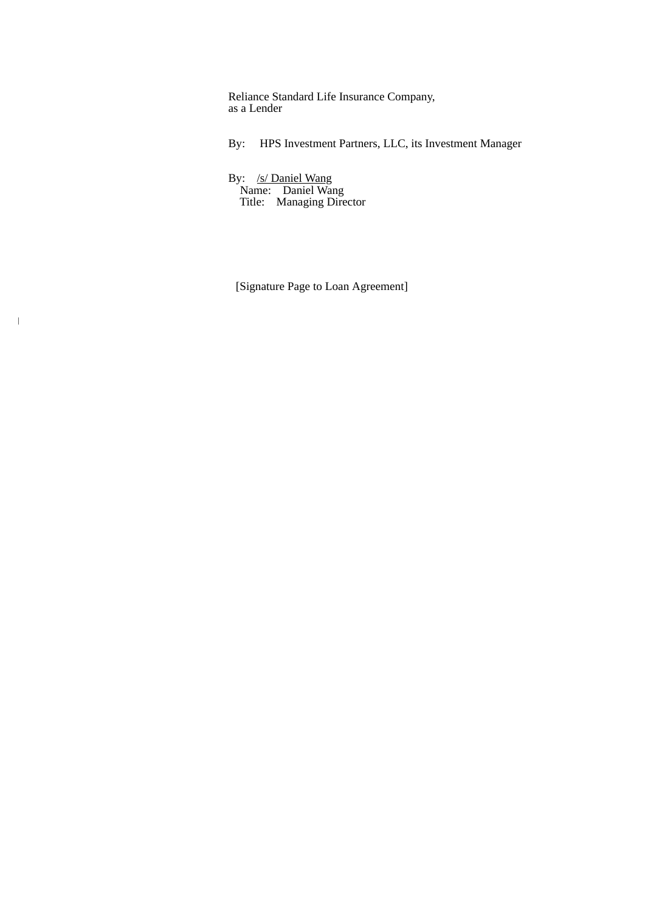Reliance Standard Life Insurance Company,
as a Lender

By: HPS Investment Partners, LLC, its Investment Manager

By: /s/ Daniel Wang
Name: Daniel Wang
Title: Managing Director

[Signature Page to Loan Agreement]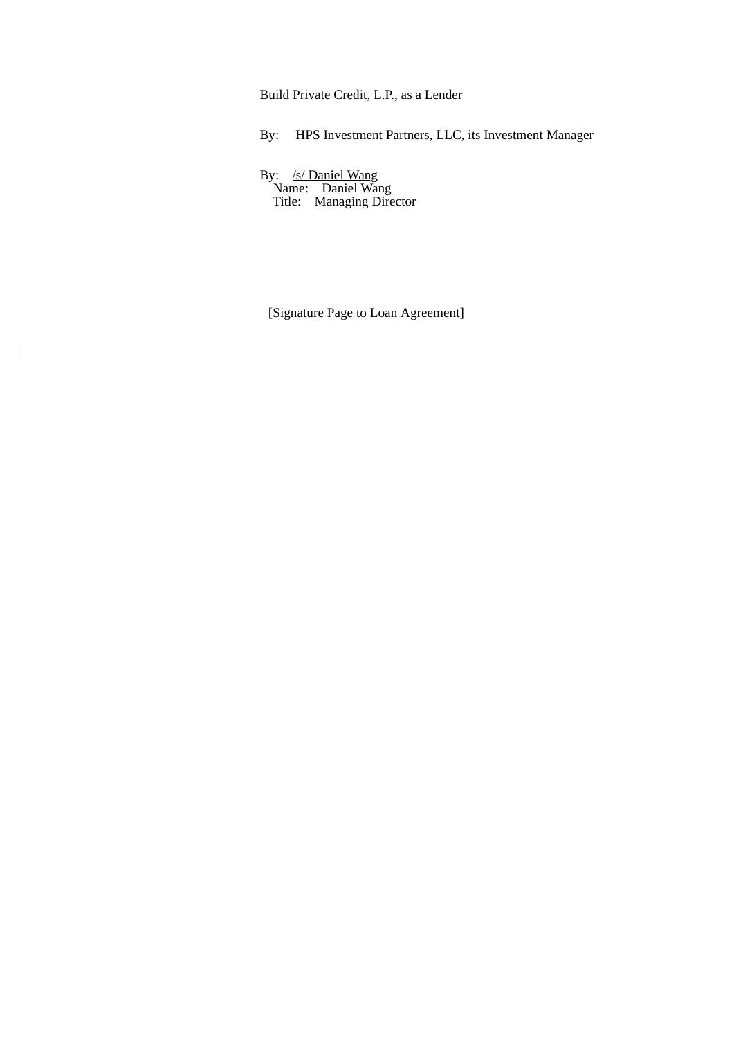Build Private Credit, L.P., as a Lender

By: HPS Investment Partners, LLC, its Investment Manager

By: /s/ Daniel Wang
Name: Daniel Wang
Title: Managing Director

[Signature Page to Loan Agreement]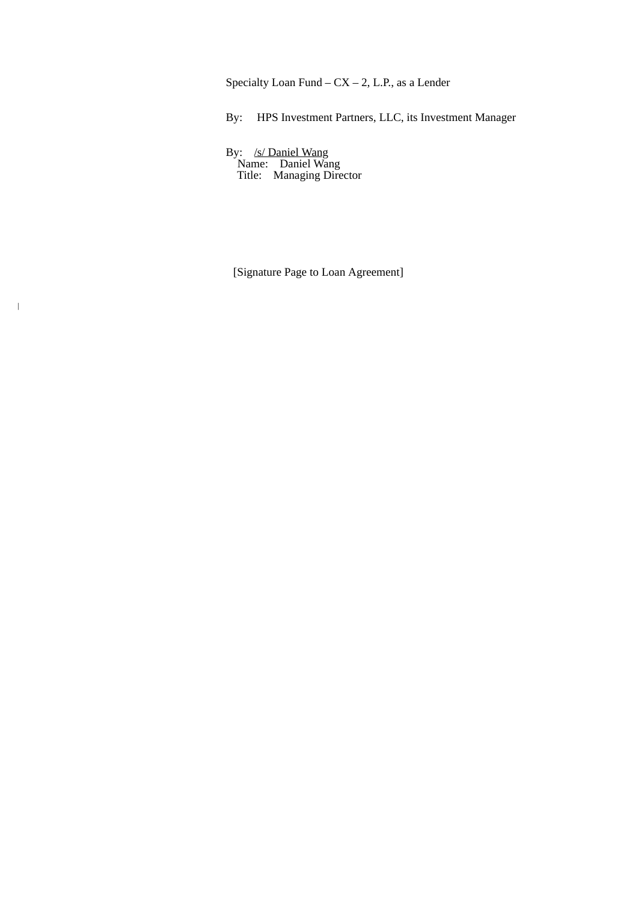Specialty Loan Fund – CX – 2, L.P., as a Lender

By: HPS Investment Partners, LLC, its Investment Manager

By: /s/ Daniel Wang
Name: Daniel Wang
Title: Managing Director

[Signature Page to Loan Agreement]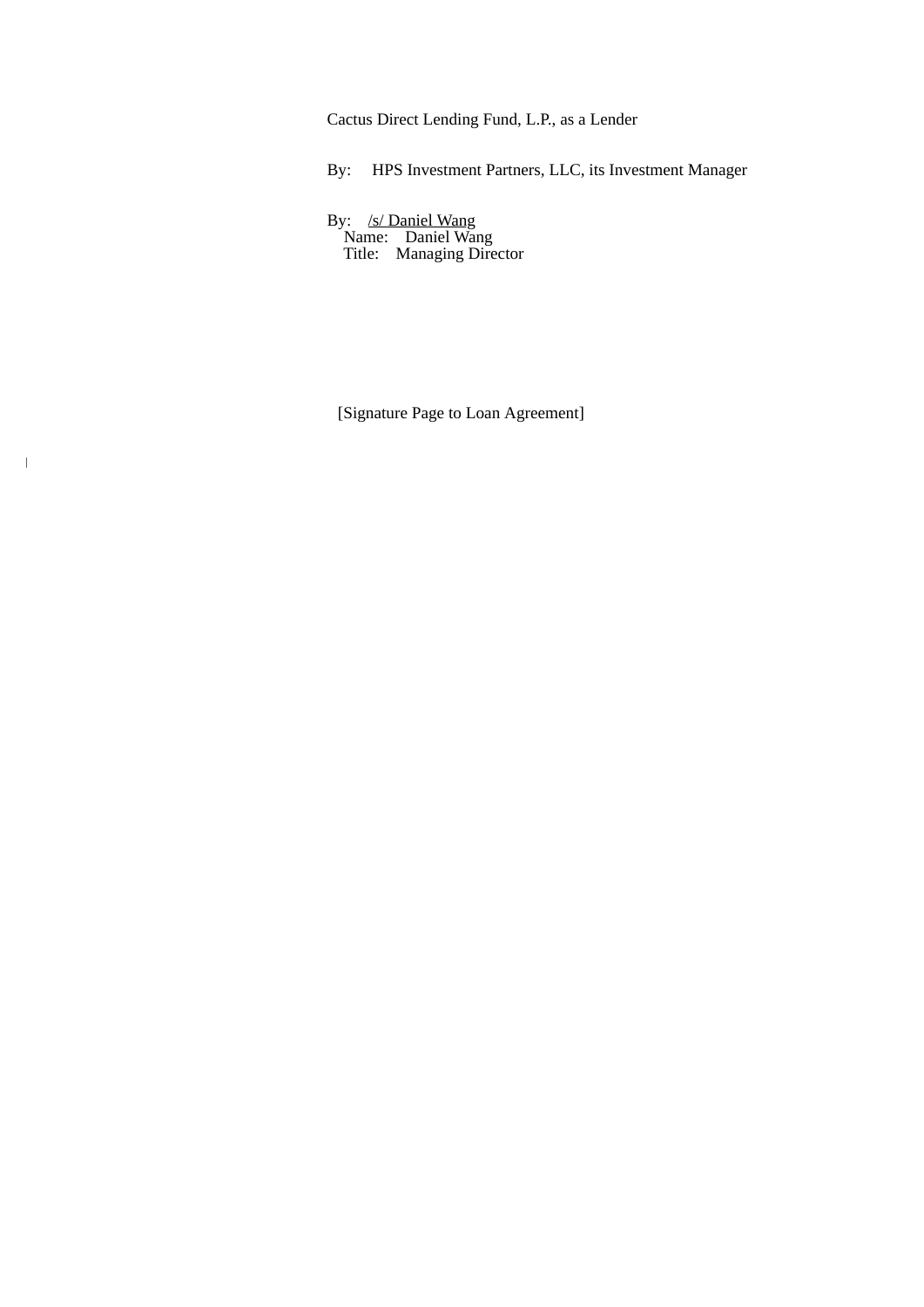Cactus Direct Lending Fund, L.P., as a Lender

By: HPS Investment Partners, LLC, its Investment Manager

By: /s/ Daniel Wang
Name: Daniel Wang
Title: Managing Director

[Signature Page to Loan Agreement]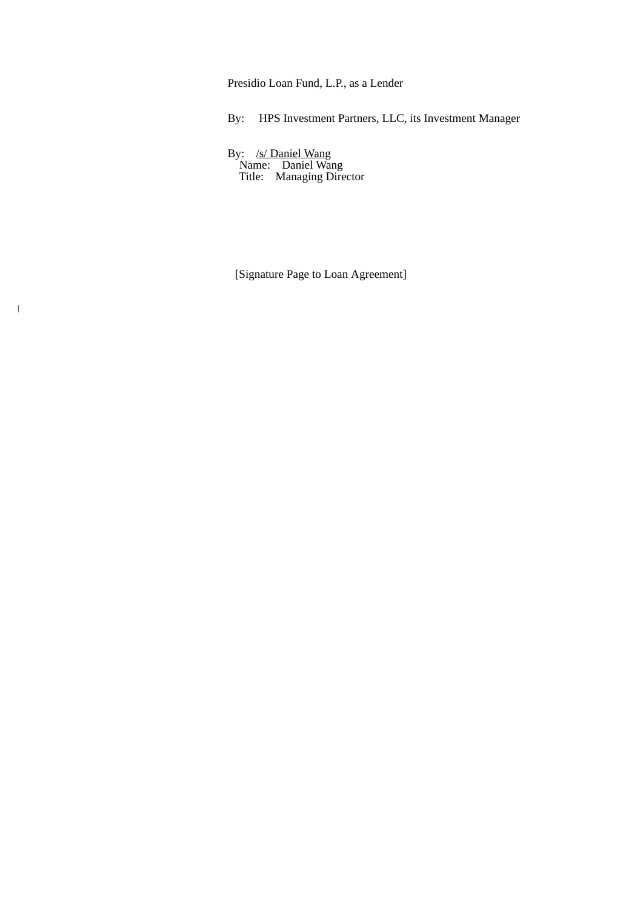Presidio Loan Fund, L.P., as a Lender

By: HPS Investment Partners, LLC, its Investment Manager

By: /s/ Daniel Wang
Name: Daniel Wang
Title: Managing Director

[Signature Page to Loan Agreement]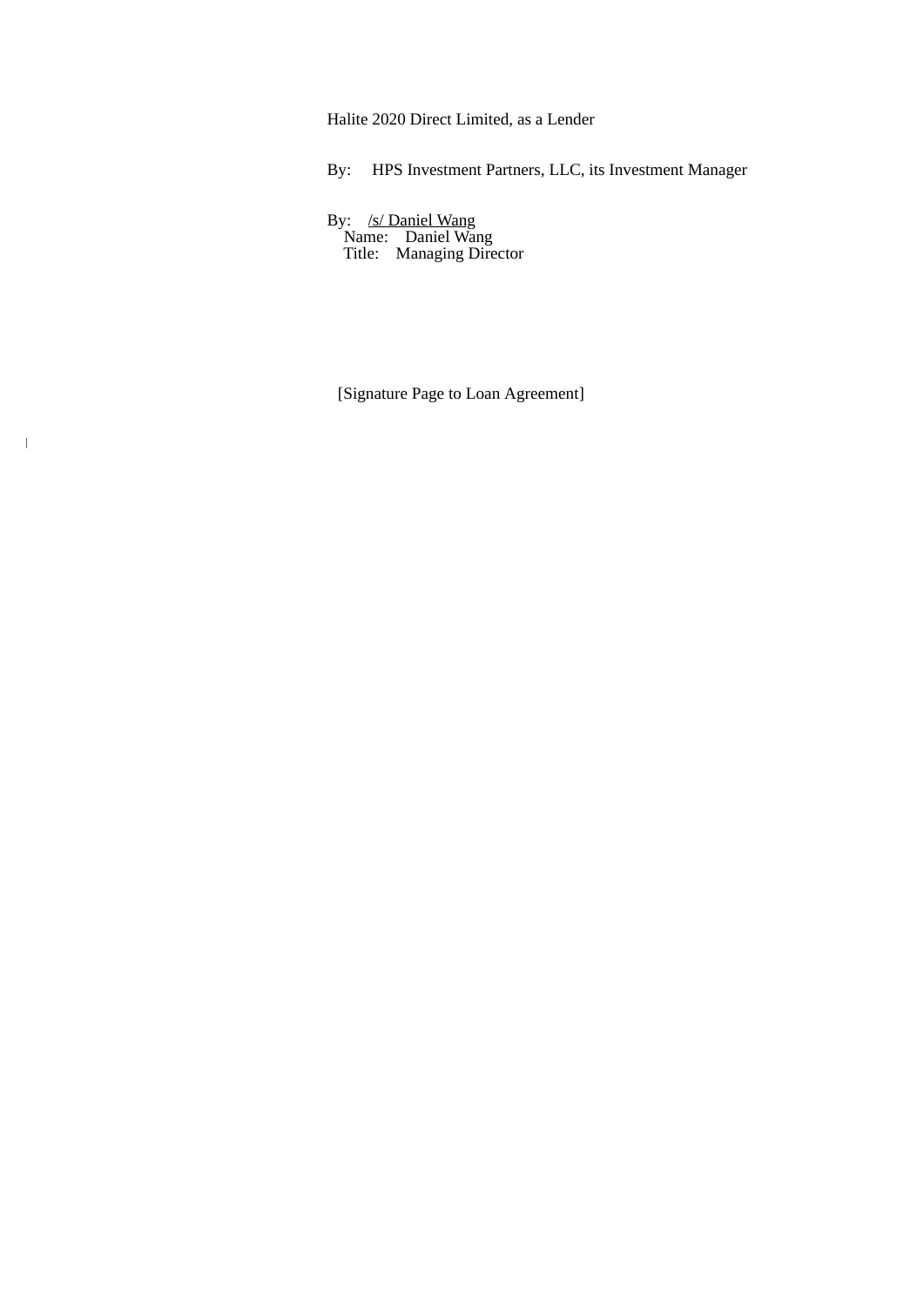Halite 2020 Direct Limited, as a Lender

By: HPS Investment Partners, LLC, its Investment Manager

By: /s/ Daniel Wang
Name: Daniel Wang
Title: Managing Director

[Signature Page to Loan Agreement]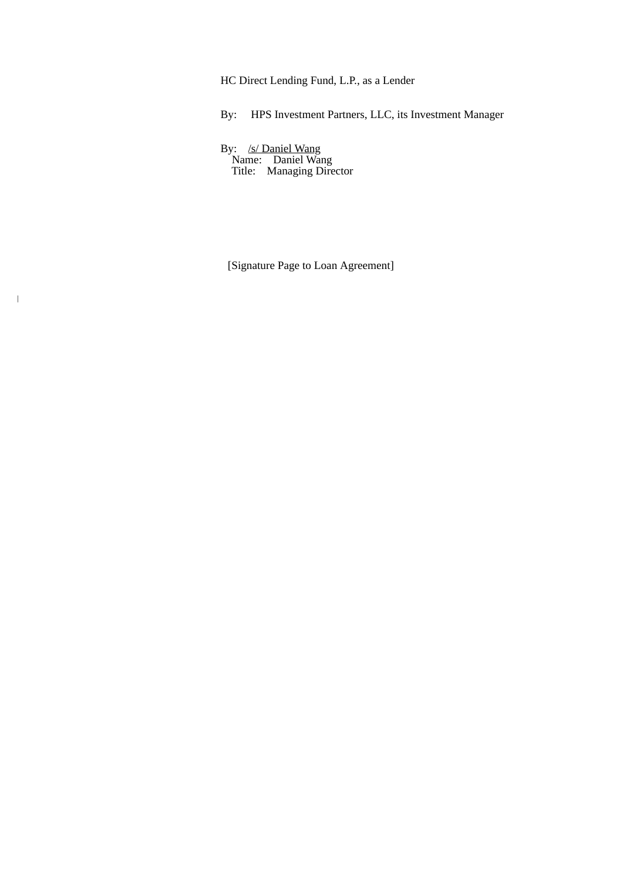HC Direct Lending Fund, L.P., as a Lender

By: HPS Investment Partners, LLC, its Investment Manager

By: /s/ Daniel Wang
Name: Daniel Wang
Title: Managing Director

[Signature Page to Loan Agreement]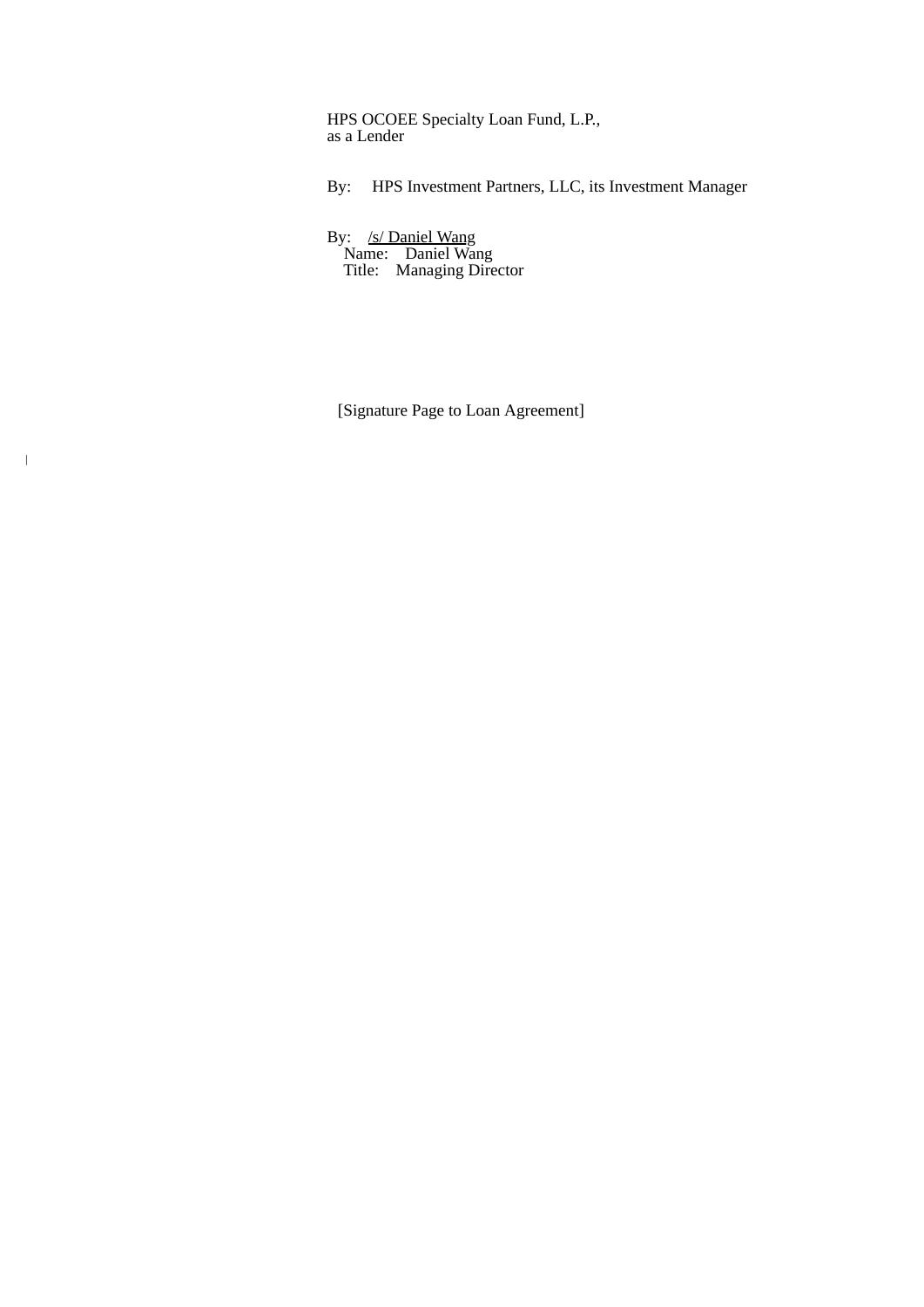HPS OCOEE Specialty Loan Fund, L.P.,
as a Lender

By: HPS Investment Partners, LLC, its Investment Manager

By: /s/ Daniel Wang
Name: Daniel Wang
Title: Managing Director

[Signature Page to Loan Agreement]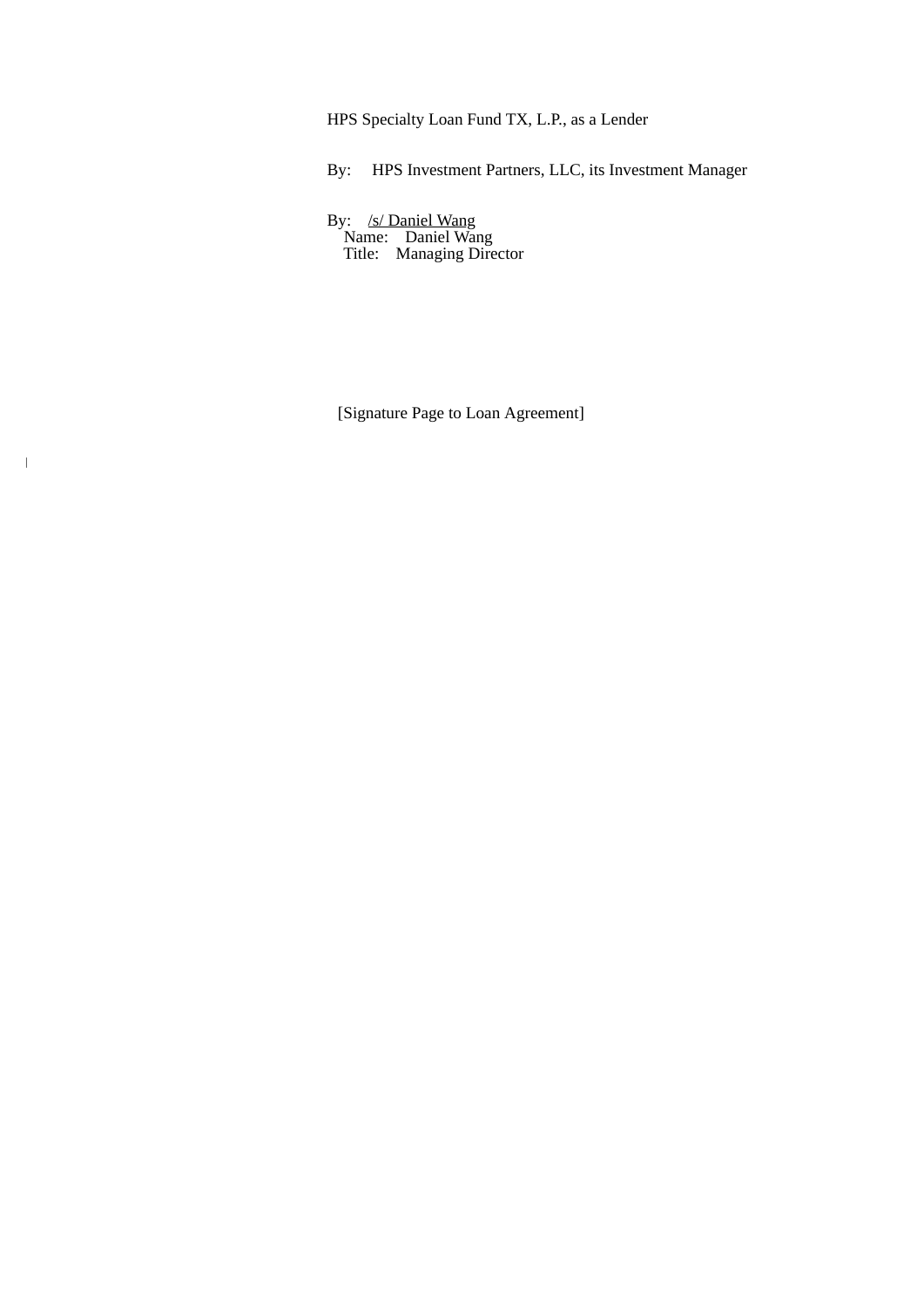HPS Specialty Loan Fund TX, L.P., as a Lender

By: HPS Investment Partners, LLC, its Investment Manager

By: /s/ Daniel Wang
Name: Daniel Wang
Title: Managing Director

[Signature Page to Loan Agreement]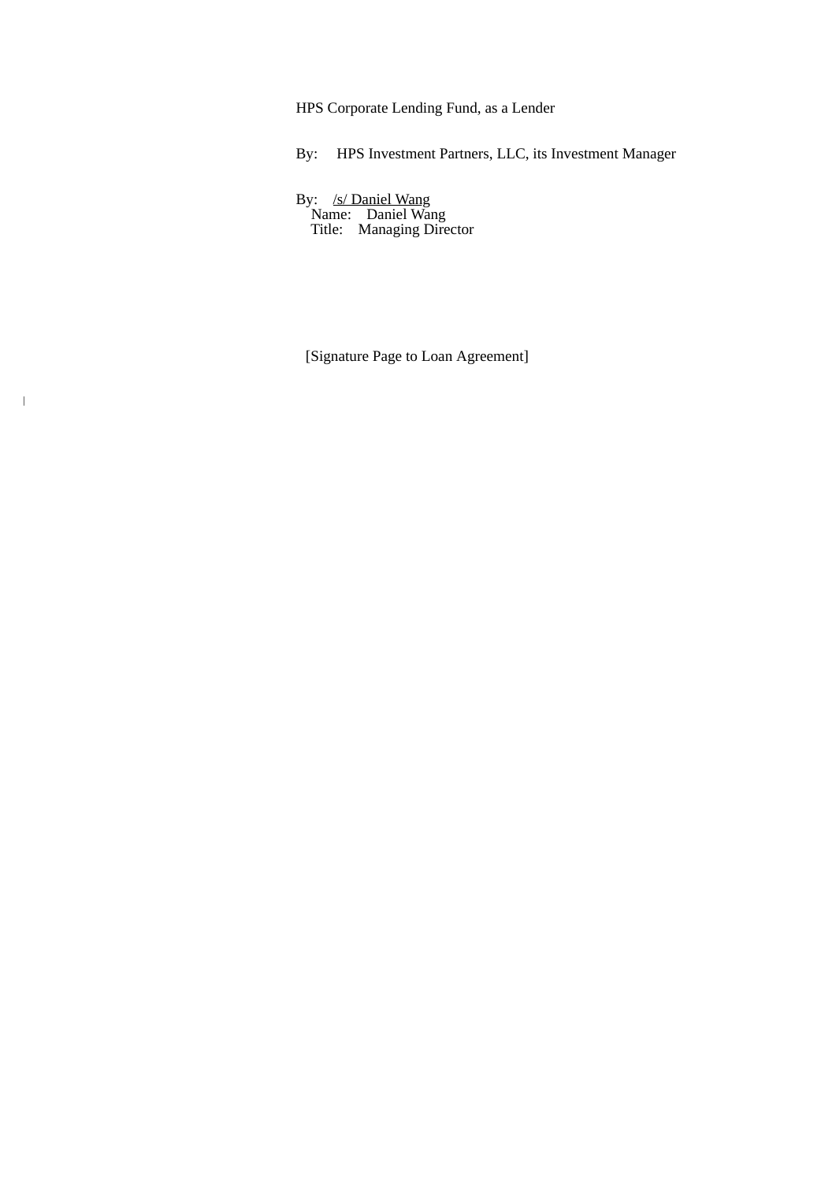HPS Corporate Lending Fund, as a Lender

By: HPS Investment Partners, LLC, its Investment Manager

By: /s/ Daniel Wang
Name: Daniel Wang
Title: Managing Director

[Signature Page to Loan Agreement]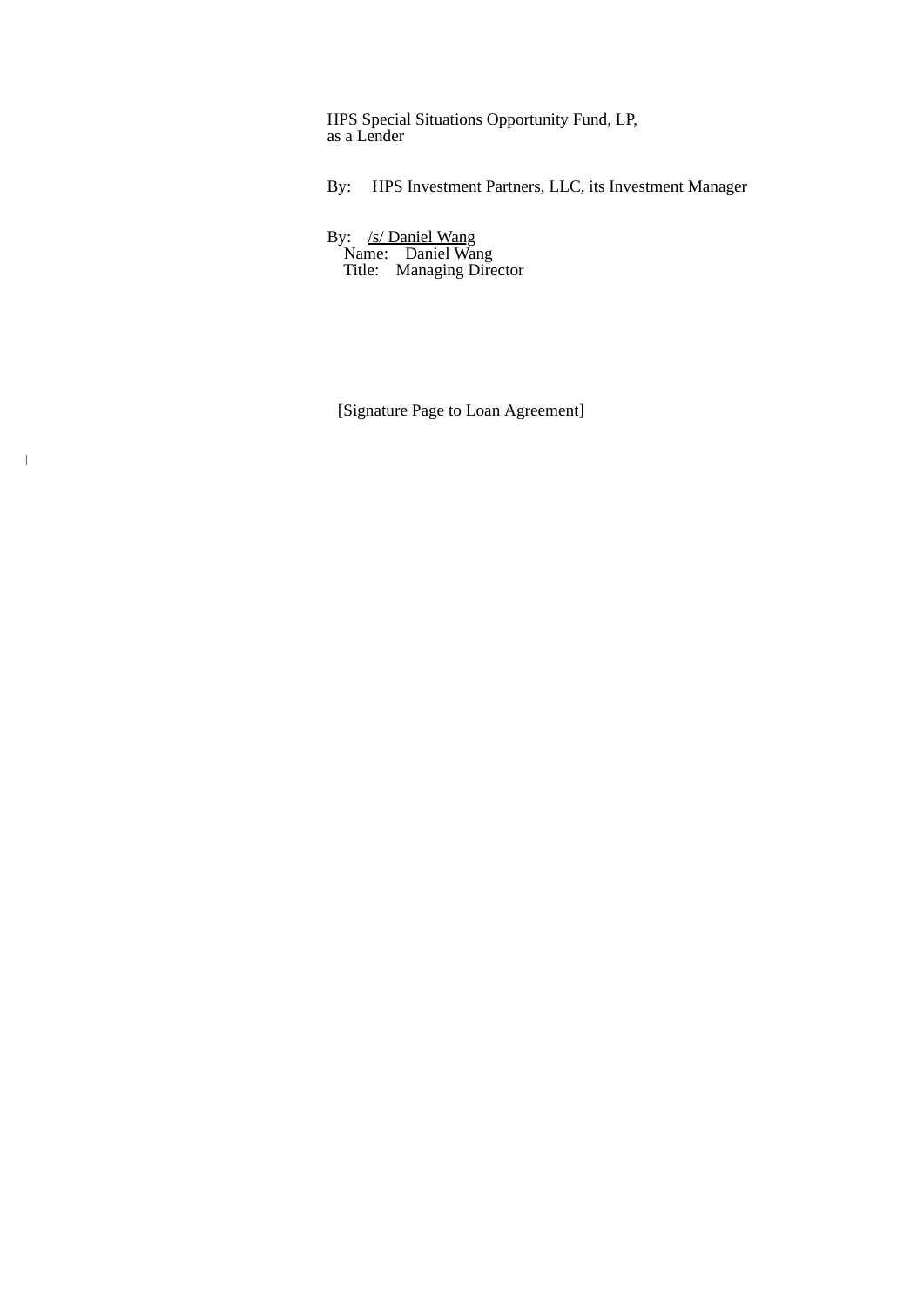HPS Special Situations Opportunity Fund, LP,
as a Lender

By: HPS Investment Partners, LLC, its Investment Manager

By: /s/ Daniel Wang
Name: Daniel Wang
Title: Managing Director

[Signature Page to Loan Agreement]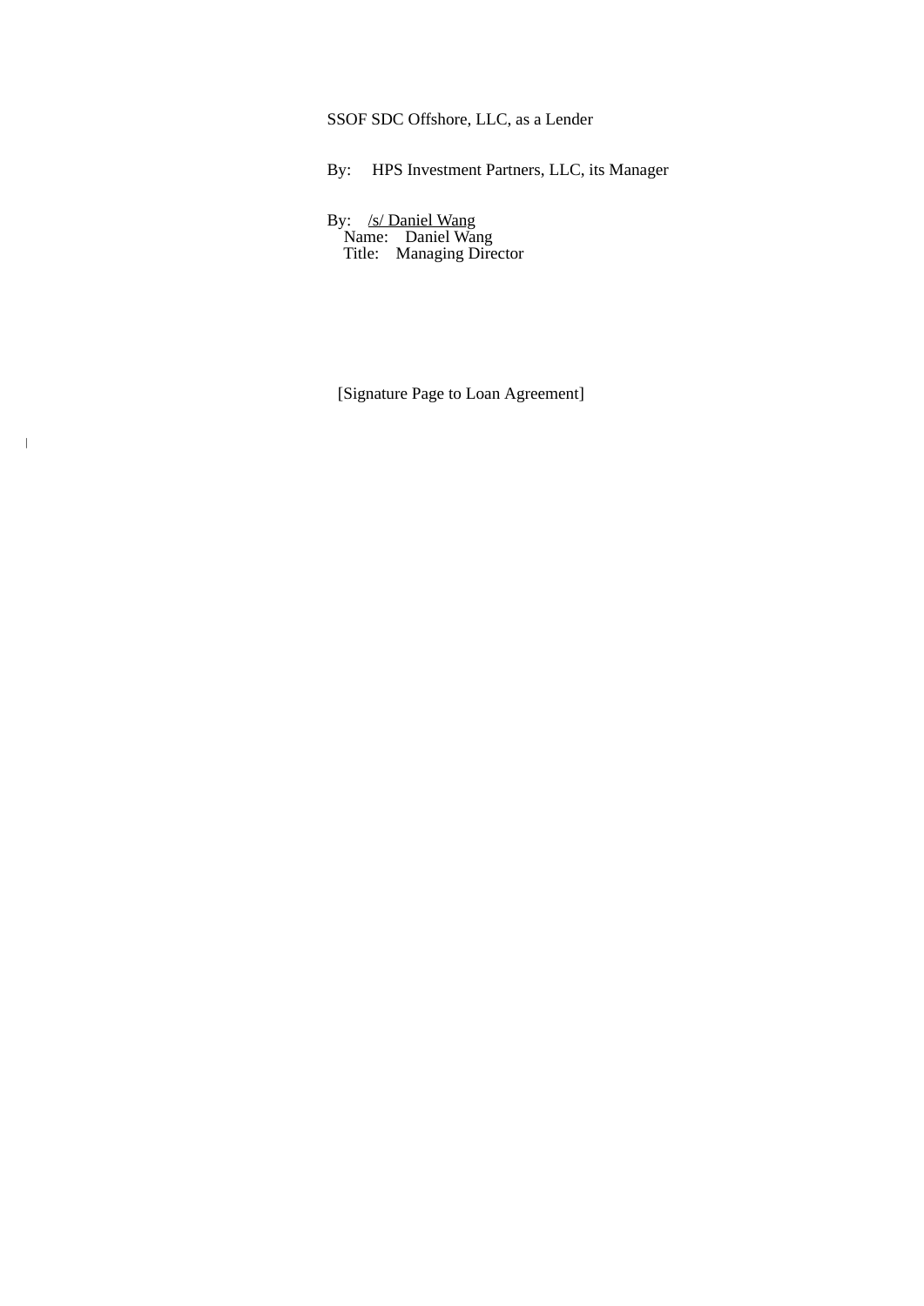SSOF SDC Offshore, LLC, as a Lender

By: HPS Investment Partners, LLC, its Manager

By: /s/ Daniel Wang
Name: Daniel Wang
Title: Managing Director

[Signature Page to Loan Agreement]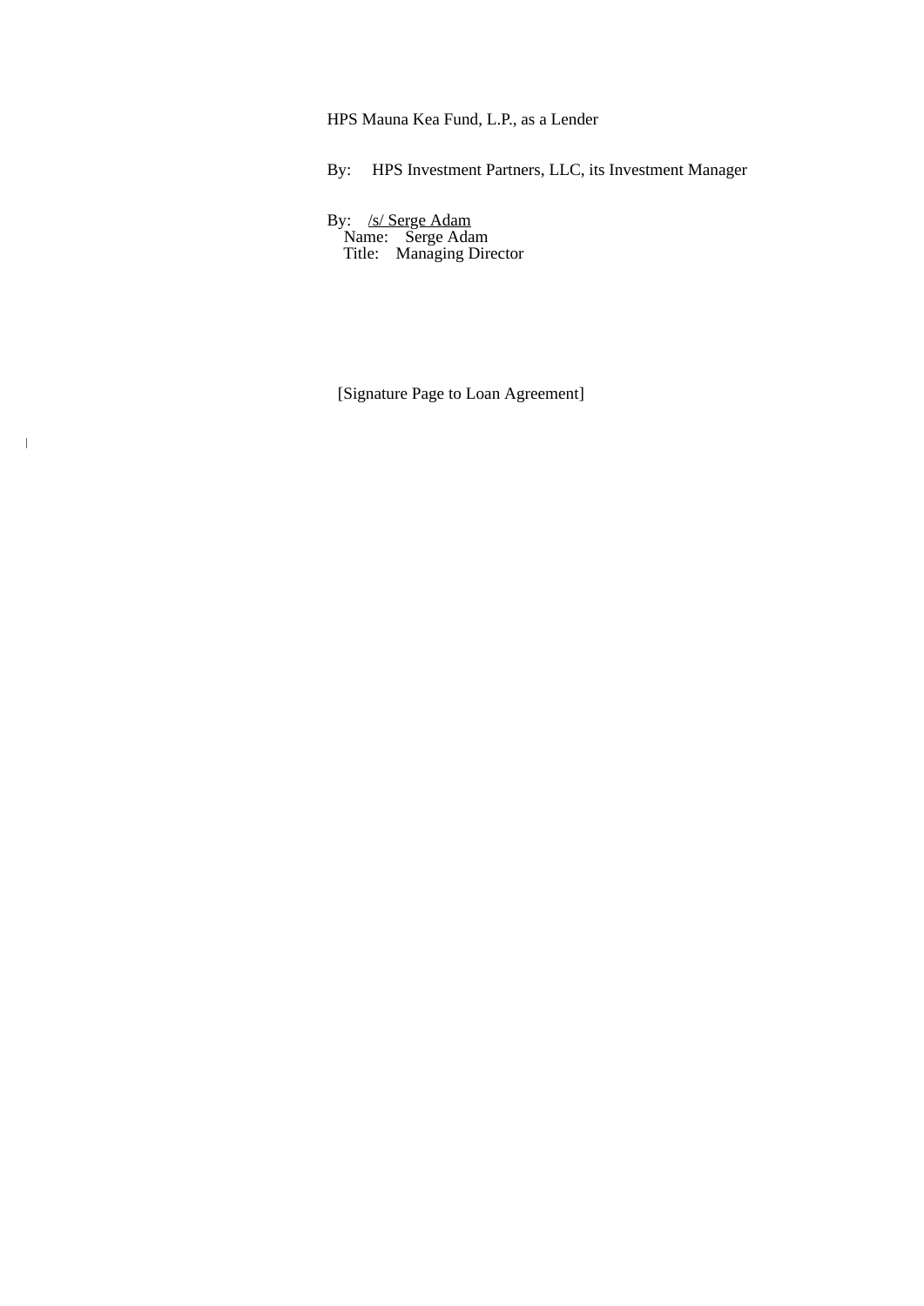HPS Mauna Kea Fund, L.P., as a Lender

By: HPS Investment Partners, LLC, its Investment Manager

By: /s/ Serge Adam
Name: Serge Adam
Title: Managing Director

[Signature Page to Loan Agreement]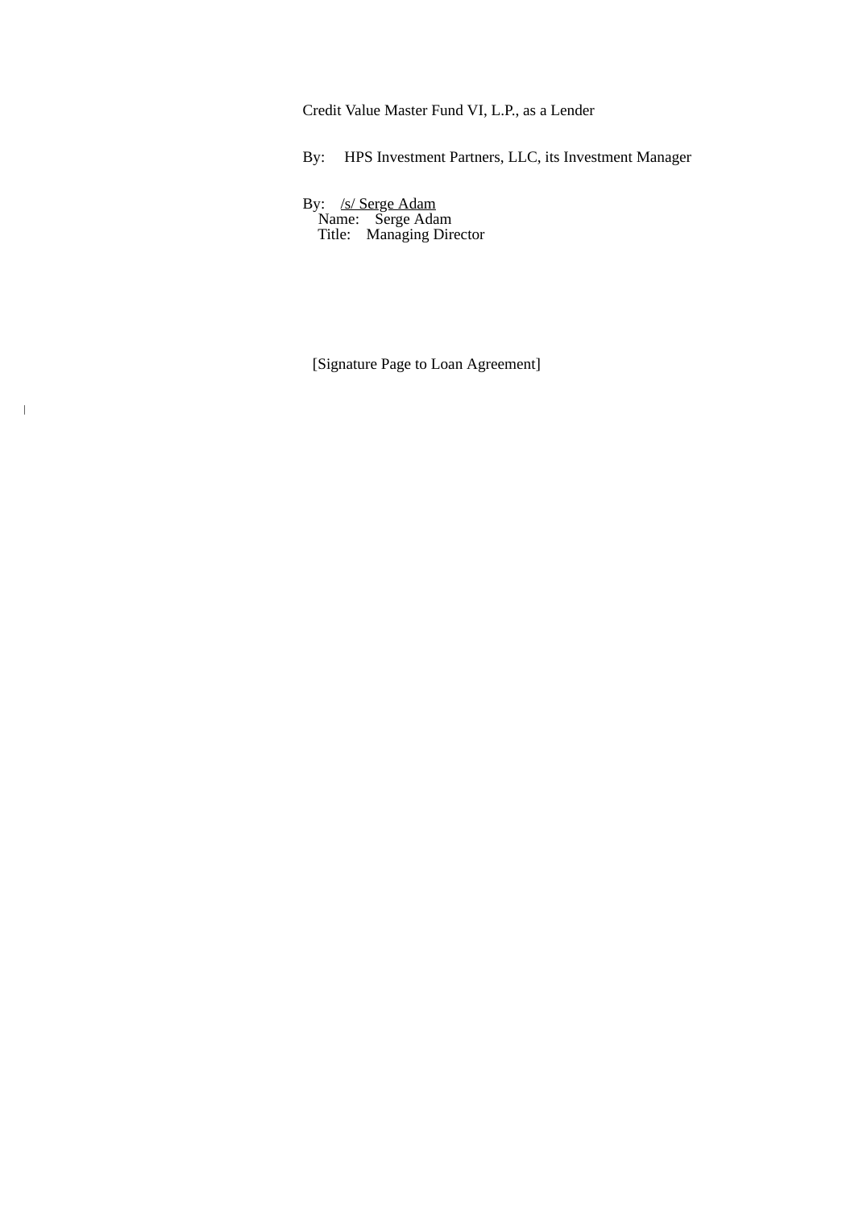Credit Value Master Fund VI, L.P., as a Lender

By: HPS Investment Partners, LLC, its Investment Manager

By: /s/ Serge Adam
Name: Serge Adam
Title: Managing Director

[Signature Page to Loan Agreement]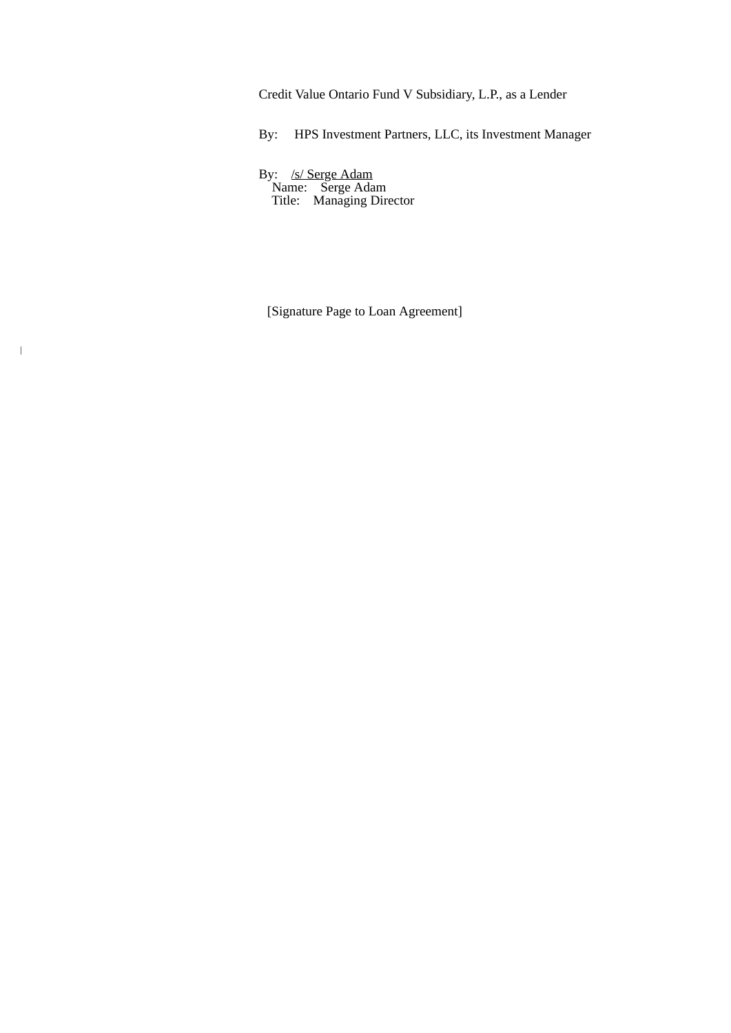Credit Value Ontario Fund V Subsidiary, L.P., as a Lender

By: HPS Investment Partners, LLC, its Investment Manager

By: /s/ Serge Adam
Name: Serge Adam
Title: Managing Director

[Signature Page to Loan Agreement]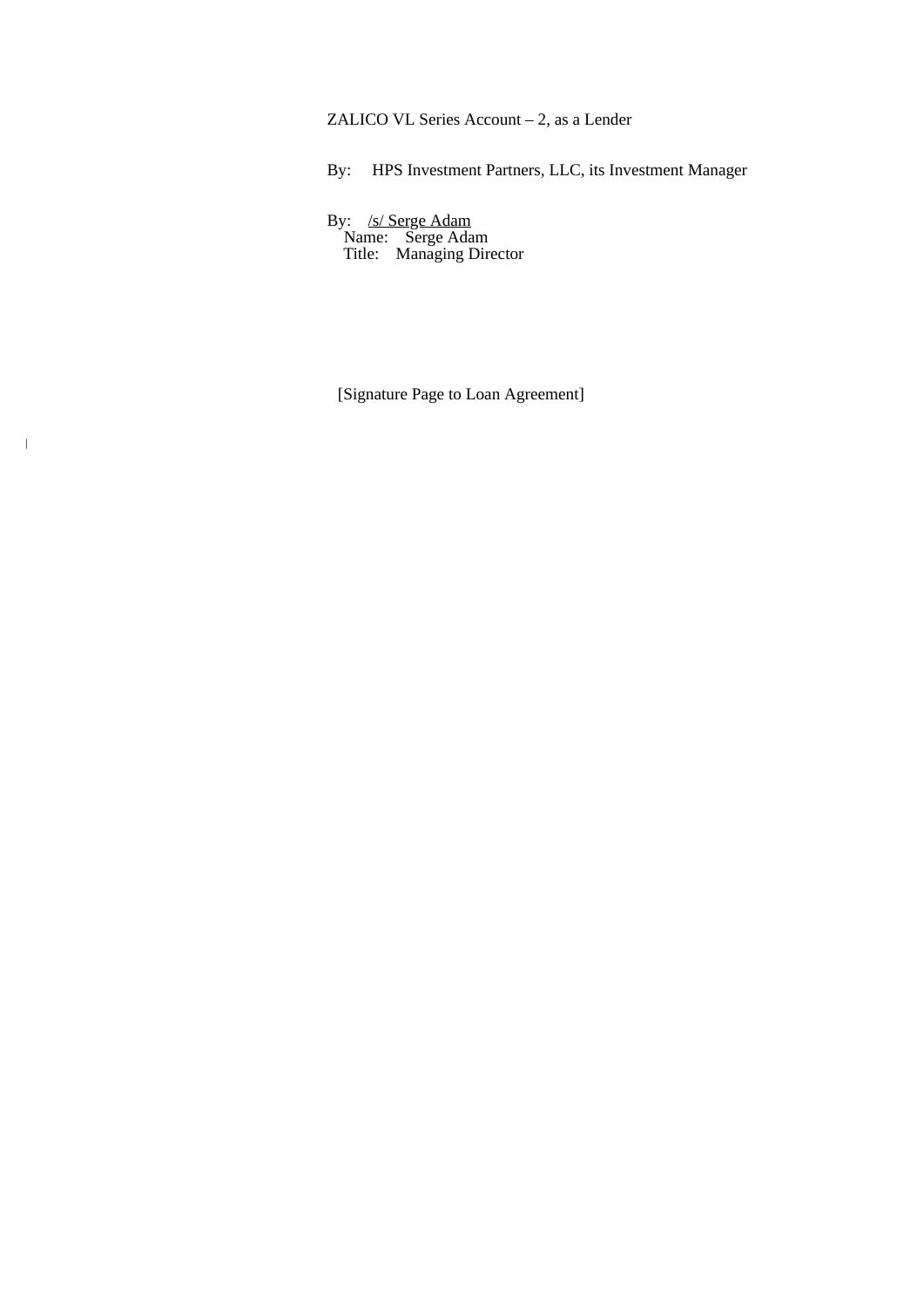ZALICO VL Series Account – 2, as a Lender

By: HPS Investment Partners, LLC, its Investment Manager

By: /s/ Serge Adam
Name: Serge Adam
Title: Managing Director

[Signature Page to Loan Agreement]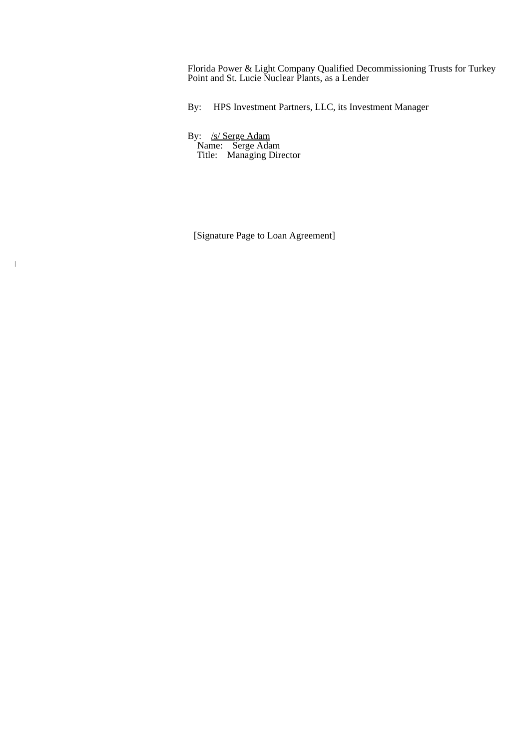Florida Power & Light Company Qualified Decommissioning Trusts for Turkey Point and St. Lucie Nuclear Plants, as a Lender

By: HPS Investment Partners, LLC, its Investment Manager

By: /s/ Serge Adam
Name: Serge Adam
Title: Managing Director

[Signature Page to Loan Agreement]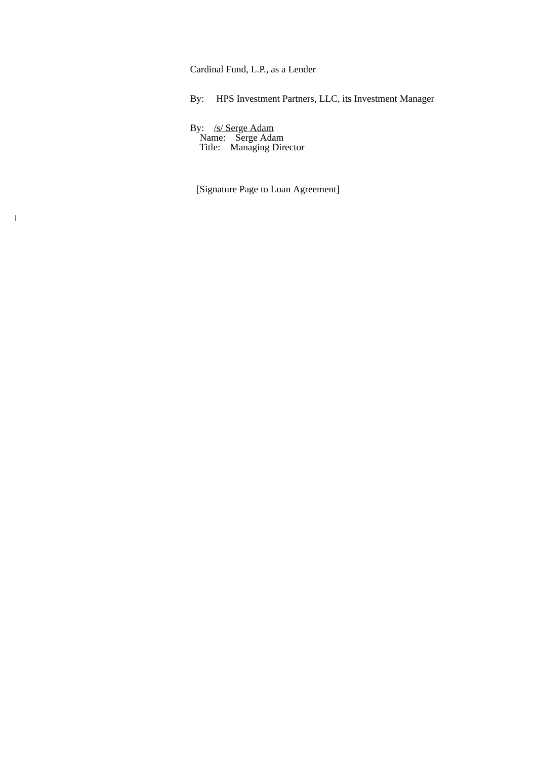Cardinal Fund, L.P., as a Lender

By: HPS Investment Partners, LLC, its Investment Manager

By: /s/ Serge Adam
Name: Serge Adam
Title: Managing Director

[Signature Page to Loan Agreement]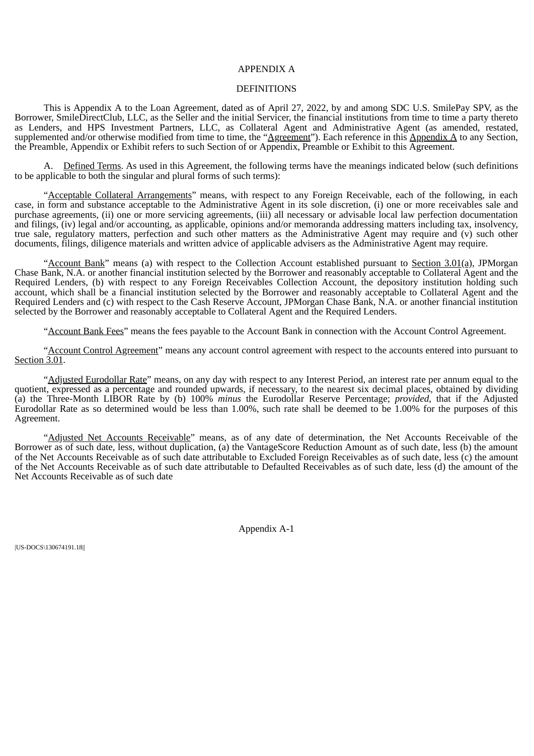APPENDIX A

DEFINITIONS

This is Appendix A to the Loan Agreement, dated as of April 27, 2022, by and among SDC U.S. SmilePay SPV, as the Borrower, SmileDirectClub, LLC, as the Seller and the initial Servicer, the financial institutions from time to time a party thereto as Lenders, and HPS Investment Partners, LLC, as Collateral Agent and Administrative Agent (as amended, restated, supplemented and/or otherwise modified from time to time, the "Agreement"). Each reference in this Appendix A to any Section, the Preamble, Appendix or Exhibit refers to such Section of or Appendix, Preamble or Exhibit to this Agreement.

A. Defined Terms. As used in this Agreement, the following terms have the meanings indicated below (such definitions to be applicable to both the singular and plural forms of such terms):

"Acceptable Collateral Arrangements" means, with respect to any Foreign Receivable, each of the following, in each case, in form and substance acceptable to the Administrative Agent in its sole discretion, (i) one or more receivables sale and purchase agreements, (ii) one or more servicing agreements, (iii) all necessary or advisable local law perfection documentation and filings, (iv) legal and/or accounting, as applicable, opinions and/or memoranda addressing matters including tax, insolvency, true sale, regulatory matters, perfection and such other matters as the Administrative Agent may require and (v) such other documents, filings, diligence materials and written advice of applicable advisers as the Administrative Agent may require.

"Account Bank" means (a) with respect to the Collection Account established pursuant to Section 3.01(a), JPMorgan Chase Bank, N.A. or another financial institution selected by the Borrower and reasonably acceptable to Collateral Agent and the Required Lenders, (b) with respect to any Foreign Receivables Collection Account, the depository institution holding such account, which shall be a financial institution selected by the Borrower and reasonably acceptable to Collateral Agent and the Required Lenders and (c) with respect to the Cash Reserve Account, JPMorgan Chase Bank, N.A. or another financial institution selected by the Borrower and reasonably acceptable to Collateral Agent and the Required Lenders.

"Account Bank Fees" means the fees payable to the Account Bank in connection with the Account Control Agreement.

"Account Control Agreement" means any account control agreement with respect to the accounts entered into pursuant to Section 3.01.

"Adjusted Eurodollar Rate" means, on any day with respect to any Interest Period, an interest rate per annum equal to the quotient, expressed as a percentage and rounded upwards, if necessary, to the nearest six decimal places, obtained by dividing (a) the Three-Month LIBOR Rate by (b) 100% *minus* the Eurodollar Reserve Percentage; *provided*, that if the Adjusted Eurodollar Rate as so determined would be less than 1.00%, such rate shall be deemed to be 1.00% for the purposes of this Agreement.

"Adjusted Net Accounts Receivable" means, as of any date of determination, the Net Accounts Receivable of the Borrower as of such date, less, without duplication, (a) the VantageScore Reduction Amount as of such date, less (b) the amount of the Net Accounts Receivable as of such date attributable to Excluded Foreign Receivables as of such date, less (c) the amount of the Net Accounts Receivable as of such date attributable to Defaulted Receivables as of such date, less (d) the amount of the Net Accounts Receivable as of such date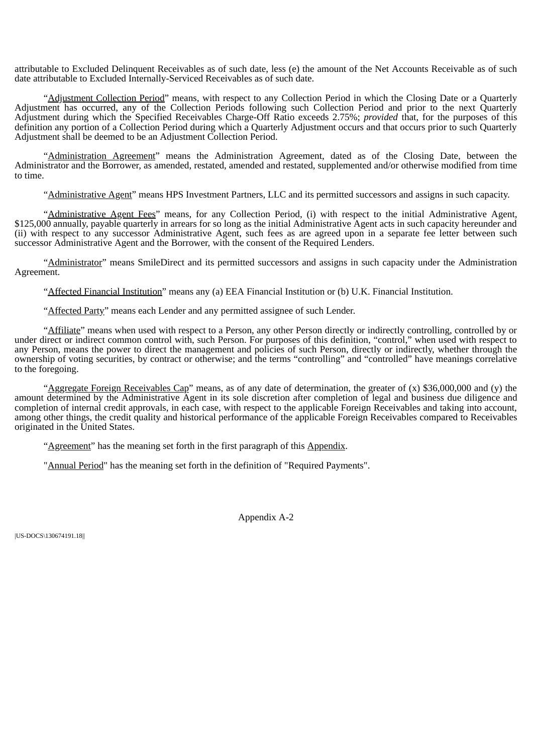attributable to Excluded Delinquent Receivables as of such date, less (e) the amount of the Net Accounts Receivable as of such date attributable to Excluded Internally-Serviced Receivables as of such date.

"Adjustment Collection Period" means, with respect to any Collection Period in which the Closing Date or a Quarterly Adjustment has occurred, any of the Collection Periods following such Collection Period and prior to the next Quarterly Adjustment during which the Specified Receivables Charge-Off Ratio exceeds 2.75%; *provided* that, for the purposes of this definition any portion of a Collection Period during which a Quarterly Adjustment occurs and that occurs prior to such Quarterly Adjustment shall be deemed to be an Adjustment Collection Period.

"Administration Agreement" means the Administration Agreement, dated as of the Closing Date, between the Administrator and the Borrower, as amended, restated, amended and restated, supplemented and/or otherwise modified from time to time.

"Administrative Agent" means HPS Investment Partners, LLC and its permitted successors and assigns in such capacity.

"Administrative Agent Fees" means, for any Collection Period, (i) with respect to the initial Administrative Agent, $125,000 annually, payable quarterly in arrears for so long as the initial Administrative Agent acts in such capacity hereunder and (ii) with respect to any successor Administrative Agent, such fees as are agreed upon in a separate fee letter between such successor Administrative Agent and the Borrower, with the consent of the Required Lenders.

"Administrator" means SmileDirect and its permitted successors and assigns in such capacity under the Administration Agreement.

"Affected Financial Institution" means any (a) EEA Financial Institution or (b) U.K. Financial Institution.

"Affected Party" means each Lender and any permitted assignee of such Lender.

"Affiliate" means when used with respect to a Person, any other Person directly or indirectly controlling, controlled by or under direct or indirect common control with, such Person. For purposes of this definition, "control," when used with respect to any Person, means the power to direct the management and policies of such Person, directly or indirectly, whether through the ownership of voting securities, by contract or otherwise; and the terms "controlling" and "controlled" have meanings correlative to the foregoing.

"Aggregate Foreign Receivables Cap" means, as of any date of determination, the greater of (x) $36,000,000 and (y) the amount determined by the Administrative Agent in its sole discretion after completion of legal and business due diligence and completion of internal credit approvals, in each case, with respect to the applicable Foreign Receivables and taking into account, among other things, the credit quality and historical performance of the applicable Foreign Receivables compared to Receivables originated in the United States.

"Agreement" has the meaning set forth in the first paragraph of this Appendix.

"Annual Period" has the meaning set forth in the definition of "Required Payments".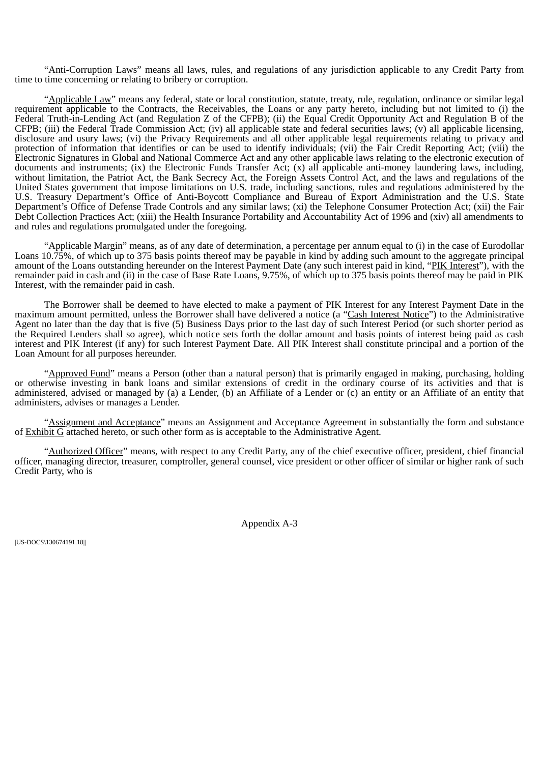"Anti-Corruption Laws" means all laws, rules, and regulations of any jurisdiction applicable to any Credit Party from time to time concerning or relating to bribery or corruption.

"Applicable Law" means any federal, state or local constitution, statute, treaty, rule, regulation, ordinance or similar legal requirement applicable to the Contracts, the Receivables, the Loans or any party hereto, including but not limited to (i) the Federal Truth-in-Lending Act (and Regulation Z of the CFPB); (ii) the Equal Credit Opportunity Act and Regulation B of the CFPB; (iii) the Federal Trade Commission Act; (iv) all applicable state and federal securities laws; (v) all applicable licensing, disclosure and usury laws; (vi) the Privacy Requirements and all other applicable legal requirements relating to privacy and protection of information that identifies or can be used to identify individuals; (vii) the Fair Credit Reporting Act; (viii) the Electronic Signatures in Global and National Commerce Act and any other applicable laws relating to the electronic execution of documents and instruments; (ix) the Electronic Funds Transfer Act; (x) all applicable anti-money laundering laws, including, without limitation, the Patriot Act, the Bank Secrecy Act, the Foreign Assets Control Act, and the laws and regulations of the United States government that impose limitations on U.S. trade, including sanctions, rules and regulations administered by the U.S. Treasury Department's Office of Anti-Boycott Compliance and Bureau of Export Administration and the U.S. State Department's Office of Defense Trade Controls and any similar laws; (xi) the Telephone Consumer Protection Act; (xii) the Fair Debt Collection Practices Act; (xiii) the Health Insurance Portability and Accountability Act of 1996 and (xiv) all amendments to and rules and regulations promulgated under the foregoing.

"Applicable Margin" means, as of any date of determination, a percentage per annum equal to (i) in the case of Eurodollar Loans 10.75%, of which up to 375 basis points thereof may be payable in kind by adding such amount to the aggregate principal amount of the Loans outstanding hereunder on the Interest Payment Date (any such interest paid in kind, "PIK Interest"), with the remainder paid in cash and (ii) in the case of Base Rate Loans, 9.75%, of which up to 375 basis points thereof may be paid in PIK Interest, with the remainder paid in cash.

The Borrower shall be deemed to have elected to make a payment of PIK Interest for any Interest Payment Date in the maximum amount permitted, unless the Borrower shall have delivered a notice (a "Cash Interest Notice") to the Administrative Agent no later than the day that is five (5) Business Days prior to the last day of such Interest Period (or such shorter period as the Required Lenders shall so agree), which notice sets forth the dollar amount and basis points of interest being paid as cash interest and PIK Interest (if any) for such Interest Payment Date. All PIK Interest shall constitute principal and a portion of the Loan Amount for all purposes hereunder.

"Approved Fund" means a Person (other than a natural person) that is primarily engaged in making, purchasing, holding or otherwise investing in bank loans and similar extensions of credit in the ordinary course of its activities and that is administered, advised or managed by (a) a Lender, (b) an Affiliate of a Lender or (c) an entity or an Affiliate of an entity that administers, advises or manages a Lender.

"Assignment and Acceptance" means an Assignment and Acceptance Agreement in substantially the form and substance of Exhibit G attached hereto, or such other form as is acceptable to the Administrative Agent.

"Authorized Officer" means, with respect to any Credit Party, any of the chief executive officer, president, chief financial officer, managing director, treasurer, comptroller, general counsel, vice president or other officer of similar or higher rank of such Credit Party, who is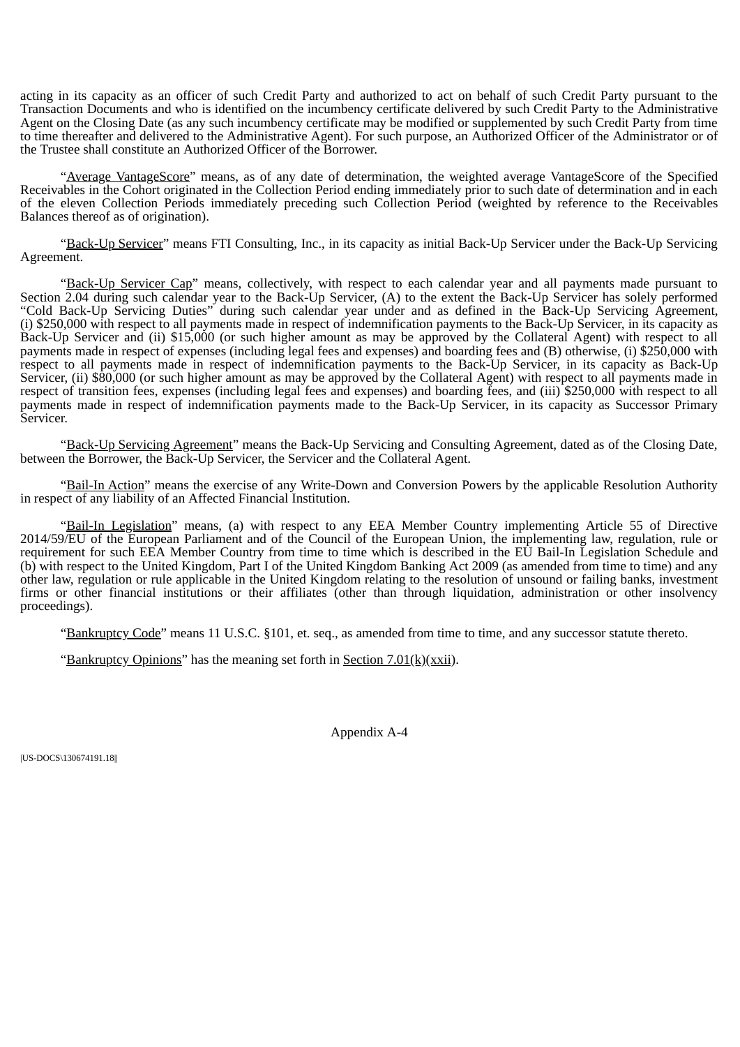acting in its capacity as an officer of such Credit Party and authorized to act on behalf of such Credit Party pursuant to the Transaction Documents and who is identified on the incumbency certificate delivered by such Credit Party to the Administrative Agent on the Closing Date (as any such incumbency certificate may be modified or supplemented by such Credit Party from time to time thereafter and delivered to the Administrative Agent). For such purpose, an Authorized Officer of the Administrator or of the Trustee shall constitute an Authorized Officer of the Borrower.

"Average VantageScore" means, as of any date of determination, the weighted average VantageScore of the Specified Receivables in the Cohort originated in the Collection Period ending immediately prior to such date of determination and in each of the eleven Collection Periods immediately preceding such Collection Period (weighted by reference to the Receivables Balances thereof as of origination).

"Back-Up Servicer" means FTI Consulting, Inc., in its capacity as initial Back-Up Servicer under the Back-Up Servicing Agreement.

"Back-Up Servicer Cap" means, collectively, with respect to each calendar year and all payments made pursuant to Section 2.04 during such calendar year to the Back-Up Servicer, (A) to the extent the Back-Up Servicer has solely performed "Cold Back-Up Servicing Duties" during such calendar year under and as defined in the Back-Up Servicing Agreement, (i) $250,000 with respect to all payments made in respect of indemnification payments to the Back-Up Servicer, in its capacity as Back-Up Servicer and (ii) $15,000 (or such higher amount as may be approved by the Collateral Agent) with respect to all payments made in respect of expenses (including legal fees and expenses) and boarding fees and (B) otherwise, (i) $250,000 with respect to all payments made in respect of indemnification payments to the Back-Up Servicer, in its capacity as Back-Up Servicer, (ii) $80,000 (or such higher amount as may be approved by the Collateral Agent) with respect to all payments made in respect of transition fees, expenses (including legal fees and expenses) and boarding fees, and (iii) $250,000 with respect to all payments made in respect of indemnification payments made to the Back-Up Servicer, in its capacity as Successor Primary Servicer.

"Back-Up Servicing Agreement" means the Back-Up Servicing and Consulting Agreement, dated as of the Closing Date, between the Borrower, the Back-Up Servicer, the Servicer and the Collateral Agent.

"Bail-In Action" means the exercise of any Write-Down and Conversion Powers by the applicable Resolution Authority in respect of any liability of an Affected Financial Institution.

"Bail-In Legislation" means, (a) with respect to any EEA Member Country implementing Article 55 of Directive 2014/59/EU of the European Parliament and of the Council of the European Union, the implementing law, regulation, rule or requirement for such EEA Member Country from time to time which is described in the EU Bail-In Legislation Schedule and (b) with respect to the United Kingdom, Part I of the United Kingdom Banking Act 2009 (as amended from time to time) and any other law, regulation or rule applicable in the United Kingdom relating to the resolution of unsound or failing banks, investment firms or other financial institutions or their affiliates (other than through liquidation, administration or other insolvency proceedings).

"Bankruptcy Code" means 11 U.S.C. §101, et. seq., as amended from time to time, and any successor statute thereto.

"Bankruptcy Opinions" has the meaning set forth in Section 7.01(k)(xxii).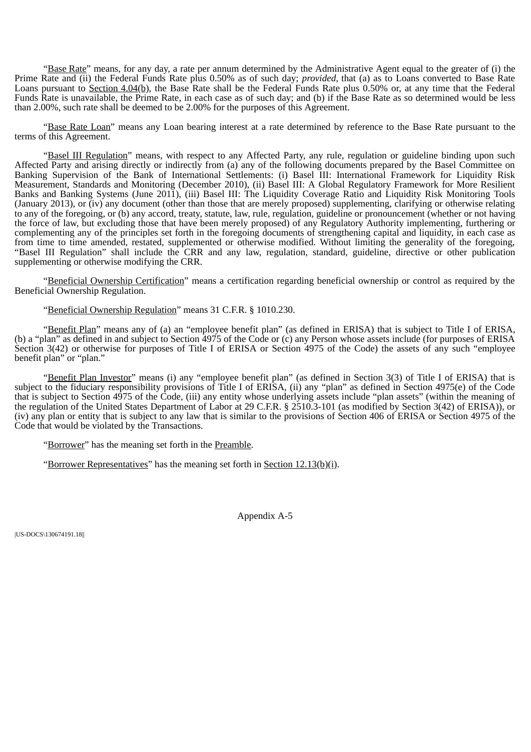"Base Rate" means, for any day, a rate per annum determined by the Administrative Agent equal to the greater of (i) the Prime Rate and (ii) the Federal Funds Rate plus 0.50% as of such day; *provided*, that (a) as to Loans converted to Base Rate Loans pursuant to Section 4.04(b), the Base Rate shall be the Federal Funds Rate plus 0.50% or, at any time that the Federal Funds Rate is unavailable, the Prime Rate, in each case as of such day; and (b) if the Base Rate as so determined would be less than 2.00%, such rate shall be deemed to be 2.00% for the purposes of this Agreement.

"Base Rate Loan" means any Loan bearing interest at a rate determined by reference to the Base Rate pursuant to the terms of this Agreement.

"Basel III Regulation" means, with respect to any Affected Party, any rule, regulation or guideline binding upon such Affected Party and arising directly or indirectly from (a) any of the following documents prepared by the Basel Committee on Banking Supervision of the Bank of International Settlements: (i) Basel III: International Framework for Liquidity Risk Measurement, Standards and Monitoring (December 2010), (ii) Basel III: A Global Regulatory Framework for More Resilient Banks and Banking Systems (June 2011), (iii) Basel III: The Liquidity Coverage Ratio and Liquidity Risk Monitoring Tools (January 2013), or (iv) any document (other than those that are merely proposed) supplementing, clarifying or otherwise relating to any of the foregoing, or (b) any accord, treaty, statute, law, rule, regulation, guideline or pronouncement (whether or not having the force of law, but excluding those that have been merely proposed) of any Regulatory Authority implementing, furthering or complementing any of the principles set forth in the foregoing documents of strengthening capital and liquidity, in each case as from time to time amended, restated, supplemented or otherwise modified. Without limiting the generality of the foregoing, "Basel III Regulation" shall include the CRR and any law, regulation, standard, guideline, directive or other publication supplementing or otherwise modifying the CRR.

"Beneficial Ownership Certification" means a certification regarding beneficial ownership or control as required by the Beneficial Ownership Regulation.

"Beneficial Ownership Regulation" means 31 C.F.R. § 1010.230.

"Benefit Plan" means any of (a) an "employee benefit plan" (as defined in ERISA) that is subject to Title I of ERISA, (b) a "plan" as defined in and subject to Section 4975 of the Code or (c) any Person whose assets include (for purposes of ERISA Section 3(42) or otherwise for purposes of Title I of ERISA or Section 4975 of the Code) the assets of any such "employee benefit plan" or "plan."

"Benefit Plan Investor" means (i) any "employee benefit plan" (as defined in Section 3(3) of Title I of ERISA) that is subject to the fiduciary responsibility provisions of Title I of ERISA, (ii) any "plan" as defined in Section 4975(e) of the Code that is subject to Section 4975 of the Code, (iii) any entity whose underlying assets include "plan assets" (within the meaning of the regulation of the United States Department of Labor at 29 C.F.R. § 2510.3-101 (as modified by Section 3(42) of ERISA)), or (iv) any plan or entity that is subject to any law that is similar to the provisions of Section 406 of ERISA or Section 4975 of the Code that would be violated by the Transactions.

"Borrower" has the meaning set forth in the Preamble.

"Borrower Representatives" has the meaning set forth in Section 12.13(b)(i).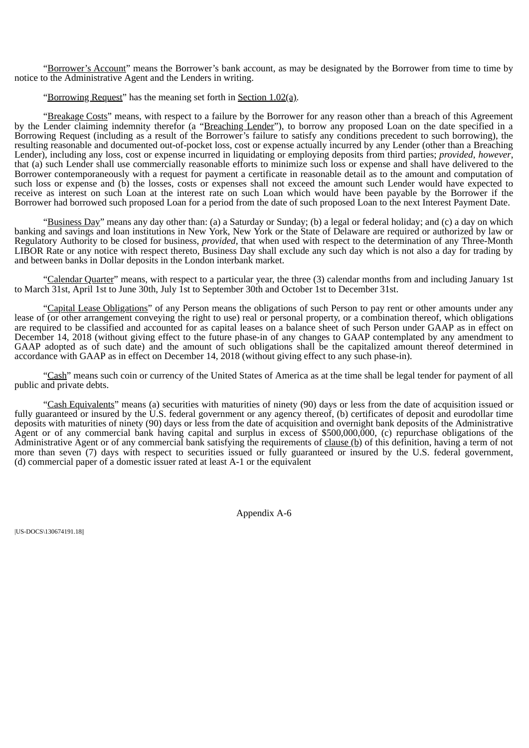"Borrower's Account" means the Borrower's bank account, as may be designated by the Borrower from time to time by notice to the Administrative Agent and the Lenders in writing.

"Borrowing Request" has the meaning set forth in Section 1.02(a).

"Breakage Costs" means, with respect to a failure by the Borrower for any reason other than a breach of this Agreement by the Lender claiming indemnity therefor (a "Breaching Lender"), to borrow any proposed Loan on the date specified in a Borrowing Request (including as a result of the Borrower's failure to satisfy any conditions precedent to such borrowing), the resulting reasonable and documented out-of-pocket loss, cost or expense actually incurred by any Lender (other than a Breaching Lender), including any loss, cost or expense incurred in liquidating or employing deposits from third parties; *provided*, *however*, that (a) such Lender shall use commercially reasonable efforts to minimize such loss or expense and shall have delivered to the Borrower contemporaneously with a request for payment a certificate in reasonable detail as to the amount and computation of such loss or expense and (b) the losses, costs or expenses shall not exceed the amount such Lender would have expected to receive as interest on such Loan at the interest rate on such Loan which would have been payable by the Borrower if the Borrower had borrowed such proposed Loan for a period from the date of such proposed Loan to the next Interest Payment Date.

"Business Day" means any day other than: (a) a Saturday or Sunday; (b) a legal or federal holiday; and (c) a day on which banking and savings and loan institutions in New York, New York or the State of Delaware are required or authorized by law or Regulatory Authority to be closed for business, *provided*, that when used with respect to the determination of any Three-Month LIBOR Rate or any notice with respect thereto, Business Day shall exclude any such day which is not also a day for trading by and between banks in Dollar deposits in the London interbank market.

"Calendar Quarter" means, with respect to a particular year, the three (3) calendar months from and including January 1st to March 31st, April 1st to June 30th, July 1st to September 30th and October 1st to December 31st.

"Capital Lease Obligations" of any Person means the obligations of such Person to pay rent or other amounts under any lease of (or other arrangement conveying the right to use) real or personal property, or a combination thereof, which obligations are required to be classified and accounted for as capital leases on a balance sheet of such Person under GAAP as in effect on December 14, 2018 (without giving effect to the future phase-in of any changes to GAAP contemplated by any amendment to GAAP adopted as of such date) and the amount of such obligations shall be the capitalized amount thereof determined in accordance with GAAP as in effect on December 14, 2018 (without giving effect to any such phase-in).

"Cash" means such coin or currency of the United States of America as at the time shall be legal tender for payment of all public and private debts.

"Cash Equivalents" means (a) securities with maturities of ninety (90) days or less from the date of acquisition issued or fully guaranteed or insured by the U.S. federal government or any agency thereof, (b) certificates of deposit and eurodollar time deposits with maturities of ninety (90) days or less from the date of acquisition and overnight bank deposits of the Administrative Agent or of any commercial bank having capital and surplus in excess of $500,000,000, (c) repurchase obligations of the Administrative Agent or of any commercial bank satisfying the requirements of clause (b) of this definition, having a term of not more than seven (7) days with respect to securities issued or fully guaranteed or insured by the U.S. federal government, (d) commercial paper of a domestic issuer rated at least A-1 or the equivalent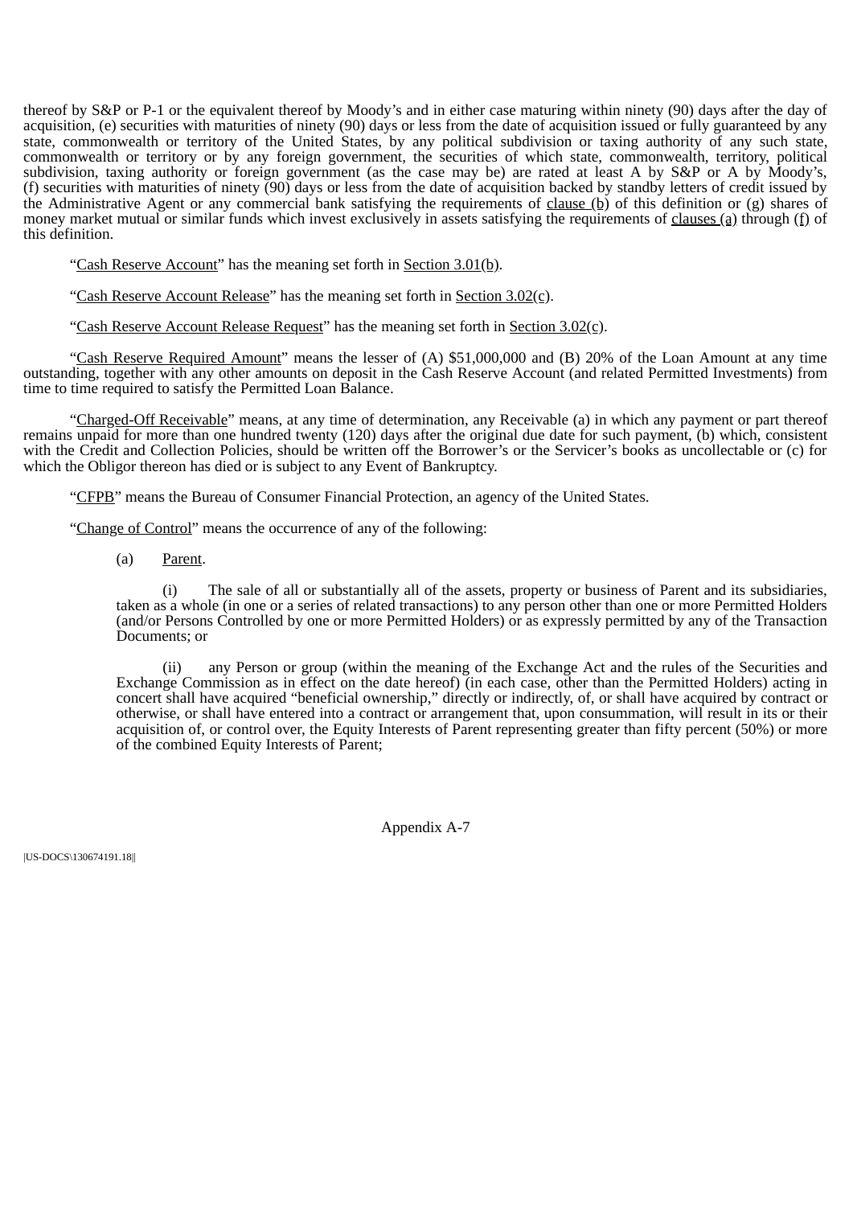thereof by S&P or P-1 or the equivalent thereof by Moody's and in either case maturing within ninety (90) days after the day of acquisition, (e) securities with maturities of ninety (90) days or less from the date of acquisition issued or fully guaranteed by any state, commonwealth or territory of the United States, by any political subdivision or taxing authority of any such state, commonwealth or territory or by any foreign government, the securities of which state, commonwealth, territory, political subdivision, taxing authority or foreign government (as the case may be) are rated at least A by S&P or A by Moody's, (f) securities with maturities of ninety (90) days or less from the date of acquisition backed by standby letters of credit issued by the Administrative Agent or any commercial bank satisfying the requirements of clause (b) of this definition or (g) shares of money market mutual or similar funds which invest exclusively in assets satisfying the requirements of clauses (a) through (f) of this definition.

"Cash Reserve Account" has the meaning set forth in Section 3.01(b).

"Cash Reserve Account Release" has the meaning set forth in Section 3.02(c).

"Cash Reserve Account Release Request" has the meaning set forth in Section 3.02(c).

"Cash Reserve Required Amount" means the lesser of (A) $51,000,000 and (B) 20% of the Loan Amount at any time outstanding, together with any other amounts on deposit in the Cash Reserve Account (and related Permitted Investments) from time to time required to satisfy the Permitted Loan Balance.

"Charged-Off Receivable" means, at any time of determination, any Receivable (a) in which any payment or part thereof remains unpaid for more than one hundred twenty (120) days after the original due date for such payment, (b) which, consistent with the Credit and Collection Policies, should be written off the Borrower's or the Servicer's books as uncollectable or (c) for which the Obligor thereon has died or is subject to any Event of Bankruptcy.

"CFPB" means the Bureau of Consumer Financial Protection, an agency of the United States.

"Change of Control" means the occurrence of any of the following:

(a) Parent.

(i) The sale of all or substantially all of the assets, property or business of Parent and its subsidiaries, taken as a whole (in one or a series of related transactions) to any person other than one or more Permitted Holders (and/or Persons Controlled by one or more Permitted Holders) or as expressly permitted by any of the Transaction Documents; or

(ii) any Person or group (within the meaning of the Exchange Act and the rules of the Securities and Exchange Commission as in effect on the date hereof) (in each case, other than the Permitted Holders) acting in concert shall have acquired "beneficial ownership," directly or indirectly, of, or shall have acquired by contract or otherwise, or shall have entered into a contract or arrangement that, upon consummation, will result in its or their acquisition of, or control over, the Equity Interests of Parent representing greater than fifty percent (50%) or more of the combined Equity Interests of Parent;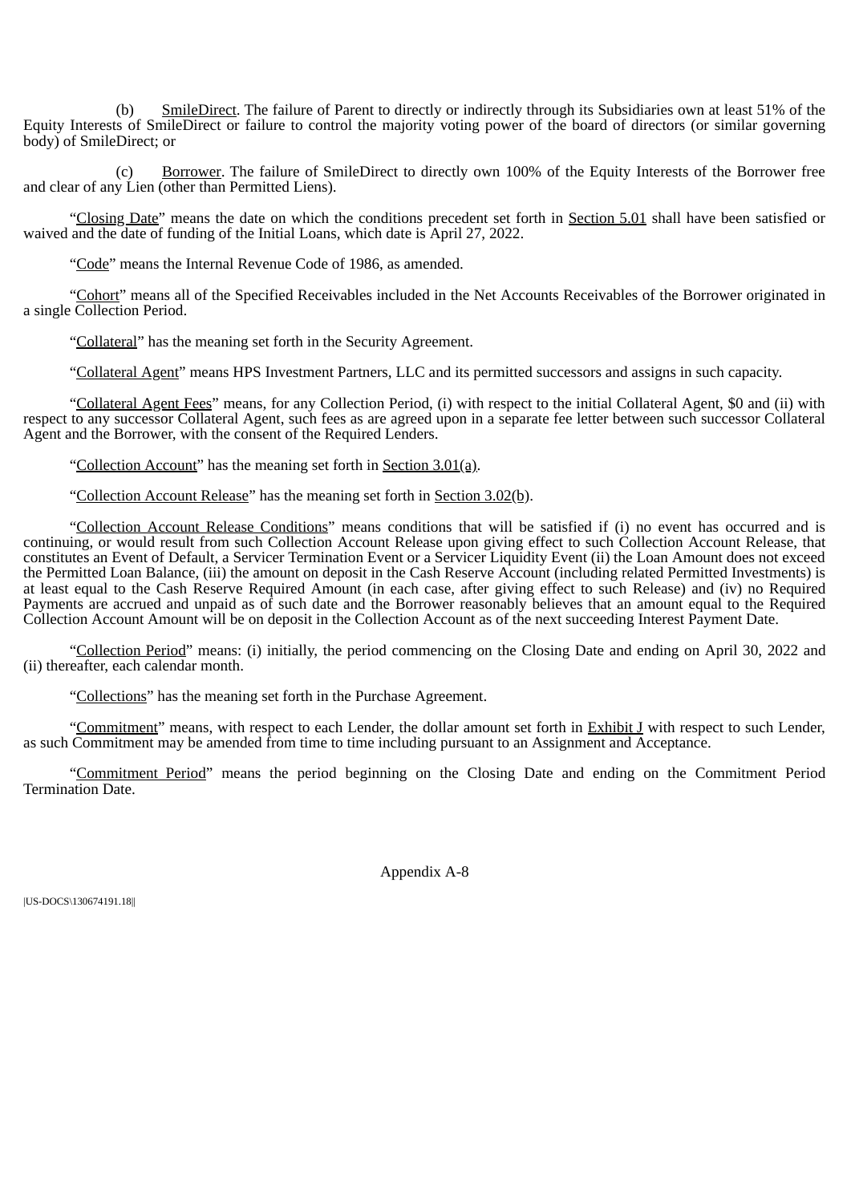(b) SmileDirect. The failure of Parent to directly or indirectly through its Subsidiaries own at least 51% of the Equity Interests of SmileDirect or failure to control the majority voting power of the board of directors (or similar governing body) of SmileDirect; or

(c) Borrower. The failure of SmileDirect to directly own 100% of the Equity Interests of the Borrower free and clear of any Lien (other than Permitted Liens).

"Closing Date" means the date on which the conditions precedent set forth in Section 5.01 shall have been satisfied or waived and the date of funding of the Initial Loans, which date is April 27, 2022.

"Code" means the Internal Revenue Code of 1986, as amended.

"Cohort" means all of the Specified Receivables included in the Net Accounts Receivables of the Borrower originated in a single Collection Period.

"Collateral" has the meaning set forth in the Security Agreement.

"Collateral Agent" means HPS Investment Partners, LLC and its permitted successors and assigns in such capacity.

"Collateral Agent Fees" means, for any Collection Period, (i) with respect to the initial Collateral Agent, $0 and (ii) with respect to any successor Collateral Agent, such fees as are agreed upon in a separate fee letter between such successor Collateral Agent and the Borrower, with the consent of the Required Lenders.

"Collection Account" has the meaning set forth in Section 3.01(a).

"Collection Account Release" has the meaning set forth in Section 3.02(b).

"Collection Account Release Conditions" means conditions that will be satisfied if (i) no event has occurred and is continuing, or would result from such Collection Account Release upon giving effect to such Collection Account Release, that constitutes an Event of Default, a Servicer Termination Event or a Servicer Liquidity Event (ii) the Loan Amount does not exceed the Permitted Loan Balance, (iii) the amount on deposit in the Cash Reserve Account (including related Permitted Investments) is at least equal to the Cash Reserve Required Amount (in each case, after giving effect to such Release) and (iv) no Required Payments are accrued and unpaid as of such date and the Borrower reasonably believes that an amount equal to the Required Collection Account Amount will be on deposit in the Collection Account as of the next succeeding Interest Payment Date.

"Collection Period" means: (i) initially, the period commencing on the Closing Date and ending on April 30, 2022 and (ii) thereafter, each calendar month.

"Collections" has the meaning set forth in the Purchase Agreement.

"Commitment" means, with respect to each Lender, the dollar amount set forth in Exhibit J with respect to such Lender, as such Commitment may be amended from time to time including pursuant to an Assignment and Acceptance.

"Commitment Period" means the period beginning on the Closing Date and ending on the Commitment Period Termination Date.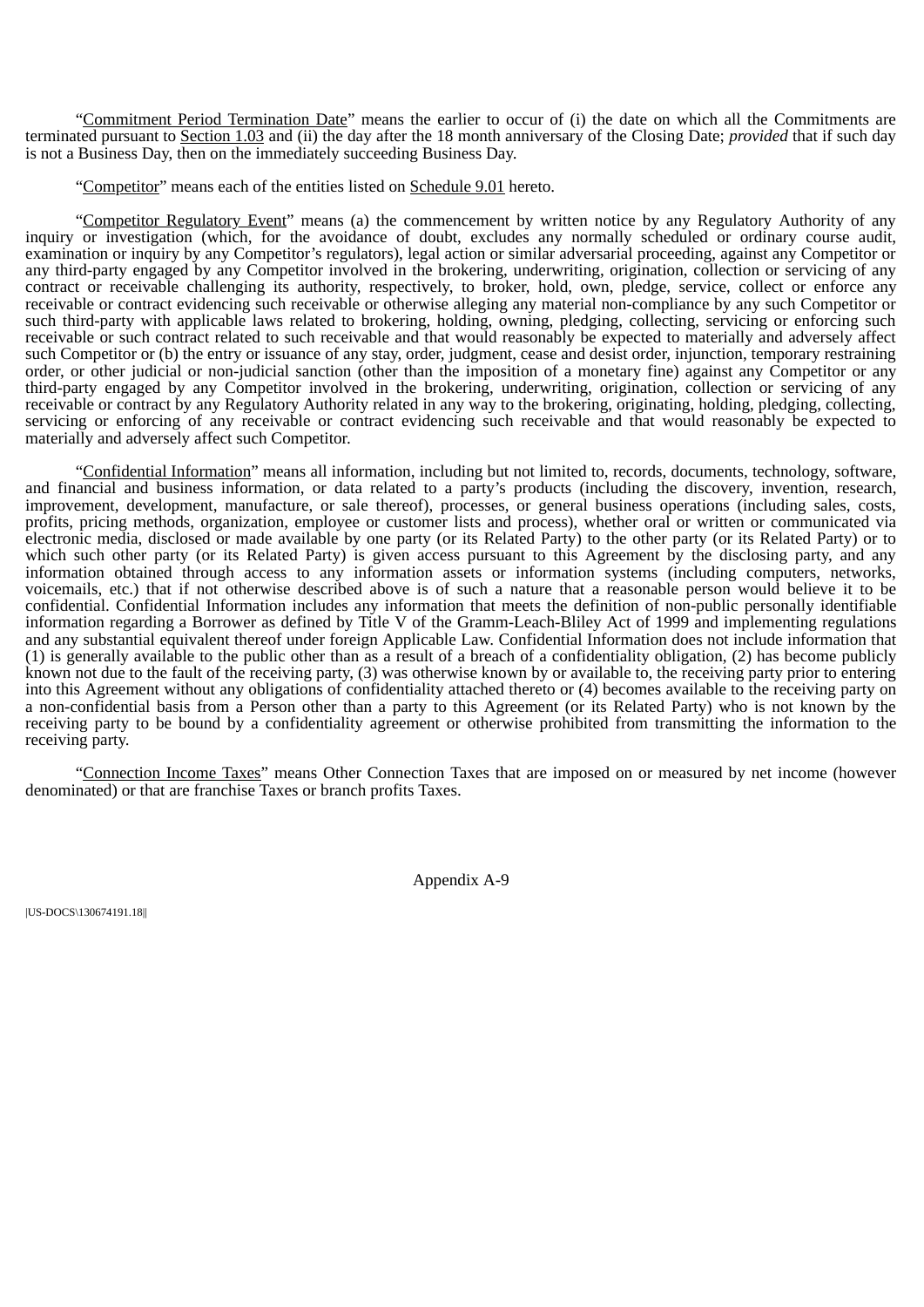"Commitment Period Termination Date" means the earlier to occur of (i) the date on which all the Commitments are terminated pursuant to Section 1.03 and (ii) the day after the 18 month anniversary of the Closing Date; *provided* that if such day is not a Business Day, then on the immediately succeeding Business Day.

"Competitor" means each of the entities listed on Schedule 9.01 hereto.

"Competitor Regulatory Event" means (a) the commencement by written notice by any Regulatory Authority of any inquiry or investigation (which, for the avoidance of doubt, excludes any normally scheduled or ordinary course audit, examination or inquiry by any Competitor's regulators), legal action or similar adversarial proceeding, against any Competitor or any third-party engaged by any Competitor involved in the brokering, underwriting, origination, collection or servicing of any contract or receivable challenging its authority, respectively, to broker, hold, own, pledge, service, collect or enforce any receivable or contract evidencing such receivable or otherwise alleging any material non-compliance by any such Competitor or such third-party with applicable laws related to brokering, holding, owning, pledging, collecting, servicing or enforcing such receivable or such contract related to such receivable and that would reasonably be expected to materially and adversely affect such Competitor or (b) the entry or issuance of any stay, order, judgment, cease and desist order, injunction, temporary restraining order, or other judicial or non-judicial sanction (other than the imposition of a monetary fine) against any Competitor or any third-party engaged by any Competitor involved in the brokering, underwriting, origination, collection or servicing of any receivable or contract by any Regulatory Authority related in any way to the brokering, originating, holding, pledging, collecting, servicing or enforcing of any receivable or contract evidencing such receivable and that would reasonably be expected to materially and adversely affect such Competitor.

"Confidential Information" means all information, including but not limited to, records, documents, technology, software, and financial and business information, or data related to a party's products (including the discovery, invention, research, improvement, development, manufacture, or sale thereof), processes, or general business operations (including sales, costs, profits, pricing methods, organization, employee or customer lists and process), whether oral or written or communicated via electronic media, disclosed or made available by one party (or its Related Party) to the other party (or its Related Party) or to which such other party (or its Related Party) is given access pursuant to this Agreement by the disclosing party, and any information obtained through access to any information assets or information systems (including computers, networks, voicemails, etc.) that if not otherwise described above is of such a nature that a reasonable person would believe it to be confidential. Confidential Information includes any information that meets the definition of non-public personally identifiable information regarding a Borrower as defined by Title V of the Gramm-Leach-Bliley Act of 1999 and implementing regulations and any substantial equivalent thereof under foreign Applicable Law. Confidential Information does not include information that (1) is generally available to the public other than as a result of a breach of a confidentiality obligation, (2) has become publicly known not due to the fault of the receiving party, (3) was otherwise known by or available to, the receiving party prior to entering into this Agreement without any obligations of confidentiality attached thereto or (4) becomes available to the receiving party on a non-confidential basis from a Person other than a party to this Agreement (or its Related Party) who is not known by the receiving party to be bound by a confidentiality agreement or otherwise prohibited from transmitting the information to the receiving party.

"Connection Income Taxes" means Other Connection Taxes that are imposed on or measured by net income (however denominated) or that are franchise Taxes or branch profits Taxes.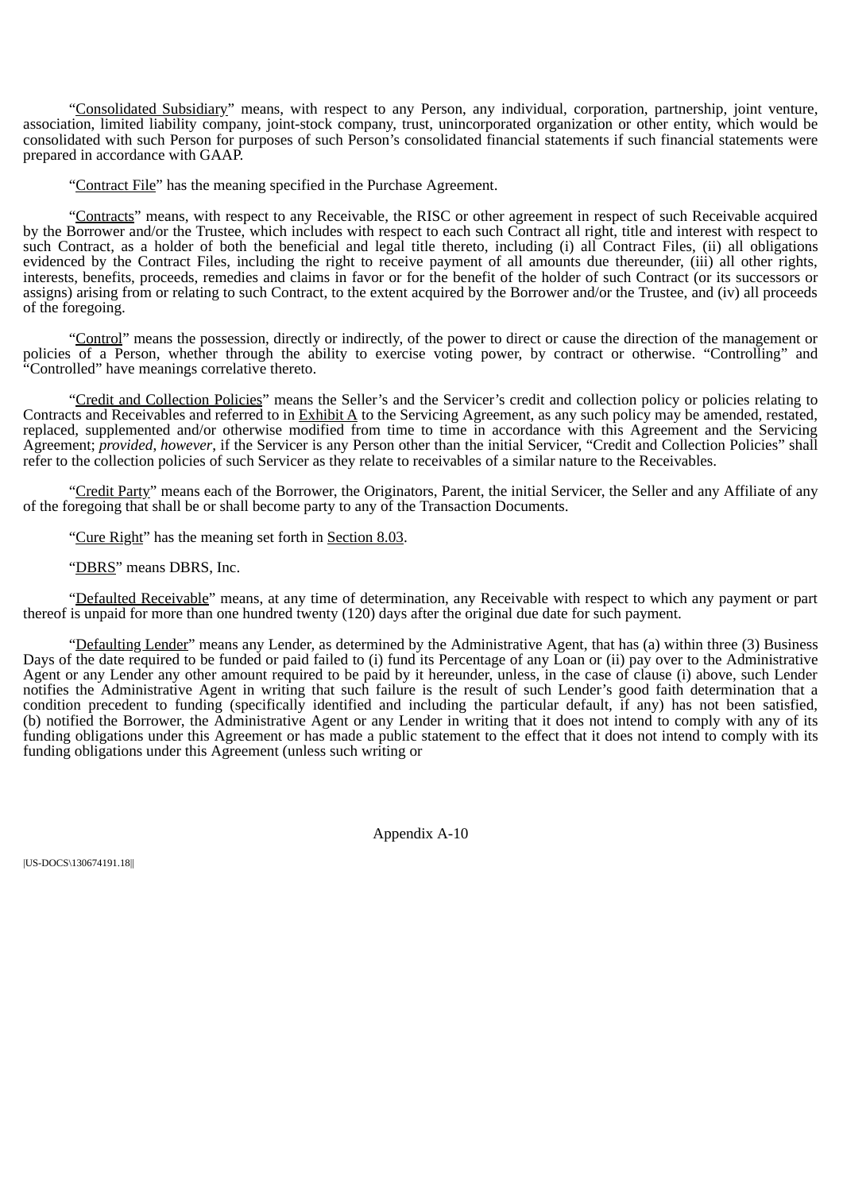"Consolidated Subsidiary" means, with respect to any Person, any individual, corporation, partnership, joint venture, association, limited liability company, joint-stock company, trust, unincorporated organization or other entity, which would be consolidated with such Person for purposes of such Person's consolidated financial statements if such financial statements were prepared in accordance with GAAP.

"Contract File" has the meaning specified in the Purchase Agreement.

"Contracts" means, with respect to any Receivable, the RISC or other agreement in respect of such Receivable acquired by the Borrower and/or the Trustee, which includes with respect to each such Contract all right, title and interest with respect to such Contract, as a holder of both the beneficial and legal title thereto, including (i) all Contract Files, (ii) all obligations evidenced by the Contract Files, including the right to receive payment of all amounts due thereunder, (iii) all other rights, interests, benefits, proceeds, remedies and claims in favor or for the benefit of the holder of such Contract (or its successors or assigns) arising from or relating to such Contract, to the extent acquired by the Borrower and/or the Trustee, and (iv) all proceeds of the foregoing.

"Control" means the possession, directly or indirectly, of the power to direct or cause the direction of the management or policies of a Person, whether through the ability to exercise voting power, by contract or otherwise. "Controlling" and "Controlled" have meanings correlative thereto.

"Credit and Collection Policies" means the Seller's and the Servicer's credit and collection policy or policies relating to Contracts and Receivables and referred to in Exhibit A to the Servicing Agreement, as any such policy may be amended, restated, replaced, supplemented and/or otherwise modified from time to time in accordance with this Agreement and the Servicing Agreement; *provided, however*, if the Servicer is any Person other than the initial Servicer, "Credit and Collection Policies" shall refer to the collection policies of such Servicer as they relate to receivables of a similar nature to the Receivables.

"Credit Party" means each of the Borrower, the Originators, Parent, the initial Servicer, the Seller and any Affiliate of any of the foregoing that shall be or shall become party to any of the Transaction Documents.

"Cure Right" has the meaning set forth in Section 8.03.

"DBRS" means DBRS, Inc.

"Defaulted Receivable" means, at any time of determination, any Receivable with respect to which any payment or part thereof is unpaid for more than one hundred twenty (120) days after the original due date for such payment.

"Defaulting Lender" means any Lender, as determined by the Administrative Agent, that has (a) within three (3) Business Days of the date required to be funded or paid failed to (i) fund its Percentage of any Loan or (ii) pay over to the Administrative Agent or any Lender any other amount required to be paid by it hereunder, unless, in the case of clause (i) above, such Lender notifies the Administrative Agent in writing that such failure is the result of such Lender's good faith determination that a condition precedent to funding (specifically identified and including the particular default, if any) has not been satisfied, (b) notified the Borrower, the Administrative Agent or any Lender in writing that it does not intend to comply with any of its funding obligations under this Agreement or has made a public statement to the effect that it does not intend to comply with its funding obligations under this Agreement (unless such writing or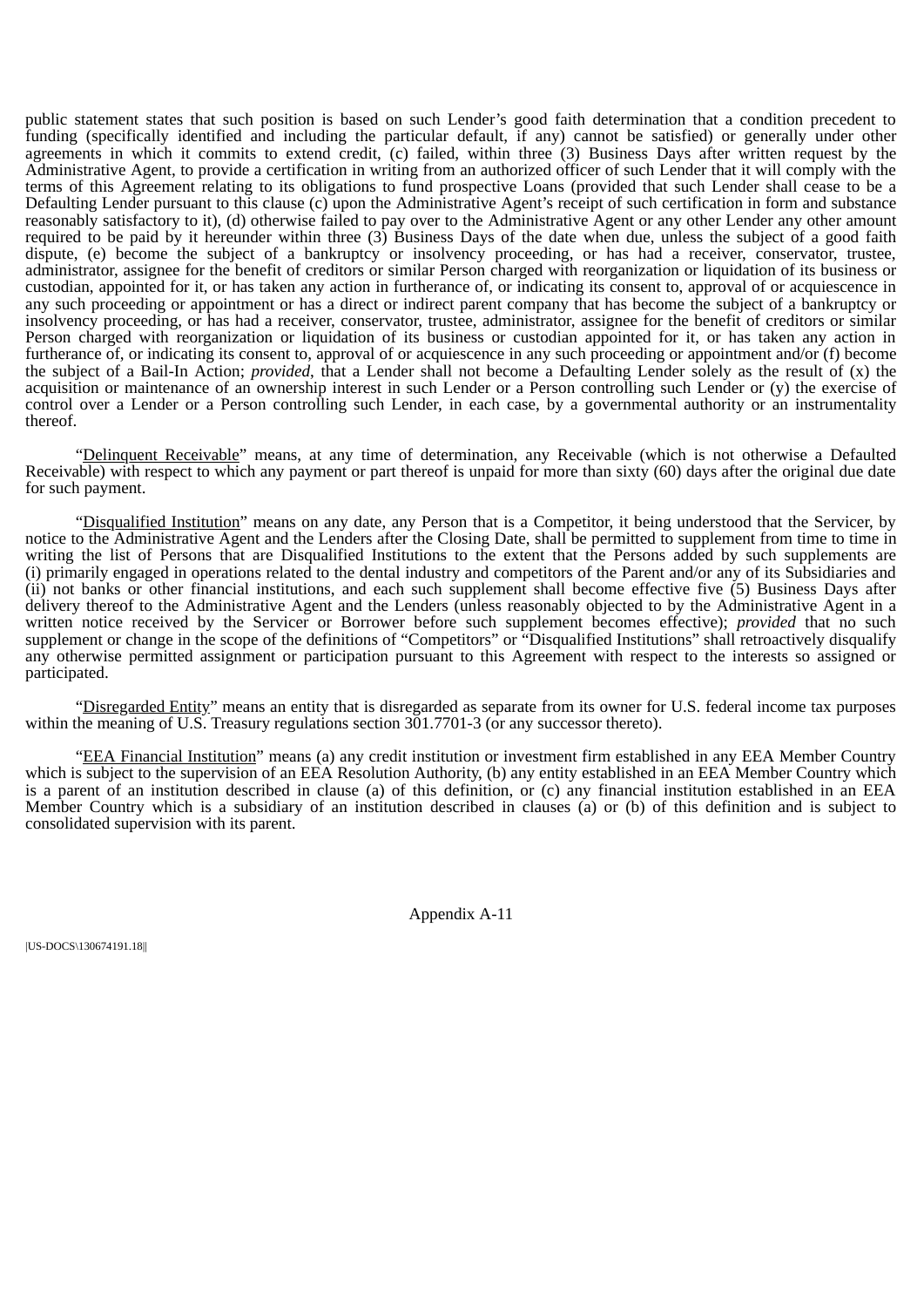public statement states that such position is based on such Lender's good faith determination that a condition precedent to funding (specifically identified and including the particular default, if any) cannot be satisfied) or generally under other agreements in which it commits to extend credit, (c) failed, within three (3) Business Days after written request by the Administrative Agent, to provide a certification in writing from an authorized officer of such Lender that it will comply with the terms of this Agreement relating to its obligations to fund prospective Loans (provided that such Lender shall cease to be a Defaulting Lender pursuant to this clause (c) upon the Administrative Agent's receipt of such certification in form and substance reasonably satisfactory to it), (d) otherwise failed to pay over to the Administrative Agent or any other Lender any other amount required to be paid by it hereunder within three (3) Business Days of the date when due, unless the subject of a good faith dispute, (e) become the subject of a bankruptcy or insolvency proceeding, or has had a receiver, conservator, trustee, administrator, assignee for the benefit of creditors or similar Person charged with reorganization or liquidation of its business or custodian, appointed for it, or has taken any action in furtherance of, or indicating its consent to, approval of or acquiescence in any such proceeding or appointment or has a direct or indirect parent company that has become the subject of a bankruptcy or insolvency proceeding, or has had a receiver, conservator, trustee, administrator, assignee for the benefit of creditors or similar Person charged with reorganization or liquidation of its business or custodian appointed for it, or has taken any action in furtherance of, or indicating its consent to, approval of or acquiescence in any such proceeding or appointment and/or (f) become the subject of a Bail-In Action; *provided*, that a Lender shall not become a Defaulting Lender solely as the result of (x) the acquisition or maintenance of an ownership interest in such Lender or a Person controlling such Lender or (y) the exercise of control over a Lender or a Person controlling such Lender, in each case, by a governmental authority or an instrumentality thereof.

"Delinquent Receivable" means, at any time of determination, any Receivable (which is not otherwise a Defaulted Receivable) with respect to which any payment or part thereof is unpaid for more than sixty (60) days after the original due date for such payment.

"Disqualified Institution" means on any date, any Person that is a Competitor, it being understood that the Servicer, by notice to the Administrative Agent and the Lenders after the Closing Date, shall be permitted to supplement from time to time in writing the list of Persons that are Disqualified Institutions to the extent that the Persons added by such supplements are (i) primarily engaged in operations related to the dental industry and competitors of the Parent and/or any of its Subsidiaries and (ii) not banks or other financial institutions, and each such supplement shall become effective five (5) Business Days after delivery thereof to the Administrative Agent and the Lenders (unless reasonably objected to by the Administrative Agent in a written notice received by the Servicer or Borrower before such supplement becomes effective); *provided* that no such supplement or change in the scope of the definitions of "Competitors" or "Disqualified Institutions" shall retroactively disqualify any otherwise permitted assignment or participation pursuant to this Agreement with respect to the interests so assigned or participated.

"Disregarded Entity" means an entity that is disregarded as separate from its owner for U.S. federal income tax purposes within the meaning of U.S. Treasury regulations section 301.7701-3 (or any successor thereto).

"EEA Financial Institution" means (a) any credit institution or investment firm established in any EEA Member Country which is subject to the supervision of an EEA Resolution Authority, (b) any entity established in an EEA Member Country which is a parent of an institution described in clause (a) of this definition, or (c) any financial institution established in an EEA Member Country which is a subsidiary of an institution described in clauses (a) or (b) of this definition and is subject to consolidated supervision with its parent.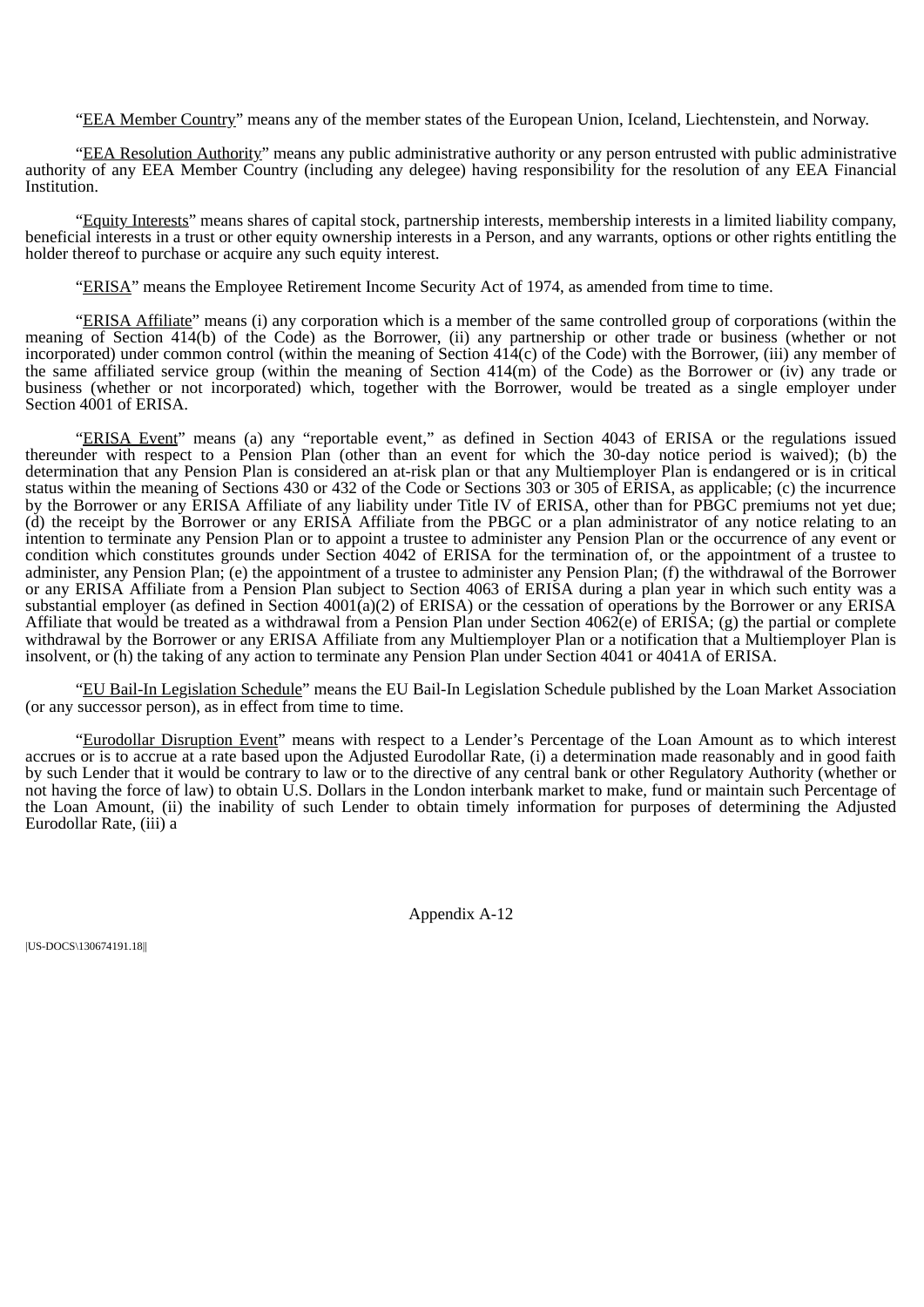"EEA Member Country" means any of the member states of the European Union, Iceland, Liechtenstein, and Norway.

"EEA Resolution Authority" means any public administrative authority or any person entrusted with public administrative authority of any EEA Member Country (including any delegee) having responsibility for the resolution of any EEA Financial Institution.

"Equity Interests" means shares of capital stock, partnership interests, membership interests in a limited liability company, beneficial interests in a trust or other equity ownership interests in a Person, and any warrants, options or other rights entitling the holder thereof to purchase or acquire any such equity interest.

"ERISA" means the Employee Retirement Income Security Act of 1974, as amended from time to time.

"ERISA Affiliate" means (i) any corporation which is a member of the same controlled group of corporations (within the meaning of Section 414(b) of the Code) as the Borrower, (ii) any partnership or other trade or business (whether or not incorporated) under common control (within the meaning of Section 414(c) of the Code) with the Borrower, (iii) any member of the same affiliated service group (within the meaning of Section 414(m) of the Code) as the Borrower or (iv) any trade or business (whether or not incorporated) which, together with the Borrower, would be treated as a single employer under Section 4001 of ERISA.

"ERISA Event" means (a) any "reportable event," as defined in Section 4043 of ERISA or the regulations issued thereunder with respect to a Pension Plan (other than an event for which the 30-day notice period is waived); (b) the determination that any Pension Plan is considered an at-risk plan or that any Multiemployer Plan is endangered or is in critical status within the meaning of Sections 430 or 432 of the Code or Sections 303 or 305 of ERISA, as applicable; (c) the incurrence by the Borrower or any ERISA Affiliate of any liability under Title IV of ERISA, other than for PBGC premiums not yet due; (d) the receipt by the Borrower or any ERISA Affiliate from the PBGC or a plan administrator of any notice relating to an intention to terminate any Pension Plan or to appoint a trustee to administer any Pension Plan or the occurrence of any event or condition which constitutes grounds under Section 4042 of ERISA for the termination of, or the appointment of a trustee to administer, any Pension Plan; (e) the appointment of a trustee to administer any Pension Plan; (f) the withdrawal of the Borrower or any ERISA Affiliate from a Pension Plan subject to Section 4063 of ERISA during a plan year in which such entity was a substantial employer (as defined in Section 4001(a)(2) of ERISA) or the cessation of operations by the Borrower or any ERISA Affiliate that would be treated as a withdrawal from a Pension Plan under Section 4062(e) of ERISA; (g) the partial or complete withdrawal by the Borrower or any ERISA Affiliate from any Multiemployer Plan or a notification that a Multiemployer Plan is insolvent, or (h) the taking of any action to terminate any Pension Plan under Section 4041 or 4041A of ERISA.

"EU Bail-In Legislation Schedule" means the EU Bail-In Legislation Schedule published by the Loan Market Association (or any successor person), as in effect from time to time.

"Eurodollar Disruption Event" means with respect to a Lender's Percentage of the Loan Amount as to which interest accrues or is to accrue at a rate based upon the Adjusted Eurodollar Rate, (i) a determination made reasonably and in good faith by such Lender that it would be contrary to law or to the directive of any central bank or other Regulatory Authority (whether or not having the force of law) to obtain U.S. Dollars in the London interbank market to make, fund or maintain such Percentage of the Loan Amount, (ii) the inability of such Lender to obtain timely information for purposes of determining the Adjusted Eurodollar Rate, (iii) a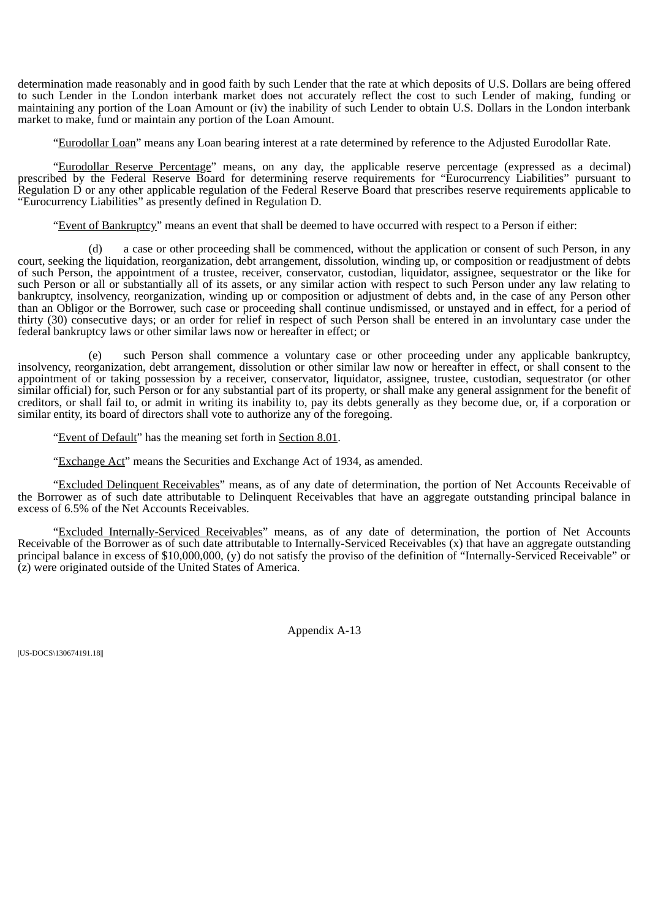determination made reasonably and in good faith by such Lender that the rate at which deposits of U.S. Dollars are being offered to such Lender in the London interbank market does not accurately reflect the cost to such Lender of making, funding or maintaining any portion of the Loan Amount or (iv) the inability of such Lender to obtain U.S. Dollars in the London interbank market to make, fund or maintain any portion of the Loan Amount.

"Eurodollar Loan" means any Loan bearing interest at a rate determined by reference to the Adjusted Eurodollar Rate.

"Eurodollar Reserve Percentage" means, on any day, the applicable reserve percentage (expressed as a decimal) prescribed by the Federal Reserve Board for determining reserve requirements for "Eurocurrency Liabilities" pursuant to Regulation D or any other applicable regulation of the Federal Reserve Board that prescribes reserve requirements applicable to "Eurocurrency Liabilities" as presently defined in Regulation D.

"Event of Bankruptcy" means an event that shall be deemed to have occurred with respect to a Person if either:

(d) a case or other proceeding shall be commenced, without the application or consent of such Person, in any court, seeking the liquidation, reorganization, debt arrangement, dissolution, winding up, or composition or readjustment of debts of such Person, the appointment of a trustee, receiver, conservator, custodian, liquidator, assignee, sequestrator or the like for such Person or all or substantially all of its assets, or any similar action with respect to such Person under any law relating to bankruptcy, insolvency, reorganization, winding up or composition or adjustment of debts and, in the case of any Person other than an Obligor or the Borrower, such case or proceeding shall continue undismissed, or unstayed and in effect, for a period of thirty (30) consecutive days; or an order for relief in respect of such Person shall be entered in an involuntary case under the federal bankruptcy laws or other similar laws now or hereafter in effect; or

(e) such Person shall commence a voluntary case or other proceeding under any applicable bankruptcy, insolvency, reorganization, debt arrangement, dissolution or other similar law now or hereafter in effect, or shall consent to the appointment of or taking possession by a receiver, conservator, liquidator, assignee, trustee, custodian, sequestrator (or other similar official) for, such Person or for any substantial part of its property, or shall make any general assignment for the benefit of creditors, or shall fail to, or admit in writing its inability to, pay its debts generally as they become due, or, if a corporation or similar entity, its board of directors shall vote to authorize any of the foregoing.

"Event of Default" has the meaning set forth in Section 8.01.

"Exchange Act" means the Securities and Exchange Act of 1934, as amended.

"Excluded Delinquent Receivables" means, as of any date of determination, the portion of Net Accounts Receivable of the Borrower as of such date attributable to Delinquent Receivables that have an aggregate outstanding principal balance in excess of 6.5% of the Net Accounts Receivables.

"Excluded Internally-Serviced Receivables" means, as of any date of determination, the portion of Net Accounts Receivable of the Borrower as of such date attributable to Internally-Serviced Receivables (x) that have an aggregate outstanding principal balance in excess of $10,000,000, (y) do not satisfy the proviso of the definition of "Internally-Serviced Receivable" or (z) were originated outside of the United States of America.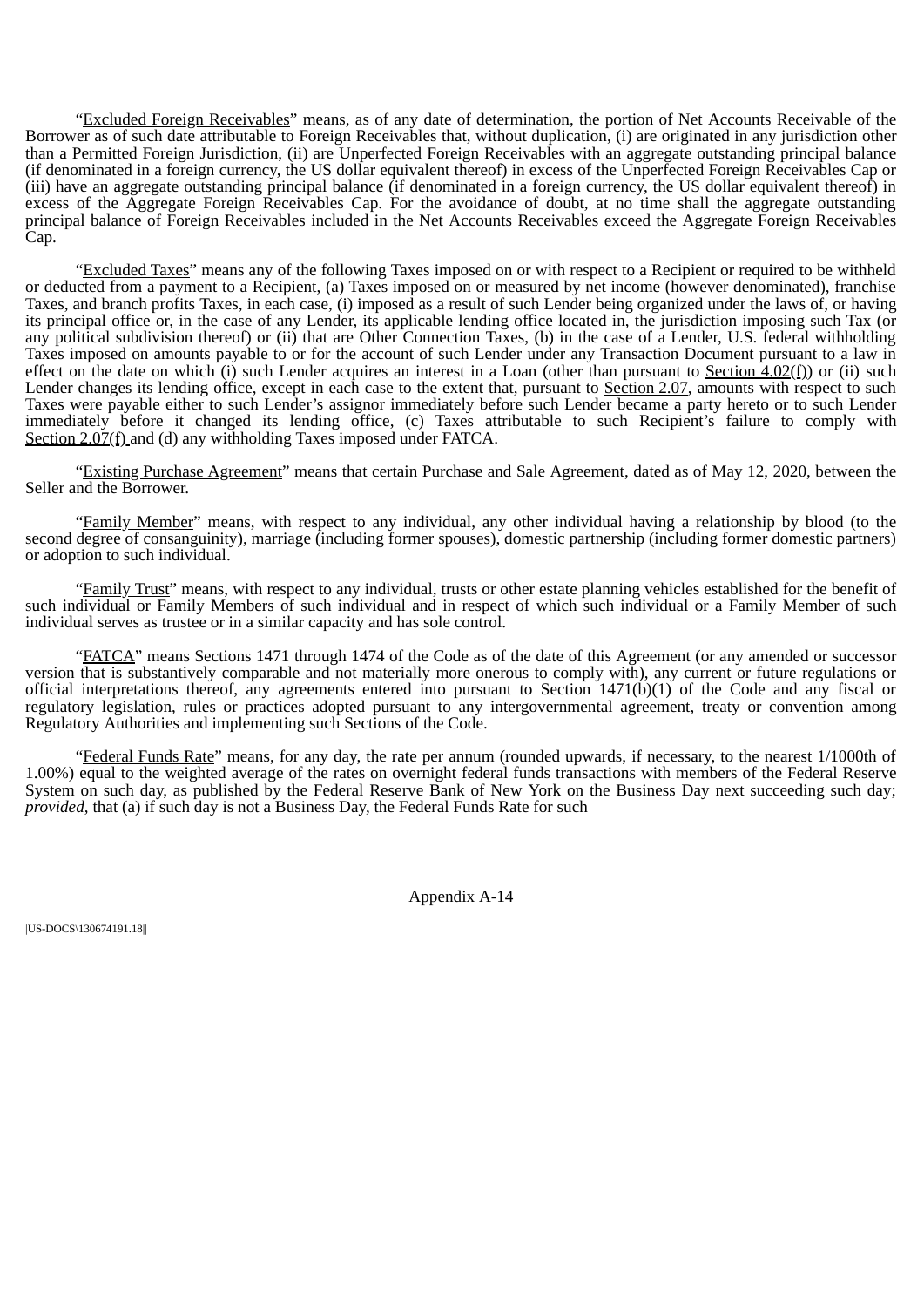"Excluded Foreign Receivables" means, as of any date of determination, the portion of Net Accounts Receivable of the Borrower as of such date attributable to Foreign Receivables that, without duplication, (i) are originated in any jurisdiction other than a Permitted Foreign Jurisdiction, (ii) are Unperfected Foreign Receivables with an aggregate outstanding principal balance (if denominated in a foreign currency, the US dollar equivalent thereof) in excess of the Unperfected Foreign Receivables Cap or (iii) have an aggregate outstanding principal balance (if denominated in a foreign currency, the US dollar equivalent thereof) in excess of the Aggregate Foreign Receivables Cap. For the avoidance of doubt, at no time shall the aggregate outstanding principal balance of Foreign Receivables included in the Net Accounts Receivables exceed the Aggregate Foreign Receivables Cap.

"Excluded Taxes" means any of the following Taxes imposed on or with respect to a Recipient or required to be withheld or deducted from a payment to a Recipient, (a) Taxes imposed on or measured by net income (however denominated), franchise Taxes, and branch profits Taxes, in each case, (i) imposed as a result of such Lender being organized under the laws of, or having its principal office or, in the case of any Lender, its applicable lending office located in, the jurisdiction imposing such Tax (or any political subdivision thereof) or (ii) that are Other Connection Taxes, (b) in the case of a Lender, U.S. federal withholding Taxes imposed on amounts payable to or for the account of such Lender under any Transaction Document pursuant to a law in effect on the date on which (i) such Lender acquires an interest in a Loan (other than pursuant to Section 4.02(f)) or (ii) such Lender changes its lending office, except in each case to the extent that, pursuant to Section 2.07, amounts with respect to such Taxes were payable either to such Lender's assignor immediately before such Lender became a party hereto or to such Lender immediately before it changed its lending office, (c) Taxes attributable to such Recipient's failure to comply with Section 2.07(f) and (d) any withholding Taxes imposed under FATCA.

"Existing Purchase Agreement" means that certain Purchase and Sale Agreement, dated as of May 12, 2020, between the Seller and the Borrower.

"Family Member" means, with respect to any individual, any other individual having a relationship by blood (to the second degree of consanguinity), marriage (including former spouses), domestic partnership (including former domestic partners) or adoption to such individual.

"Family Trust" means, with respect to any individual, trusts or other estate planning vehicles established for the benefit of such individual or Family Members of such individual and in respect of which such individual or a Family Member of such individual serves as trustee or in a similar capacity and has sole control.

"FATCA" means Sections 1471 through 1474 of the Code as of the date of this Agreement (or any amended or successor version that is substantively comparable and not materially more onerous to comply with), any current or future regulations or official interpretations thereof, any agreements entered into pursuant to Section 1471(b)(1) of the Code and any fiscal or regulatory legislation, rules or practices adopted pursuant to any intergovernmental agreement, treaty or convention among Regulatory Authorities and implementing such Sections of the Code.

"Federal Funds Rate" means, for any day, the rate per annum (rounded upwards, if necessary, to the nearest 1/1000th of 1.00%) equal to the weighted average of the rates on overnight federal funds transactions with members of the Federal Reserve System on such day, as published by the Federal Reserve Bank of New York on the Business Day next succeeding such day; *provided*, that (a) if such day is not a Business Day, the Federal Funds Rate for such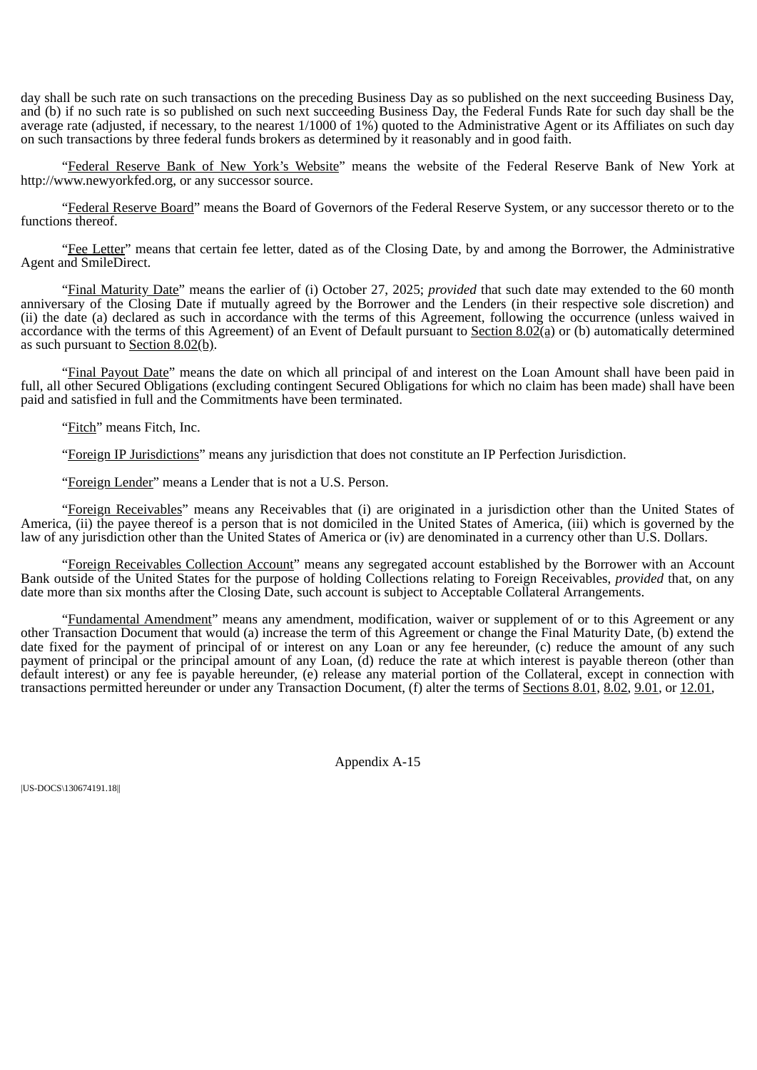day shall be such rate on such transactions on the preceding Business Day as so published on the next succeeding Business Day, and (b) if no such rate is so published on such next succeeding Business Day, the Federal Funds Rate for such day shall be the average rate (adjusted, if necessary, to the nearest 1/1000 of 1%) quoted to the Administrative Agent or its Affiliates on such day on such transactions by three federal funds brokers as determined by it reasonably and in good faith.

"Federal Reserve Bank of New York's Website" means the website of the Federal Reserve Bank of New York at http://www.newyorkfed.org, or any successor source.

"Federal Reserve Board" means the Board of Governors of the Federal Reserve System, or any successor thereto or to the functions thereof.

"Fee Letter" means that certain fee letter, dated as of the Closing Date, by and among the Borrower, the Administrative Agent and SmileDirect.

"Final Maturity Date" means the earlier of (i) October 27, 2025; *provided* that such date may extended to the 60 month anniversary of the Closing Date if mutually agreed by the Borrower and the Lenders (in their respective sole discretion) and (ii) the date (a) declared as such in accordance with the terms of this Agreement, following the occurrence (unless waived in accordance with the terms of this Agreement) of an Event of Default pursuant to Section 8.02(a) or (b) automatically determined as such pursuant to Section 8.02(b).

"Final Payout Date" means the date on which all principal of and interest on the Loan Amount shall have been paid in full, all other Secured Obligations (excluding contingent Secured Obligations for which no claim has been made) shall have been paid and satisfied in full and the Commitments have been terminated.

"Fitch" means Fitch, Inc.

"Foreign IP Jurisdictions" means any jurisdiction that does not constitute an IP Perfection Jurisdiction.

"Foreign Lender" means a Lender that is not a U.S. Person.

"Foreign Receivables" means any Receivables that (i) are originated in a jurisdiction other than the United States of America, (ii) the payee thereof is a person that is not domiciled in the United States of America, (iii) which is governed by the law of any jurisdiction other than the United States of America or (iv) are denominated in a currency other than U.S. Dollars.

"Foreign Receivables Collection Account" means any segregated account established by the Borrower with an Account Bank outside of the United States for the purpose of holding Collections relating to Foreign Receivables, *provided* that, on any date more than six months after the Closing Date, such account is subject to Acceptable Collateral Arrangements.

"Fundamental Amendment" means any amendment, modification, waiver or supplement of or to this Agreement or any other Transaction Document that would (a) increase the term of this Agreement or change the Final Maturity Date, (b) extend the date fixed for the payment of principal of or interest on any Loan or any fee hereunder, (c) reduce the amount of any such payment of principal or the principal amount of any Loan, (d) reduce the rate at which interest is payable thereon (other than default interest) or any fee is payable hereunder, (e) release any material portion of the Collateral, except in connection with transactions permitted hereunder or under any Transaction Document, (f) alter the terms of Sections 8.01, 8.02, 9.01, or 12.01,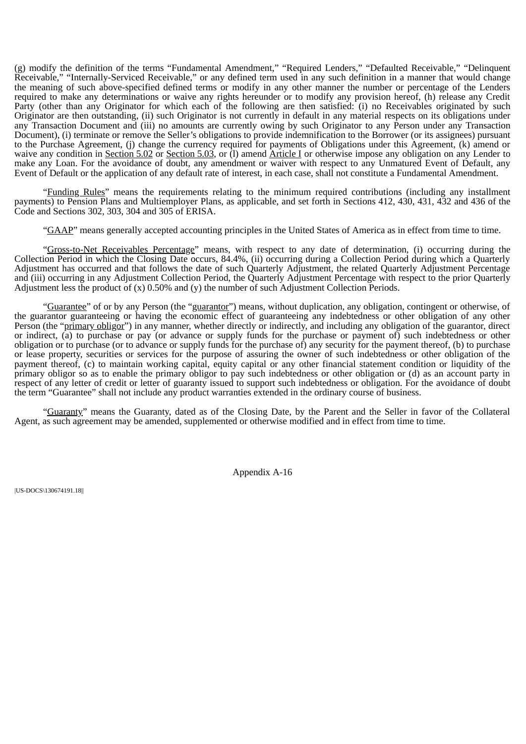(g) modify the definition of the terms "Fundamental Amendment," "Required Lenders," "Defaulted Receivable," "Delinquent Receivable," "Internally-Serviced Receivable," or any defined term used in any such definition in a manner that would change the meaning of such above-specified defined terms or modify in any other manner the number or percentage of the Lenders required to make any determinations or waive any rights hereunder or to modify any provision hereof, (h) release any Credit Party (other than any Originator for which each of the following are then satisfied: (i) no Receivables originated by such Originator are then outstanding, (ii) such Originator is not currently in default in any material respects on its obligations under any Transaction Document and (iii) no amounts are currently owing by such Originator to any Person under any Transaction Document), (i) terminate or remove the Seller's obligations to provide indemnification to the Borrower (or its assignees) pursuant to the Purchase Agreement, (j) change the currency required for payments of Obligations under this Agreement, (k) amend or waive any condition in Section 5.02 or Section 5.03, or (l) amend Article I or otherwise impose any obligation on any Lender to make any Loan. For the avoidance of doubt, any amendment or waiver with respect to any Unmatured Event of Default, any Event of Default or the application of any default rate of interest, in each case, shall not constitute a Fundamental Amendment.

"Funding Rules" means the requirements relating to the minimum required contributions (including any installment payments) to Pension Plans and Multiemployer Plans, as applicable, and set forth in Sections 412, 430, 431, 432 and 436 of the Code and Sections 302, 303, 304 and 305 of ERISA.

"GAAP" means generally accepted accounting principles in the United States of America as in effect from time to time.

"Gross-to-Net Receivables Percentage" means, with respect to any date of determination, (i) occurring during the Collection Period in which the Closing Date occurs, 84.4%, (ii) occurring during a Collection Period during which a Quarterly Adjustment has occurred and that follows the date of such Quarterly Adjustment, the related Quarterly Adjustment Percentage and (iii) occurring in any Adjustment Collection Period, the Quarterly Adjustment Percentage with respect to the prior Quarterly Adjustment less the product of (x) 0.50% and (y) the number of such Adjustment Collection Periods.

"Guarantee" of or by any Person (the "guarantor") means, without duplication, any obligation, contingent or otherwise, of the guarantor guaranteeing or having the economic effect of guaranteeing any indebtedness or other obligation of any other Person (the "primary obligor") in any manner, whether directly or indirectly, and including any obligation of the guarantor, direct or indirect, (a) to purchase or pay (or advance or supply funds for the purchase or payment of) such indebtedness or other obligation or to purchase (or to advance or supply funds for the purchase of) any security for the payment thereof, (b) to purchase or lease property, securities or services for the purpose of assuring the owner of such indebtedness or other obligation of the payment thereof, (c) to maintain working capital, equity capital or any other financial statement condition or liquidity of the primary obligor so as to enable the primary obligor to pay such indebtedness or other obligation or (d) as an account party in respect of any letter of credit or letter of guaranty issued to support such indebtedness or obligation. For the avoidance of doubt the term "Guarantee" shall not include any product warranties extended in the ordinary course of business.

"Guaranty" means the Guaranty, dated as of the Closing Date, by the Parent and the Seller in favor of the Collateral Agent, as such agreement may be amended, supplemented or otherwise modified and in effect from time to time.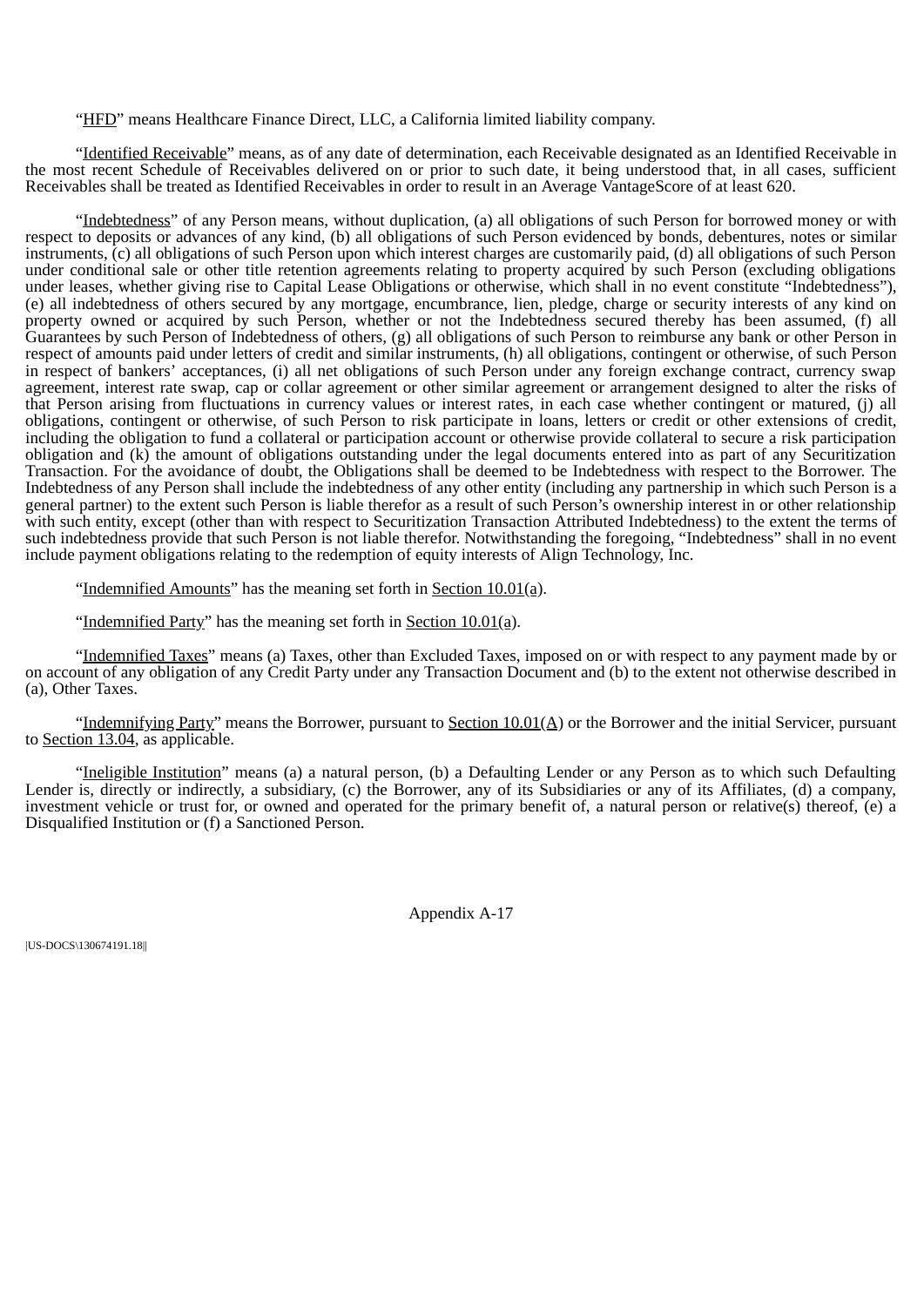"HFD" means Healthcare Finance Direct, LLC, a California limited liability company.

"Identified Receivable" means, as of any date of determination, each Receivable designated as an Identified Receivable in the most recent Schedule of Receivables delivered on or prior to such date, it being understood that, in all cases, sufficient Receivables shall be treated as Identified Receivables in order to result in an Average VantageScore of at least 620.

"Indebtedness" of any Person means, without duplication, (a) all obligations of such Person for borrowed money or with respect to deposits or advances of any kind, (b) all obligations of such Person evidenced by bonds, debentures, notes or similar instruments, (c) all obligations of such Person upon which interest charges are customarily paid, (d) all obligations of such Person under conditional sale or other title retention agreements relating to property acquired by such Person (excluding obligations under leases, whether giving rise to Capital Lease Obligations or otherwise, which shall in no event constitute "Indebtedness"), (e) all indebtedness of others secured by any mortgage, encumbrance, lien, pledge, charge or security interests of any kind on property owned or acquired by such Person, whether or not the Indebtedness secured thereby has been assumed, (f) all Guarantees by such Person of Indebtedness of others, (g) all obligations of such Person to reimburse any bank or other Person in respect of amounts paid under letters of credit and similar instruments, (h) all obligations, contingent or otherwise, of such Person in respect of bankers' acceptances, (i) all net obligations of such Person under any foreign exchange contract, currency swap agreement, interest rate swap, cap or collar agreement or other similar agreement or arrangement designed to alter the risks of that Person arising from fluctuations in currency values or interest rates, in each case whether contingent or matured, (j) all obligations, contingent or otherwise, of such Person to risk participate in loans, letters or credit or other extensions of credit, including the obligation to fund a collateral or participation account or otherwise provide collateral to secure a risk participation obligation and (k) the amount of obligations outstanding under the legal documents entered into as part of any Securitization Transaction. For the avoidance of doubt, the Obligations shall be deemed to be Indebtedness with respect to the Borrower. The Indebtedness of any Person shall include the indebtedness of any other entity (including any partnership in which such Person is a general partner) to the extent such Person is liable therefor as a result of such Person's ownership interest in or other relationship with such entity, except (other than with respect to Securitization Transaction Attributed Indebtedness) to the extent the terms of such indebtedness provide that such Person is not liable therefor. Notwithstanding the foregoing, "Indebtedness" shall in no event include payment obligations relating to the redemption of equity interests of Align Technology, Inc.

"Indemnified Amounts" has the meaning set forth in Section 10.01(a).

"Indemnified Party" has the meaning set forth in Section 10.01(a).

"Indemnified Taxes" means (a) Taxes, other than Excluded Taxes, imposed on or with respect to any payment made by or on account of any obligation of any Credit Party under any Transaction Document and (b) to the extent not otherwise described in (a), Other Taxes.

"Indemnifying Party" means the Borrower, pursuant to Section 10.01(A) or the Borrower and the initial Servicer, pursuant to Section 13.04, as applicable.

"Ineligible Institution" means (a) a natural person, (b) a Defaulting Lender or any Person as to which such Defaulting Lender is, directly or indirectly, a subsidiary, (c) the Borrower, any of its Subsidiaries or any of its Affiliates, (d) a company, investment vehicle or trust for, or owned and operated for the primary benefit of, a natural person or relative(s) thereof, (e) a Disqualified Institution or (f) a Sanctioned Person.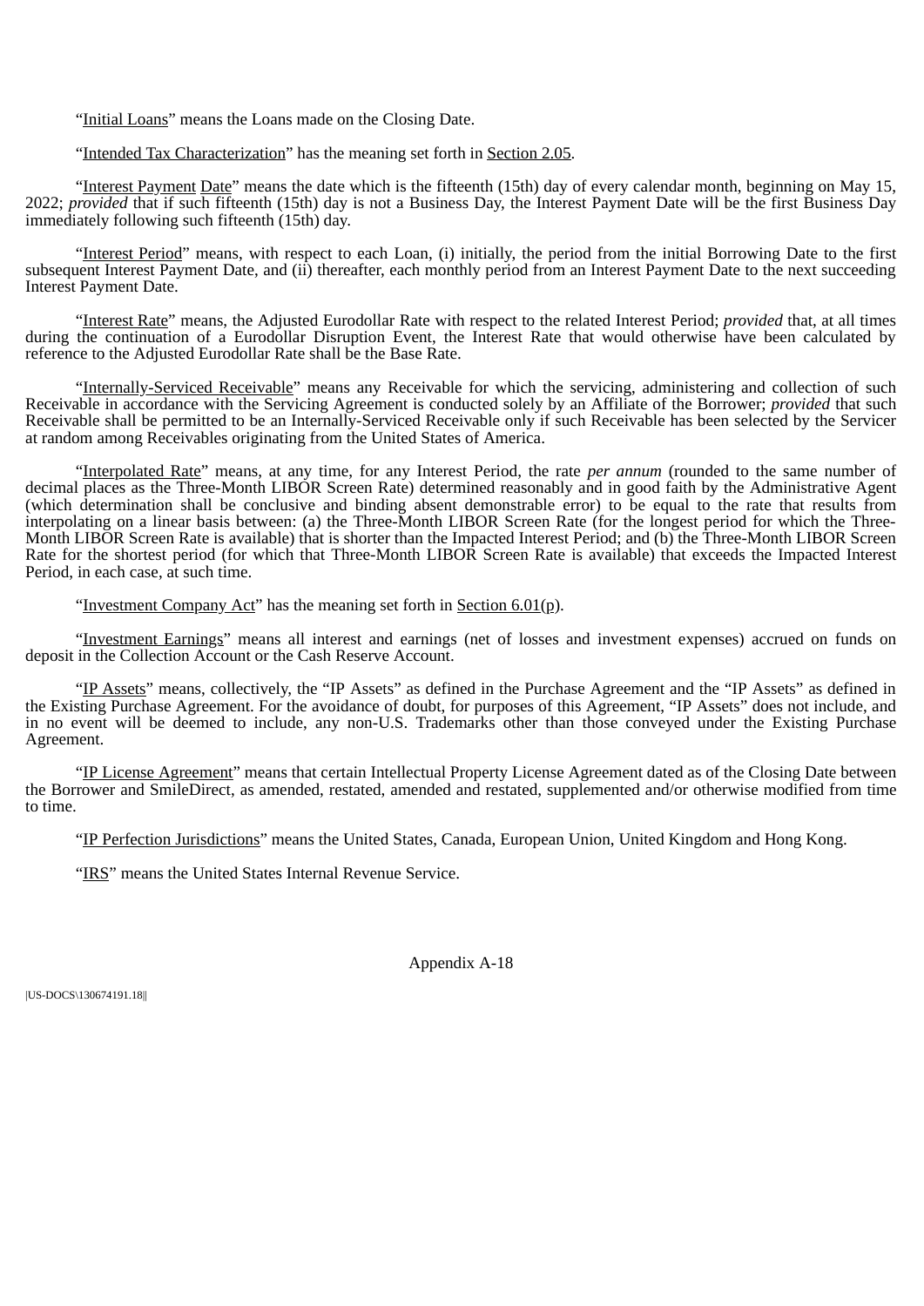"Initial Loans" means the Loans made on the Closing Date.

"Intended Tax Characterization" has the meaning set forth in Section 2.05.

"Interest Payment Date" means the date which is the fifteenth (15th) day of every calendar month, beginning on May 15, 2022; *provided* that if such fifteenth (15th) day is not a Business Day, the Interest Payment Date will be the first Business Day immediately following such fifteenth (15th) day.

"Interest Period" means, with respect to each Loan, (i) initially, the period from the initial Borrowing Date to the first subsequent Interest Payment Date, and (ii) thereafter, each monthly period from an Interest Payment Date to the next succeeding Interest Payment Date.

"Interest Rate" means, the Adjusted Eurodollar Rate with respect to the related Interest Period; *provided* that, at all times during the continuation of a Eurodollar Disruption Event, the Interest Rate that would otherwise have been calculated by reference to the Adjusted Eurodollar Rate shall be the Base Rate.

"Internally-Serviced Receivable" means any Receivable for which the servicing, administering and collection of such Receivable in accordance with the Servicing Agreement is conducted solely by an Affiliate of the Borrower; *provided* that such Receivable shall be permitted to be an Internally-Serviced Receivable only if such Receivable has been selected by the Servicer at random among Receivables originating from the United States of America.

"Interpolated Rate" means, at any time, for any Interest Period, the rate *per annum* (rounded to the same number of decimal places as the Three-Month LIBOR Screen Rate) determined reasonably and in good faith by the Administrative Agent (which determination shall be conclusive and binding absent demonstrable error) to be equal to the rate that results from interpolating on a linear basis between: (a) the Three-Month LIBOR Screen Rate (for the longest period for which the Three-Month LIBOR Screen Rate is available) that is shorter than the Impacted Interest Period; and (b) the Three-Month LIBOR Screen Rate for the shortest period (for which that Three-Month LIBOR Screen Rate is available) that exceeds the Impacted Interest Period, in each case, at such time.

"Investment Company Act" has the meaning set forth in Section 6.01(p).

"Investment Earnings" means all interest and earnings (net of losses and investment expenses) accrued on funds on deposit in the Collection Account or the Cash Reserve Account.

"IP Assets" means, collectively, the "IP Assets" as defined in the Purchase Agreement and the "IP Assets" as defined in the Existing Purchase Agreement. For the avoidance of doubt, for purposes of this Agreement, "IP Assets" does not include, and in no event will be deemed to include, any non-U.S. Trademarks other than those conveyed under the Existing Purchase Agreement.

"IP License Agreement" means that certain Intellectual Property License Agreement dated as of the Closing Date between the Borrower and SmileDirect, as amended, restated, amended and restated, supplemented and/or otherwise modified from time to time.

"IP Perfection Jurisdictions" means the United States, Canada, European Union, United Kingdom and Hong Kong.

"IRS" means the United States Internal Revenue Service.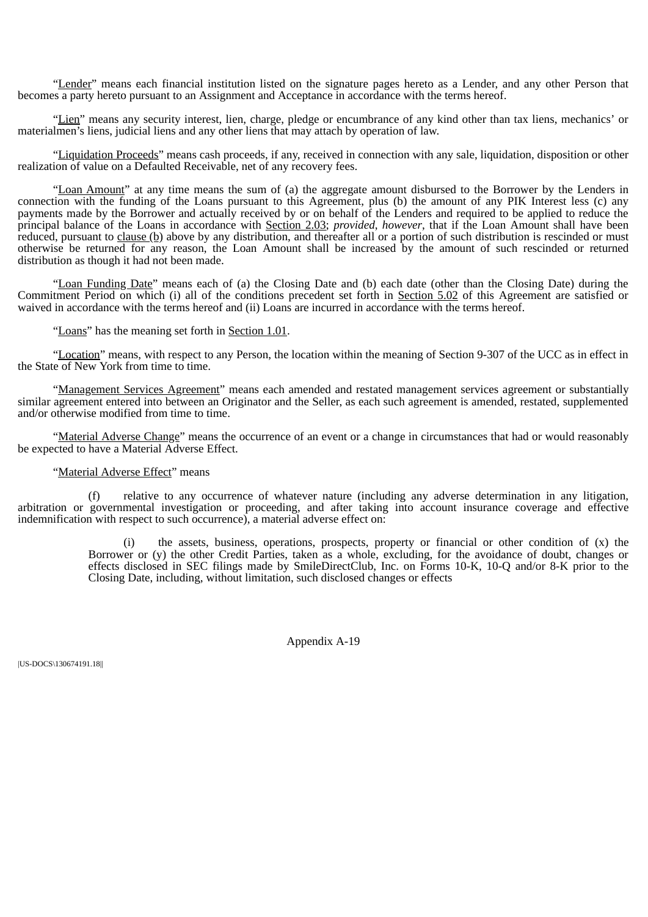"Lender" means each financial institution listed on the signature pages hereto as a Lender, and any other Person that becomes a party hereto pursuant to an Assignment and Acceptance in accordance with the terms hereof.

"Lien" means any security interest, lien, charge, pledge or encumbrance of any kind other than tax liens, mechanics' or materialmen's liens, judicial liens and any other liens that may attach by operation of law.

"Liquidation Proceeds" means cash proceeds, if any, received in connection with any sale, liquidation, disposition or other realization of value on a Defaulted Receivable, net of any recovery fees.

"Loan Amount" at any time means the sum of (a) the aggregate amount disbursed to the Borrower by the Lenders in connection with the funding of the Loans pursuant to this Agreement, plus (b) the amount of any PIK Interest less (c) any payments made by the Borrower and actually received by or on behalf of the Lenders and required to be applied to reduce the principal balance of the Loans in accordance with Section 2.03; *provided, however*, that if the Loan Amount shall have been reduced, pursuant to clause (b) above by any distribution, and thereafter all or a portion of such distribution is rescinded or must otherwise be returned for any reason, the Loan Amount shall be increased by the amount of such rescinded or returned distribution as though it had not been made.

"Loan Funding Date" means each of (a) the Closing Date and (b) each date (other than the Closing Date) during the Commitment Period on which (i) all of the conditions precedent set forth in Section 5.02 of this Agreement are satisfied or waived in accordance with the terms hereof and (ii) Loans are incurred in accordance with the terms hereof.

"Loans" has the meaning set forth in Section 1.01.

"Location" means, with respect to any Person, the location within the meaning of Section 9-307 of the UCC as in effect in the State of New York from time to time.

"Management Services Agreement" means each amended and restated management services agreement or substantially similar agreement entered into between an Originator and the Seller, as each such agreement is amended, restated, supplemented and/or otherwise modified from time to time.

"Material Adverse Change" means the occurrence of an event or a change in circumstances that had or would reasonably be expected to have a Material Adverse Effect.

"Material Adverse Effect" means

(f) relative to any occurrence of whatever nature (including any adverse determination in any litigation, arbitration or governmental investigation or proceeding, and after taking into account insurance coverage and effective indemnification with respect to such occurrence), a material adverse effect on:

(i) the assets, business, operations, prospects, property or financial or other condition of (x) the Borrower or (y) the other Credit Parties, taken as a whole, excluding, for the avoidance of doubt, changes or effects disclosed in SEC filings made by SmileDirectClub, Inc. on Forms 10-K, 10-Q and/or 8-K prior to the Closing Date, including, without limitation, such disclosed changes or effects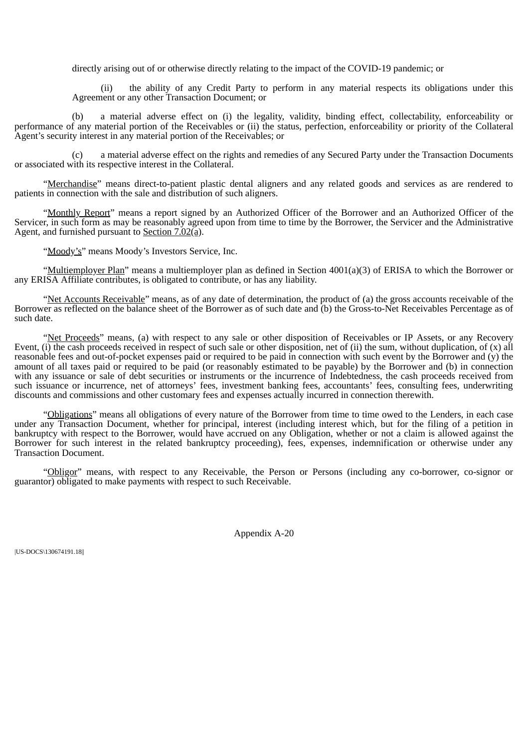directly arising out of or otherwise directly relating to the impact of the COVID-19 pandemic; or

(ii) the ability of any Credit Party to perform in any material respects its obligations under this Agreement or any other Transaction Document; or

(b) a material adverse effect on (i) the legality, validity, binding effect, collectability, enforceability or performance of any material portion of the Receivables or (ii) the status, perfection, enforceability or priority of the Collateral Agent's security interest in any material portion of the Receivables; or

(c) a material adverse effect on the rights and remedies of any Secured Party under the Transaction Documents or associated with its respective interest in the Collateral.

"Merchandise" means direct-to-patient plastic dental aligners and any related goods and services as are rendered to patients in connection with the sale and distribution of such aligners.

"Monthly Report" means a report signed by an Authorized Officer of the Borrower and an Authorized Officer of the Servicer, in such form as may be reasonably agreed upon from time to time by the Borrower, the Servicer and the Administrative Agent, and furnished pursuant to Section 7.02(a).

"Moody's" means Moody's Investors Service, Inc.

"Multiemployer Plan" means a multiemployer plan as defined in Section 4001(a)(3) of ERISA to which the Borrower or any ERISA Affiliate contributes, is obligated to contribute, or has any liability.

"Net Accounts Receivable" means, as of any date of determination, the product of (a) the gross accounts receivable of the Borrower as reflected on the balance sheet of the Borrower as of such date and (b) the Gross-to-Net Receivables Percentage as of such date.

"Net Proceeds" means, (a) with respect to any sale or other disposition of Receivables or IP Assets, or any Recovery Event, (i) the cash proceeds received in respect of such sale or other disposition, net of (ii) the sum, without duplication, of (x) all reasonable fees and out-of-pocket expenses paid or required to be paid in connection with such event by the Borrower and (y) the amount of all taxes paid or required to be paid (or reasonably estimated to be payable) by the Borrower and (b) in connection with any issuance or sale of debt securities or instruments or the incurrence of Indebtedness, the cash proceeds received from such issuance or incurrence, net of attorneys' fees, investment banking fees, accountants' fees, consulting fees, underwriting discounts and commissions and other customary fees and expenses actually incurred in connection therewith.

"Obligations" means all obligations of every nature of the Borrower from time to time owed to the Lenders, in each case under any Transaction Document, whether for principal, interest (including interest which, but for the filing of a petition in bankruptcy with respect to the Borrower, would have accrued on any Obligation, whether or not a claim is allowed against the Borrower for such interest in the related bankruptcy proceeding), fees, expenses, indemnification or otherwise under any Transaction Document.

"Obligor" means, with respect to any Receivable, the Person or Persons (including any co-borrower, co-signor or guarantor) obligated to make payments with respect to such Receivable.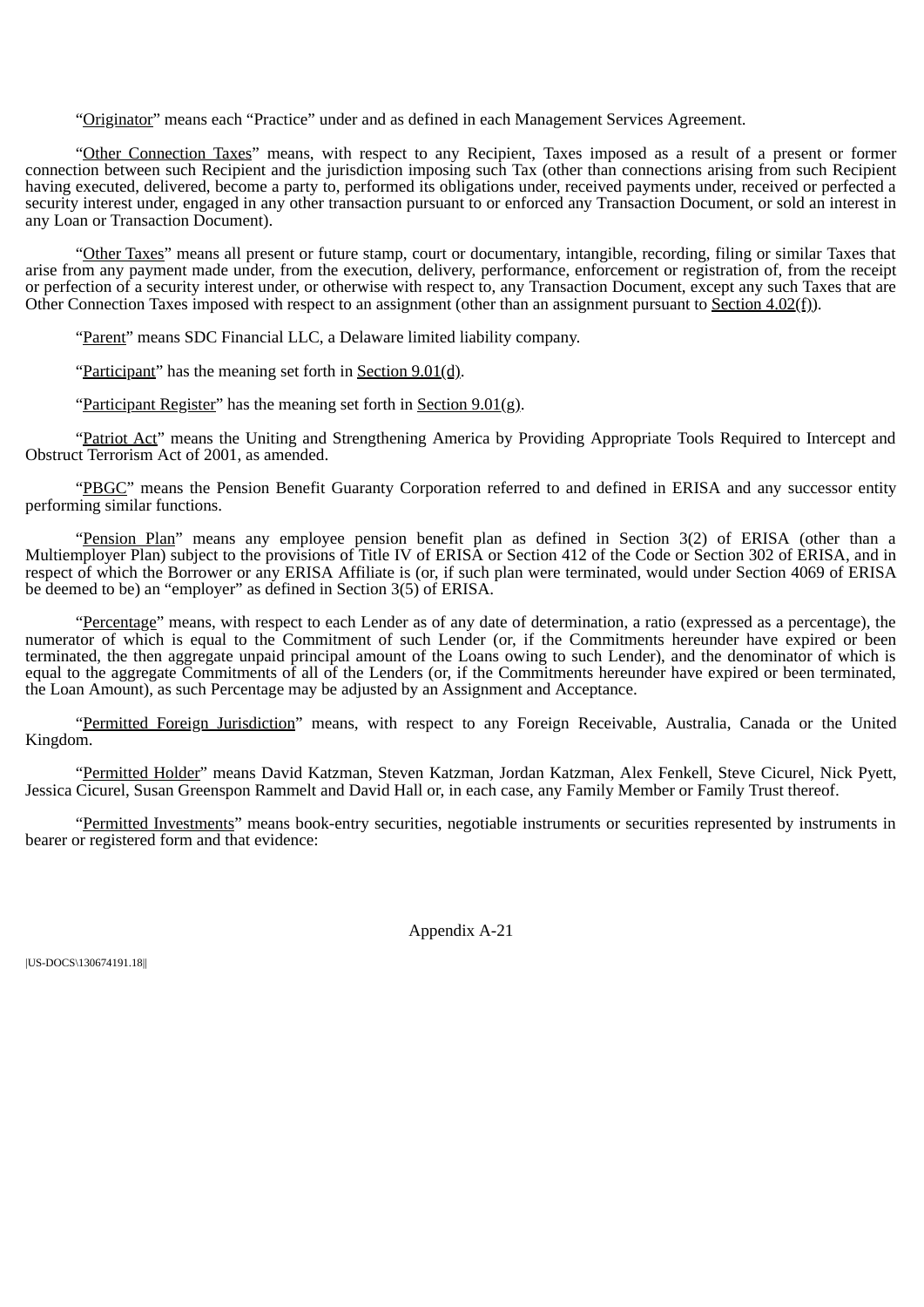"Originator" means each "Practice" under and as defined in each Management Services Agreement.

"Other Connection Taxes" means, with respect to any Recipient, Taxes imposed as a result of a present or former connection between such Recipient and the jurisdiction imposing such Tax (other than connections arising from such Recipient having executed, delivered, become a party to, performed its obligations under, received payments under, received or perfected a security interest under, engaged in any other transaction pursuant to or enforced any Transaction Document, or sold an interest in any Loan or Transaction Document).

"Other Taxes" means all present or future stamp, court or documentary, intangible, recording, filing or similar Taxes that arise from any payment made under, from the execution, delivery, performance, enforcement or registration of, from the receipt or perfection of a security interest under, or otherwise with respect to, any Transaction Document, except any such Taxes that are Other Connection Taxes imposed with respect to an assignment (other than an assignment pursuant to Section 4.02(f)).

"Parent" means SDC Financial LLC, a Delaware limited liability company.

"Participant" has the meaning set forth in Section 9.01(d).

"Participant Register" has the meaning set forth in Section 9.01(g).

"Patriot Act" means the Uniting and Strengthening America by Providing Appropriate Tools Required to Intercept and Obstruct Terrorism Act of 2001, as amended.

"PBGC" means the Pension Benefit Guaranty Corporation referred to and defined in ERISA and any successor entity performing similar functions.

"Pension Plan" means any employee pension benefit plan as defined in Section 3(2) of ERISA (other than a Multiemployer Plan) subject to the provisions of Title IV of ERISA or Section 412 of the Code or Section 302 of ERISA, and in respect of which the Borrower or any ERISA Affiliate is (or, if such plan were terminated, would under Section 4069 of ERISA be deemed to be) an "employer" as defined in Section 3(5) of ERISA.

"Percentage" means, with respect to each Lender as of any date of determination, a ratio (expressed as a percentage), the numerator of which is equal to the Commitment of such Lender (or, if the Commitments hereunder have expired or been terminated, the then aggregate unpaid principal amount of the Loans owing to such Lender), and the denominator of which is equal to the aggregate Commitments of all of the Lenders (or, if the Commitments hereunder have expired or been terminated, the Loan Amount), as such Percentage may be adjusted by an Assignment and Acceptance.

"Permitted Foreign Jurisdiction" means, with respect to any Foreign Receivable, Australia, Canada or the United Kingdom.

"Permitted Holder" means David Katzman, Steven Katzman, Jordan Katzman, Alex Fenkell, Steve Cicurel, Nick Pyett, Jessica Cicurel, Susan Greenspon Rammelt and David Hall or, in each case, any Family Member or Family Trust thereof.

"Permitted Investments" means book-entry securities, negotiable instruments or securities represented by instruments in bearer or registered form and that evidence: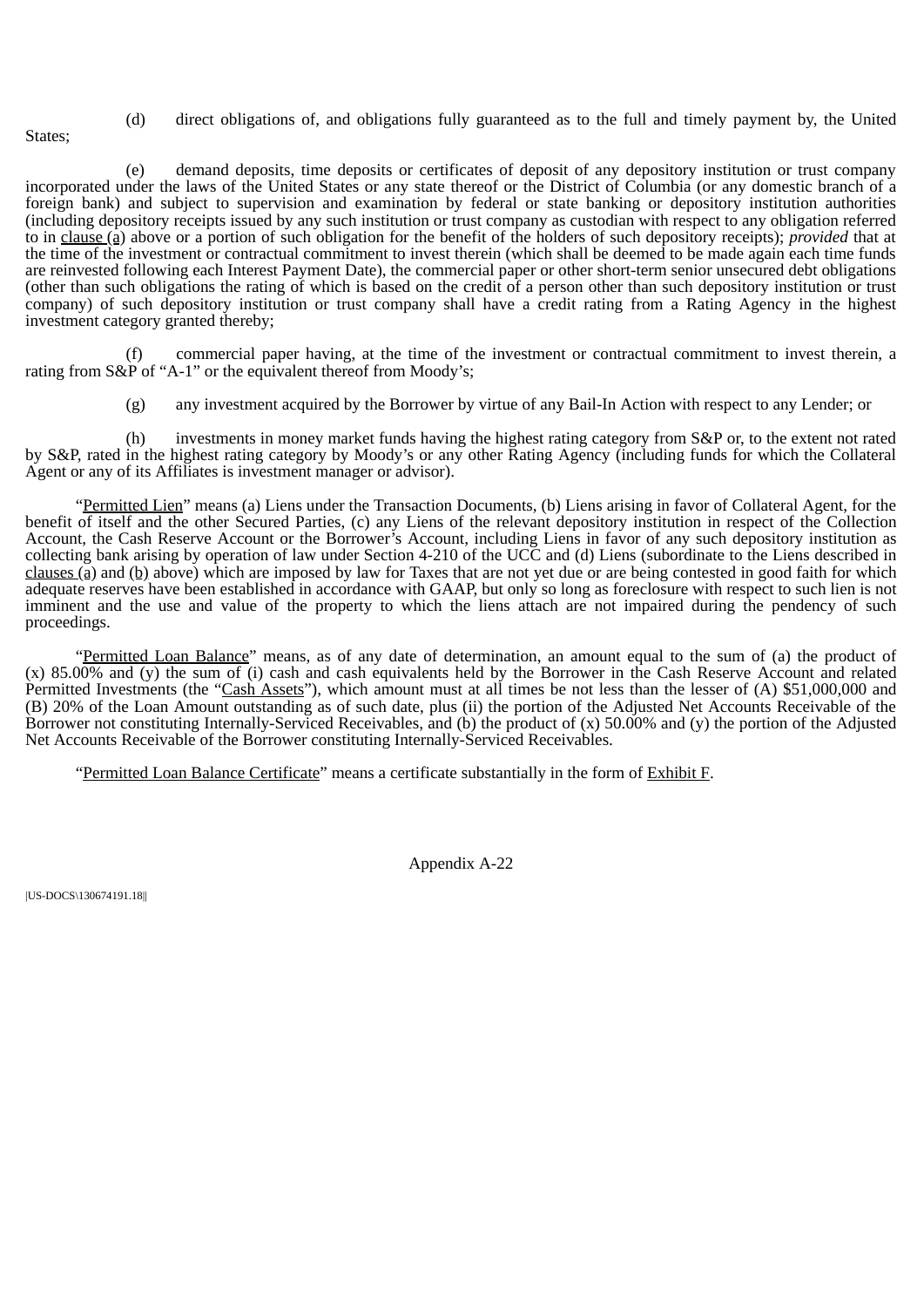(d) direct obligations of, and obligations fully guaranteed as to the full and timely payment by, the United States;

(e) demand deposits, time deposits or certificates of deposit of any depository institution or trust company incorporated under the laws of the United States or any state thereof or the District of Columbia (or any domestic branch of a foreign bank) and subject to supervision and examination by federal or state banking or depository institution authorities (including depository receipts issued by any such institution or trust company as custodian with respect to any obligation referred to in clause (a) above or a portion of such obligation for the benefit of the holders of such depository receipts); *provided* that at the time of the investment or contractual commitment to invest therein (which shall be deemed to be made again each time funds are reinvested following each Interest Payment Date), the commercial paper or other short-term senior unsecured debt obligations (other than such obligations the rating of which is based on the credit of a person other than such depository institution or trust company) of such depository institution or trust company shall have a credit rating from a Rating Agency in the highest investment category granted thereby;

(f) commercial paper having, at the time of the investment or contractual commitment to invest therein, a rating from S&P of "A-1" or the equivalent thereof from Moody's;

(g) any investment acquired by the Borrower by virtue of any Bail-In Action with respect to any Lender; or

(h) investments in money market funds having the highest rating category from S&P or, to the extent not rated by S&P, rated in the highest rating category by Moody's or any other Rating Agency (including funds for which the Collateral Agent or any of its Affiliates is investment manager or advisor).

"Permitted Lien" means (a) Liens under the Transaction Documents, (b) Liens arising in favor of Collateral Agent, for the benefit of itself and the other Secured Parties, (c) any Liens of the relevant depository institution in respect of the Collection Account, the Cash Reserve Account or the Borrower's Account, including Liens in favor of any such depository institution as collecting bank arising by operation of law under Section 4-210 of the UCC and (d) Liens (subordinate to the Liens described in clauses (a) and (b) above) which are imposed by law for Taxes that are not yet due or are being contested in good faith for which adequate reserves have been established in accordance with GAAP, but only so long as foreclosure with respect to such lien is not imminent and the use and value of the property to which the liens attach are not impaired during the pendency of such proceedings.

"Permitted Loan Balance" means, as of any date of determination, an amount equal to the sum of (a) the product of (x) 85.00% and (y) the sum of (i) cash and cash equivalents held by the Borrower in the Cash Reserve Account and related Permitted Investments (the "Cash Assets"), which amount must at all times be not less than the lesser of (A) $51,000,000 and (B) 20% of the Loan Amount outstanding as of such date, plus (ii) the portion of the Adjusted Net Accounts Receivable of the Borrower not constituting Internally-Serviced Receivables, and (b) the product of (x) 50.00% and (y) the portion of the Adjusted Net Accounts Receivable of the Borrower constituting Internally-Serviced Receivables.

"Permitted Loan Balance Certificate" means a certificate substantially in the form of Exhibit F.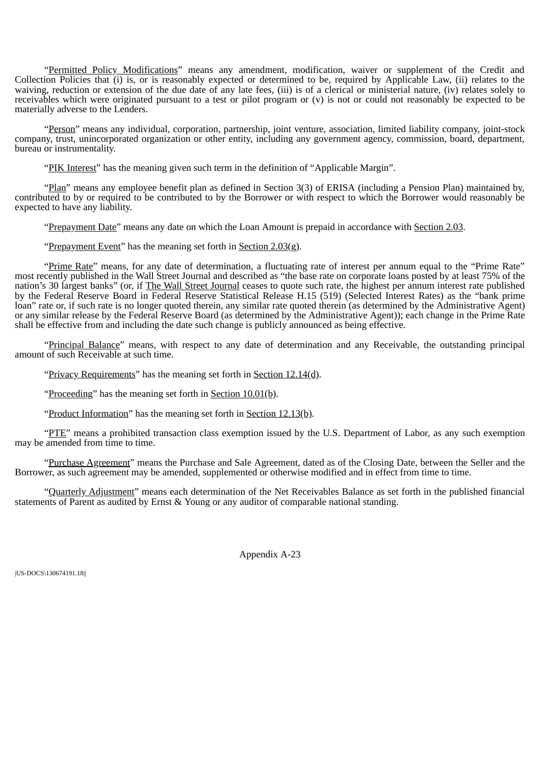"Permitted Policy Modifications" means any amendment, modification, waiver or supplement of the Credit and Collection Policies that (i) is, or is reasonably expected or determined to be, required by Applicable Law, (ii) relates to the waiving, reduction or extension of the due date of any late fees, (iii) is of a clerical or ministerial nature, (iv) relates solely to receivables which were originated pursuant to a test or pilot program or (v) is not or could not reasonably be expected to be materially adverse to the Lenders.

"Person" means any individual, corporation, partnership, joint venture, association, limited liability company, joint-stock company, trust, unincorporated organization or other entity, including any government agency, commission, board, department, bureau or instrumentality.

"PIK Interest" has the meaning given such term in the definition of "Applicable Margin".

"Plan" means any employee benefit plan as defined in Section 3(3) of ERISA (including a Pension Plan) maintained by, contributed to by or required to be contributed to by the Borrower or with respect to which the Borrower would reasonably be expected to have any liability.

"Prepayment Date" means any date on which the Loan Amount is prepaid in accordance with Section 2.03.

"Prepayment Event" has the meaning set forth in Section 2.03(g).

"Prime Rate" means, for any date of determination, a fluctuating rate of interest per annum equal to the "Prime Rate" most recently published in the Wall Street Journal and described as "the base rate on corporate loans posted by at least 75% of the nation's 30 largest banks" (or, if The Wall Street Journal ceases to quote such rate, the highest per annum interest rate published by the Federal Reserve Board in Federal Reserve Statistical Release H.15 (519) (Selected Interest Rates) as the "bank prime loan" rate or, if such rate is no longer quoted therein, any similar rate quoted therein (as determined by the Administrative Agent) or any similar release by the Federal Reserve Board (as determined by the Administrative Agent)); each change in the Prime Rate shall be effective from and including the date such change is publicly announced as being effective.

"Principal Balance" means, with respect to any date of determination and any Receivable, the outstanding principal amount of such Receivable at such time.

"Privacy Requirements" has the meaning set forth in Section 12.14(d).

"Proceeding" has the meaning set forth in Section 10.01(b).

"Product Information" has the meaning set forth in Section 12.13(b).

"PTE" means a prohibited transaction class exemption issued by the U.S. Department of Labor, as any such exemption may be amended from time to time.

"Purchase Agreement" means the Purchase and Sale Agreement, dated as of the Closing Date, between the Seller and the Borrower, as such agreement may be amended, supplemented or otherwise modified and in effect from time to time.

"Quarterly Adjustment" means each determination of the Net Receivables Balance as set forth in the published financial statements of Parent as audited by Ernst & Young or any auditor of comparable national standing.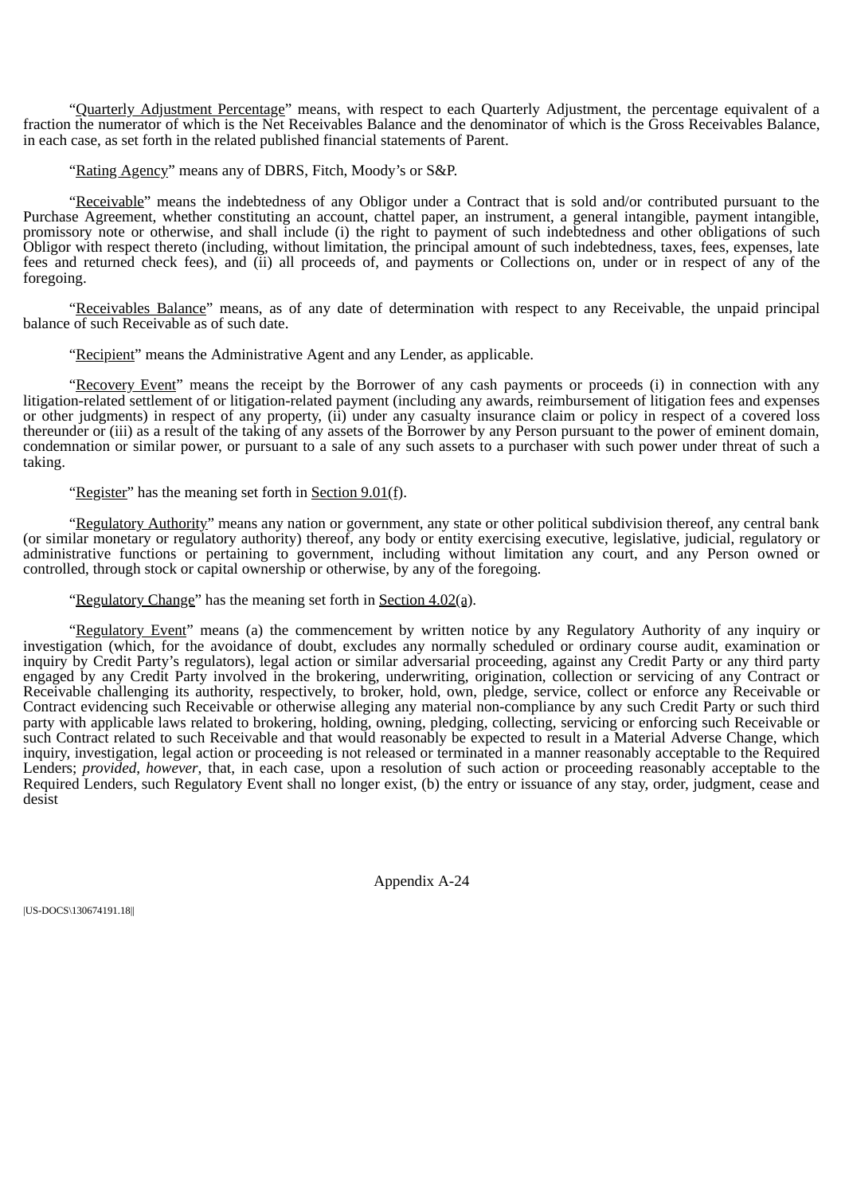"Quarterly Adjustment Percentage" means, with respect to each Quarterly Adjustment, the percentage equivalent of a fraction the numerator of which is the Net Receivables Balance and the denominator of which is the Gross Receivables Balance, in each case, as set forth in the related published financial statements of Parent.

"Rating Agency" means any of DBRS, Fitch, Moody's or S&P.

"Receivable" means the indebtedness of any Obligor under a Contract that is sold and/or contributed pursuant to the Purchase Agreement, whether constituting an account, chattel paper, an instrument, a general intangible, payment intangible, promissory note or otherwise, and shall include (i) the right to payment of such indebtedness and other obligations of such Obligor with respect thereto (including, without limitation, the principal amount of such indebtedness, taxes, fees, expenses, late fees and returned check fees), and (ii) all proceeds of, and payments or Collections on, under or in respect of any of the foregoing.

"Receivables Balance" means, as of any date of determination with respect to any Receivable, the unpaid principal balance of such Receivable as of such date.

"Recipient" means the Administrative Agent and any Lender, as applicable.

"Recovery Event" means the receipt by the Borrower of any cash payments or proceeds (i) in connection with any litigation-related settlement of or litigation-related payment (including any awards, reimbursement of litigation fees and expenses or other judgments) in respect of any property, (ii) under any casualty insurance claim or policy in respect of a covered loss thereunder or (iii) as a result of the taking of any assets of the Borrower by any Person pursuant to the power of eminent domain, condemnation or similar power, or pursuant to a sale of any such assets to a purchaser with such power under threat of such a taking.

"Register" has the meaning set forth in Section 9.01(f).

"Regulatory Authority" means any nation or government, any state or other political subdivision thereof, any central bank (or similar monetary or regulatory authority) thereof, any body or entity exercising executive, legislative, judicial, regulatory or administrative functions or pertaining to government, including without limitation any court, and any Person owned or controlled, through stock or capital ownership or otherwise, by any of the foregoing.

"Regulatory Change" has the meaning set forth in Section 4.02(a).

"Regulatory Event" means (a) the commencement by written notice by any Regulatory Authority of any inquiry or investigation (which, for the avoidance of doubt, excludes any normally scheduled or ordinary course audit, examination or inquiry by Credit Party's regulators), legal action or similar adversarial proceeding, against any Credit Party or any third party engaged by any Credit Party involved in the brokering, underwriting, origination, collection or servicing of any Contract or Receivable challenging its authority, respectively, to broker, hold, own, pledge, service, collect or enforce any Receivable or Contract evidencing such Receivable or otherwise alleging any material non-compliance by any such Credit Party or such third party with applicable laws related to brokering, holding, owning, pledging, collecting, servicing or enforcing such Receivable or such Contract related to such Receivable and that would reasonably be expected to result in a Material Adverse Change, which inquiry, investigation, legal action or proceeding is not released or terminated in a manner reasonably acceptable to the Required Lenders; *provided*, *however*, that, in each case, upon a resolution of such action or proceeding reasonably acceptable to the Required Lenders, such Regulatory Event shall no longer exist, (b) the entry or issuance of any stay, order, judgment, cease and desist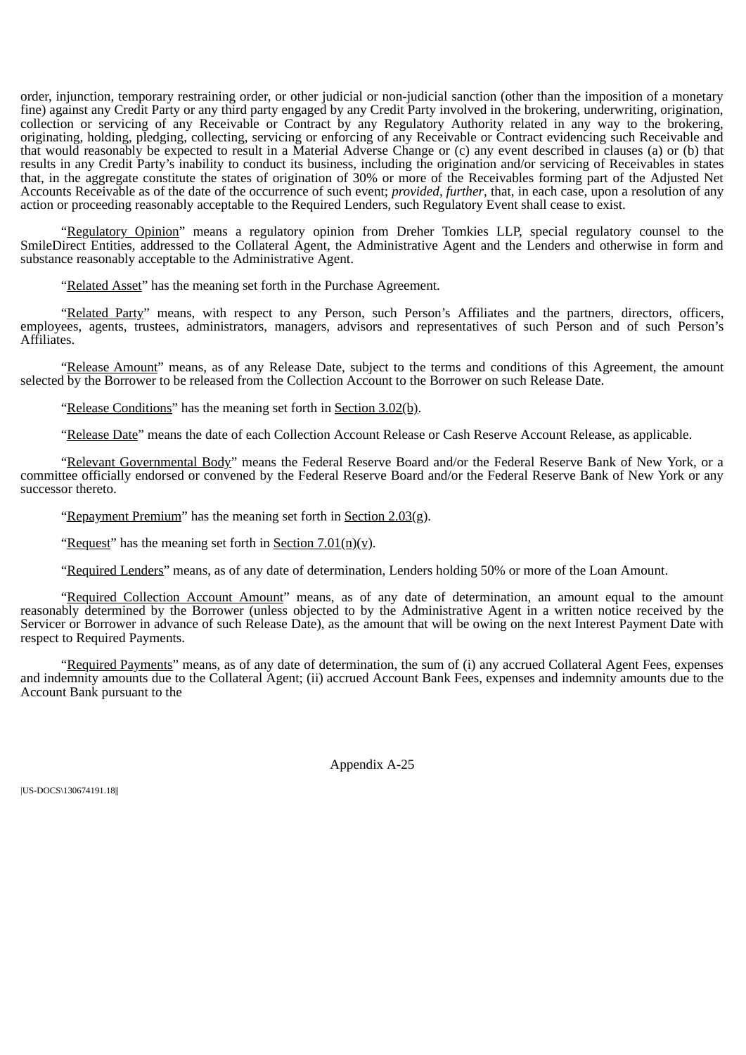order, injunction, temporary restraining order, or other judicial or non-judicial sanction (other than the imposition of a monetary fine) against any Credit Party or any third party engaged by any Credit Party involved in the brokering, underwriting, origination, collection or servicing of any Receivable or Contract by any Regulatory Authority related in any way to the brokering, originating, holding, pledging, collecting, servicing or enforcing of any Receivable or Contract evidencing such Receivable and that would reasonably be expected to result in a Material Adverse Change or (c) any event described in clauses (a) or (b) that results in any Credit Party's inability to conduct its business, including the origination and/or servicing of Receivables in states that, in the aggregate constitute the states of origination of 30% or more of the Receivables forming part of the Adjusted Net Accounts Receivable as of the date of the occurrence of such event; *provided*, *further*, that, in each case, upon a resolution of any action or proceeding reasonably acceptable to the Required Lenders, such Regulatory Event shall cease to exist.

"Regulatory Opinion" means a regulatory opinion from Dreher Tomkies LLP, special regulatory counsel to the SmileDirect Entities, addressed to the Collateral Agent, the Administrative Agent and the Lenders and otherwise in form and substance reasonably acceptable to the Administrative Agent.

"Related Asset" has the meaning set forth in the Purchase Agreement.

"Related Party" means, with respect to any Person, such Person's Affiliates and the partners, directors, officers, employees, agents, trustees, administrators, managers, advisors and representatives of such Person and of such Person's Affiliates.

"Release Amount" means, as of any Release Date, subject to the terms and conditions of this Agreement, the amount selected by the Borrower to be released from the Collection Account to the Borrower on such Release Date.

"Release Conditions" has the meaning set forth in Section 3.02(b).

"Release Date" means the date of each Collection Account Release or Cash Reserve Account Release, as applicable.

"Relevant Governmental Body" means the Federal Reserve Board and/or the Federal Reserve Bank of New York, or a committee officially endorsed or convened by the Federal Reserve Board and/or the Federal Reserve Bank of New York or any successor thereto.

"Repayment Premium" has the meaning set forth in Section 2.03(g).

"Request" has the meaning set forth in Section 7.01(n)(v).

"Required Lenders" means, as of any date of determination, Lenders holding 50% or more of the Loan Amount.

"Required Collection Account Amount" means, as of any date of determination, an amount equal to the amount reasonably determined by the Borrower (unless objected to by the Administrative Agent in a written notice received by the Servicer or Borrower in advance of such Release Date), as the amount that will be owing on the next Interest Payment Date with respect to Required Payments.

"Required Payments" means, as of any date of determination, the sum of (i) any accrued Collateral Agent Fees, expenses and indemnity amounts due to the Collateral Agent; (ii) accrued Account Bank Fees, expenses and indemnity amounts due to the Account Bank pursuant to the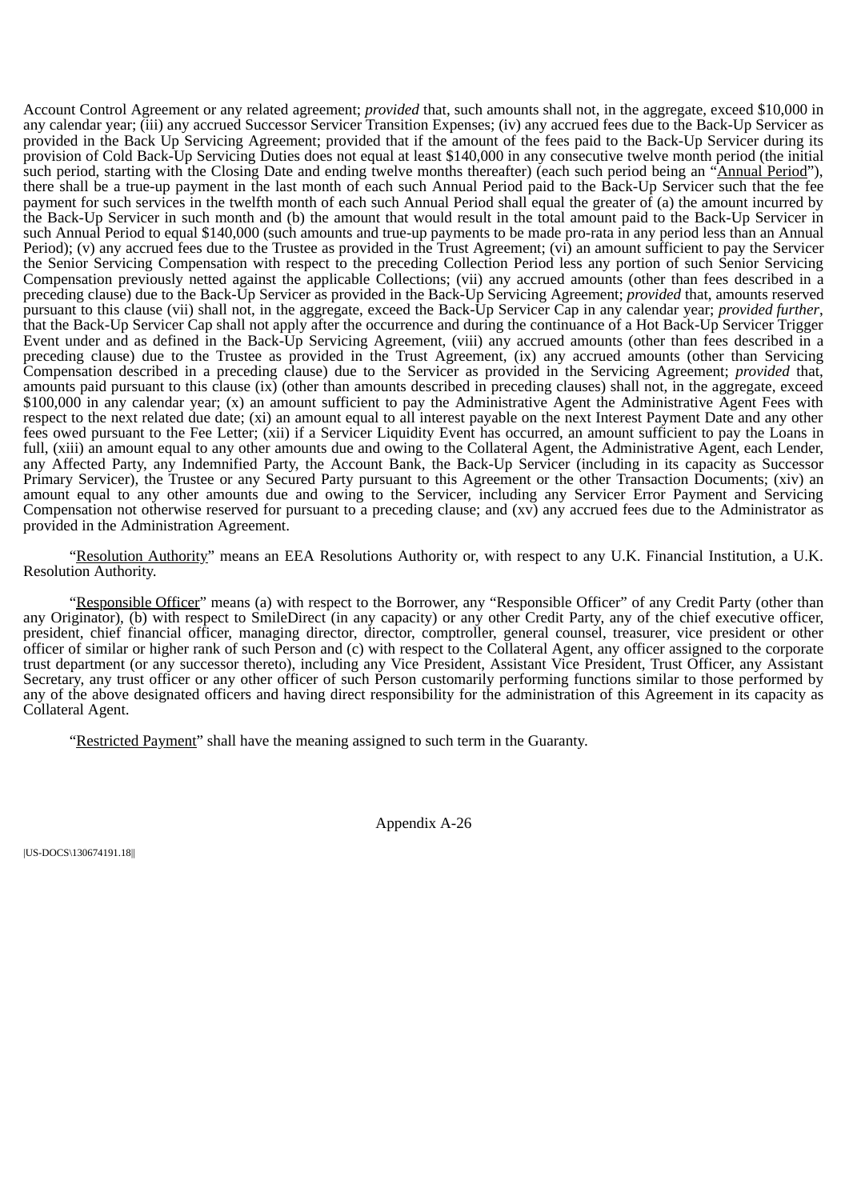Account Control Agreement or any related agreement; *provided* that, such amounts shall not, in the aggregate, exceed $10,000 in any calendar year; (iii) any accrued Successor Servicer Transition Expenses; (iv) any accrued fees due to the Back-Up Servicer as provided in the Back Up Servicing Agreement; provided that if the amount of the fees paid to the Back-Up Servicer during its provision of Cold Back-Up Servicing Duties does not equal at least $140,000 in any consecutive twelve month period (the initial such period, starting with the Closing Date and ending twelve months thereafter) (each such period being an "Annual Period"), there shall be a true-up payment in the last month of each such Annual Period paid to the Back-Up Servicer such that the fee payment for such services in the twelfth month of each such Annual Period shall equal the greater of (a) the amount incurred by the Back-Up Servicer in such month and (b) the amount that would result in the total amount paid to the Back-Up Servicer in such Annual Period to equal $140,000 (such amounts and true-up payments to be made pro-rata in any period less than an Annual Period); (v) any accrued fees due to the Trustee as provided in the Trust Agreement; (vi) an amount sufficient to pay the Servicer the Senior Servicing Compensation with respect to the preceding Collection Period less any portion of such Senior Servicing Compensation previously netted against the applicable Collections; (vii) any accrued amounts (other than fees described in a preceding clause) due to the Back-Up Servicer as provided in the Back-Up Servicing Agreement; *provided* that, amounts reserved pursuant to this clause (vii) shall not, in the aggregate, exceed the Back-Up Servicer Cap in any calendar year; *provided further*, that the Back-Up Servicer Cap shall not apply after the occurrence and during the continuance of a Hot Back-Up Servicer Trigger Event under and as defined in the Back-Up Servicing Agreement, (viii) any accrued amounts (other than fees described in a preceding clause) due to the Trustee as provided in the Trust Agreement, (ix) any accrued amounts (other than Servicing Compensation described in a preceding clause) due to the Servicer as provided in the Servicing Agreement; *provided* that, amounts paid pursuant to this clause (ix) (other than amounts described in preceding clauses) shall not, in the aggregate, exceed $100,000 in any calendar year; (x) an amount sufficient to pay the Administrative Agent the Administrative Agent Fees with respect to the next related due date; (xi) an amount equal to all interest payable on the next Interest Payment Date and any other fees owed pursuant to the Fee Letter; (xii) if a Servicer Liquidity Event has occurred, an amount sufficient to pay the Loans in full, (xiii) an amount equal to any other amounts due and owing to the Collateral Agent, the Administrative Agent, each Lender, any Affected Party, any Indemnified Party, the Account Bank, the Back-Up Servicer (including in its capacity as Successor Primary Servicer), the Trustee or any Secured Party pursuant to this Agreement or the other Transaction Documents; (xiv) an amount equal to any other amounts due and owing to the Servicer, including any Servicer Error Payment and Servicing Compensation not otherwise reserved for pursuant to a preceding clause; and (xv) any accrued fees due to the Administrator as provided in the Administration Agreement.

"Resolution Authority" means an EEA Resolutions Authority or, with respect to any U.K. Financial Institution, a U.K. Resolution Authority.

"Responsible Officer" means (a) with respect to the Borrower, any "Responsible Officer" of any Credit Party (other than any Originator), (b) with respect to SmileDirect (in any capacity) or any other Credit Party, any of the chief executive officer, president, chief financial officer, managing director, director, comptroller, general counsel, treasurer, vice president or other officer of similar or higher rank of such Person and (c) with respect to the Collateral Agent, any officer assigned to the corporate trust department (or any successor thereto), including any Vice President, Assistant Vice President, Trust Officer, any Assistant Secretary, any trust officer or any other officer of such Person customarily performing functions similar to those performed by any of the above designated officers and having direct responsibility for the administration of this Agreement in its capacity as Collateral Agent.

"Restricted Payment" shall have the meaning assigned to such term in the Guaranty.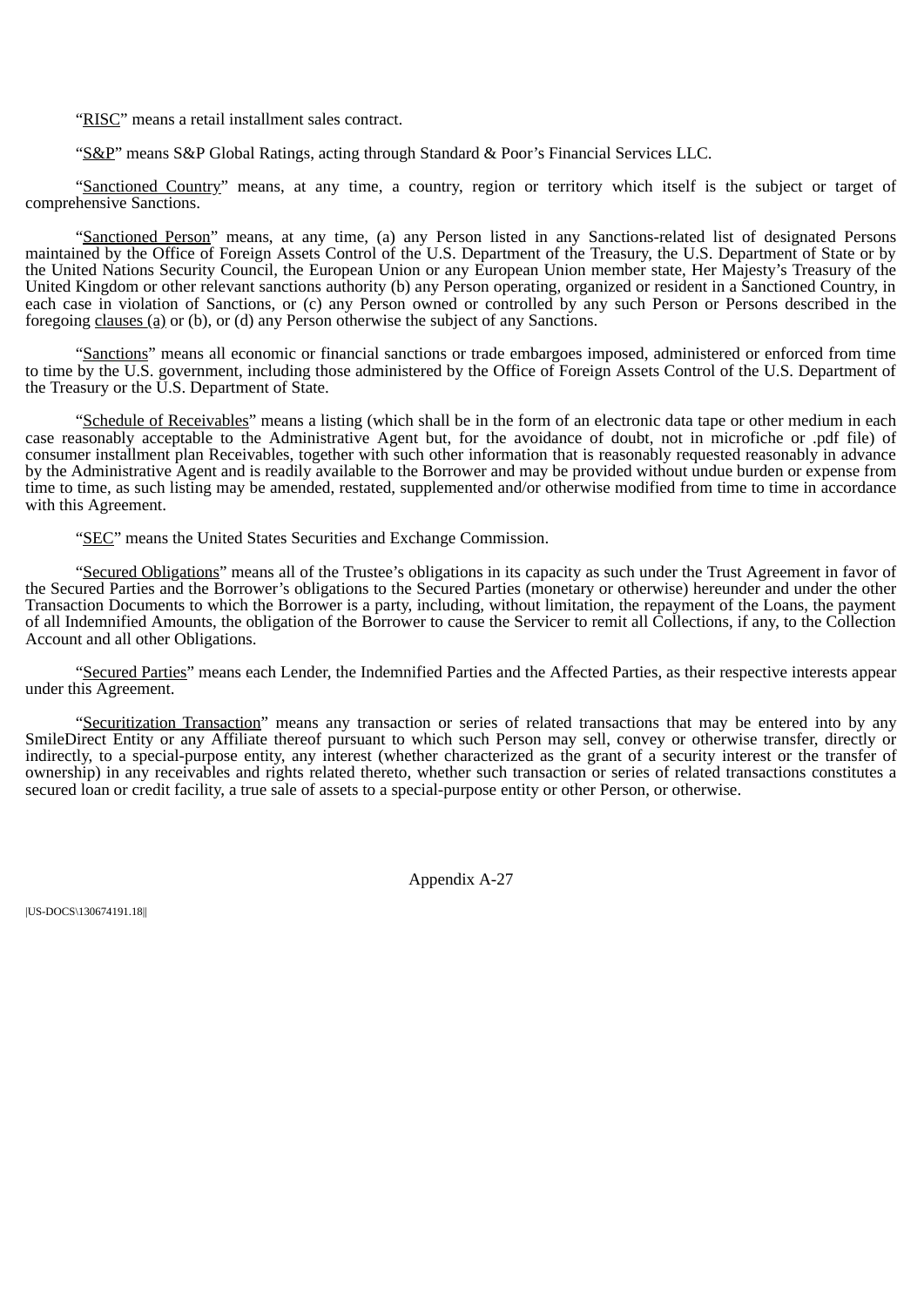"RISC" means a retail installment sales contract.

"S&P" means S&P Global Ratings, acting through Standard & Poor's Financial Services LLC.

"Sanctioned Country" means, at any time, a country, region or territory which itself is the subject or target of comprehensive Sanctions.

"Sanctioned Person" means, at any time, (a) any Person listed in any Sanctions-related list of designated Persons maintained by the Office of Foreign Assets Control of the U.S. Department of the Treasury, the U.S. Department of State or by the United Nations Security Council, the European Union or any European Union member state, Her Majesty's Treasury of the United Kingdom or other relevant sanctions authority (b) any Person operating, organized or resident in a Sanctioned Country, in each case in violation of Sanctions, or (c) any Person owned or controlled by any such Person or Persons described in the foregoing clauses (a) or (b), or (d) any Person otherwise the subject of any Sanctions.

"Sanctions" means all economic or financial sanctions or trade embargoes imposed, administered or enforced from time to time by the U.S. government, including those administered by the Office of Foreign Assets Control of the U.S. Department of the Treasury or the U.S. Department of State.

"Schedule of Receivables" means a listing (which shall be in the form of an electronic data tape or other medium in each case reasonably acceptable to the Administrative Agent but, for the avoidance of doubt, not in microfiche or .pdf file) of consumer installment plan Receivables, together with such other information that is reasonably requested reasonably in advance by the Administrative Agent and is readily available to the Borrower and may be provided without undue burden or expense from time to time, as such listing may be amended, restated, supplemented and/or otherwise modified from time to time in accordance with this Agreement.

"SEC" means the United States Securities and Exchange Commission.

"Secured Obligations" means all of the Trustee's obligations in its capacity as such under the Trust Agreement in favor of the Secured Parties and the Borrower's obligations to the Secured Parties (monetary or otherwise) hereunder and under the other Transaction Documents to which the Borrower is a party, including, without limitation, the repayment of the Loans, the payment of all Indemnified Amounts, the obligation of the Borrower to cause the Servicer to remit all Collections, if any, to the Collection Account and all other Obligations.

"Secured Parties" means each Lender, the Indemnified Parties and the Affected Parties, as their respective interests appear under this Agreement.

"Securitization Transaction" means any transaction or series of related transactions that may be entered into by any SmileDirect Entity or any Affiliate thereof pursuant to which such Person may sell, convey or otherwise transfer, directly or indirectly, to a special-purpose entity, any interest (whether characterized as the grant of a security interest or the transfer of ownership) in any receivables and rights related thereto, whether such transaction or series of related transactions constitutes a secured loan or credit facility, a true sale of assets to a special-purpose entity or other Person, or otherwise.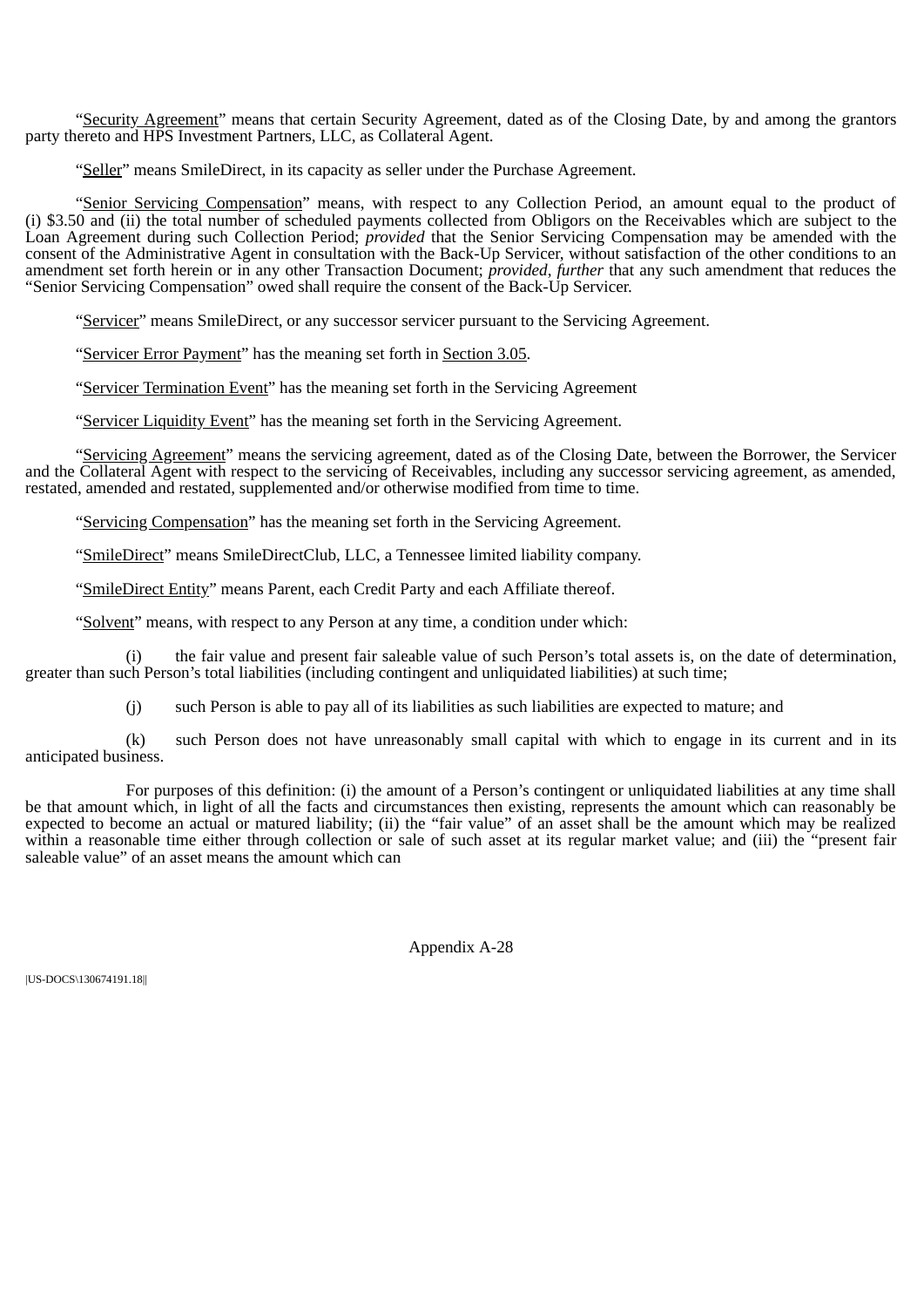"Security Agreement" means that certain Security Agreement, dated as of the Closing Date, by and among the grantors party thereto and HPS Investment Partners, LLC, as Collateral Agent.

"Seller" means SmileDirect, in its capacity as seller under the Purchase Agreement.

"Senior Servicing Compensation" means, with respect to any Collection Period, an amount equal to the product of (i) $3.50 and (ii) the total number of scheduled payments collected from Obligors on the Receivables which are subject to the Loan Agreement during such Collection Period; *provided* that the Senior Servicing Compensation may be amended with the consent of the Administrative Agent in consultation with the Back-Up Servicer, without satisfaction of the other conditions to an amendment set forth herein or in any other Transaction Document; *provided*, *further* that any such amendment that reduces the "Senior Servicing Compensation" owed shall require the consent of the Back-Up Servicer.

"Servicer" means SmileDirect, or any successor servicer pursuant to the Servicing Agreement.

"Servicer Error Payment" has the meaning set forth in Section 3.05.

"Servicer Termination Event" has the meaning set forth in the Servicing Agreement

"Servicer Liquidity Event" has the meaning set forth in the Servicing Agreement.

"Servicing Agreement" means the servicing agreement, dated as of the Closing Date, between the Borrower, the Servicer and the Collateral Agent with respect to the servicing of Receivables, including any successor servicing agreement, as amended, restated, amended and restated, supplemented and/or otherwise modified from time to time.

"Servicing Compensation" has the meaning set forth in the Servicing Agreement.

"SmileDirect" means SmileDirectClub, LLC, a Tennessee limited liability company.

"SmileDirect Entity" means Parent, each Credit Party and each Affiliate thereof.

"Solvent" means, with respect to any Person at any time, a condition under which:

(i) the fair value and present fair saleable value of such Person's total assets is, on the date of determination, greater than such Person's total liabilities (including contingent and unliquidated liabilities) at such time;

(j) such Person is able to pay all of its liabilities as such liabilities are expected to mature; and

(k) such Person does not have unreasonably small capital with which to engage in its current and in its anticipated business.

For purposes of this definition: (i) the amount of a Person's contingent or unliquidated liabilities at any time shall be that amount which, in light of all the facts and circumstances then existing, represents the amount which can reasonably be expected to become an actual or matured liability; (ii) the "fair value" of an asset shall be the amount which may be realized within a reasonable time either through collection or sale of such asset at its regular market value; and (iii) the "present fair saleable value" of an asset means the amount which can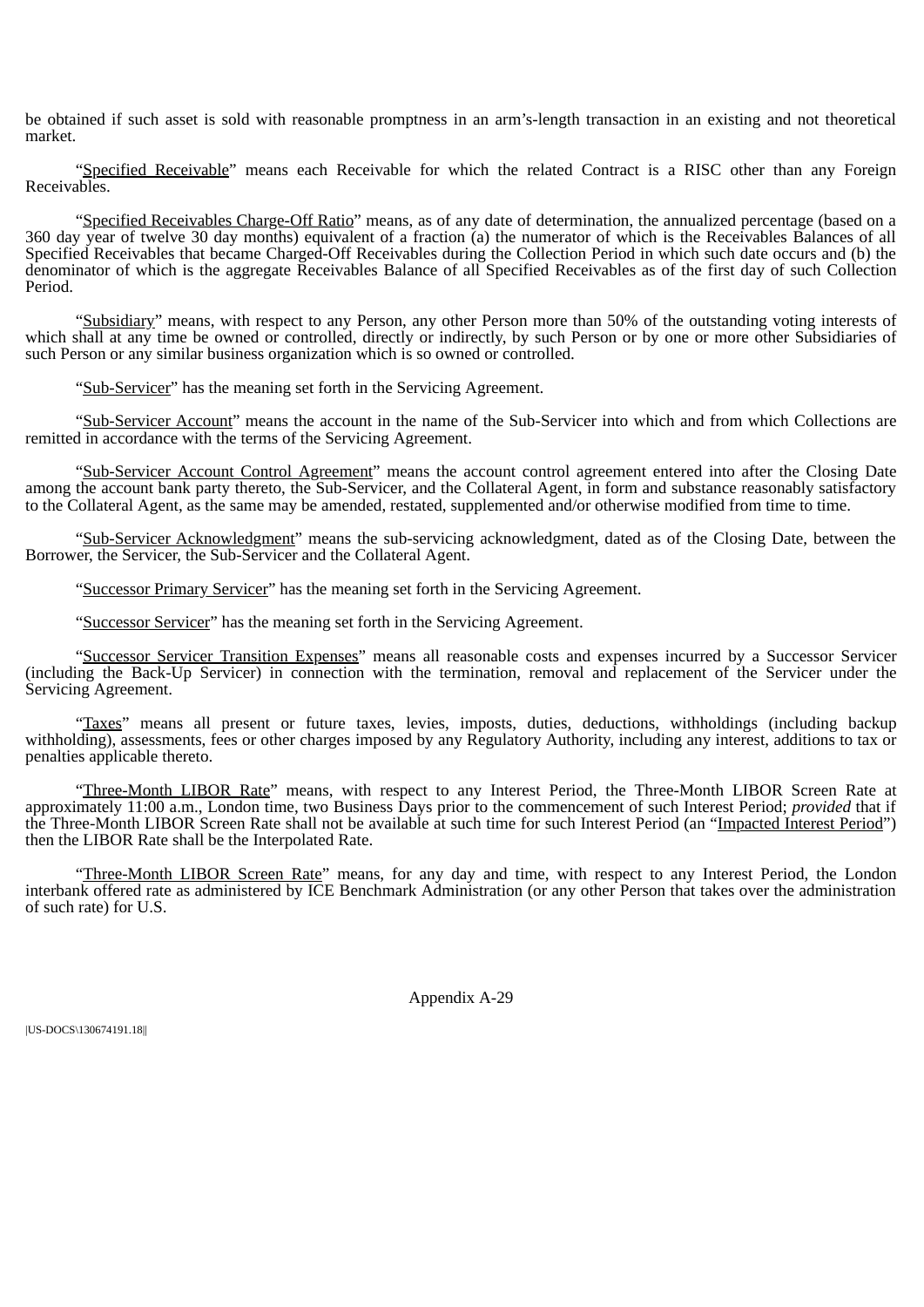be obtained if such asset is sold with reasonable promptness in an arm's-length transaction in an existing and not theoretical market.

"Specified Receivable" means each Receivable for which the related Contract is a RISC other than any Foreign Receivables.

"Specified Receivables Charge-Off Ratio" means, as of any date of determination, the annualized percentage (based on a 360 day year of twelve 30 day months) equivalent of a fraction (a) the numerator of which is the Receivables Balances of all Specified Receivables that became Charged-Off Receivables during the Collection Period in which such date occurs and (b) the denominator of which is the aggregate Receivables Balance of all Specified Receivables as of the first day of such Collection Period.

"Subsidiary" means, with respect to any Person, any other Person more than 50% of the outstanding voting interests of which shall at any time be owned or controlled, directly or indirectly, by such Person or by one or more other Subsidiaries of such Person or any similar business organization which is so owned or controlled.

"Sub-Servicer" has the meaning set forth in the Servicing Agreement.

"Sub-Servicer Account" means the account in the name of the Sub-Servicer into which and from which Collections are remitted in accordance with the terms of the Servicing Agreement.

"Sub-Servicer Account Control Agreement" means the account control agreement entered into after the Closing Date among the account bank party thereto, the Sub-Servicer, and the Collateral Agent, in form and substance reasonably satisfactory to the Collateral Agent, as the same may be amended, restated, supplemented and/or otherwise modified from time to time.

"Sub-Servicer Acknowledgment" means the sub-servicing acknowledgment, dated as of the Closing Date, between the Borrower, the Servicer, the Sub-Servicer and the Collateral Agent.

"Successor Primary Servicer" has the meaning set forth in the Servicing Agreement.

"Successor Servicer" has the meaning set forth in the Servicing Agreement.

"Successor Servicer Transition Expenses" means all reasonable costs and expenses incurred by a Successor Servicer (including the Back-Up Servicer) in connection with the termination, removal and replacement of the Servicer under the Servicing Agreement.

"Taxes" means all present or future taxes, levies, imposts, duties, deductions, withholdings (including backup withholding), assessments, fees or other charges imposed by any Regulatory Authority, including any interest, additions to tax or penalties applicable thereto.

"Three-Month LIBOR Rate" means, with respect to any Interest Period, the Three-Month LIBOR Screen Rate at approximately 11:00 a.m., London time, two Business Days prior to the commencement of such Interest Period; *provided* that if the Three-Month LIBOR Screen Rate shall not be available at such time for such Interest Period (an "Impacted Interest Period") then the LIBOR Rate shall be the Interpolated Rate.

"Three-Month LIBOR Screen Rate" means, for any day and time, with respect to any Interest Period, the London interbank offered rate as administered by ICE Benchmark Administration (or any other Person that takes over the administration of such rate) for U.S.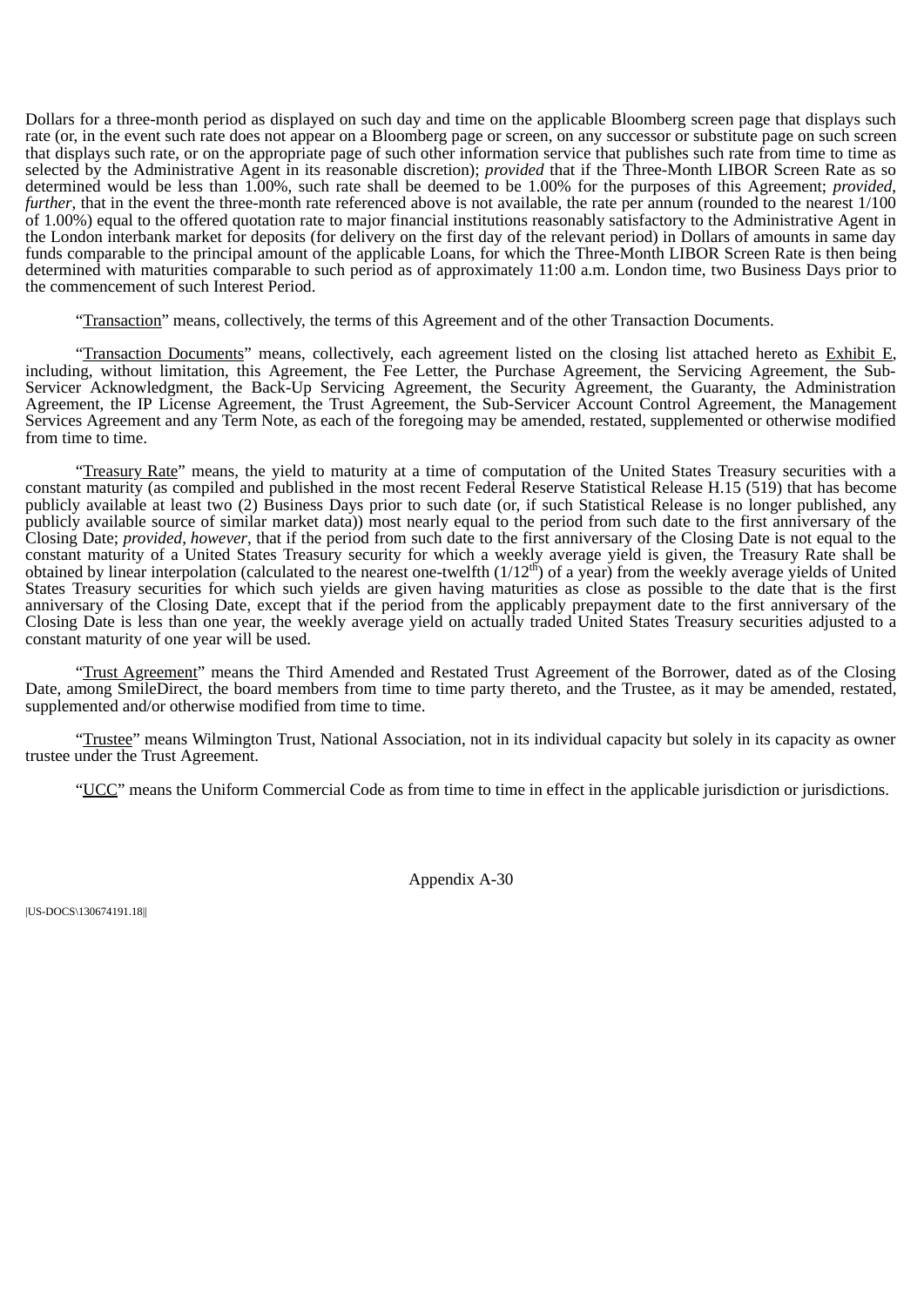Dollars for a three-month period as displayed on such day and time on the applicable Bloomberg screen page that displays such rate (or, in the event such rate does not appear on a Bloomberg page or screen, on any successor or substitute page on such screen that displays such rate, or on the appropriate page of such other information service that publishes such rate from time to time as selected by the Administrative Agent in its reasonable discretion); *provided* that if the Three-Month LIBOR Screen Rate as so determined would be less than 1.00%, such rate shall be deemed to be 1.00% for the purposes of this Agreement; *provided, further*, that in the event the three-month rate referenced above is not available, the rate per annum (rounded to the nearest 1/100 of 1.00%) equal to the offered quotation rate to major financial institutions reasonably satisfactory to the Administrative Agent in the London interbank market for deposits (for delivery on the first day of the relevant period) in Dollars of amounts in same day funds comparable to the principal amount of the applicable Loans, for which the Three-Month LIBOR Screen Rate is then being determined with maturities comparable to such period as of approximately 11:00 a.m. London time, two Business Days prior to the commencement of such Interest Period.

"Transaction" means, collectively, the terms of this Agreement and of the other Transaction Documents.

"Transaction Documents" means, collectively, each agreement listed on the closing list attached hereto as Exhibit E, including, without limitation, this Agreement, the Fee Letter, the Purchase Agreement, the Servicing Agreement, the Sub-Servicer Acknowledgment, the Back-Up Servicing Agreement, the Security Agreement, the Guaranty, the Administration Agreement, the IP License Agreement, the Trust Agreement, the Sub-Servicer Account Control Agreement, the Management Services Agreement and any Term Note, as each of the foregoing may be amended, restated, supplemented or otherwise modified from time to time.

"Treasury Rate" means, the yield to maturity at a time of computation of the United States Treasury securities with a constant maturity (as compiled and published in the most recent Federal Reserve Statistical Release H.15 (519) that has become publicly available at least two (2) Business Days prior to such date (or, if such Statistical Release is no longer published, any publicly available source of similar market data)) most nearly equal to the period from such date to the first anniversary of the Closing Date; *provided, however*, that if the period from such date to the first anniversary of the Closing Date is not equal to the constant maturity of a United States Treasury security for which a weekly average yield is given, the Treasury Rate shall be obtained by linear interpolation (calculated to the nearest one-twelfth ($1/12^{th}$) of a year) from the weekly average yields of United States Treasury securities for which such yields are given having maturities as close as possible to the date that is the first anniversary of the Closing Date, except that if the period from the applicably prepayment date to the first anniversary of the Closing Date is less than one year, the weekly average yield on actually traded United States Treasury securities adjusted to a constant maturity of one year will be used.

"Trust Agreement" means the Third Amended and Restated Trust Agreement of the Borrower, dated as of the Closing Date, among SmileDirect, the board members from time to time party thereto, and the Trustee, as it may be amended, restated, supplemented and/or otherwise modified from time to time.

"Trustee" means Wilmington Trust, National Association, not in its individual capacity but solely in its capacity as owner trustee under the Trust Agreement.

"UCC" means the Uniform Commercial Code as from time to time in effect in the applicable jurisdiction or jurisdictions.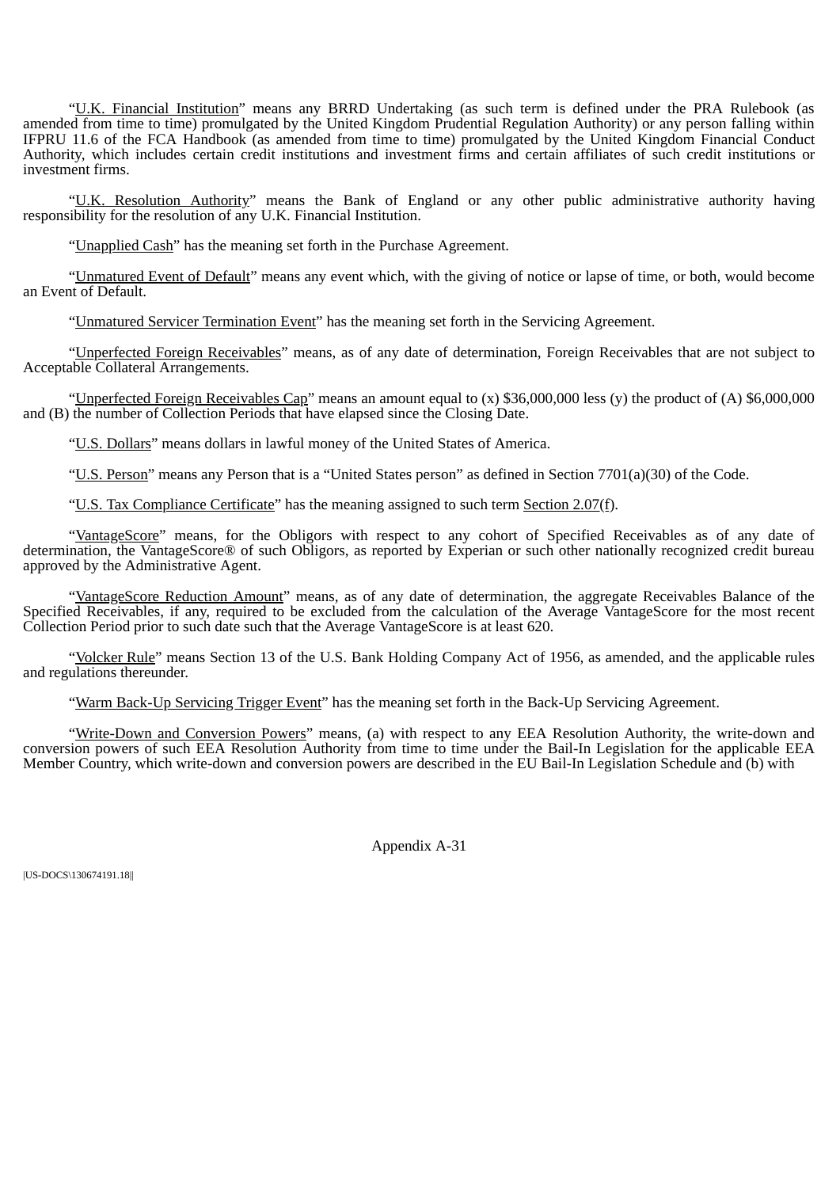"U.K. Financial Institution" means any BRRD Undertaking (as such term is defined under the PRA Rulebook (as amended from time to time) promulgated by the United Kingdom Prudential Regulation Authority) or any person falling within IFPRU 11.6 of the FCA Handbook (as amended from time to time) promulgated by the United Kingdom Financial Conduct Authority, which includes certain credit institutions and investment firms and certain affiliates of such credit institutions or investment firms.

"U.K. Resolution Authority" means the Bank of England or any other public administrative authority having responsibility for the resolution of any U.K. Financial Institution.

"Unapplied Cash" has the meaning set forth in the Purchase Agreement.

"Unmatured Event of Default" means any event which, with the giving of notice or lapse of time, or both, would become an Event of Default.

"Unmatured Servicer Termination Event" has the meaning set forth in the Servicing Agreement.

"Unperfected Foreign Receivables" means, as of any date of determination, Foreign Receivables that are not subject to Acceptable Collateral Arrangements.

"Unperfected Foreign Receivables Cap" means an amount equal to (x) $36,000,000 less (y) the product of (A) $6,000,000 and (B) the number of Collection Periods that have elapsed since the Closing Date.

"U.S. Dollars" means dollars in lawful money of the United States of America.

"U.S. Person" means any Person that is a "United States person" as defined in Section 7701(a)(30) of the Code.

"U.S. Tax Compliance Certificate" has the meaning assigned to such term Section 2.07(f).

"VantageScore" means, for the Obligors with respect to any cohort of Specified Receivables as of any date of determination, the VantageScore® of such Obligors, as reported by Experian or such other nationally recognized credit bureau approved by the Administrative Agent.

"VantageScore Reduction Amount" means, as of any date of determination, the aggregate Receivables Balance of the Specified Receivables, if any, required to be excluded from the calculation of the Average VantageScore for the most recent Collection Period prior to such date such that the Average VantageScore is at least 620.

"Volcker Rule" means Section 13 of the U.S. Bank Holding Company Act of 1956, as amended, and the applicable rules and regulations thereunder.

"Warm Back-Up Servicing Trigger Event" has the meaning set forth in the Back-Up Servicing Agreement.

"Write-Down and Conversion Powers" means, (a) with respect to any EEA Resolution Authority, the write-down and conversion powers of such EEA Resolution Authority from time to time under the Bail-In Legislation for the applicable EEA Member Country, which write-down and conversion powers are described in the EU Bail-In Legislation Schedule and (b) with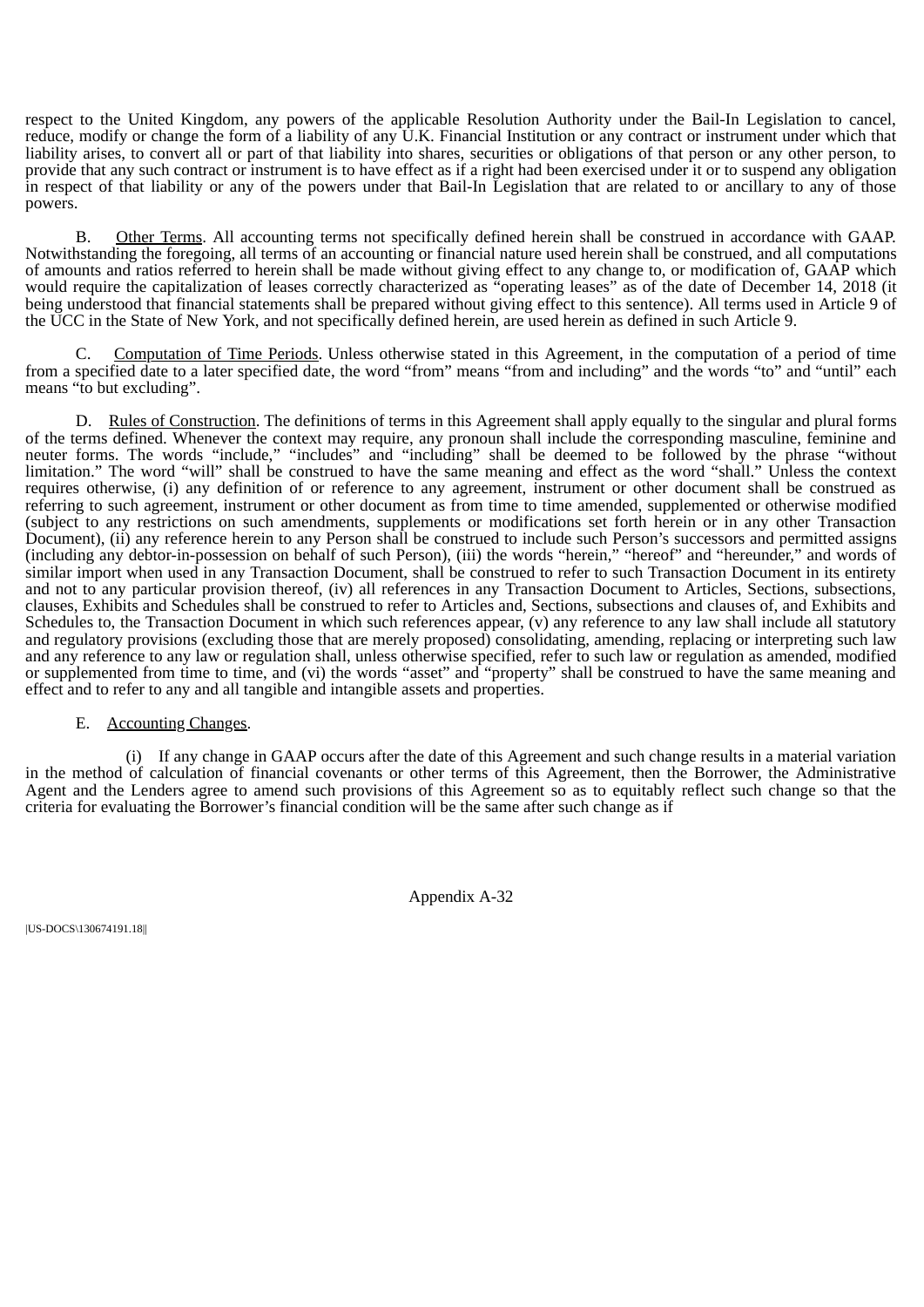respect to the United Kingdom, any powers of the applicable Resolution Authority under the Bail-In Legislation to cancel, reduce, modify or change the form of a liability of any U.K. Financial Institution or any contract or instrument under which that liability arises, to convert all or part of that liability into shares, securities or obligations of that person or any other person, to provide that any such contract or instrument is to have effect as if a right had been exercised under it or to suspend any obligation in respect of that liability or any of the powers under that Bail-In Legislation that are related to or ancillary to any of those powers.

B. Other Terms. All accounting terms not specifically defined herein shall be construed in accordance with GAAP. Notwithstanding the foregoing, all terms of an accounting or financial nature used herein shall be construed, and all computations of amounts and ratios referred to herein shall be made without giving effect to any change to, or modification of, GAAP which would require the capitalization of leases correctly characterized as "operating leases" as of the date of December 14, 2018 (it being understood that financial statements shall be prepared without giving effect to this sentence). All terms used in Article 9 of the UCC in the State of New York, and not specifically defined herein, are used herein as defined in such Article 9.

C. Computation of Time Periods. Unless otherwise stated in this Agreement, in the computation of a period of time from a specified date to a later specified date, the word "from" means "from and including" and the words "to" and "until" each means "to but excluding".

D. Rules of Construction. The definitions of terms in this Agreement shall apply equally to the singular and plural forms of the terms defined. Whenever the context may require, any pronoun shall include the corresponding masculine, feminine and neuter forms. The words "include," "includes" and "including" shall be deemed to be followed by the phrase "without limitation." The word "will" shall be construed to have the same meaning and effect as the word "shall." Unless the context requires otherwise, (i) any definition of or reference to any agreement, instrument or other document shall be construed as referring to such agreement, instrument or other document as from time to time amended, supplemented or otherwise modified (subject to any restrictions on such amendments, supplements or modifications set forth herein or in any other Transaction Document), (ii) any reference herein to any Person shall be construed to include such Person's successors and permitted assigns (including any debtor-in-possession on behalf of such Person), (iii) the words "herein," "hereof" and "hereunder," and words of similar import when used in any Transaction Document, shall be construed to refer to such Transaction Document in its entirety and not to any particular provision thereof, (iv) all references in any Transaction Document to Articles, Sections, subsections, clauses, Exhibits and Schedules shall be construed to refer to Articles and, Sections, subsections and clauses of, and Exhibits and Schedules to, the Transaction Document in which such references appear, (v) any reference to any law shall include all statutory and regulatory provisions (excluding those that are merely proposed) consolidating, amending, replacing or interpreting such law and any reference to any law or regulation shall, unless otherwise specified, refer to such law or regulation as amended, modified or supplemented from time to time, and (vi) the words "asset" and "property" shall be construed to have the same meaning and effect and to refer to any and all tangible and intangible assets and properties.

E. Accounting Changes.

(i) If any change in GAAP occurs after the date of this Agreement and such change results in a material variation in the method of calculation of financial covenants or other terms of this Agreement, then the Borrower, the Administrative Agent and the Lenders agree to amend such provisions of this Agreement so as to equitably reflect such change so that the criteria for evaluating the Borrower's financial condition will be the same after such change as if

|US-DOCS\130674191.18||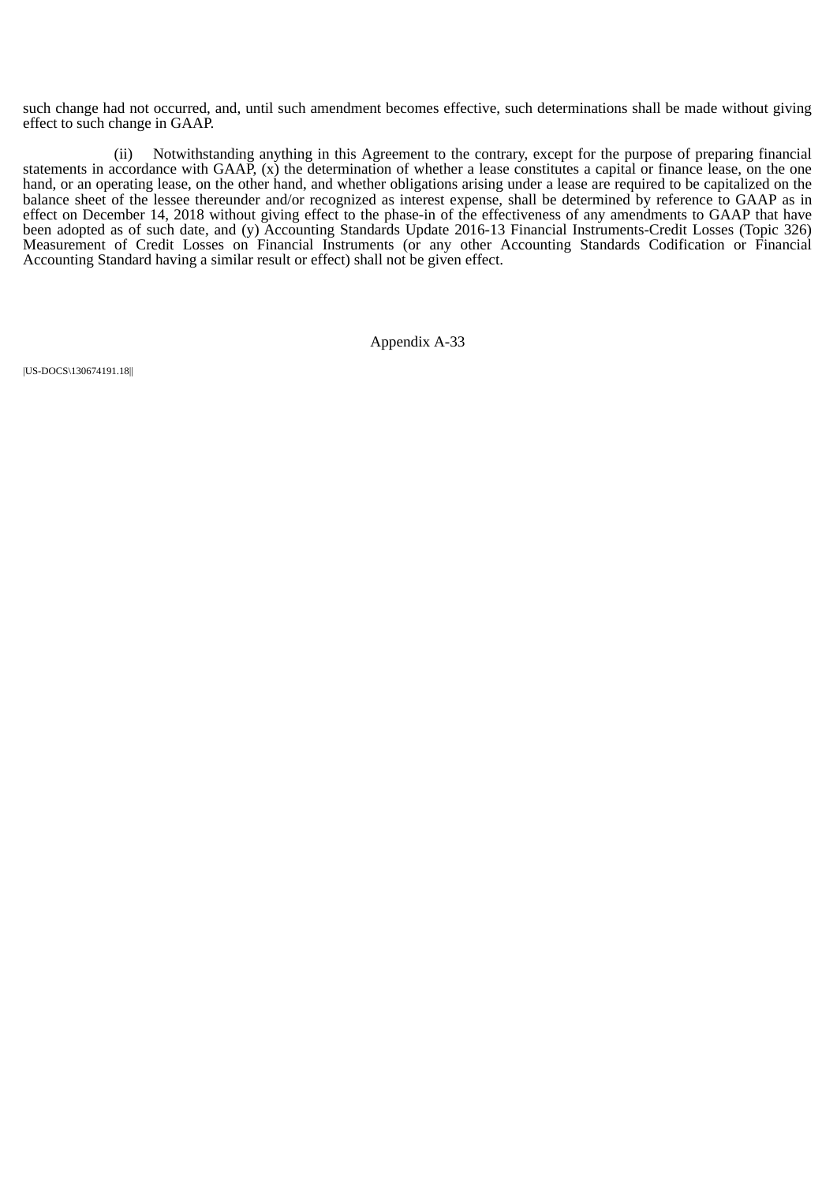such change had not occurred, and, until such amendment becomes effective, such determinations shall be made without giving effect to such change in GAAP.

(ii) Notwithstanding anything in this Agreement to the contrary, except for the purpose of preparing financial statements in accordance with GAAP, (x) the determination of whether a lease constitutes a capital or finance lease, on the one hand, or an operating lease, on the other hand, and whether obligations arising under a lease are required to be capitalized on the balance sheet of the lessee thereunder and/or recognized as interest expense, shall be determined by reference to GAAP as in effect on December 14, 2018 without giving effect to the phase-in of the effectiveness of any amendments to GAAP that have been adopted as of such date, and (y) Accounting Standards Update 2016-13 Financial Instruments-Credit Losses (Topic 326) Measurement of Credit Losses on Financial Instruments (or any other Accounting Standards Codification or Financial Accounting Standard having a similar result or effect) shall not be given effect.